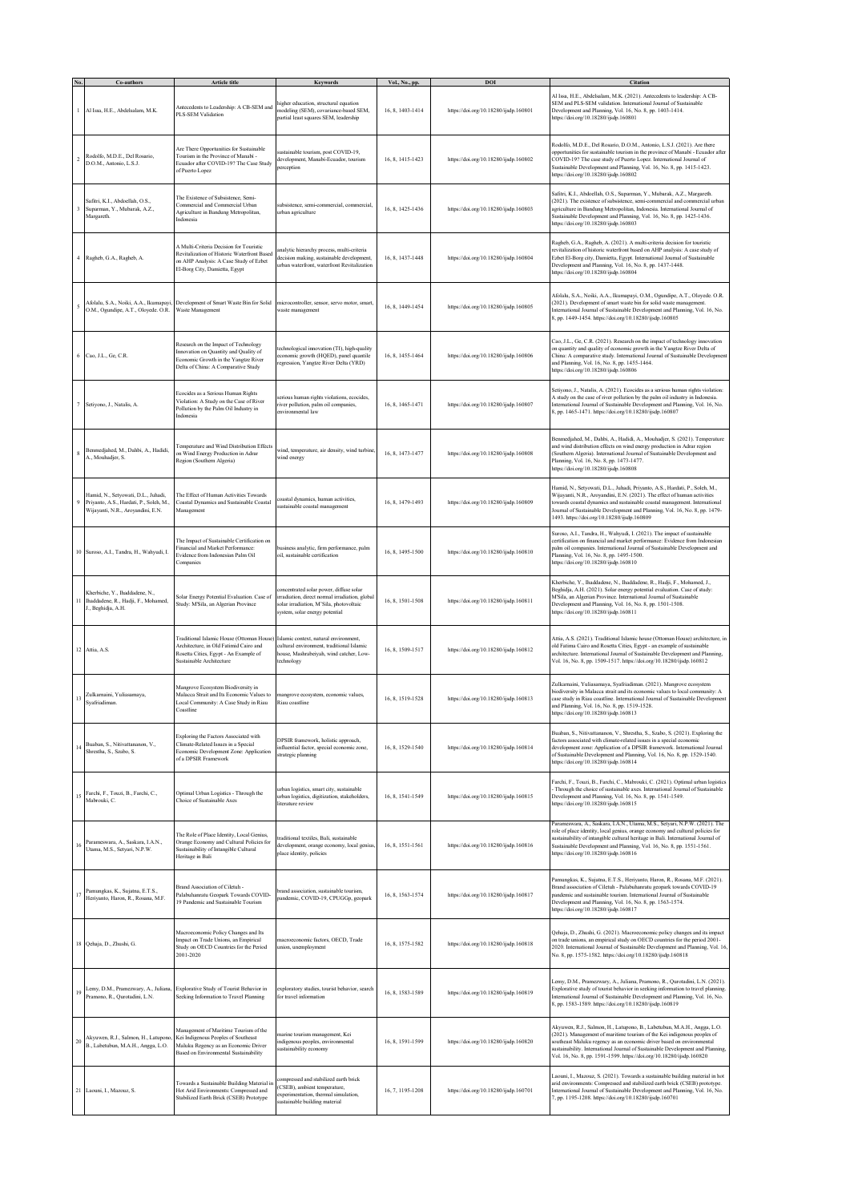| No. | Co-authors | Article title | Keywords | Vol., No., pp. | DOI | Citation |
|---|---|---|---|---|---|---|
| 1 | Al Issa, H.E., Abdelsalam, M.K. | Antecedents to Leadership: A CB-SEM and PLS-SEM Validation | higher education, structural equation modeling (SEM), covariance-based SEM, partial least squares SEM, leadership | 16, 8, 1403-1414 | https://doi.org/10.18280/ijsdp.160801 | Al Issa, H.E., Abdelsalam, M.K. (2021). Antecedents to leadership: A CB-SEM and PLS-SEM validation. International Journal of Sustainable Development and Planning, Vol. 16, No. 8, pp. 1403-1414. https://doi.org/10.18280/ijsdp.160801 |
| 2 | Rodolfo, M.D.E., Del Rosario, D.O.M., Antonio, L.S.J. | Are There Opportunities for Sustainable Tourism in the Province of Manabí - Ecuador after COVID-19? The Case Study of Puerto Lopez | sustainable tourism, post COVID-19, development, Manabí-Ecuador, tourism perception | 16, 8, 1415-1423 | https://doi.org/10.18280/ijsdp.160802 | Rodolfo, M.D.E., Del Rosario, D.O.M., Antonio, L.S.J. (2021). Are there opportunities for sustainable tourism in the province of Manabí - Ecuador after COVID-19? The case study of Puerto Lopez. International Journal of Sustainable Development and Planning, Vol. 16, No. 8, pp. 1415-1423. https://doi.org/10.18280/ijsdp.160802 |
| 3 | Safitri, K.I., Abdoellah, O.S., Suparman, Y., Mubarak, A.Z., Margareth. | The Existence of Subsistence, Semi-Commercial and Commercial Urban Agriculture in Bandung Metropolitan, Indonesia | subsistence, semi-commercial, commercial, urban agriculture | 16, 8, 1425-1436 | https://doi.org/10.18280/ijsdp.160803 | Safitri, K.I., Abdoellah, O.S., Suparman, Y., Mubarak, A.Z., Margareth. (2021). The existence of subsistence, semi-commercial and commercial urban agriculture in Bandung Metropolitan, Indonesia. International Journal of Sustainable Development and Planning, Vol. 16, No. 8, pp. 1425-1436. https://doi.org/10.18280/ijsdp.160803 |
| 4 | Ragheb, G.A., Ragheb, A. | A Multi-Criteria Decision for Touristic Revitalization of Historic Waterfront Based on AHP Analysis: A Case Study of Ezbet El-Borg City, Damietta, Egypt | analytic hierarchy process, multi-criteria decision making, sustainable development, urban waterfront, waterfront Revitalization | 16, 8, 1437-1448 | https://doi.org/10.18280/ijsdp.160804 | Ragheb, G.A., Ragheb, A. (2021). A multi-criteria decision for touristic revitalization of historic waterfront based on AHP analysis: A case study of Ezbet El-Borg city, Damietta, Egypt. International Journal of Sustainable Development and Planning, Vol. 16, No. 8, pp. 1437-1448. https://doi.org/10.18280/ijsdp.160804 |
| 5 | Afolalu, S.A., Noiki, A.A., Ikumapayi, O.M., Ogundipe, A.T., Oloyede. O.R. | Development of Smart Waste Bin for Solid Waste Management | microcontroller, sensor, servo motor, smart, waste management | 16, 8, 1449-1454 | https://doi.org/10.18280/ijsdp.160805 | Afolalu, S.A., Noiki, A.A., Ikumapayi, O.M., Ogundipe, A.T., Oloyede. O.R. (2021). Development of smart waste bin for solid waste management. International Journal of Sustainable Development and Planning, Vol. 16, No. 8, pp. 1449-1454. https://doi.org/10.18280/ijsdp.160805 |
| 6 | Cao, J.L., Ge, C.R. | Research on the Impact of Technology Innovation on Quantity and Quality of Economic Growth in the Yangtze River Delta of China: A Comparative Study | technological innovation (TI), high-quality economic growth (HQED), panel quantile regression, Yangtze River Delta (YRD) | 16, 8, 1455-1464 | https://doi.org/10.18280/ijsdp.160806 | Cao, J.L., Ge, C.R. (2021). Research on the impact of technology innovation on quantity and quality of economic growth in the Yangtze River Delta of China: A comparative study. International Journal of Sustainable Development and Planning, Vol. 16, No. 8, pp. 1455-1464. https://doi.org/10.18280/ijsdp.160806 |
| 7 | Setiyono, J., Natalis, A. | Ecocides as a Serious Human Rights Violation: A Study on the Case of River Pollution by the Palm Oil Industry in Indonesia | serious human rights violations, ecocides, river pollution, palm oil companies, environmental law | 16, 8, 1465-1471 | https://doi.org/10.18280/ijsdp.160807 | Setiyono, J., Natalis, A. (2021). Ecocides as a serious human rights violation: A study on the case of river pollution by the palm oil industry in Indonesia. International Journal of Sustainable Development and Planning, Vol. 16, No. 8, pp. 1465-1471. https://doi.org/10.18280/ijsdp.160807 |
| 8 | Benmedjahed, M., Dahbi, A., Hadidi, A., Mouhadjer, S. | Temperature and Wind Distribution Effects on Wind Energy Production in Adrar Region (Southern Algeria) | wind, temperature, air density, wind turbine, wind energy | 16, 8, 1473-1477 | https://doi.org/10.18280/ijsdp.160808 | Benmedjahed, M., Dahbi, A., Hadidi, A., Mouhadjer, S. (2021). Temperature and wind distribution effects on wind energy production in Adrar region (Southern Algeria). International Journal of Sustainable Development and Planning, Vol. 16, No. 8, pp. 1473-1477. https://doi.org/10.18280/ijsdp.160808 |
| 9 | Hamid, N., Setyowati, D.L., Juhadi, Priyanto, A.S., Hardati, P., Soleh, M., Wijayanti, N.R., Aroyandini, E.N. | The Effect of Human Activities Towards Coastal Dynamics and Sustainable Coastal Management | coastal dynamics, human activities, sustainable coastal management | 16, 8, 1479-1493 | https://doi.org/10.18280/ijsdp.160809 | Hamid, N., Setyowati, D.L., Juhadi, Priyanto, A.S., Hardati, P., Soleh, M., Wijayanti, N.R., Aroyandini, E.N. (2021). The effect of human activities towards coastal dynamics and sustainable coastal management. International Journal of Sustainable Development and Planning, Vol. 16, No. 8, pp. 1479-1493. https://doi.org/10.18280/ijsdp.160809 |
| 10 | Suroso, A.I., Tandra, H., Wahyudi, I. | The Impact of Sustainable Certification on Financial and Market Performance: Evidence from Indonesian Palm Oil Companies | business analytic, firm performance, palm oil, sustainable certification | 16, 8, 1495-1500 | https://doi.org/10.18280/ijsdp.160810 | Suroso, A.I., Tandra, H., Wahyudi, I. (2021). The impact of sustainable certification on financial and market performance: Evidence from Indonesian palm oil companies. International Journal of Sustainable Development and Planning, Vol. 16, No. 8, pp. 1495-1500. https://doi.org/10.18280/ijsdp.160810 |
| 11 | Kherbiche, Y., Ihaddadene, N., Ihaddadene, R., Hadji, F., Mohamed, J., Beghidja, A.H. | Solar Energy Potential Evaluation. Case of Study: M'Sila, an Algerian Province | concentrated solar power, diffuse solar irradiation, direct normal irradiation, global solar irradiation, M'Sila, photovoltaic system, solar energy potential | 16, 8, 1501-1508 | https://doi.org/10.18280/ijsdp.160811 | Kherbiche, Y., Ihaddadene, N., Ihaddadene, R., Hadji, F., Mohamed, J., Beghidja, A.H. (2021). Solar energy potential evaluation. Case of study: M'Sila, an Algerian Province. International Journal of Sustainable Development and Planning, Vol. 16, No. 8, pp. 1501-1508. https://doi.org/10.18280/ijsdp.160811 |
| 12 | Attia, A.S. | Traditional Islamic House (Ottoman House) Architecture, in Old Fatimid Cairo and Rosetta Cities, Egypt - An Example of Sustainable Architecture | Islamic context, natural environment, cultural environment, traditional Islamic house, Mashrabeiyah, wind catcher, Low-technology | 16, 8, 1509-1517 | https://doi.org/10.18280/ijsdp.160812 | Attia, A.S. (2021). Traditional Islamic house (Ottoman House) architecture, in old Fatima Cairo and Rosetta Cities, Egypt - an example of sustainable architecture. International Journal of Sustainable Development and Planning, Vol. 16, No. 8, pp. 1509-1517. https://doi.org/10.18280/ijsdp.160812 |
| 13 | Zulkarnaini, Yuliasamaya, Syafriadiman. | Mangrove Ecosystem Biodiversity in Malacca Strait and Its Economic Values to Local Community: A Case Study in Riau Coastline | mangrove ecosystem, economic values, Riau coastline | 16, 8, 1519-1528 | https://doi.org/10.18280/ijsdp.160813 | Zulkarnaini, Yuliasamaya, Syafriadiman. (2021). Mangrove ecosystem biodiversity in Malacca strait and its economic values to local community: A case study in Riau coastline. International Journal of Sustainable Development and Planning, Vol. 16, No. 8, pp. 1519-1528. https://doi.org/10.18280/ijsdp.160813 |
| 14 | Buaban, S., Nitivattananon, V., Shrestha, S., Szabo, S. | Exploring the Factors Associated with Climate-Related Issues in a Special Economic Development Zone: Application of a DPSIR Framework | DPSIR framework, holistic approach, influential factor, special economic zone, strategic planning | 16, 8, 1529-1540 | https://doi.org/10.18280/ijsdp.160814 | Buaban, S., Nitivattananon, V., Shrestha, S., Szabo, S. (2021). Exploring the factors associated with climate-related issues in a special economic development zone: Application of a DPSIR framework. International Journal of Sustainable Development and Planning, Vol. 16, No. 8, pp. 1529-1540. https://doi.org/10.18280/ijsdp.160814 |
| 15 | Farchi, F., Touzi, B., Farchi, C., Mabrouki, C. | Optimal Urban Logistics - Through the Choice of Sustainable Axes | urban logistics, smart city, sustainable urban logistics, digitization, stakeholders, literature review | 16, 8, 1541-1549 | https://doi.org/10.18280/ijsdp.160815 | Farchi, F., Touzi, B., Farchi, C., Mabrouki, C. (2021). Optimal urban logistics - Through the choice of sustainable axes. International Journal of Sustainable Development and Planning, Vol. 16, No. 8, pp. 1541-1549. https://doi.org/10.18280/ijsdp.160815 |
| 16 | Parameswara, A., Saskara, I.A.N., Utama, M.S., Setyari, N.P.W. | The Role of Place Identity, Local Genius, Orange Economy and Cultural Policies for Sustainability of Intangible Cultural Heritage in Bali | traditional textiles, Bali, sustainable development, orange economy, local genius, place identity, policies | 16, 8, 1551-1561 | https://doi.org/10.18280/ijsdp.160816 | Parameswara, A., Saskara, I.A.N., Utama, M.S., Setyari, N.P.W. (2021). The role of place identity, local genius, orange economy and cultural policies for sustainability of intangible cultural heritage in Bali. International Journal of Sustainable Development and Planning, Vol. 16, No. 8, pp. 1551-1561. https://doi.org/10.18280/ijsdp.160816 |
| 17 | Pamungkas, K., Sujatna, E.T.S., Heriyanto, Haron, R., Rosana, M.F. | Brand Association of Ciletuh - Palabuhanratu Geopark Towards COVID-19 Pandemic and Sustainable Tourism | brand association, sustainable tourism, pandemic, COVID-19, CPUGGp, geopark | 16, 8, 1563-1574 | https://doi.org/10.18280/ijsdp.160817 | Pamungkas, K., Sujatna, E.T.S., Heriyanto, Haron, R., Rosana, M.F. (2021). Brand association of Ciletuh - Palabuhanratu geopark towards COVID-19 pandemic and sustainable tourism. International Journal of Sustainable Development and Planning, Vol. 16, No. 8, pp. 1563-1574. https://doi.org/10.18280/ijsdp.160817 |
| 18 | Qehaja, D., Zhushi, G. | Macroeconomic Policy Changes and Its Impact on Trade Unions, an Empirical Study on OECD Countries for the Period 2001-2020 | macroeconomic factors, OECD, Trade union, unemployment | 16, 8, 1575-1582 | https://doi.org/10.18280/ijsdp.160818 | Qehaja, D., Zhushi, G. (2021). Macroeconomic policy changes and its impact on trade unions, an empirical study on OECD countries for the period 2001-2020. International Journal of Sustainable Development and Planning, Vol. 16, No. 8, pp. 1575-1582. https://doi.org/10.18280/ijsdp.160818 |
| 19 | Lemy, D.M., Pramezwary, A., Juliana, Pramono, R., Qurotadini, L.N. | Explorative Study of Tourist Behavior in Seeking Information to Travel Planning | exploratory studies, tourist behavior, search for travel information | 16, 8, 1583-1589 | https://doi.org/10.18280/ijsdp.160819 | Lemy, D.M., Pramezwary, A., Juliana, Pramono, R., Qurotadini, L.N. (2021). Explorative study of tourist behavior in seeking information to travel planning. International Journal of Sustainable Development and Planning, Vol. 16, No. 8, pp. 1583-1589. https://doi.org/10.18280/ijsdp.160819 |
| 20 | Akyuwen, R.J., Salmon, H., Latupono, B., Labetubun, M.A.H., Angga, L.O. | Management of Maritime Tourism of the Kei Indigenous Peoples of Southeast Maluku Regency as an Economic Driver Based on Environmental Sustainability | marine tourism management, Kei indigenous peoples, environmental sustainability economy | 16, 8, 1591-1599 | https://doi.org/10.18280/ijsdp.160820 | Akyuwen, R.J., Salmon, H., Latupono, B., Labetubun, M.A.H., Angga, L.O. (2021). Management of maritime tourism of the Kei indigenous peoples of southeast Maluku regency as an economic driver based on environmental sustainability. International Journal of Sustainable Development and Planning, Vol. 16, No. 8, pp. 1591-1599. https://doi.org/10.18280/ijsdp.160820 |
| 21 | Laouni, I., Mazouz, S. | Towards a Sustainable Building Material in Hot Arid Environments: Compressed and Stabilized Earth Brick (CSEB) Prototype | compressed and stabilized earth brick (CSEB), ambient temperature, experimentation, thermal simulation, sustainable building material | 16, 7, 1195-1208 | https://doi.org/10.18280/ijsdp.160701 | Laouni, I., Mazouz, S. (2021). Towards a sustainable building material in hot arid environments: Compressed and stabilized earth brick (CSEB) prototype. International Journal of Sustainable Development and Planning, Vol. 16, No. 7, pp. 1195-1208. https://doi.org/10.18280/ijsdp.160701 |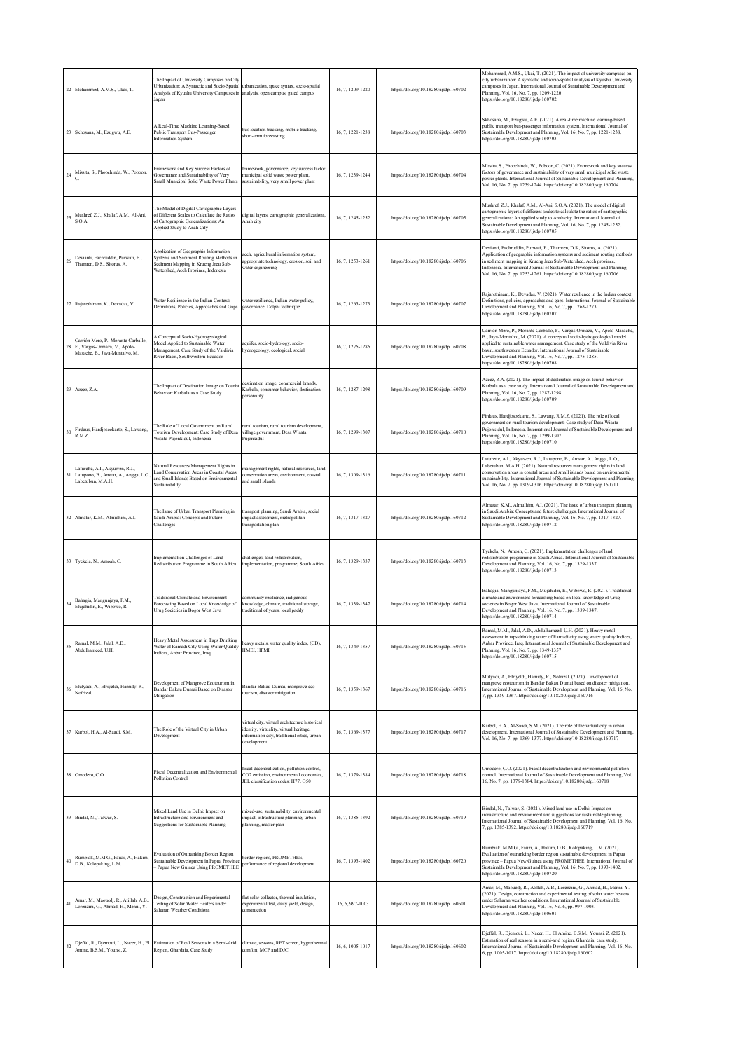| 22 | Mohammed, A.M.S., Ukai, T. | The Impact of University Campuses on City Urbanization: A Syntactic and Socio-Spatial Analysis of Kyushu University Campuses in Japan | urbanization, space syntax, socio-spatial analysis, open campus, gated campus | 16, 7, 1209-1220 | https://doi.org/10.18280/ijsdp.160702 | Mohammed, A.M.S., Ukai, T. (2021). The impact of university campuses on city urbanization: A syntactic and socio-spatial analysis of Kyushu University campuses in Japan. International Journal of Sustainable Development and Planning, Vol. 16, No. 7, pp. 1209-1220. https://doi.org/10.18280/ijsdp.160702 |
|---|---|---|---|---|---|---|
| 23 | Skhosana, M., Ezugwu, A.E. | A Real-Time Machine Learning-Based Public Transport Bus-Passenger Information System | bus location tracking, mobile tracking, short-term forecasting | 16, 7, 1221-1238 | https://doi.org/10.18280/ijsdp.160703 | Skhosana, M., Ezugwu, A.E. (2021). A real-time machine learning-based public transport bus-passenger information system. International Journal of Sustainable Development and Planning, Vol. 16, No. 7, pp. 1221-1238. https://doi.org/10.18280/ijsdp.160703 |
| 24 | Missita, S., Phoochinda, W., Pohoon, C. | Framework and Key Success Factors of Governance and Sustainability of Very Small Municipal Solid Waste Power Plants | framework, governance, key success factor, municipal solid waste power plant, sustainability, very small power plant | 16, 7, 1239-1244 | https://doi.org/10.18280/ijsdp.160704 | Missita, S., Phoochinda, W., Pohoon, C. (2021). Framework and key success factors of governance and sustainability of very small municipal solid waste power plants. International Journal of Sustainable Development and Planning, Vol. 16, No. 7, pp. 1239-1244. https://doi.org/10.18280/ijsdp.160704 |
| 25 | Mushref, Z.J., Khalaf, A.M., Al-Ani, S.O.A. | The Model of Digital Cartographic Layers of Different Scales to Calculate the Ratios of Cartographic Generalizations: An Applied Study to Anah City | digital layers, cartographic generalizations, Anah city | 16, 7, 1245-1252 | https://doi.org/10.18280/ijsdp.160705 | Mushref, Z.J., Khalaf, A.M., Al-Ani, S.O.A. (2021). The model of digital cartographic layers of different scales to calculate the ratios of cartographic generalizations: An applied study to Anah city. International Journal of Sustainable Development and Planning, Vol. 16, No. 7, pp. 1245-1252. https://doi.org/10.18280/ijsdp.160705 |
| 26 | Devianti, Fachruddin, Purwati, E., Thamren, D.S., Sitorus, A. | Application of Geographic Information Systems and Sediment Routing Methods in Sediment Mapping in Krueng Jreu Sub-Watershed, Aceh Province, Indonesia | aceh, agricultural information system, appropriate technology, erosion, soil and water engineering | 16, 7, 1253-1261 | https://doi.org/10.18280/ijsdp.160706 | Devianti, Fachruddin, Purwati, E., Thamren, D.S., Sitorus, A. (2021). Application of geographic information systems and sediment routing methods in sediment mapping in Krueng Jreu Sub-Watershed, Aceh province, Indonesia. International Journal of Sustainable Development and Planning, Vol. 16, No. 7, pp. 1253-1261. https://doi.org/10.18280/ijsdp.160706 |
| 27 | Rajarethinam, K., Devadas, V. | Water Resilience in the Indian Context: Definitions, Policies, Approaches and Gaps | water resilience, Indian water policy, governance, Delphi technique | 16, 7, 1263-1273 | https://doi.org/10.18280/ijsdp.160707 | Rajarethinam, K., Devadas, V. (2021). Water resilience in the Indian context: Definitions, policies, approaches and gaps. International Journal of Sustainable Development and Planning, Vol. 16, No. 7, pp. 1263-1273. https://doi.org/10.18280/ijsdp.160707 |
| 28 | Carrión-Mero, P., Morante-Carballo, F., Vargas-Ormaza, V., Apolo-Masache, B., Jaya-Montalvo, M. | A Conceptual Socio-Hydrogeological Model Applied to Sustainable Water Management. Case Study of the Valdivia River Basin, Southwestern Ecuador | aquifer, socio-hydrology, socio-hydrogeology, ecological, social | 16, 7, 1275-1285 | https://doi.org/10.18280/ijsdp.160708 | Carrión-Mero, P., Morante-Carballo, F., Vargas-Ormaza, V., Apolo-Masache, B., Jaya-Montalvo, M. (2021). A conceptual socio-hydrogeological model applied to sustainable water management. Case study of the Valdivia River basin, southwestern Ecuador. International Journal of Sustainable Development and Planning, Vol. 16, No. 7, pp. 1275-1285. https://doi.org/10.18280/ijsdp.160708 |
| 29 | Azeez, Z.A. | The Impact of Destination Image on Tourist Behavior: Karbala as a Case Study | destination image, commercial brands, Karbala, consumer behavior, destination personality | 16, 7, 1287-1298 | https://doi.org/10.18280/ijsdp.160709 | Azeez, Z.A. (2021). The impact of destination image on tourist behavior: Karbala as a case study. International Journal of Sustainable Development and Planning, Vol. 16, No. 7, pp. 1287-1298. https://doi.org/10.18280/ijsdp.160709 |
| 30 | Firdaus, Hardjosoekarto, S., Lawang, R.M.Z. | The Role of Local Government on Rural Tourism Development: Case Study of Desa Wisata Pujonkidul, Indonesia | rural tourism, rural tourism development, village government, Desa Wisata Pujonkidul | 16, 7, 1299-1307 | https://doi.org/10.18280/ijsdp.160710 | Firdaus, Hardjosoekarto, S., Lawang, R.M.Z. (2021). The role of local government on rural tourism development: Case study of Desa Wisata Pujonkidul, Indonesia. International Journal of Sustainable Development and Planning, Vol. 16, No. 7, pp. 1299-1307. https://doi.org/10.18280/ijsdp.160710 |
| 31 | Laturette, A.I., Akyuwen, R.J., Latupono, B., Anwar, A., Angga, L.O., Labetubun, M.A.H. | Natural Resources Management Rights in Land Conservation Areas in Coastal Areas and Small Islands Based on Environmental Sustainability | management rights, natural resources, land conservation areas, environment, coastal and small islands | 16, 7, 1309-1316 | https://doi.org/10.18280/ijsdp.160711 | Laturette, A.I., Akyuwen, R.J., Latupono, B., Anwar, A., Angga, L.O., Labetubun, M.A.H. (2021). Natural resources management rights in land conservation areas in coastal areas and small islands based on environmental sustainability. International Journal of Sustainable Development and Planning, Vol. 16, No. 7, pp. 1309-1316. https://doi.org/10.18280/ijsdp.160711 |
| 32 | Almatar, K.M., Almulhim, A.I. | The Issue of Urban Transport Planning in Saudi Arabia: Concepts and Future Challenges | transport planning, Saudi Arabia, social impact assessment, metropolitan transportation plan | 16, 7, 1317-1327 | https://doi.org/10.18280/ijsdp.160712 | Almatar, K.M., Almulhim, A.I. (2021). The issue of urban transport planning in Saudi Arabia: Concepts and future challenges. International Journal of Sustainable Development and Planning, Vol. 16, No. 7, pp. 1317-1327. https://doi.org/10.18280/ijsdp.160712 |
| 33 | Tyekela, N., Amoah, C. | Implementation Challenges of Land Redistribution Programme in South Africa | challenges, land redistribution, implementation, programme, South Africa | 16, 7, 1329-1337 | https://doi.org/10.18280/ijsdp.160713 | Tyekela, N., Amoah, C. (2021). Implementation challenges of land redistribution programme in South Africa. International Journal of Sustainable Development and Planning, Vol. 16, No. 7, pp. 1329-1337. https://doi.org/10.18280/ijsdp.160713 |
| 34 | Bahagia, Mangunjaya, F.M., Mujahidin, E., Wibowo, R. | Traditional Climate and Environment Forecasting Based on Local Knowledge of Urug Societies in Bogor West Java | community resilience, indigenous knowledge, climate, traditional storage, traditional of years, local paddy | 16, 7, 1339-1347 | https://doi.org/10.18280/ijsdp.160714 | Bahagia, Mangunjaya, F.M., Mujahidin, E., Wibowo, R. (2021). Traditional climate and environment forecasting based on local knowledge of Urug societies in Bogor West Java. International Journal of Sustainable Development and Planning, Vol. 16, No. 7, pp. 1339-1347. https://doi.org/10.18280/ijsdp.160714 |
| 35 | Ramal, M.M., Jalal, A.D., Abdulhameed, U.H. | Heavy Metal Assessment in Taps Drinking Water of Ramadi City Using Water Quality Indices, Anbar Province, Iraq | heavy metals, water quality index, (CD), HMEI, HPMI | 16, 7, 1349-1357 | https://doi.org/10.18280/ijsdp.160715 | Ramal, M.M., Jalal, A.D., Abdulhameed, U.H. (2021). Heavy metal assessment in taps drinking water of Ramadi city using water quality Indices, Anbar Province, Iraq. International Journal of Sustainable Development and Planning, Vol. 16, No. 7, pp. 1349-1357. https://doi.org/10.18280/ijsdp.160715 |
| 36 | Mulyadi, A., Efriyeldi, Hamidy, R., Nofrizal. | Development of Mangrove Ecotourism in Bandar Bakau Dumai Based on Disaster Mitigation | Bandar Bakau Dumai, mangrove eco-tourism, disaster mitigation | 16, 7, 1359-1367 | https://doi.org/10.18280/ijsdp.160716 | Mulyadi, A., Efriyeldi, Hamidy, R., Nofrizal. (2021). Development of mangrove ecotourism in Bandar Bakau Dumai based on disaster mitigation. International Journal of Sustainable Development and Planning, Vol. 16, No. 7, pp. 1359-1367. https://doi.org/10.18280/ijsdp.160716 |
| 37 | Karbol, H.A., Al-Saadi, S.M. | The Role of the Virtual City in Urban Development | virtual city, virtual architecture historical identity, virtuality, virtual heritage, information city, traditional cities, urban development | 16, 7, 1369-1377 | https://doi.org/10.18280/ijsdp.160717 | Karbol, H.A., Al-Saadi, S.M. (2021). The role of the virtual city in urban development. International Journal of Sustainable Development and Planning, Vol. 16, No. 7, pp. 1369-1377. https://doi.org/10.18280/ijsdp.160717 |
| 38 | Omodero, C.O. | Fiscal Decentralization and Environmental Pollution Control | fiscal decentralization, pollution control, CO2 emission, environmental economics, JEL classification codes: H77, Q50 | 16, 7, 1379-1384 | https://doi.org/10.18280/ijsdp.160718 | Omodero, C.O. (2021). Fiscal decentralization and environmental pollution control. International Journal of Sustainable Development and Planning, Vol. 16, No. 7, pp. 1379-1384. https://doi.org/10.18280/ijsdp.160718 |
| 39 | Bindal, N., Talwar, S. | Mixed Land Use in Delhi: Impact on Infrastructure and Environment and Suggestions for Sustainable Planning | mixed-use, sustainability, environmental impact, infrastructure planning, urban planning, master plan | 16, 7, 1385-1392 | https://doi.org/10.18280/ijsdp.160719 | Bindal, N., Talwar, S. (2021). Mixed land use in Delhi: Impact on infrastructure and environment and suggestions for sustainable planning. International Journal of Sustainable Development and Planning, Vol. 16, No. 7, pp. 1385-1392. https://doi.org/10.18280/ijsdp.160719 |
| 40 | Rumbiak, M.M.G., Fauzi, A., Hakim, D.B., Kolopaking, L.M. | Evaluation of Outranking Border Region Sustainable Development in Papua Province – Papua New Guinea Using PROMETHEE | border regions, PROMETHEE, performance of regional development | 16, 7, 1393-1402 | https://doi.org/10.18280/ijsdp.160720 | Rumbiak, M.M.G., Fauzi, A., Hakim, D.B., Kolopaking, L.M. (2021). Evaluation of outranking border region sustainable development in Papua province – Papua New Guinea using PROMETHEE. International Journal of Sustainable Development and Planning, Vol. 16, No. 7, pp. 1393-1402. https://doi.org/10.18280/ijsdp.160720 |
| 41 | Amar, M., Maouedj, R., Atillah, A.B., Lorenzini, G., Ahmad, H., Menni, Y. | Design, Construction and Experimental Testing of Solar Water Heaters under Saharan Weather Conditions | flat solar collector, thermal insulation, experimental test, daily yield, design, construction | 16, 6, 997-1003 | https://doi.org/10.18280/ijsdp.160601 | Amar, M., Maouedj, R., Atillah, A.B., Lorenzini, G., Ahmad, H., Menni, Y. (2021). Design, construction and experimental testing of solar water heaters under Saharan weather conditions. International Journal of Sustainable Development and Planning, Vol. 16, No. 6, pp. 997-1003. https://doi.org/10.18280/ijsdp.160601 |
| 42 | Djeffal, R., Djemoui, L., Nacer, H., El Amine, B.S.M., Younsi, Z. | Estimation of Real Seasons in a Semi-Arid Region, Ghardaia, Case Study | climate, seasons, RET screen, hygrothermal comfort, MCP and DJC | 16, 6, 1005-1017 | https://doi.org/10.18280/ijsdp.160602 | Djeffal, R., Djemoui, L., Nacer, H., El Amine, B.S.M., Younsi, Z. (2021). Estimation of real seasons in a semi-arid region, Ghardaia, case study. International Journal of Sustainable Development and Planning, Vol. 16, No. 6, pp. 1005-1017. https://doi.org/10.18280/ijsdp.160602 |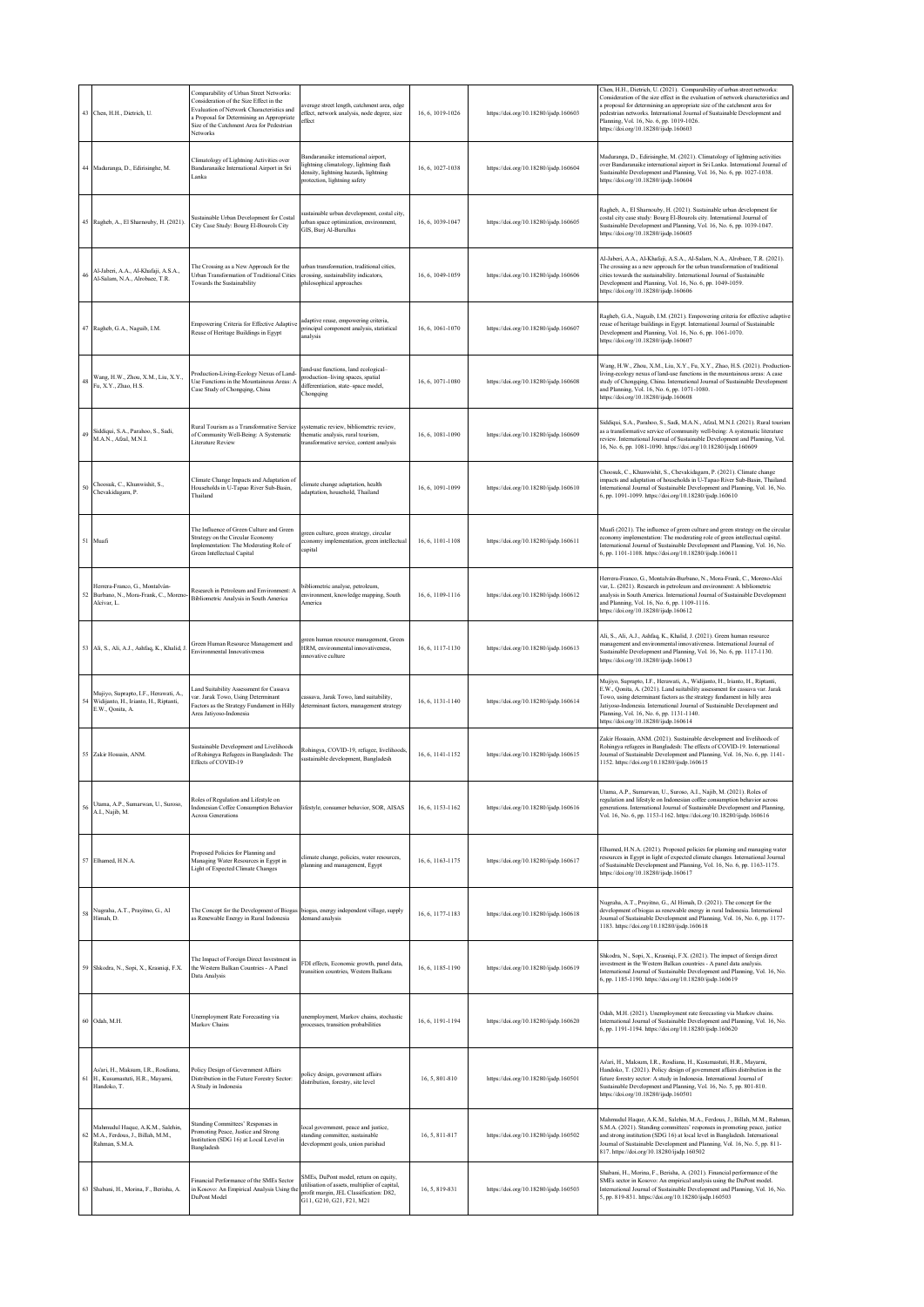| 43 | Chen, H.H., Dietrich, U. | Comparability of Urban Street Networks: Consideration of the Size Effect in the Evaluation of Network Characteristics and a Proposal for Determining an Appropriate Size of the Catchment Area for Pedestrian Networks | average street length, catchment area, edge effect, network analysis, node degree, size effect | 16, 6, 1019-1026 | https://doi.org/10.18280/ijsdp.160603 | Chen, H.H., Dietrich, U. (2021). Comparability of urban street networks: Consideration of the size effect in the evaluation of network characteristics and a proposal for determining an appropriate size of the catchment area for pedestrian networks. International Journal of Sustainable Development and Planning, Vol. 16, No. 6, pp. 1019-1026. https://doi.org/10.18280/ijsdp.160603 |
|---|---|---|---|---|---|---|
| 44 | Madurangа, D., Edirisinghe, M. | Climatology of Lightning Activities over Bandaranaike International Airport in Sri Lanka | Bandaranaike international airport, lightning climatology, lightning flash density, lightning hazards, lightning protection, lightning safety | 16, 6, 1027-1038 | https://doi.org/10.18280/ijsdp.160604 | Madurangа, D., Edirisinghe, M. (2021). Climatology of lightning activities over Bandaranaike international airport in Sri Lanka. International Journal of Sustainable Development and Planning, Vol. 16, No. 6, pp. 1027-1038. https://doi.org/10.18280/ijsdp.160604 |
| 45 | Ragheb, A., El Sharnouby, H. (2021). | Sustainable Urban Development for Costal City Case Study: Bourg El-Bourols City | sustainable urban development, costal city, urban space optimization, environment, GIS, Burj Al-Burullus | 16, 6, 1039-1047 | https://doi.org/10.18280/ijsdp.160605 | Ragheb, A., El Sharnouby, H. (2021). Sustainable urban development for costal city case study: Bourg El-Bourols city. International Journal of Sustainable Development and Planning, Vol. 16, No. 6, pp. 1039-1047. https://doi.org/10.18280/ijsdp.160605 |
| 46 | Al-Jaberi, A.A., Al-Khafaji, A.S.A., Al-Salam, N.A., Alrobaee, T.R. | The Crossing as a New Approach for the Urban Transformation of Traditional Cities Towards the Sustainability | urban transformation, traditional cities, crossing, sustainability indicators, philosophical approaches | 16, 6, 1049-1059 | https://doi.org/10.18280/ijsdp.160606 | Al-Jaberi, A.A., Al-Khafaji, A.S.A., Al-Salam, N.A., Alrobaee, T.R. (2021). The crossing as a new approach for the urban transformation of traditional cities towards the sustainability. International Journal of Sustainable Development and Planning, Vol. 16, No. 6, pp. 1049-1059. https://doi.org/10.18280/ijsdp.160606 |
| 47 | Ragheb, G.A., Naguib, I.M. | Empowering Criteria for Effective Adaptive Reuse of Heritage Buildings in Egypt | adaptive reuse, empowering criteria, principal component analysis, statistical analysis | 16, 6, 1061-1070 | https://doi.org/10.18280/ijsdp.160607 | Ragheb, G.A., Naguib, I.M. (2021). Empowering criteria for effective adaptive reuse of heritage buildings in Egypt. International Journal of Sustainable Development and Planning, Vol. 16, No. 6, pp. 1061-1070. https://doi.org/10.18280/ijsdp.160607 |
| 48 | Wang, H.W., Zhou, X.M., Liu, X.Y., Fu, X.Y., Zhao, H.S. | Production-Living-Ecology Nexus of Land-Use Functions in the Mountainous Areas: A Case Study of Chongqing, China | land-use functions, land ecological–production–living spaces, spatial differentiation, state–space model, Chongqing | 16, 6, 1071-1080 | https://doi.org/10.18280/ijsdp.160608 | Wang, H.W., Zhou, X.M., Liu, X.Y., Fu, X.Y., Zhao, H.S. (2021). Production-living-ecology nexus of land-use functions in the mountainous areas: A case study of Chongqing, China. International Journal of Sustainable Development and Planning, Vol. 16, No. 6, pp. 1071-1080. https://doi.org/10.18280/ijsdp.160608 |
| 49 | Siddiqui, S.A., Parahoo, S., Sadi, M.A.N., Afzal, M.N.I. | Rural Tourism as a Transformative Service of Community Well-Being: A Systematic Literature Review | systematic review, bibliometric review, thematic analysis, rural tourism, transformative service, content analysis | 16, 6, 1081-1090 | https://doi.org/10.18280/ijsdp.160609 | Siddiqui, S.A., Parahoo, S., Sadi, M.A.N., Afzal, M.N.I. (2021). Rural tourism as a transformative service of community well-being: A systematic literature review. International Journal of Sustainable Development and Planning, Vol. 16, No. 6, pp. 1081-1090. https://doi.org/10.18280/ijsdp.160609 |
| 50 | Choosuk, C., Khunwishit, S., Chevakidagarn, P. | Climate Change Impacts and Adaptation of Households in U-Tapao River Sub-Basin, Thailand | climate change adaptation, health adaptation, household, Thailand | 16, 6, 1091-1099 | https://doi.org/10.18280/ijsdp.160610 | Choosuk, C., Khunwishit, S., Chevakidagarn, P. (2021). Climate change impacts and adaptation of households in U-Tapao River Sub-Basin, Thailand. International Journal of Sustainable Development and Planning, Vol. 16, No. 6, pp. 1091-1099. https://doi.org/10.18280/ijsdp.160610 |
| 51 | Muafi | The Influence of Green Culture and Green Strategy on the Circular Economy Implementation: The Moderating Role of Green Intellectual Capital | green culture, green strategy, circular economy implementation, green intellectual capital | 16, 6, 1101-1108 | https://doi.org/10.18280/ijsdp.160611 | Muafi (2021). The influence of green culture and green strategy on the circular economy implementation: The moderating role of green intellectual capital. International Journal of Sustainable Development and Planning, Vol. 16, No. 6, pp. 1101-1108. https://doi.org/10.18280/ijsdp.160611 |
| 52 | Herrera-Franco, G., Montalván-Burbano, N., Mora-Frank, C., Moreno-Alcivar, L. | Research in Petroleum and Environment: A Bibliometric Analysis in South America | bibliometric analyse, petroleum, environment, knowledge mapping, South America | 16, 6, 1109-1116 | https://doi.org/10.18280/ijsdp.160612 | Herrera-Franco, G., Montalván-Burbano, N., Mora-Frank, C., Moreno-Alcivar, L. (2021). Research in petroleum and environment: A bibliometric analysis in South America. International Journal of Sustainable Development and Planning, Vol. 16, No. 6, pp. 1109-1116. https://doi.org/10.18280/ijsdp.160612 |
| 53 | Ali, S., Ali, A.J., Ashfaq, K., Khalid, J. | Green Human Resource Management and Environmental Innovativeness | green human resource management, Green HRM, environmental innovativeness, innovative culture | 16, 6, 1117-1130 | https://doi.org/10.18280/ijsdp.160613 | Ali, S., Ali, A.J., Ashfaq, K., Khalid, J. (2021). Green human resource management and environmental innovativeness. International Journal of Sustainable Development and Planning, Vol. 16, No. 6, pp. 1117-1130. https://doi.org/10.18280/ijsdp.160613 |
| 54 | Mujiyo, Suprapto, I.F., Herawati, A., Widijanto, H., Irianto, H., Riptanti, E.W., Qonita, A. | Land Suitability Assessment for Cassava var. Jarak Towo, Using Determinant Factors as the Strategy Fundament in Hilly Area Jatiyoso-Indonesia | cassava, Jarak Towo, land suitability, determinant factors, management strategy | 16, 6, 1131-1140 | https://doi.org/10.18280/ijsdp.160614 | Mujiyo, Suprapto, I.F., Herawati, A., Widijanto, H., Irianto, H., Riptanti, E.W., Qonita, A. (2021). Land suitability assessment for cassava var. Jarak Towo, using determinant factors as the strategy fundament in hilly area Jatiyoso-Indonesia. International Journal of Sustainable Development and Planning, Vol. 16, No. 6, pp. 1131-1140. https://doi.org/10.18280/ijsdp.160614 |
| 55 | Zakir Hossain, ANM. | Sustainable Development and Livelihoods of Rohingya Refugees in Bangladesh: The Effects of COVID-19 | Rohingya, COVID-19, refugee, livelihoods, sustainable development, Bangladesh | 16, 6, 1141-1152 | https://doi.org/10.18280/ijsdp.160615 | Zakir Hossain, ANM. (2021). Sustainable development and livelihoods of Rohingya refugees in Bangladesh: The effects of COVID-19. International Journal of Sustainable Development and Planning, Vol. 16, No. 6, pp. 1141-1152. https://doi.org/10.18280/ijsdp.160615 |
| 56 | Utama, A.P., Sumarwan, U., Suroso, A.I., Najib, M. | Roles of Regulation and Lifestyle on Indonesian Coffee Consumption Behavior Across Generations | lifestyle, consumer behavior, SOR, AISAS | 16, 6, 1153-1162 | https://doi.org/10.18280/ijsdp.160616 | Utama, A.P., Sumarwan, U., Suroso, A.I., Najib, M. (2021). Roles of regulation and lifestyle on Indonesian coffee consumption behavior across generations. International Journal of Sustainable Development and Planning, Vol. 16, No. 6, pp. 1153-1162. https://doi.org/10.18280/ijsdp.160616 |
| 57 | Elhamed, H.N.A. | Proposed Policies for Planning and Managing Water Resources in Egypt in Light of Expected Climate Changes | climate change, policies, water resources, planning and management, Egypt | 16, 6, 1163-1175 | https://doi.org/10.18280/ijsdp.160617 | Elhamed, H.N.A. (2021). Proposed policies for planning and managing water resources in Egypt in light of expected climate changes. International Journal of Sustainable Development and Planning, Vol. 16, No. 6, pp. 1163-1175. https://doi.org/10.18280/ijsdp.160617 |
| 58 | Nugraha, A.T., Prayitno, G., Al Himah, D. | The Concept for the Development of Biogas as Renewable Energy in Rural Indonesia | biogas, energy independent village, supply demand analysis | 16, 6, 1177-1183 | https://doi.org/10.18280/ijsdp.160618 | Nugraha, A.T., Prayitno, G., Al Himah, D. (2021). The concept for the development of biogas as renewable energy in rural Indonesia. International Journal of Sustainable Development and Planning, Vol. 16, No. 6, pp. 1177-1183. https://doi.org/10.18280/ijsdp.160618 |
| 59 | Shkodra, N., Sopi, X., Krasniqi, F.X. | The Impact of Foreign Direct Investment in the Western Balkan Countries - A Panel Data Analysis | FDI effects, Economic growth, panel data, transition countries, Western Balkans | 16, 6, 1185-1190 | https://doi.org/10.18280/ijsdp.160619 | Shkodra, N., Sopi, X., Krasniqi, F.X. (2021). The impact of foreign direct investment in the Western Balkan countries - A panel data analysis. International Journal of Sustainable Development and Planning, Vol. 16, No. 6, pp. 1185-1190. https://doi.org/10.18280/ijsdp.160619 |
| 60 | Odah, M.H. | Unemployment Rate Forecasting via Markov Chains | unemployment, Markov chains, stochastic processes, transition probabilities | 16, 6, 1191-1194 | https://doi.org/10.18280/ijsdp.160620 | Odah, M.H. (2021). Unemployment rate forecasting via Markov chains. International Journal of Sustainable Development and Planning, Vol. 16, No. 6, pp. 1191-1194. https://doi.org/10.18280/ijsdp.160620 |
| 61 | As'ari, H., Maksum, I.R., Rosdiana, H., Kusumastuti, H.R., Mayarni, Handoko, T. | Policy Design of Government Affairs Distribution in the Future Forestry Sector: A Study in Indonesia | policy design, government affairs distribution, forestry, site level | 16, 5, 801-810 | https://doi.org/10.18280/ijsdp.160501 | As'ari, H., Maksum, I.R., Rosdiana, H., Kusumastuti, H.R., Mayarni, Handoko, T. (2021). Policy design of government affairs distribution in the future forestry sector: A study in Indonesia. International Journal of Sustainable Development and Planning, Vol. 16, No. 5, pp. 801-810. https://doi.org/10.18280/ijsdp.160501 |
| 62 | Mahmudul Haque, A.K.M., Salehin, M.A., Ferdous, J., Billah, M.M., Rahman, S.M.A. | Standing Committees' Responses in Promoting Peace, Justice and Strong Institution (SDG 16) at Local Level in Bangladesh | local government, peace and justice, standing committee, sustainable development goals, union parishad | 16, 5, 811-817 | https://doi.org/10.18280/ijsdp.160502 | Mahmudul Haque, A.K.M., Salehin, M.A., Ferdous, J., Billah, M.M., Rahman, S.M.A. (2021). Standing committees' responses in promoting peace, justice and strong institution (SDG 16) at local level in Bangladesh. International Journal of Sustainable Development and Planning, Vol. 16, No. 5, pp. 811-817. https://doi.org/10.18280/ijsdp.160502 |
| 63 | Shabani, H., Morina, F., Berisha, A. | Financial Performance of the SMEs Sector in Kosovo: An Empirical Analysis Using the DuPont Model | SMEs, DuPont model, return on equity, utilisation of assets, multiplier of capital, profit margin, JEL Classification: D82, G11, G210, G21, F21, M21 | 16, 5, 819-831 | https://doi.org/10.18280/ijsdp.160503 | Shabani, H., Morina, F., Berisha, A. (2021). Financial performance of the SMEs sector in Kosovo: An empirical analysis using the DuPont model. International Journal of Sustainable Development and Planning, Vol. 16, No. 5, pp. 819-831. https://doi.org/10.18280/ijsdp.160503 |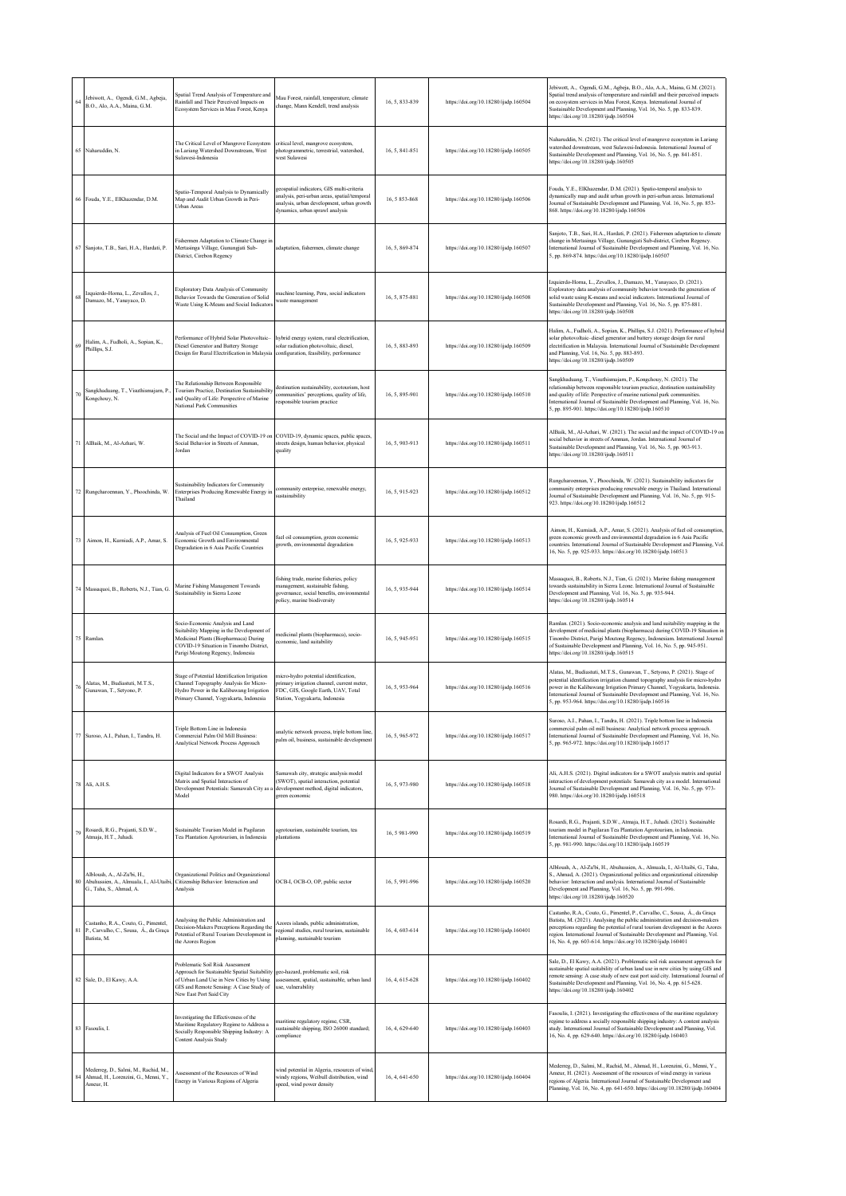| 64 | Jebiwott, A., Ogendi, G.M., Agbeja, B.O., Alo, A.A., Maina, G.M. | Spatial Trend Analysis of Temperature and Rainfall and Their Perceived Impacts on Ecosystem Services in Mau Forest, Kenya | Mau Forest, rainfall, temperature, climate change, Mann Kendell, trend analysis | 16, 5, 833-839 | https://doi.org/10.18280/ijsdp.160504 | Jebiwott, A., Ogendi, G.M., Agbeja, B.O., Alo, A.A., Maina, G.M. (2021). Spatial trend analysis of temperature and rainfall and their perceived impacts on ecosystem services in Mau Forest, Kenya. International Journal of Sustainable Development and Planning, Vol. 16, No. 5, pp. 833-839. https://doi.org/10.18280/ijsdp.160504 |
|---|---|---|---|---|---|---|
| 65 | Naharuddin, N. | The Critical Level of Mangrove Ecosystem in Lariang Watershed Downstream, West Sulawesi-Indonesia | critical level, mangrove ecosystem, photogrammetric, terrestrial, watershed, west Sulawesi | 16, 5, 841-851 | https://doi.org/10.18280/ijsdp.160505 | Naharuddin, N. (2021). The critical level of mangrove ecosystem in Lariang watershed downstream, west Sulawesi-Indonesia. International Journal of Sustainable Development and Planning, Vol. 16, No. 5, pp. 841-851. https://doi.org/10.18280/ijsdp.160505 |
| 66 | Fouda, Y.E., ElKhazendar, D.M. | Spatio-Temporal Analysis to Dynamically Map and Audit Urban Growth in Peri-Urban Areas | geospatial indicators, GIS multi-criteria analysis, peri-urban areas, spatial/temporal analysis, urban development, urban growth dynamics, urban sprawl analysis | 16, 5 853-868 | https://doi.org/10.18280/ijsdp.160506 | Fouda, Y.E., ElKhazendar, D.M. (2021). Spatio-temporal analysis to dynamically map and audit urban growth in peri-urban areas. International Journal of Sustainable Development and Planning, Vol. 16, No. 5, pp. 853-868. https://doi.org/10.18280/ijsdp.160506 |
| 67 | Sanjoto, T.B., Sari, H.A., Hardati, P. | Fishermen Adaptation to Climate Change in Mertasinga Village, Gunungjati Sub-District, Cirebon Regency | adaptation, fishermen, climate change | 16, 5, 869-874 | https://doi.org/10.18280/ijsdp.160507 | Sanjoto, T.B., Sari, H.A., Hardati, P. (2021). Fishermen adaptation to climate change in Mertasinga Village, Gunungjati Sub-district, Cirebon Regency. International Journal of Sustainable Development and Planning, Vol. 16, No. 5, pp. 869-874. https://doi.org/10.18280/ijsdp.160507 |
| 68 | Izquierdo-Horna, L., Zevallos, J., Damazo, M., Yanayaco, D. | Exploratory Data Analysis of Community Behavior Towards the Generation of Solid Waste Using K-Means and Social Indicators | machine learning, Peru, social indicators waste management | 16, 5, 875-881 | https://doi.org/10.18280/ijsdp.160508 | Izquierdo-Horna, L., Zevallos, J., Damazo, M., Yanayaco, D. (2021). Exploratory data analysis of community behavior towards the generation of solid waste using K-means and social indicators. International Journal of Sustainable Development and Planning, Vol. 16, No. 5, pp. 875-881. https://doi.org/10.18280/ijsdp.160508 |
| 69 | Halim, A., Fudholi, A., Sopian, K., Phillips, S.J. | Performance of Hybrid Solar Photovoltaic-Diesel Generator and Battery Storage Design for Rural Electrification in Malaysia | hybrid energy system, rural electrification, solar radiation photovoltaic, diesel, configuration, feasibility, performance | 16, 5, 883-893 | https://doi.org/10.18280/ijsdp.160509 | Halim, A., Fudholi, A., Sopian, K., Phillips, S.J. (2021). Performance of hybrid solar photovoltaic-diesel generator and battery storage design for rural electrification in Malaysia. International Journal of Sustainable Development and Planning, Vol. 16, No. 5, pp. 883-893. https://doi.org/10.18280/ijsdp.160509 |
| 70 | Sangkhaduang, T., Visuthismajarn, P., Kongchouy, N. | The Relationship Between Responsible Tourism Practice, Destination Sustainability and Quality of Life: Perspective of Marine National Park Communities | destination sustainability, ecotourism, host communities' perceptions, quality of life, responsible tourism practice | 16, 5, 895-901 | https://doi.org/10.18280/ijsdp.160510 | Sangkhaduang, T., Visuthismajarn, P., Kongchouy, N. (2021). The relationship between responsible tourism practice, destination sustainability and quality of life: Perspective of marine national park communities. International Journal of Sustainable Development and Planning, Vol. 16, No. 5, pp. 895-901. https://doi.org/10.18280/ijsdp.160510 |
| 71 | AlBaik, M., Al-Azhari, W. | The Social and the Impact of COVID-19 on Social Behavior in Streets of Amman, Jordan | COVID-19, dynamic spaces, public spaces, streets design, human behavior, physical quality | 16, 5, 903-913 | https://doi.org/10.18280/ijsdp.160511 | AlBaik, M., Al-Azhari, W. (2021). The social and the impact of COVID-19 on social behavior in streets of Amman, Jordan. International Journal of Sustainable Development and Planning, Vol. 16, No. 5, pp. 903-913. https://doi.org/10.18280/ijsdp.160511 |
| 72 | Rungcharoenrat, Y., Phoochinda, W. | Sustainability Indicators for Community Enterprises Producing Renewable Energy in Thailand | community enterprise, renewable energy, sustainability | 16, 5, 915-923 | https://doi.org/10.18280/ijsdp.160512 | Rungcharoenrat, Y., Phoochinda, W. (2021). Sustainability indicators for community enterprises producing renewable energy in Thailand. International Journal of Sustainable Development and Planning, Vol. 16, No. 5, pp. 915-923. https://doi.org/10.18280/ijsdp.160512 |
| 73 | Aimon, H., Kurniadi, A.P., Amar, S. | Analysis of Fuel Oil Consumption, Green Economic Growth and Environmental Degradation in 6 Asia Pacific Countries | fuel oil consumption, green economic growth, environmental degradation | 16, 5, 925-933 | https://doi.org/10.18280/ijsdp.160513 | Aimon, H., Kurniadi, A.P., Amar, S. (2021). Analysis of fuel oil consumption, green economic growth and environmental degradation in 6 Asia Pacific countries. International Journal of Sustainable Development and Planning, Vol. 16, No. 5, pp. 925-933. https://doi.org/10.18280/ijsdp.160513 |
| 74 | Massaquoi, B., Roberts, N.J., Tian, G. | Marine Fishing Management Towards Sustainability in Sierra Leone | fishing trade, marine fisheries, policy management, sustainable fishing, governance, social benefits, environmental policy, marine biodiversity | 16, 5, 935-944 | https://doi.org/10.18280/ijsdp.160514 | Massaquoi, B., Roberts, N.J., Tian, G. (2021). Marine fishing management towards sustainability in Sierra Leone. International Journal of Sustainable Development and Planning, Vol. 16, No. 5, pp. 935-944. https://doi.org/10.18280/ijsdp.160514 |
| 75 | Ramlan. | Socio-Economic Analysis and Land Suitability Mapping in the Development of Medicinal Plants (Biopharmaca) During COVID-19 Situation in Tinombo District, Parigi Moutong Regency, Indonesia | medicinal plants (biopharmaca), socio-economic, land suitability | 16, 5, 945-951 | https://doi.org/10.18280/ijsdp.160515 | Ramlan. (2021). Socio-economic analysis and land suitability mapping in the development of medicinal plants (biopharmaca) during COVID-19 Situation in Tinombo District, Parigi Moutong Regency, Indonesiam. International Journal of Sustainable Development and Planning, Vol. 16, No. 5, pp. 945-951. https://doi.org/10.18280/ijsdp.160515 |
| 76 | Alatas, M., Budiastuti, M.T.S., Gunawan, T., Setyono, P. | Stage of Potential Identification Irrigation Channel Topography Analysis for Micro-Hydro Power in the Kalibawang Irrigation Primary Channel, Yogyakarta, Indonesia | micro-hydro potential identification, primary irrigation channel, current meter, FDC, GIS, Google Earth, UAV, Total Station, Yogyakarta, Indonesia | 16, 5, 953-964 | https://doi.org/10.18280/ijsdp.160516 | Alatas, M., Budiastuti, M.T.S., Gunawan, T., Setyono, P. (2021). Stage of potential identification irrigation channel topography analysis for micro-hydro power in the Kalibawang Irrigation Primary Channel, Yogyakarta, Indonesia. International Journal of Sustainable Development and Planning, Vol. 16, No. 5, pp. 953-964. https://doi.org/10.18280/ijsdp.160516 |
| 77 | Suroso, A.I., Pahan, I., Tandra, H. | Triple Bottom Line in Indonesia Commercial Palm Oil Mill Business: Analytical Network Process Approach | analytic network process, triple bottom line, palm oil, business, sustainable development | 16, 5, 965-972 | https://doi.org/10.18280/ijsdp.160517 | Suroso, A.I., Pahan, I., Tandra, H. (2021). Triple bottom line in Indonesia commercial palm oil mill business: Analytical network process approach. International Journal of Sustainable Development and Planning, Vol. 16, No. 5, pp. 965-972. https://doi.org/10.18280/ijsdp.160517 |
| 78 | Ali, A.H.S. | Digital Indicators for a SWOT Analysis Matrix and Spatial Interaction of Development Potentials: Samawah City as a Model | Samawah city, strategic analysis model (SWOT), spatial interaction, potential development method, digital indicators, green economic | 16, 5, 973-980 | https://doi.org/10.18280/ijsdp.160518 | Ali, A.H.S. (2021). Digital indicators for a SWOT analysis matrix and spatial interaction of development potentials: Samawah city as a model. International Journal of Sustainable Development and Planning, Vol. 16, No. 5, pp. 973-980. https://doi.org/10.18280/ijsdp.160518 |
| 79 | Rosardi, R.G., Prajanti, S.D.W., Atmaja, H.T., Juhadi. | Sustainable Tourism Model in Pagilaran Tea Plantation Agrotourism, in Indonesia | agrotourism, sustainable tourism, tea plantations | 16, 5 981-990 | https://doi.org/10.18280/ijsdp.160519 | Rosardi, R.G., Prajanti, S.D.W., Atmaja, H.T., Juhadi. (2021). Sustainable tourism model in Pagilaran Tea Plantation Agrotourism, in Indonesia. International Journal of Sustainable Development and Planning, Vol. 16, No. 5, pp. 981-990. https://doi.org/10.18280/ijsdp.160519 |
| 80 | Albloush, A., Al-Zu'bi, H., Abuhussien, A., Almualu, I., Al-Utaibi, G., Taha, S., Ahmad, A. | Organizational Politics and Organizational Citizenship Behavior: Interaction and Analysis | OCB-I, OCB-O, OP, public sector | 16, 5, 991-996 | https://doi.org/10.18280/ijsdp.160520 | Albloush, A., Al-Zu'bi, H., Abuhussien, A., Almualu, I., Al-Utaibi, G., Taha, S., Ahmad, A. (2021). Organizational politics and organizational citizenship behavior: Interaction and analysis. International Journal of Sustainable Development and Planning, Vol. 16, No. 5, pp. 991-996. https://doi.org/10.18280/ijsdp.160520 |
| 81 | Castanho, R.A., Couto, G., Pimentel, P., Carvalho, C., Sousa, Á., da Graça Batista, M. | Analysing the Public Administration and Decision-Makers Perceptions Regarding the Potential of Rural Tourism Development in the Azores Region | Azores islands, public administration, regional studies, rural tourism, sustainable planning, sustainable tourism | 16, 4, 603-614 | https://doi.org/10.18280/ijsdp.160401 | Castanho, R.A., Couto, G., Pimentel, P., Carvalho, C., Sousa, Á., da Graça Batista, M. (2021). Analysing the public administration and decision-makers perceptions regarding the potential of rural tourism development in the Azores region. International Journal of Sustainable Development and Planning, Vol. 16, No. 4, pp. 603-614. https://doi.org/10.18280/ijsdp.160401 |
| 82 | Sale, D., El Kawy, A.A. | Problematic Soil Risk Assessment Approach for Sustainable Spatial Suitability of Urban Land Use in New Cities by Using GIS and Remote Sensing: A Case Study of New East Port Said City | geo-hazard, problematic soil, risk assessment, spatial, sustainable, urban land use, vulnerability | 16, 4, 615-628 | https://doi.org/10.18280/ijsdp.160402 | Sale, D., El Kawy, A.A. (2021). Problematic soil risk assessment approach for sustainable spatial suitability of urban land use in new cities by using GIS and remote sensing: A case study of new east port said city. International Journal of Sustainable Development and Planning, Vol. 16, No. 4, pp. 615-628. https://doi.org/10.18280/ijsdp.160402 |
| 83 | Fasoulis, I. | Investigating the Effectiveness of the Maritime Regulatory Regime to Address a Socially Responsible Shipping Industry: A Content Analysis Study | maritime regulatory regime, CSR, sustainable shipping, ISO 26000 standard; compliance | 16, 4, 629-640 | https://doi.org/10.18280/ijsdp.160403 | Fasoulis, I. (2021). Investigating the effectiveness of the maritime regulatory regime to address a socially responsible shipping industry: A content analysis study. International Journal of Sustainable Development and Planning, Vol. 16, No. 4, pp. 629-640. https://doi.org/10.18280/ijsdp.160403 |
| 84 | Mederreg, D., Salmi, M., Rachid, M., Ahmad, H., Lorenzini, G., Menni, Y., Ameur, H. | Assessment of the Resources of Wind Energy in Various Regions of Algeria | wind potential in Algeria, resources of wind, windy regions, Weibull distribution, wind speed, wind power density | 16, 4, 641-650 | https://doi.org/10.18280/ijsdp.160404 | Mederreg, D., Salmi, M., Rachid, M., Ahmad, H., Lorenzini, G., Menni, Y., Ameur, H. (2021). Assessment of the resources of wind energy in various regions of Algeria. International Journal of Sustainable Development and Planning, Vol. 16, No. 4, pp. 641-650. https://doi.org/10.18280/ijsdp.160404 |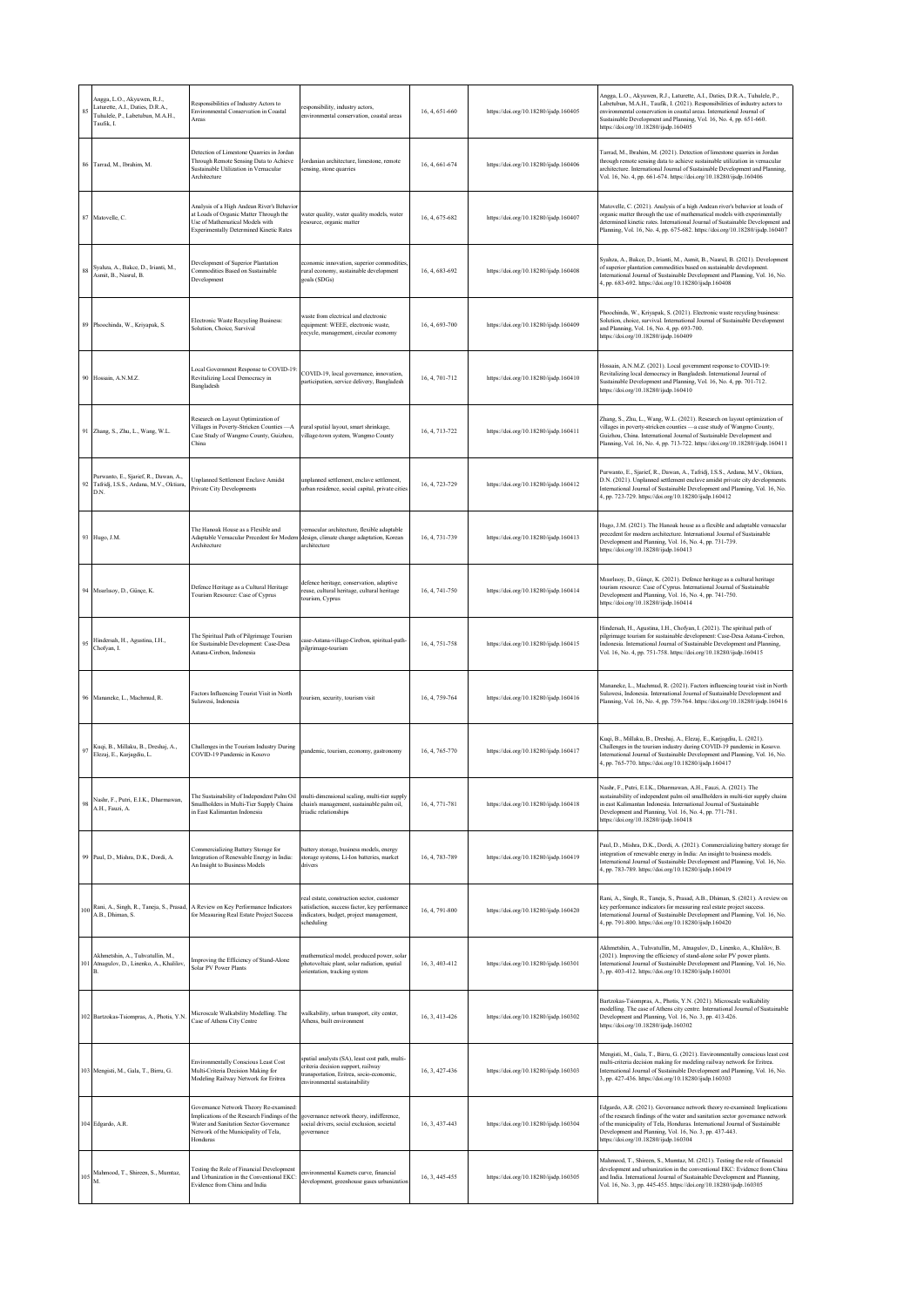| 85 | Angga, L.O., Akyuwen, R.J., Laturette, A.I., Daties, D.R.A., Tuhulele, P., Labetubun, M.A.H., Taufik, I. | Responsibilities of Industry Actors to Environmental Conservation in Coastal Areas | responsibility, industry actors, environmental conservation, coastal areas | 16, 4, 651-660 | https://doi.org/10.18280/ijsdp.160405 | Angga, L.O., Akyuwen, R.J., Laturette, A.I., Daties, D.R.A., Tuhulele, P., Labetubun, M.A.H., Taufik, I. (2021). Responsibilities of industry actors to environmental conservation in coastal areas. International Journal of Sustainable Development and Planning, Vol. 16, No. 4, pp. 651-660. https://doi.org/10.18280/ijsdp.160405 |
|---|---|---|---|---|---|---|
| 86 | Tarrad, M., Ibrahim, M. | Detection of Limestone Quarries in Jordan Through Remote Sensing Data to Achieve Sustainable Utilization in Vernacular Architecture | Jordanian architecture, limestone, remote sensing, stone quarries | 16, 4, 661-674 | https://doi.org/10.18280/ijsdp.160406 | Tarrad, M., Ibrahim, M. (2021). Detection of limestone quarries in Jordan through remote sensing data to achieve sustainable utilization in vernacular architecture. International Journal of Sustainable Development and Planning, Vol. 16, No. 4, pp. 661-674. https://doi.org/10.18280/ijsdp.160406 |
| 87 | Matovelle, C. | Analysis of a High Andean River's Behavior at Loads of Organic Matter Through the Use of Mathematical Models with Experimentally Determined Kinetic Rates | water quality, water quality models, water resource, organic matter | 16, 4, 675-682 | https://doi.org/10.18280/ijsdp.160407 | Matovelle, C. (2021). Analysis of a high Andean river's behavior at loads of organic matter through the use of mathematical models with experimentally determined kinetic rates. International Journal of Sustainable Development and Planning, Vol. 16, No. 4, pp. 675-682. https://doi.org/10.18280/ijsdp.160407 |
| 88 | Syahza, A., Bakce, D., Irianti, M., Asmit, B., Nasrul, B. | Development of Superior Plantation Commodities Based on Sustainable Development | economic innovation, superior commodities, rural economy, sustainable development goals (SDGs) | 16, 4, 683-692 | https://doi.org/10.18280/ijsdp.160408 | Syahza, A., Bakce, D., Irianti, M., Asmit, B., Nasrul, B. (2021). Development of superior plantation commodities based on sustainable development. International Journal of Sustainable Development and Planning, Vol. 16, No. 4, pp. 683-692. https://doi.org/10.18280/ijsdp.160408 |
| 89 | Phoochinda, W., Kriyapak, S. | Electronic Waste Recycling Business: Solution, Choice, Survival | waste from electrical and electronic equipment: WEEE, electronic waste, recycle, management, circular economy | 16, 4, 693-700 | https://doi.org/10.18280/ijsdp.160409 | Phoochinda, W., Kriyapak, S. (2021). Electronic waste recycling business: Solution, choice, survival. International Journal of Sustainable Development and Planning, Vol. 16, No. 4, pp. 693-700. https://doi.org/10.18280/ijsdp.160409 |
| 90 | Hossain, A.N.M.Z. | Local Government Response to COVID-19: Revitalizing Local Democracy in Bangladesh | COVID-19, local governance, innovation, participation, service delivery, Bangladesh | 16, 4, 701-712 | https://doi.org/10.18280/ijsdp.160410 | Hossain, A.N.M.Z. (2021). Local government response to COVID-19: Revitalizing local democracy in Bangladesh. International Journal of Sustainable Development and Planning, Vol. 16, No. 4, pp. 701-712. https://doi.org/10.18280/ijsdp.160410 |
| 91 | Zhang, S., Zhu, L., Wang, W.L. | Research on Layout Optimization of Villages in Poverty-Stricken Counties —A Case Study of Wangmo County, Guizhou, China | rural spatial layout, smart shrinkage, village-town system, Wangmo County | 16, 4, 713-722 | https://doi.org/10.18280/ijsdp.160411 | Zhang, S., Zhu, L., Wang, W.L. (2021). Research on layout optimization of villages in poverty-stricken counties —a case study of Wangmo County, Guizhou, China. International Journal of Sustainable Development and Planning, Vol. 16, No. 4, pp. 713-722. https://doi.org/10.18280/ijsdp.160411 |
| 92 | Purwanto, E., Sjarief, R., Dawan, A., Tafridj, I.S.S., Ardana, M.V., Oktiara, D.N. | Unplanned Settlement Enclave Amidst Private City Developments | unplanned settlement, enclave settlement, urban residence, social capital, private cities | 16, 4, 723-729 | https://doi.org/10.18280/ijsdp.160412 | Purwanto, E., Sjarief, R., Dawan, A., Tafridj, I.S.S., Ardana, M.V., Oktiara, D.N. (2021). Unplanned settlement enclave amidst private city developments. International Journal of Sustainable Development and Planning, Vol. 16, No. 4, pp. 723-729. https://doi.org/10.18280/ijsdp.160412 |
| 93 | Hugo, J.M. | The Hanoak House as a Flexible and Adaptable Vernacular Precedent for Modern Architecture | vernacular architecture, flexible adaptable design, climate change adaptation, Korean architecture | 16, 4, 731-739 | https://doi.org/10.18280/ijsdp.160413 | Hugo, J.M. (2021). The Hanoak house as a flexible and adaptable vernacular precedent for modern architecture. International Journal of Sustainable Development and Planning, Vol. 16, No. 4, pp. 731-739. https://doi.org/10.18280/ijsdp.160413 |
| 94 | Mısırlısoy, D., Günçe, K. | Defence Heritage as a Cultural Heritage Tourism Resource: Case of Cyprus | defence heritage, conservation, adaptive reuse, cultural heritage, cultural heritage tourism, Cyprus | 16, 4, 741-750 | https://doi.org/10.18280/ijsdp.160414 | Mısırlısoy, D., Günçe, K. (2021). Defence heritage as a cultural heritage tourism resource: Case of Cyprus. International Journal of Sustainable Development and Planning, Vol. 16, No. 4, pp. 741-750. https://doi.org/10.18280/ijsdp.160414 |
| 95 | Hindersah, H., Agustina, I.H., Chofyan, I. | The Spiritual Path of Pilgrimage Tourism for Sustainable Development: Case-Desa Astana-Cirebon, Indonesia | case-Astana-village-Cirebon, spiritual-path-pilgrimage-tourism | 16, 4, 751-758 | https://doi.org/10.18280/ijsdp.160415 | Hindersah, H., Agustina, I.H., Chofyan, I. (2021). The spiritual path of pilgrimage tourism for sustainable development: Case-Desa Astana-Cirebon, Indonesia. International Journal of Sustainable Development and Planning, Vol. 16, No. 4, pp. 751-758. https://doi.org/10.18280/ijsdp.160415 |
| 96 | Mananeke, L., Machmud, R. | Factors Influencing Tourist Visit in North Sulawesi, Indonesia | tourism, security, tourism visit | 16, 4, 759-764 | https://doi.org/10.18280/ijsdp.160416 | Mananeke, L., Machmud, R. (2021). Factors influencing tourist visit in North Sulawesi, Indonesia. International Journal of Sustainable Development and Planning, Vol. 16, No. 4, pp. 759-764. https://doi.org/10.18280/ijsdp.160416 |
| 97 | Kuqi, B., Millaku, B., Dreshaj, A., Elezaj, E., Karjagdiu, L. | Challenges in the Tourism Industry During COVID-19 Pandemic in Kosovo | pandemic, tourism, economy, gastronomy | 16, 4, 765-770 | https://doi.org/10.18280/ijsdp.160417 | Kuqi, B., Millaku, B., Dreshaj, A., Elezaj, E., Karjagdiu, L. (2021). Challenges in the tourism industry during COVID-19 pandemic in Kosovo. International Journal of Sustainable Development and Planning, Vol. 16, No. 4, pp. 765-770. https://doi.org/10.18280/ijsdp.160417 |
| 98 | Nashr, F., Putri, E.I.K., Dharmawan, A.H., Fauzi, A. | The Sustainability of Independent Palm Oil Smallholders in Multi-Tier Supply Chains in East Kalimantan Indonesia | multi-dimensional scaling, multi-tier supply chain's management, sustainable palm oil, triadic relationships | 16, 4, 771-781 | https://doi.org/10.18280/ijsdp.160418 | Nashr, F., Putri, E.I.K., Dharmawan, A.H., Fauzi, A. (2021). The sustainability of independent palm oil smallholders in multi-tier supply chains in east Kalimantan Indonesia. International Journal of Sustainable Development and Planning, Vol. 16, No. 4, pp. 771-781. https://doi.org/10.18280/ijsdp.160418 |
| 99 | Paul, D., Mishra, D.K., Dordi, A. | Commercializing Battery Storage for Integration of Renewable Energy in India: An Insight to Business Models | battery storage, business models, energy storage systems, Li-Ion batteries, market drivers | 16, 4, 783-789 | https://doi.org/10.18280/ijsdp.160419 | Paul, D., Mishra, D.K., Dordi, A. (2021). Commercializing battery storage for integration of renewable energy in India: An insight to business models. International Journal of Sustainable Development and Planning, Vol. 16, No. 4, pp. 783-789. https://doi.org/10.18280/ijsdp.160419 |
| 100 | Rani, A., Singh, R., Taneja, S., Prasad, A.B., Dhiman, S. | A Review on Key Performance Indicators for Measuring Real Estate Project Success | real estate, construction sector, customer satisfaction, success factor, key performance indicators, budget, project management, scheduling | 16, 4, 791-800 | https://doi.org/10.18280/ijsdp.160420 | Rani, A., Singh, R., Taneja, S., Prasad, A.B., Dhiman, S. (2021). A review on key performance indicators for measuring real estate project success. International Journal of Sustainable Development and Planning, Vol. 16, No. 4, pp. 791-800. https://doi.org/10.18280/ijsdp.160420 |
| 101 | Akhmetshin, A., Tuhvatullin, M., Atnagulov, D., Linenko, A., Khalilov, B. | Improving the Efficiency of Stand-Alone Solar PV Power Plants | mathematical model, produced power, solar photovoltaic plant, solar radiation, spatial orientation, tracking system | 16, 3, 403-412 | https://doi.org/10.18280/ijsdp.160301 | Akhmetshin, A., Tuhvatullin, M., Atnagulov, D., Linenko, A., Khalilov, B. (2021). Improving the efficiency of stand-alone solar PV power plants. International Journal of Sustainable Development and Planning, Vol. 16, No. 3, pp. 403-412. https://doi.org/10.18280/ijsdp.160301 |
| 102 | Bartzokas-Tsiompras, A., Photis, Y.N. | Microscale Walkability Modelling. The Case of Athens City Centre | walkability, urban transport, city center, Athens, built environment | 16, 3, 413-426 | https://doi.org/10.18280/ijsdp.160302 | Bartzokas-Tsiompras, A., Photis, Y.N. (2021). Microscale walkability modelling. The case of Athens city centre. International Journal of Sustainable Development and Planning, Vol. 16, No. 3, pp. 413-426. https://doi.org/10.18280/ijsdp.160302 |
| 103 | Mengisti, M., Gala, T., Birru, G. | Environmentally Conscious Least Cost Multi-Criteria Decision Making for Modeling Railway Network for Eritrea | spatial analysts (SA), least cost path, multi-criteria decision support, railway transportation, Eritrea, socio-economic, environmental sustainability | 16, 3, 427-436 | https://doi.org/10.18280/ijsdp.160303 | Mengisti, M., Gala, T., Birru, G. (2021). Environmentally conscious least cost multi-criteria decision making for modeling railway network for Eritrea. International Journal of Sustainable Development and Planning, Vol. 16, No. 3, pp. 427-436. https://doi.org/10.18280/ijsdp.160303 |
| 104 | Edgardo, A.R. | Governance Network Theory Re-examined: Implications of the Research Findings of the Water and Sanitation Sector Governance Network of the Municipality of Tela, Honduras | governance network theory, indifference, social drivers, social exclusion, societal governance | 16, 3, 437-443 | https://doi.org/10.18280/ijsdp.160304 | Edgardo, A.R. (2021). Governance network theory re-examined: Implications of the research findings of the water and sanitation sector governance network of the municipality of Tela, Honduras. International Journal of Sustainable Development and Planning, Vol. 16, No. 3, pp. 437-443. https://doi.org/10.18280/ijsdp.160304 |
| 105 | Mahmood, T., Shireen, S., Mumtaz, M. | Testing the Role of Financial Development and Urbanization in the Conventional EKC: Evidence from China and India | environmental Kuznets curve, financial development, greenhouse gases urbanization | 16, 3, 445-455 | https://doi.org/10.18280/ijsdp.160305 | Mahmood, T., Shireen, S., Mumtaz, M. (2021). Testing the role of financial development and urbanization in the conventional EKC: Evidence from China and India. International Journal of Sustainable Development and Planning, Vol. 16, No. 3, pp. 445-455. https://doi.org/10.18280/ijsdp.160305 |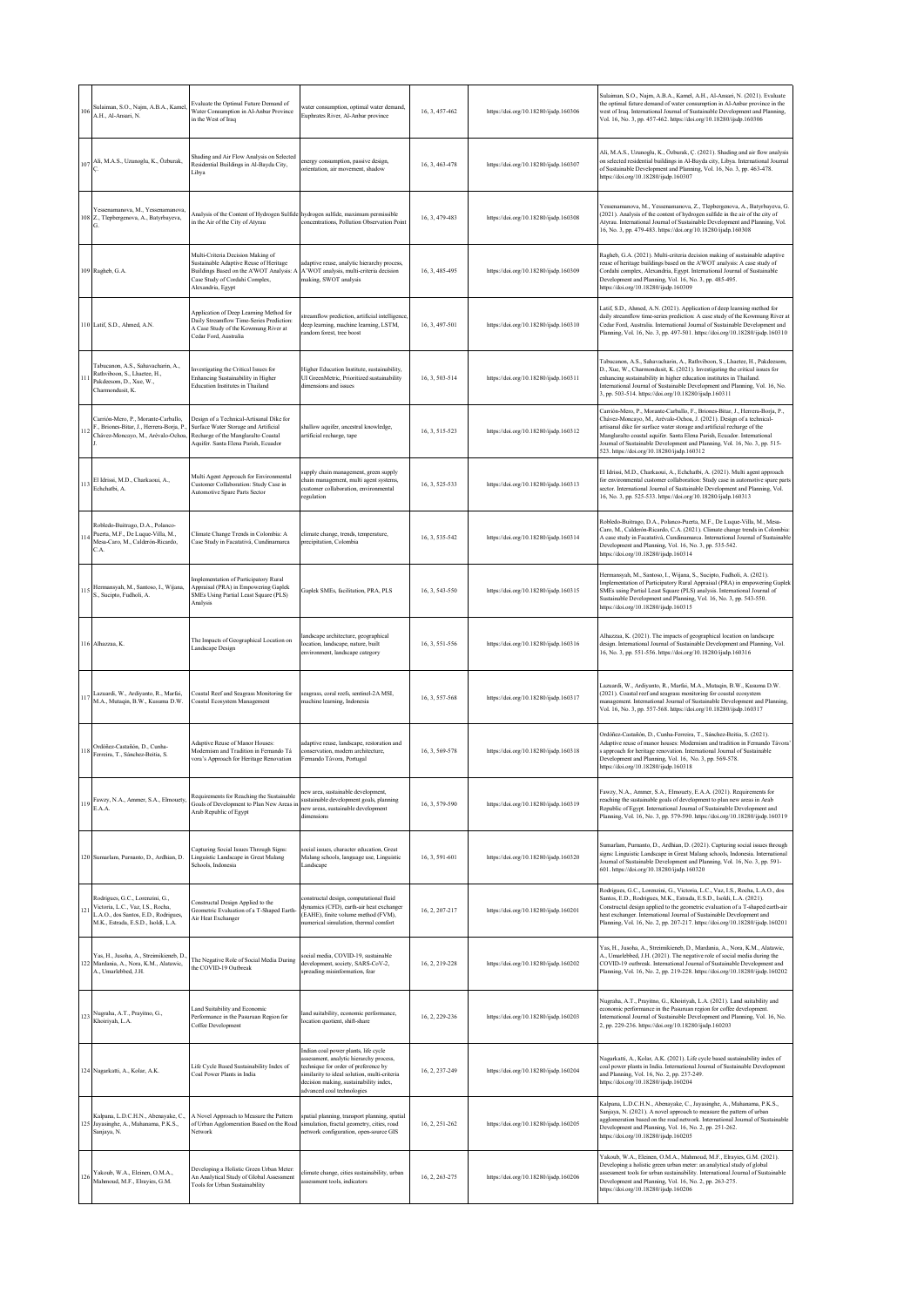| 106 | Sulaiman, S.O., Najm, A.B.A., Kamel, A.H., Al-Ansari, N. | Evaluate the Optimal Future Demand of Water Consumption in Al-Anbar Province in the West of Iraq | water consumption, optimal water demand, Euphrates River, Al-Anbar province | 16, 3, 457-462 | https://doi.org/10.18280/ijsdp.160306 | Sulaiman, S.O., Najm, A.B.A., Kamel, A.H., Al-Ansari, N. (2021). Evaluate the optimal future demand of water consumption in Al-Anbar province in the west of Iraq. International Journal of Sustainable Development and Planning, Vol. 16, No. 3, pp. 457-462. https://doi.org/10.18280/ijsdp.160306 |
|---|---|---|---|---|---|---|
| 107 | Ali, M.A.S., Uzunoglu, K., Özburak, Ç. | Shading and Air Flow Analysis on Selected Residential Buildings in Al-Bayda City, Libya | energy consumption, passive design, orientation, air movement, shadow | 16, 3, 463-478 | https://doi.org/10.18280/ijsdp.160307 | Ali, M.A.S., Uzunoglu, K., Özburak, Ç. (2021). Shading and air flow analysis on selected residential buildings in Al-Bayda city, Libya. International Journal of Sustainable Development and Planning, Vol. 16, No. 3, pp. 463-478. https://doi.org/10.18280/ijsdp.160307 |
| 108 | Yessenamanova, M., Yessenamanova, Z., Tlepbergenova, A., Batyrbayeva, G. | Analysis of the Content of Hydrogen Sulfide in the Air of the City of Atyrau | hydrogen sulfide, maximum permissible concentrations, Pollution Observation Point | 16, 3, 479-483 | https://doi.org/10.18280/ijsdp.160308 | Yessenamanova, M., Yessenamanova, Z., Tlepbergenova, A., Batyrbayeva, G. (2021). Analysis of the content of hydrogen sulfide in the air of the city of Atyrau. International Journal of Sustainable Development and Planning, Vol. 16, No. 3, pp. 479-483. https://doi.org/10.18280/ijsdp.160308 |
| 109 | Ragheb, G.A. | Multi-Criteria Decision Making of Sustainable Adaptive Reuse of Heritage Buildings Based on the A'WOT Analysis: A Case Study of Cordahi Complex, Alexandria, Egypt | adaptive reuse, analytic hierarchy process, A'WOT analysis, multi-criteria decision making, SWOT analysis | 16, 3, 485-495 | https://doi.org/10.18280/ijsdp.160309 | Ragheb, G.A. (2021). Multi-criteria decision making of sustainable adaptive reuse of heritage buildings based on the A'WOT analysis: A case study of Cordahi complex, Alexandria, Egypt. International Journal of Sustainable Development and Planning, Vol. 16, No. 3, pp. 485-495. https://doi.org/10.18280/ijsdp.160309 |
| 110 | Latif, S.D., Ahmed, A.N. | Application of Deep Learning Method for Daily Streamflow Time-Series Prediction: A Case Study of the Kowmung River at Cedar Ford, Australia | streamflow prediction, artificial intelligence, deep learning, machine learning, LSTM, random forest, tree boost | 16, 3, 497-501 | https://doi.org/10.18280/ijsdp.160310 | Latif, S.D., Ahmed, A.N. (2021). Application of deep learning method for daily streamflow time-series prediction: A case study of the Kowmung River at Cedar Ford, Australia. International Journal of Sustainable Development and Planning, Vol. 16, No. 3, pp. 497-501. https://doi.org/10.18280/ijsdp.160310 |
| 111 | Tabucanon, A.S., Sahavacharin, A., Rathviboon, S., Lhaetee, H., Pakdeesom, D., Xue, W., Charmondusit, K. | Investigating the Critical Issues for Enhancing Sustainability in Higher Education Institutes in Thailand | Higher Education Institute, sustainability, UI GreenMetric, Prioritized sustainability dimensions and issues | 16, 3, 503-514 | https://doi.org/10.18280/ijsdp.160311 | Tabucanon, A.S., Sahavacharin, A., Rathviboon, S., Lhaetee, H., Pakdeesom, D., Xue, W., Charmondusit, K. (2021). Investigating the critical issues for enhancing sustainability in higher education institutes in Thailand. International Journal of Sustainable Development and Planning, Vol. 16, No. 3, pp. 503-514. https://doi.org/10.18280/ijsdp.160311 |
| 112 | Carrión-Mero, P., Morante-Carballo, F., Briones-Bitar, J., Herrera-Borja, P., Chávez-Moncayo, M., Arévalo-Ochoa, J. | Design of a Technical-Artisanal Dike for Surface Water Storage and Artificial Recharge of the Manglaralto Coastal Aquifer. Santa Elena Parish, Ecuador | shallow aquifer, ancestral knowledge, artificial recharge, tape | 16, 3, 515-523 | https://doi.org/10.18280/ijsdp.160312 | Carrión-Mero, P., Morante-Carballo, F., Briones-Bitar, J., Herrera-Borja, P., Chávez-Moncayo, M., Arévalo-Ochoa, J. (2021). Design of a technical-artisanal dike for surface water storage and artificial recharge of the Manglaralto coastal aquifer. Santa Elena Parish, Ecuador. International Journal of Sustainable Development and Planning, Vol. 16, No. 3, pp. 515-523. https://doi.org/10.18280/ijsdp.160312 |
| 113 | El Idrissi, M.D., Charkaoui, A., Echchatbi, A. | Multi Agent Approach for Environmental Customer Collaboration: Study Case in Automotive Spare Parts Sector | supply chain management, green supply chain management, multi agent systems, customer collaboration, environmental regulation | 16, 3, 525-533 | https://doi.org/10.18280/ijsdp.160313 | El Idrissi, M.D., Charkaoui, A., Echchatbi, A. (2021). Multi agent approach for environmental customer collaboration: Study case in automotive spare parts sector. International Journal of Sustainable Development and Planning, Vol. 16, No. 3, pp. 525-533. https://doi.org/10.18280/ijsdp.160313 |
| 114 | Robledo-Buitrago, D.A., Polanco-Puerta, M.F., De Luque-Villa, M., Mesa-Caro, M., Calderón-Ricardo, C.A. | Climate Change Trends in Colombia: A Case Study in Facatativá, Cundinamarca | climate change, trends, temperature, precipitation, Colombia | 16, 3, 535-542 | https://doi.org/10.18280/ijsdp.160314 | Robledo-Buitrago, D.A., Polanco-Puerta, M.F., De Luque-Villa, M., Mesa-Caro, M., Calderón-Ricardo, C.A. (2021). Climate change trends in Colombia: A case study in Facatativá, Cundinamarca. International Journal of Sustainable Development and Planning, Vol. 16, No. 3, pp. 535-542. https://doi.org/10.18280/ijsdp.160314 |
| 115 | Hermansyah, M., Santoso, I., Wijana, S., Sucipto, Fudholi, A. | Implementation of Participatory Rural Appraisal (PRA) in Empowering Gaplek SMEs Using Partial Least Square (PLS) Analysis | Gaplek SMEs, facilitation, PRA, PLS | 16, 3, 543-550 | https://doi.org/10.18280/ijsdp.160315 | Hermansyah, M., Santoso, I., Wijana, S., Sucipto, Fudholi, A. (2021). Implementation of Participatory Rural Appraisal (PRA) in empowering Gaplek SMEs using Partial Least Square (PLS) analysis. International Journal of Sustainable Development and Planning, Vol. 16, No. 3, pp. 543-550. https://doi.org/10.18280/ijsdp.160315 |
| 116 | Alhazzaa, K. | The Impacts of Geographical Location on Landscape Design | landscape architecture, geographical location, landscape, nature, built environment, landscape category | 16, 3, 551-556 | https://doi.org/10.18280/ijsdp.160316 | Alhazzaa, K. (2021). The impacts of geographical location on landscape design. International Journal of Sustainable Development and Planning, Vol. 16, No. 3, pp. 551-556. https://doi.org/10.18280/ijsdp.160316 |
| 117 | Lazuardi, W., Ardiyanto, R., Marfai, M.A., Mutaqin, B.W., Kusuma D.W. | Coastal Reef and Seagrass Monitoring for Coastal Ecosystem Management | seagrass, coral reefs, sentinel-2A MSI, machine learning, Indonesia | 16, 3, 557-568 | https://doi.org/10.18280/ijsdp.160317 | Lazuardi, W., Ardiyanto, R., Marfai, M.A., Mutaqin, B.W., Kusuma D.W. (2021). Coastal reef and seagrass monitoring for coastal ecosystem management. International Journal of Sustainable Development and Planning, Vol. 16, No. 3, pp. 557-568. https://doi.org/10.18280/ijsdp.160317 |
| 118 | Ordóñez-Castañón, D., Cunha-Ferreira, T., Sánchez-Beitia, S. | Adaptive Reuse of Manor Houses: Modernism and Tradition in Fernando Tá vora's Approach for Heritage Renovation | adaptive reuse, landscape, restoration and conservation, modern architecture, Fernando Távora, Portugal | 16, 3, 569-578 | https://doi.org/10.18280/ijsdp.160318 | Ordóñez-Castañón, D., Cunha-Ferreira, T., Sánchez-Beitia, S. (2021). Adaptive reuse of manor houses: Modernism and tradition in Fernando Távora's approach for heritage renovation. International Journal of Sustainable Development and Planning, Vol. 16, No. 3, pp. 569-578. https://doi.org/10.18280/ijsdp.160318 |
| 119 | Fawzy, N.A., Ammer, S.A., Elmouety, E.A.A. | Requirements for Reaching the Sustainable Goals of Development to Plan New Areas in Arab Republic of Egypt | new areas, sustainable development, sustainable development goals, planning new areas, sustainable development dimensions | 16, 3, 579-590 | https://doi.org/10.18280/ijsdp.160319 | Fawzy, N.A., Ammer, S.A., Elmouety, E.A.A. (2021). Requirements for reaching the sustainable goals of development to plan new areas in Arab Republic of Egypt. International Journal of Sustainable Development and Planning, Vol. 16, No. 3, pp. 579-590. https://doi.org/10.18280/ijsdp.160319 |
| 120 | Sumarlam, Purnanto, D., Ardhian, D. | Capturing Social Issues Through Signs: Linguistic Landscape in Great Malang Schools, Indonesia | social issues, character education, Great Malang schools, language use, Linguistic Landscape | 16, 3, 591-601 | https://doi.org/10.18280/ijsdp.160320 | Sumarlam, Purnanto, D., Ardhian, D. (2021). Capturing social issues through signs: Linguistic Landscape in Great Malang schools, Indonesia. International Journal of Sustainable Development and Planning, Vol. 16, No. 3, pp. 591-601. https://doi.org/10.18280/ijsdp.160320 |
| 121 | Rodrigues, G.C., Lorenzini, G., Victoria, L.C., Vaz, I.S., Rocha, L.A.O., dos Santos, E.D., Rodrigues, M.K., Estrada, E.S.D., Isoldi, L.A. | Constructal Design Applied to the Geometric Evaluation of a T-Shaped Earth-Air Heat Exchanger | constructal design, computational fluid dynamics (CFD), earth-air heat exchanger (EAHE), finite volume method (FVM), numerical simulation, thermal comfort | 16, 2, 207-217 | https://doi.org/10.18280/ijsdp.160201 | Rodrigues, G.C., Lorenzini, G., Victoria, L.C., Vaz, I.S., Rocha, L.A.O., dos Santos, E.D., Rodrigues, M.K., Estrada, E.S.D., Isoldi, L.A. (2021). Constructal design applied to the geometric evaluation of a T-shaped earth-air heat exchanger. International Journal of Sustainable Development and Planning, Vol. 16, No. 2, pp. 207-217. https://doi.org/10.18280/ijsdp.160201 |
| 122 | Yas, H., Jusoha, A., Streimikieneb, D., Mardanic, A., Nora, K.M., Alatawic, A., Umarlebbed, J.H. | The Negative Role of Social Media During the COVID-19 Outbreak | social media, COVID-19, sustainable development, society, SARS-CoV-2, spreading misinformation, fear | 16, 2, 219-228 | https://doi.org/10.18280/ijsdp.160202 | Yas, H., Jusoha, A., Streimikieneb, D., Mardanic, A., Nora, K.M., Alatawic, A., Umarlebbed, J.H. (2021). The negative role of social media during the COVID-19 outbreak. International Journal of Sustainable Development and Planning, Vol. 16, No. 2, pp. 219-228. https://doi.org/10.18280/ijsdp.160202 |
| 123 | Nugraha, A.T., Prayitno, G., Khoiriyah, L.A. | Land Suitability and Economic Performance in the Pasuruan Region for Coffee Development | land suitability, economic performance, location quotient, shift-share | 16, 2, 229-236 | https://doi.org/10.18280/ijsdp.160203 | Nugraha, A.T., Prayitno, G., Khoiriyah, L.A. (2021). Land suitability and economic performance in the Pasuruan region for coffee development. International Journal of Sustainable Development and Planning, Vol. 16, No. 2, pp. 229-236. https://doi.org/10.18280/ijsdp.160203 |
| 124 | Nagarkatti, A., Kolar, A.K. | Life Cycle Based Sustainability Index of Coal Power Plants in India | Indian coal power plants, life cycle assessment, analytic hierarchy process, technique for order of preference by similarity to ideal solution, multi-criteria decision making, sustainability index, advanced coal technologies | 16, 2, 237-249 | https://doi.org/10.18280/ijsdp.160204 | Nagarkatti, A., Kolar, A.K. (2021). Life cycle based sustainability index of coal power plants in India. International Journal of Sustainable Development and Planning, Vol. 16, No. 2, pp. 237-249. https://doi.org/10.18280/ijsdp.160204 |
| 125 | Kalpana, L.D.C.H.N., Abenayake, C., Jayasinghe, A., Mahanama, P.K.S., Sanjaya, N. | A Novel Approach to Measure the Pattern of Urban Agglomeration Based on the Road Network | spatial planning, transport planning, spatial simulation, fractal geometry, cities, road network configuration, open-source GIS | 16, 2, 251-262 | https://doi.org/10.18280/ijsdp.160205 | Kalpana, L.D.C.H.N., Abenayake, C., Jayasinghe, A., Mahanama, P.K.S., Sanjaya, N. (2021). A novel approach to measure the pattern of urban agglomeration based on the road network. International Journal of Sustainable Development and Planning, Vol. 16, No. 2, pp. 251-262. https://doi.org/10.18280/ijsdp.160205 |
| 126 | Yakoub, W.A., Eleinen, O.M.A., Mahmoud, M.F., Elrayies, G.M. | Developing a Holistic Green Urban Meter: An Analytical Study of Global Assessment Tools for Urban Sustainability | climate change, cities sustainability, urban assessment tools, indicators | 16, 2, 263-275 | https://doi.org/10.18280/ijsdp.160206 | Yakoub, W.A., Eleinen, O.M.A., Mahmoud, M.F., Elrayies, G.M. (2021). Developing a holistic green urban meter: an analytical study of global assessment tools for urban sustainability. International Journal of Sustainable Development and Planning, Vol. 16, No. 2, pp. 263-275. https://doi.org/10.18280/ijsdp.160206 |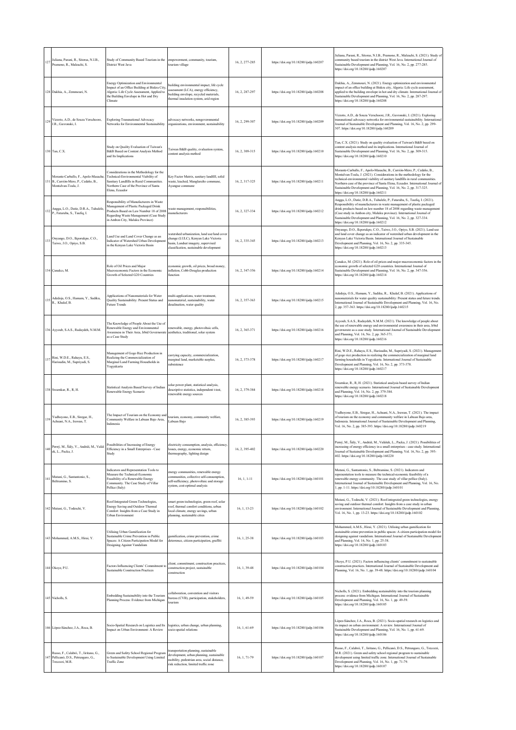| 127 | Juliana, Parani, R., Sitorus, N.I.B., Pramono, R., Maleachi, S. | Study of Community Based Tourism in the District West Java | empowerment, community, tourism, tourism village | 16, 2, 277-285 | https://doi.org/10.18280/ijsdp.160207 | Juliana, Parani, R., Sitorus, N.I.B., Pramono, R., Maleachi, S. (2021). Study of community based tourism in the district West Java. International Journal of Sustainable Development and Planning, Vol. 16, No. 2, pp. 277-285. https://doi.org/10.18280/ijsdp.160207 |
|---|---|---|---|---|---|---|
| 128 | Dakhia, A., Zemmouri, N. | Energy Optimization and Environmental Impact of an Office Building at Biskra City, Algeria: Life Cycle Assessment, Applied to the Building Envelope in Hot and Dry Climate | building environmental impact, life cycle assessment (LCA), energy efficiency, building envelope, recycled materials, thermal insulation system, arid region | 16, 2, 287-297 | https://doi.org/10.18280/ijsdp.160208 | Dakhia, A., Zemmouri, N. (2021). Energy optimization and environmental impact of an office building at Biskra city, Algeria: Life cycle assessment, applied to the building envelope in hot and dry climate. International Journal of Sustainable Development and Planning, Vol. 16, No. 2, pp. 287-297. https://doi.org/10.18280/ijsdp.160208 |
| 129 | Vizzoto, A.D., de Souza Verschoore, J.R., Gavronski, I. | Exploring Transnational Advocacy Networks for Environmental Sustainability | advocacy networks, nongovernmental organizations, environment, sustainability | 16, 2, 299-307 | https://doi.org/10.18280/ijsdp.160209 | Vizzoto, A.D., de Souza Verschoore, J.R., Gavronski, I. (2021). Exploring transnational advocacy networks for environmental sustainability. International Journal of Sustainable Development and Planning, Vol. 16, No. 2, pp. 299-307. https://doi.org/10.18280/ijsdp.160209 |
| 130 | Tan, C.X. | Study on Quality Evaluation of Taiwan's B&B Based on Content Analysis Method and Its Implications | Taiwan B&B quality, evaluation system, content analysis method | 16, 2, 309-315 | https://doi.org/10.18280/ijsdp.160210 | Tan, C.X. (2021). Study on quality evaluation of Taiwan's B&B based on content analysis method and its implications. International Journal of Sustainable Development and Planning, Vol. 16, No. 2, pp. 309-315. https://doi.org/10.18280/ijsdp.160210 |
| 131 | Morante-Carballo, F., Apolo-Masache, B., Carrión-Mero, P., Cedeño, B., Montalvan-Toala, J. | Considerations in the Methodology for the Technical-Environmental Viability of Sanitary Landfills in Rural Communities. Northern Case of the Province of Santa Elena, Ecuador | Key Factor Matrix, sanitary landfill, solid waste, leached, Manglaralto commune, Ayangue commune | 16, 2, 317-325 | https://doi.org/10.18280/ijsdp.160211 | Morante-Carballo, F., Apolo-Masache, B., Carrión-Mero, P., Cedeño, B., Montalvan-Toala, J. (2021). Considerations in the methodology for the technical-environmental viability of sanitary landfills in rural communities. Northern case of the province of Santa Elena, Ecuador. International Journal of Sustainable Development and Planning, Vol. 16, No. 2, pp. 317-325. https://doi.org/10.18280/ijsdp.160211 |
| 132 | Angga, L.O., Datie, D.R.A., Tuhulele, P., Fataruba, S., Taufiq, I. | Responsibility of Manufacturers in Waste Management of Plastic Packaged Drink Products Based on Law Number 18 of 2008 Regarding Waste Management (Case Study in Ambon City, Maluku Province) | waste management, responsibilities, manufacturers | 16, 2, 327-334 | https://doi.org/10.18280/ijsdp.160212 | Angga, L.O., Datie, D.R.A., Tuhulele, P., Fataruba, S., Taufiq, I. (2021). Responsibility of manufacturers in waste management of plastic packaged drink products based on law number 18 of 2008 regarding waste management (Case study in Ambon city, Maluku province). International Journal of Sustainable Development and Planning, Vol. 16, No. 2, pp. 327-334. https://doi.org/10.18280/ijsdp.160212 |
| 133 | Onyango, D.O., Ikporukpo, C.O., Taiwo, J.O., Opiyo, S.B. | Land Use and Land Cover Change as an Indicator of Watershed Urban Development in the Kenyan Lake Victoria Basin | watershed urbanization, land use/land cover change (LULC), Kenyan Lake Victoria basin, Landsat imagery, supervised classification, sustainable development | 16, 2, 335-345 | https://doi.org/10.18280/ijsdp.160213 | Onyango, D.O., Ikporukpo, C.O., Taiwo, J.O., Opiyo, S.B. (2021). Land use and land cover change as an indicator of watershed urban development in the Kenyan Lake Victoria Basin. International Journal of Sustainable Development and Planning, Vol. 16, No. 2, pp. 335-345. https://doi.org/10.18280/ijsdp.160213 |
| 134 | Çanakcı, M. | Role of Oil Prices and Major Macroeconomic Factors in the Economic Growth of Selected G20 Countries | economic growth, oil prices, broad money, inflation, Cobb-Douglas production function | 16, 2, 347-356 | https://doi.org/10.18280/ijsdp.160214 | Çanakcı, M. (2021). Role of oil prices and major macroeconomic factors in the economic growth of selected G20 countries. International Journal of Sustainable Development and Planning, Vol. 16, No. 2, pp. 347-356. https://doi.org/10.18280/ijsdp.160214 |
| 135 | Adedoja, O.S., Hamam, Y., Sadiku, R., Khalaf, B. | Applications of Nanomaterials for Water Quality Sustainability: Present Status and Future Trends | multi-applications, water treatment, nanomaterial, sustainability, water desalination, water quality | 16, 2, 357-363 | https://doi.org/10.18280/ijsdp.160215 | Adedoja, O.S., Hamam, Y., Sadiku, R., Khalaf, B. (2021). Applications of nanomaterials for water quality sustainability: Present status and future trends. International Journal of Sustainable Development and Planning, Vol. 16, No. 2, pp. 357-363. https://doi.org/10.18280/ijsdp.160215 |
| 136 | Ayyoub, S.A.S., Radaydeh, N.M.M. | The Knowledge of People About the Use of Renewable Energy and Environmental Awareness in Their Area, Irbid Governorate as a Case Study | renewable, energy, photovoltaic cells, aesthetics, traditional, solar system | 16, 2, 365-371 | https://doi.org/10.18280/ijsdp.160216 | Ayyoub, S.A.S., Radaydeh, N.M.M. (2021). The knowledge of people about the use of renewable energy and environmental awareness in their area, Irbid governorate as a case study. International Journal of Sustainable Development and Planning, Vol. 16, No. 2, pp. 365-371. https://doi.org/10.18280/ijsdp.160216 |
| 137 | Rini, W.D.E., Rahayu, E.S., Harisudin, M., Supriyadi, S. | Management of Gogo Rice Production in Realizing the Commercialization of Marginal Land Farming Households in Yogyakarta | carrying capacity, commercialization, marginal land, marketable surplus, subsistence | 16, 2, 373-378 | https://doi.org/10.18280/ijsdp.160217 | Rini, W.D.E., Rahayu, E.S., Harisudin, M., Supriyadi, S. (2021). Management of gogo rice production in realizing the commercialization of marginal land farming households in Yogyakarta. International Journal of Sustainable Development and Planning, Vol. 16, No. 2, pp. 373-378. https://doi.org/10.18280/ijsdp.160217 |
| 138 | Swarnkar, R., R, H. | Statistical Analysis Based Survey of Indian Renewable Energy Scenario | solar power plant, statistical analysis, descriptive statistics, independent t-test, renewable energy sources | 16, 2, 379-384 | https://doi.org/10.18280/ijsdp.160218 | Swarnkar, R., R, H. (2021). Statistical analysis based survey of Indian renewable energy scenario. International Journal of Sustainable Development and Planning, Vol. 16, No. 2, pp. 379-384. https://doi.org/10.18280/ijsdp.160218 |
| 139 | Yudhoyono, E.B., Siregar, H., Achsani, N.A., Irawan, T. | The Impact of Tourism on the Economy and Community Welfare in Labuan Bajo Area, Indonesia | tourism, economy, community welfare, Labuan Bajo | 16, 2, 385-393 | https://doi.org/10.18280/ijsdp.160219 | Yudhoyono, E.B., Siregar, H., Achsani, N.A., Irawan, T. (2021). The impact of tourism on the economy and community welfare in Labuan Bajo area, Indonesia. International Journal of Sustainable Development and Planning, Vol. 16, No. 2, pp. 385-393. https://doi.org/10.18280/ijsdp.160219 |
| 140 | Perný, M., Šály, V., Andráš, M., Valášek, L., Packa, J. | Possibilities of Increasing of Energy Efficiency in a Small Enterprises - Case Study | electricity consumption, analysis, efficiency, losses, energy, economic return, thermography, lighting design | 16, 2, 395-402 | https://doi.org/10.18280/ijsdp.160220 | Perný, M., Šály, V., Andráš, M., Valášek, L., Packa, J. (2021). Possibilities of increasing of energy efficiency in a small enterprises - case study. International Journal of Sustainable Development and Planning, Vol. 16, No. 2, pp. 395-402. https://doi.org/10.18280/ijsdp.160220 |
| 141 | Mutani, G., Santantonio, S., Beltramino, S. | Indicators and Representation Tools to Measure the Technical-Economic Feasibility of a Renewable Energy Community. The Case Study of Villar Pellice (Italy) | energy communities, renewable energy communities, collective self-consumption, self-sufficiency, photovoltaic and storage system, cost-optimal analysis | 16, 1, 1-11 | https://doi.org/10.18280/ijsdp.160101 | Mutani, G., Santantonio, S., Beltramino, S. (2021). Indicators and representation tools to measure the technical-economic feasibility of a renewable energy community. The case study of villar pellice (Italy). International Journal of Sustainable Development and Planning, Vol. 16, No. 1, pp. 1-11. https://doi.org/10.18280/ijsdp.160101 |
| 142 | Mutani, G., Todeschi, V. | Roof-Integrated Green Technologies, Energy Saving and Outdoor Thermal Comfort: Insights from a Case Study in Urban Environment | smart green technologies, green roof, solar roof, thermal comfort conditions, urban local climate, energy savings, urban planning, sustainable cities | 16, 1, 13-23 | https://doi.org/10.18280/ijsdp.160102 | Mutani, G., Todeschi, V. (2021). Roof-integrated green technologies, energy saving and outdoor thermal comfort: Insights from a case study in urban environment. International Journal of Sustainable Development and Planning, Vol. 16, No. 1, pp. 13-23. https://doi.org/10.18280/ijsdp.160102 |
| 143 | Mohammed, A.M.S., Hirai, Y. | Utilising Urban Gamification for Sustainable Crime Prevention in Public Spaces: A Citizen Participation Model for Designing Against Vandalism | gamification, crime prevention, crime deterrence, citizen participation, graffiti | 16, 1, 25-38 | https://doi.org/10.18280/ijsdp.160103 | Mohammed, A.M.S., Hirai, Y. (2021). Utilising urban gamification for sustainable crime prevention in public spaces: A citizen participation model for designing against vandalism. International Journal of Sustainable Development and Planning, Vol. 16, No. 1, pp. 25-38. https://doi.org/10.18280/ijsdp.160103 |
| 144 | Okoye, P.U. | Factors Influencing Clients' Commitment to Sustainable Construction Practices | client, commitment, construction practices, construction project, sustainable construction | 16, 1, 39-48 | https://doi.org/10.18280/ijsdp.160104 | Okoye, P.U. (2021). Factors influencing clients' commitment to sustainable construction practices. International Journal of Sustainable Development and Planning, Vol. 16, No. 1, pp. 39-48. https://doi.org/10.18280/ijsdp.160104 |
| 145 | Nicholls, S. | Embedding Sustainability into the Tourism Planning Process: Evidence from Michigan | collaboration, convention and visitors bureau (CVB), participation, stakeholders, tourism | 16, 1, 49-59 | https://doi.org/10.18280/ijsdp.160105 | Nicholls, S. (2021). Embedding sustainability into the tourism planning process: evidence from Michigan. International Journal of Sustainable Development and Planning, Vol. 16, No. 1, pp. 49-59. https://doi.org/10.18280/ijsdp.160105 |
| 146 | López-Sánchez, J.A., Roca, B. | Socio-Spatial Research on Logistics and Its Impact on Urban Environment: A Review | logistics, urban change, urban planning, socio-spatial relations | 16, 1, 61-69 | https://doi.org/10.18280/ijsdp.160106 | López-Sánchez, J.A., Roca, B. (2021). Socio-spatial research on logistics and its impact on urban environment: A review. International Journal of Sustainable Development and Planning, Vol. 16, No. 1, pp. 61-69. https://doi.org/10.18280/ijsdp.160106 |
| 147 | Russo, F., Calabrò, T., Iiritano, G., Pellicanò, D.S., Petrungaro, G., Trecozzi, M.R. | Green and Safety School Regional Program to Sustainable Development Using Limited Traffic Zone | transportation planning, sustainable development, urban planning, sustainable mobility, pedestrian area, social distance, risk reduction, limited traffic zone | 16, 1, 71-79 | https://doi.org/10.18280/ijsdp.160107 | Russo, F., Calabrò, T., Iiritano, G., Pellicanò, D.S., Petrungaro, G., Trecozzi, M.R. (2021). Green and safety school regional program to sustainable development using limited traffic zone. International Journal of Sustainable Development and Planning, Vol. 16, No. 1, pp. 71-79. https://doi.org/10.18280/ijsdp.160107 |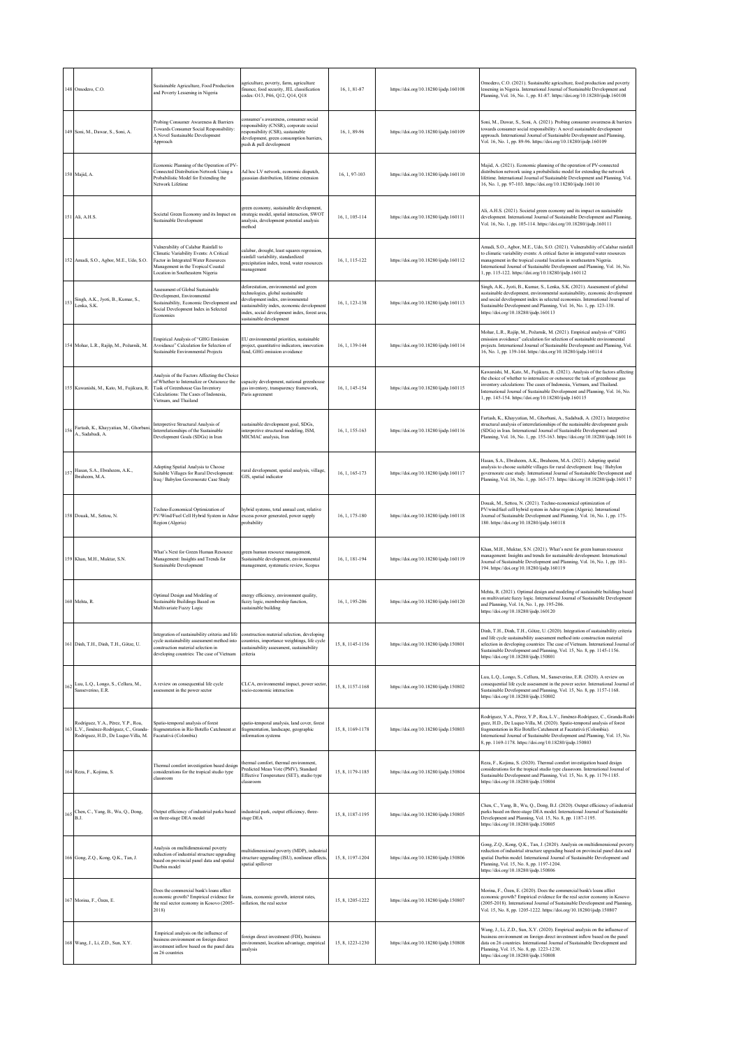| 148 | Omodero, C.O. | Sustainable Agriculture, Food Production and Poverty Lessening in Nigeria | agriculture, poverty, farm, agriculture finance, food security, JEL classification codes: O13, P46, Q12, Q14, Q18 | 16, 1, 81-87 | https://doi.org/10.18280/ijsdp.160108 | Omodero, C.O. (2021). Sustainable agriculture, food production and poverty lessening in Nigeria. International Journal of Sustainable Development and Planning, Vol. 16, No. 1, pp. 81-87. https://doi.org/10.18280/ijsdp.160108 |
|---|---|---|---|---|---|---|
| 149 | Soni, M., Dawar, S., Soni, A. | Probing Consumer Awareness & Barriers Towards Consumer Social Responsibility: A Novel Sustainable Development Approach | consumer's awareness, consumer social responsibility (CNSR), corporate social responsibility (CSR), sustainable development, green consumption barriers, push & pull development | 16, 1, 89-96 | https://doi.org/10.18280/ijsdp.160109 | Soni, M., Dawar, S., Soni, A. (2021). Probing consumer awareness & barriers towards consumer social responsibility: A novel sustainable development approach. International Journal of Sustainable Development and Planning, Vol. 16, No. 1, pp. 89-96. https://doi.org/10.18280/ijsdp.160109 |
| 150 | Majid, A. | Economic Planning of the Operation of PV-Connected Distribution Network Using a Probabilistic Model for Extending the Network Lifetime | Ad hoc LV network, economic dispatch, gaussian distribution, lifetime extension | 16, 1, 97-103 | https://doi.org/10.18280/ijsdp.160110 | Majid, A. (2021). Economic planning of the operation of PV-connected distribution network using a probabilistic model for extending the network lifetime. International Journal of Sustainable Development and Planning, Vol. 16, No. 1, pp. 97-103. https://doi.org/10.18280/ijsdp.160110 |
| 151 | Ali, A.H.S. | Societal Green Economy and its Impact on Sustainable Development | green economy, sustainable development, strategic model, spatial interaction, SWOT analysis, development potential analysis method | 16, 1, 105-114 | https://doi.org/10.18280/ijsdp.160111 | Ali, A.H.S. (2021). Societal green economy and its impact on sustainable development. International Journal of Sustainable Development and Planning, Vol. 16, No. 1, pp. 105-114. https://doi.org/10.18280/ijsdp.160111 |
| 152 | Amadi, S.O., Agbor, M.E., Udo, S.O. | Vulnerability of Calabar Rainfall to Climatic Variability Events: A Critical Factor in Integrated Water Resources Management in the Tropical Coastal Location in Southeastern Nigeria | calabar, drought, least squares regression, rainfall variability, standardized precipitation index, trend, water resources management | 16, 1, 115-122 | https://doi.org/10.18280/ijsdp.160112 | Amadi, S.O., Agbor, M.E., Udo, S.O. (2021). Vulnerability of Calabar rainfall to climatic variability events: A critical factor in integrated water resources management in the tropical coastal location in southeastern Nigeria. International Journal of Sustainable Development and Planning, Vol. 16, No. 1, pp. 115-122. https://doi.org/10.18280/ijsdp.160112 |
| 153 | Singh, A.K., Jyoti, B., Kumar, S., Lenka, S.K. | Assessment of Global Sustainable Development, Environmental Sustainability, Economic Development and Social Development Index in Selected Economies | deforestation, environmental and green technologies, global sustainable development index, environmental sustainability index, economic development index, social development index, forest area, sustainable development | 16, 1, 123-138 | https://doi.org/10.18280/ijsdp.160113 | Singh, A.K., Jyoti, B., Kumar, S., Lenka, S.K. (2021). Assessment of global sustainable development, environmental sustainability, economic development and social development index in selected economies. International Journal of Sustainable Development and Planning, Vol. 16, No. 1, pp. 123-138. https://doi.org/10.18280/ijsdp.160113 |
| 154 | Mohar, L.R., Rajšp, M., Požarnik, M. | Empirical Analysis of "GHG Emission Avoidance" Calculation for Selection of Sustainable Environmental Projects | EU environmental priorities, sustainable project, quantitative indicators, innovation fund, GHG emission avoidance | 16, 1, 139-144 | https://doi.org/10.18280/ijsdp.160114 | Mohar, L.R., Rajšp, M., Požarnik, M. (2021). Empirical analysis of "GHG emission avoidance" calculation for selection of sustainable environmental projects. International Journal of Sustainable Development and Planning, Vol. 16, No. 1, pp. 139-144. https://doi.org/10.18280/ijsdp.160114 |
| 155 | Kawanishi, M., Kato, M., Fujikura, R. | Analysis of the Factors Affecting the Choice of Whether to Internalize or Outsource the Task of Greenhouse Gas Inventory Calculations: The Cases of Indonesia, Vietnam, and Thailand | capacity development, national greenhouse gas inventory, transparency framework, Paris agreement | 16, 1, 145-154 | https://doi.org/10.18280/ijsdp.160115 | Kawanishi, M., Kato, M., Fujikura, R. (2021). Analysis of the factors affecting the choice of whether to internalize or outsource the task of greenhouse gas inventory calculations: The cases of Indonesia, Vietnam, and Thailand. International Journal of Sustainable Development and Planning, Vol. 16, No. 1, pp. 145-154. https://doi.org/10.18280/ijsdp.160115 |
| 156 | Fartash, K., Khayyatian, M., Ghorbani, A., Sadabadi, A. | Interpretive Structural Analysis of Interrelationships of the Sustainable Development Goals (SDGs) in Iran | sustainable development goal, SDGs, interpretive structural modeling, ISM, MICMAC analysis, Iran | 16, 1, 155-163 | https://doi.org/10.18280/ijsdp.160116 | Fartash, K., Khayyatian, M., Ghorbani, A., Sadabadi, A. (2021). Interpretive structural analysis of interrelationships of the sustainable development goals (SDGs) in Iran. International Journal of Sustainable Development and Planning, Vol. 16, No. 1, pp. 155-163. https://doi.org/10.18280/ijsdp.160116 |
| 157 | Hasan, S.A., Ebraheem, A.K., Ibraheem, M.A. | Adopting Spatial Analysis to Choose Suitable Villages for Rural Development: Iraq / Babylon Governorate Case Study | rural development, spatial analysis, village, GIS, spatial indicator | 16, 1, 165-173 | https://doi.org/10.18280/ijsdp.160117 | Hasan, S.A., Ebraheem, A.K., Ibraheem, M.A. (2021). Adopting spatial analysis to choose suitable villages for rural development: Iraq / Babylon governorate case study. International Journal of Sustainable Development and Planning, Vol. 16, No. 1, pp. 165-173. https://doi.org/10.18280/ijsdp.160117 |
| 158 | Douak, M., Settou, N. | Techno-Economical Optimization of PV/Wind/Fuel Cell Hybrid System in Adrar Region (Algeria) | hybrid systems, total annual cost, relative excess power generated, power supply probability | 16, 1, 175-180 | https://doi.org/10.18280/ijsdp.160118 | Douak, M., Settou, N. (2021). Techno-economical optimization of PV/wind/fuel cell hybrid system in Adrar region (Algeria). International Journal of Sustainable Development and Planning, Vol. 16, No. 1, pp. 175-180. https://doi.org/10.18280/ijsdp.160118 |
| 159 | Khan, M.H., Muktar, S.N. | What's Next for Green Human Resource Management: Insights and Trends for Sustainable Development | green human resource management, Sustainable development, environmental management, systematic review, Scopus | 16, 1, 181-194 | https://doi.org/10.18280/ijsdp.160119 | Khan, M.H., Muktar, S.N. (2021). What's next for green human resource management: Insights and trends for sustainable development. International Journal of Sustainable Development and Planning, Vol. 16, No. 1, pp. 181-194. https://doi.org/10.18280/ijsdp.160119 |
| 160 | Mehta, R. | Optimal Design and Modeling of Sustainable Buildings Based on Multivariate Fuzzy Logic | energy efficiency, environment quality, fuzzy logic, membership function, sustainable building | 16, 1, 195-206 | https://doi.org/10.18280/ijsdp.160120 | Mehta, R. (2021). Optimal design and modeling of sustainable buildings based on multivariate fuzzy logic. International Journal of Sustainable Development and Planning, Vol. 16, No. 1, pp. 195-206. https://doi.org/10.18280/ijsdp.160120 |
| 161 | Dinh, T.H., Dinh, T.H., Götze, U. | Integration of sustainability criteria and life cycle sustainability assessment method into construction material selection in developing countries: The case of Vietnam | construction material selection, developing countries, importance weightings, life cycle sustainability assessment, sustainability criteria | 15, 8, 1145-1156 | https://doi.org/10.18280/ijsdp.150801 | Dinh, T.H., Dinh, T.H., Götze, U. (2020). Integration of sustainability criteria and life cycle sustainability assessment method into construction material selection in developing countries: The case of Vietnam. International Journal of Sustainable Development and Planning, Vol. 15, No. 8, pp. 1145-1156. https://doi.org/10.18280/ijsdp.150801 |
| 162 | Luu, L.Q., Longo, S., Cellura, M., Sanseverino, E.R. | A review on consequential life cycle assessment in the power sector | CLCA, environmental impact, power sector, socio-economic interaction | 15, 8, 1157-1168 | https://doi.org/10.18280/ijsdp.150802 | Luu, L.Q., Longo, S., Cellura, M., Sanseverino, E.R. (2020). A review on consequential life cycle assessment in the power sector. International Journal of Sustainable Development and Planning, Vol. 15, No. 8, pp. 1157-1168. https://doi.org/10.18280/ijsdp.150802 |
| 163 | Rodríguez, Y.A., Pérez, Y.P., Roa, L.V., Jiménez-Rodríguez, C., Granda-Rodríguez, H.D., De Luque-Villa, M. | Spatio-temporal analysis of forest fragmentation in Río Botello Catchment at Facatativá (Colombia) | spatio-temporal analysis, land cover, forest fragmentation, landscape, geographic information systems | 15, 8, 1169-1178 | https://doi.org/10.18280/ijsdp.150803 | Rodríguez, Y.A., Pérez, Y.P., Roa, L.V., Jiménez-Rodríguez, C., Granda-Rodríguez, H.D., De Luque-Villa, M. (2020). Spatio-temporal analysis of forest fragmentation in Río Botello Catchment at Facatativá (Colombia). International Journal of Sustainable Development and Planning, Vol. 15, No. 8, pp. 1169-1178. https://doi.org/10.18280/ijsdp.150803 |
| 164 | Reza, F., Kojima, S. | Thermal comfort investigation based design considerations for the tropical studio type classroom | thermal comfort, thermal environment, Predicted Mean Vote (PMV), Standard Effective Temperature (SET), studio type classroom | 15, 8, 1179-1185 | https://doi.org/10.18280/ijsdp.150804 | Reza, F., Kojima, S. (2020). Thermal comfort investigation based design considerations for the tropical studio type classroom. International Journal of Sustainable Development and Planning, Vol. 15, No. 8, pp. 1179-1185. https://doi.org/10.18280/ijsdp.150804 |
| 165 | Chen, C., Yang, B., Wu, Q., Dong, B.J. | Output efficiency of industrial parks based on three-stage DEA model | industrial park, output efficiency, three-stage DEA | 15, 8, 1187-1195 | https://doi.org/10.18280/ijsdp.150805 | Chen, C., Yang, B., Wu, Q., Dong, B.J. (2020). Output efficiency of industrial parks based on three-stage DEA model. International Journal of Sustainable Development and Planning, Vol. 15, No. 8, pp. 1187-1195. https://doi.org/10.18280/ijsdp.150805 |
| 166 | Gong, Z.Q., Kong, Q.K., Tan, J. | Analysis on multidimensional poverty reduction of industrial structure upgrading based on provincial panel data and spatial Durbin model | multidimensional poverty (MDP), industrial structure upgrading (ISU), nonlinear effects, spatial spillover | 15, 8, 1197-1204 | https://doi.org/10.18280/ijsdp.150806 | Gong, Z.Q., Kong, Q.K., Tan, J. (2020). Analysis on multidimensional poverty reduction of industrial structure upgrading based on provincial panel data and spatial Durbin model. International Journal of Sustainable Development and Planning, Vol. 15, No. 8, pp. 1197-1204. https://doi.org/10.18280/ijsdp.150806 |
| 167 | Morina, F., Özen, E. | Does the commercial bank's loans affect economic growth? Empirical evidence for the real sector economy in Kosovo (2005-2018) | loans, economic growth, interest rates, inflation, the real sector | 15, 8, 1205-1222 | https://doi.org/10.18280/ijsdp.150807 | Morina, F., Özen, E. (2020). Does the commercial bank's loans affect economic growth? Empirical evidence for the real sector economy in Kosovo (2005-2018). International Journal of Sustainable Development and Planning, Vol. 15, No. 8, pp. 1205-1222. https://doi.org/10.18280/ijsdp.150807 |
| 168 | Wang, J., Li, Z.D., Sun, X.Y. | Empirical analysis on the influence of business environment on foreign direct investment inflow based on the panel data on 26 countries | foreign direct investment (FDI), business environment, location advantage, empirical analysis | 15, 8, 1223-1230 | https://doi.org/10.18280/ijsdp.150808 | Wang, J., Li, Z.D., Sun, X.Y. (2020). Empirical analysis on the influence of business environment on foreign direct investment inflow based on the panel data on 26 countries. International Journal of Sustainable Development and Planning, Vol. 15, No. 8, pp. 1223-1230. https://doi.org/10.18280/ijsdp.150808 |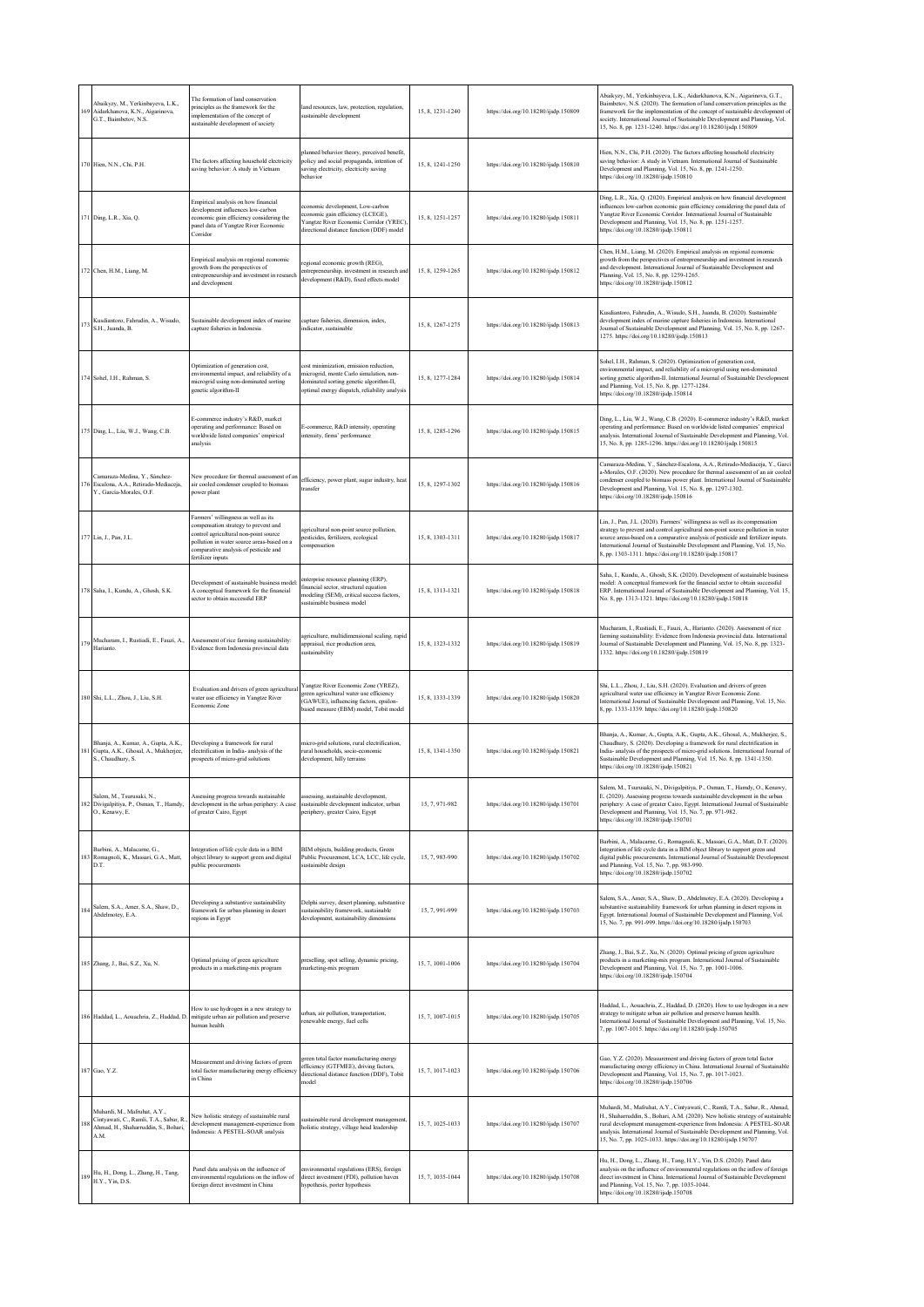| 169 | Abaikyzy, M., Yerkinbayeva, L.K., Aidarkhanova, K.N., Aigarinova, G.T., Baimbetov, N.S. | The formation of land conservation principles as the framework for the implementation of the concept of sustainable development of society | land resources, law, protection, regulation, sustainable development | 15, 8, 1231-1240 | https://doi.org/10.18280/ijsdp.150809 | Abaikyzy, M., Yerkinbayeva, L.K., Aidarkhanova, K.N., Aigarinova, G.T., Baimbetov, N.S. (2020). The formation of land conservation principles as the framework for the implementation of the concept of sustainable development of society. International Journal of Sustainable Development and Planning, Vol. 15, No. 8, pp. 1231-1240. https://doi.org/10.18280/ijsdp.150809 |
|---|---|---|---|---|---|---|
| 170 | Hien, N.N., Chi, P.H. | The factors affecting household electricity saving behavior: A study in Vietnam | planned behavior theory, perceived benefit, policy and social propaganda, intention of saving electricity, electricity saving behavior | 15, 8, 1241-1250 | https://doi.org/10.18280/ijsdp.150810 | Hien, N.N., Chi, P.H. (2020). The factors affecting household electricity saving behavior: A study in Vietnam. International Journal of Sustainable Development and Planning, Vol. 15, No. 8, pp. 1241-1250. https://doi.org/10.18280/ijsdp.150810 |
| 171 | Ding, L.R., Xia, Q. | Empirical analysis on how financial development influences low-carbon economic gain efficiency considering the panel data of Yangtze River Economic Corridor | economic development, Low-carbon economic gain efficiency (LCEGE), Yangtze River Economic Corridor (YREC), directional distance function (DDF) model | 15, 8, 1251-1257 | https://doi.org/10.18280/ijsdp.150811 | Ding, L.R., Xia, Q. (2020). Empirical analysis on how financial development influences low-carbon economic gain efficiency considering the panel data of Yangtze River Economic Corridor. International Journal of Sustainable Development and Planning, Vol. 15, No. 8, pp. 1251-1257. https://doi.org/10.18280/ijsdp.150811 |
| 172 | Chen, H.M., Liang, M. | Empirical analysis on regional economic growth from the perspectives of entrepreneurship and investment in research and development | regional economic growth (REG), entrepreneurship, investment in research and development (R&D), fixed effects model | 15, 8, 1259-1265 | https://doi.org/10.18280/ijsdp.150812 | Chen, H.M., Liang, M. (2020). Empirical analysis on regional economic growth from the perspectives of entrepreneurship and investment in research and development. International Journal of Sustainable Development and Planning, Vol. 15, No. 8, pp. 1259-1265. https://doi.org/10.18280/ijsdp.150812 |
| 173 | Kusdiantoro, Fahrudin, A., Wisudo, S.H., Juanda, B. | Sustainable development index of marine capture fisheries in Indonesia | capture fisheries, dimension, index, indicator, sustainable | 15, 8, 1267-1275 | https://doi.org/10.18280/ijsdp.150813 | Kusdiantoro, Fahrudin, A., Wisudo, S.H., Juanda, B. (2020). Sustainable development index of marine capture fisheries in Indonesia. International Journal of Sustainable Development and Planning, Vol. 15, No. 8, pp. 1267-1275. https://doi.org/10.18280/ijsdp.150813 |
| 174 | Sohel, I.H., Rahman, S. | Optimization of generation cost, environmental impact, and reliability of a microgrid using non-dominated sorting genetic algorithm-II | cost minimization, emission reduction, microgrid, monte Carlo simulation, non-dominated sorting genetic algorithm-II, optimal energy dispatch, reliability analysis | 15, 8, 1277-1284 | https://doi.org/10.18280/ijsdp.150814 | Sohel, I.H., Rahman, S. (2020). Optimization of generation cost, environmental impact, and reliability of a microgrid using non-dominated sorting genetic algorithm-II. International Journal of Sustainable Development and Planning, Vol. 15, No. 8, pp. 1277-1284. https://doi.org/10.18280/ijsdp.150814 |
| 175 | Ding, L., Liu, W.J., Wang, C.B. | E-commerce industry's R&D, market operating and performance: Based on worldwide listed companies' empirical analysis | E-commerce, R&D intensity, operating intensity, firms' performance | 15, 8, 1285-1296 | https://doi.org/10.18280/ijsdp.150815 | Ding, L., Liu, W.J., Wang, C.B. (2020). E-commerce industry's R&D, market operating and performance: Based on worldwide listed companies' empirical analysis. International Journal of Sustainable Development and Planning, Vol. 15, No. 8, pp. 1285-1296. https://doi.org/10.18280/ijsdp.150815 |
| 176 | Camaraza-Medina, Y., Sánchez-Escalona, A.A., Retirado-Mediaceja, Y., García-Morales, O.F. | New procedure for thermal assessment of an air cooled condenser coupled to biomass power plant | efficiency, power plant, sugar industry, heat transfer | 15, 8, 1297-1302 | https://doi.org/10.18280/ijsdp.150816 | Camaraza-Medina, Y., Sánchez-Escalona, A.A., Retirado-Mediaceja, Y., García-Morales, O.F. (2020). New procedure for thermal assessment of an air cooled condenser coupled to biomass power plant. International Journal of Sustainable Development and Planning, Vol. 15, No. 8, pp. 1297-1302. https://doi.org/10.18280/ijsdp.150816 |
| 177 | Lin, J., Pan, J.L. | Farmers' willingness as well as its compensation strategy to prevent and control agricultural non-point source pollution in water source areas-based on a comparative analysis of pesticide and fertilizer inputs | agricultural non-point source pollution, pesticides, fertilizers, ecological compensation | 15, 8, 1303-1311 | https://doi.org/10.18280/ijsdp.150817 | Lin, J., Pan, J.L. (2020). Farmers' willingness as well as its compensation strategy to prevent and control agricultural non-point source pollution in water source areas-based on a comparative analysis of pesticide and fertilizer inputs. International Journal of Sustainable Development and Planning, Vol. 15, No. 8, pp. 1303-1311. https://doi.org/10.18280/ijsdp.150817 |
| 178 | Saha, I., Kundu, A., Ghosh, S.K. | Development of sustainable business model: A conceptual framework for the financial sector to obtain successful ERP | enterprise resource planning (ERP), financial sector, structural equation modeling (SEM), critical success factors, sustainable business model | 15, 8, 1313-1321 | https://doi.org/10.18280/ijsdp.150818 | Saha, I., Kundu, A., Ghosh, S.K. (2020). Development of sustainable business model: A conceptual framework for the financial sector to obtain successful ERP. International Journal of Sustainable Development and Planning, Vol. 15, No. 8, pp. 1313-1321. https://doi.org/10.18280/ijsdp.150818 |
| 179 | Mucharam, I., Rustiadi, E., Fauzi, A., Harianto. | Assessment of rice farming sustainability: Evidence from Indonesia provincial data | agriculture, multidimensional scaling, rapid appraisal, rice production area, sustainability | 15, 8, 1323-1332 | https://doi.org/10.18280/ijsdp.150819 | Mucharam, I., Rustiadi, E., Fauzi, A., Harianto. (2020). Assessment of rice farming sustainability: Evidence from Indonesia provincial data. International Journal of Sustainable Development and Planning, Vol. 15, No. 8, pp. 1323-1332. https://doi.org/10.18280/ijsdp.150819 |
| 180 | Shi, L.L., Zhou, J., Liu, S.H. | Evaluation and drivers of green agricultural water use efficiency in Yangtze River Economic Zone | Yangtze River Economic Zone (YREZ), green agricultural water use efficiency (GAWUE), influencing factors, epsilon-based measure (EBM) model, Tobit model | 15, 8, 1333-1339 | https://doi.org/10.18280/ijsdp.150820 | Shi, L.L., Zhou, J., Liu, S.H. (2020). Evaluation and drivers of green agricultural water use efficiency in Yangtze River Economic Zone. International Journal of Sustainable Development and Planning, Vol. 15, No. 8, pp. 1333-1339. https://doi.org/10.18280/ijsdp.150820 |
| 181 | Bhanja, A., Kumar, A., Gupta, A.K., Gupta, A.K., Ghosal, A., Mukherjee, S., Chaudhury, S. | Developing a framework for rural electrification in India- analysis of the prospects of micro-grid solutions | micro-grid solutions, rural electrification, rural households, socio-economic development, hilly terrains | 15, 8, 1341-1350 | https://doi.org/10.18280/ijsdp.150821 | Bhanja, A., Kumar, A., Gupta, A.K., Gupta, A.K., Ghosal, A., Mukherjee, S., Chaudhury, S. (2020). Developing a framework for rural electrification in India- analysis of the prospects of micro-grid solutions. International Journal of Sustainable Development and Planning, Vol. 15, No. 8, pp. 1341-1350. https://doi.org/10.18280/ijsdp.150821 |
| 182 | Salem, M., Tsurusaki, N., Divigalpitiya, P., Osman, T., Hamdy, O., Kenawy, E. | Assessing progress towards sustainable development in the urban periphery: A case of greater Cairo, Egypt | assessing, sustainable development, sustainable development indicator, urban periphery, greater Cairo, Egypt | 15, 7, 971-982 | https://doi.org/10.18280/ijsdp.150701 | Salem, M., Tsurusaki, N., Divigalpitiya, P., Osman, T., Hamdy, O., Kenawy, E. (2020). Assessing progress towards sustainable development in the urban periphery: A case of greater Cairo, Egypt. International Journal of Sustainable Development and Planning, Vol. 15, No. 7, pp. 971-982. https://doi.org/10.18280/ijsdp.150701 |
| 183 | Barbini, A., Malacarne, G., Romagnoli, K., Massari, G.A., Matt, D.T. | Integration of life cycle data in a BIM object library to support green and digital public procurements | BIM objects, building products, Green Public Procurement, LCA, LCC, life cycle, sustainable design | 15, 7, 983-990 | https://doi.org/10.18280/ijsdp.150702 | Barbini, A., Malacarne, G., Romagnoli, K., Massari, G.A., Matt, D.T. (2020). Integration of life cycle data in a BIM object library to support green and digital public procurements. International Journal of Sustainable Development and Planning, Vol. 15, No. 7, pp. 983-990. https://doi.org/10.18280/ijsdp.150702 |
| 184 | Salem, S.A., Amer, S.A., Shaw, D., Abdelmotey, E.A. | Developing a substantive sustainability framework for urban planning in desert regions in Egypt | Delphi survey, desert planning, substantive sustainability framework, sustainable development, sustainability dimensions | 15, 7, 991-999 | https://doi.org/10.18280/ijsdp.150703 | Salem, S.A., Amer, S.A., Shaw, D., Abdelmotey, E.A. (2020). Developing a substantive sustainability framework for urban planning in desert regions in Egypt. International Journal of Sustainable Development and Planning, Vol. 15, No. 7, pp. 991-999. https://doi.org/10.18280/ijsdp.150703 |
| 185 | Zhang, J., Bai, S.Z., Xu, N. | Optimal pricing of green agriculture products in a marketing-mix program | preselling, spot selling, dynamic pricing, marketing-mix program | 15, 7, 1001-1006 | https://doi.org/10.18280/ijsdp.150704 | Zhang, J., Bai, S.Z., Xu, N. (2020). Optimal pricing of green agriculture products in a marketing-mix program. International Journal of Sustainable Development and Planning, Vol. 15, No. 7, pp. 1001-1006. https://doi.org/10.18280/ijsdp.150704 |
| 186 | Haddad, L., Aouachria, Z., Haddad, D. | How to use hydrogen in a new strategy to mitigate urban air pollution and preserve human health | urban, air pollution, transportation, renewable energy, fuel cells | 15, 7, 1007-1015 | https://doi.org/10.18280/ijsdp.150705 | Haddad, L., Aouachria, Z., Haddad, D. (2020). How to use hydrogen in a new strategy to mitigate urban air pollution and preserve human health. International Journal of Sustainable Development and Planning, Vol. 15, No. 7, pp. 1007-1015. https://doi.org/10.18280/ijsdp.150705 |
| 187 | Gao, Y.Z. | Measurement and driving factors of green total factor manufacturing energy efficiency in China | green total factor manufacturing energy efficiency (GTFMEE), driving factors, directional distance function (DDF), Tobit model | 15, 7, 1017-1023 | https://doi.org/10.18280/ijsdp.150706 | Gao, Y.Z. (2020). Measurement and driving factors of green total factor manufacturing energy efficiency in China. International Journal of Sustainable Development and Planning, Vol. 15, No. 7, pp. 1017-1023. https://doi.org/10.18280/ijsdp.150706 |
| 188 | Muhardi, M., Mafruhat, A.Y., Cintyawati, C., Ramli, T.A., Sabar, R., Ahmad, H., Shaharruddin, S., Bohari, A.M. | New holistic strategy of sustainable rural development management-experience from Indonesia: A PESTEL-SOAR analysis | sustainable rural development management, holistic strategy, village head leadership | 15, 7, 1025-1033 | https://doi.org/10.18280/ijsdp.150707 | Muhardi, M., Mafruhat, A.Y., Cintyawati, C., Ramli, T.A., Sabar, R., Ahmad, H., Shaharruddin, S., Bohari, A.M. (2020). New holistic strategy of sustainable rural development management-experience from Indonesia: A PESTEL-SOAR analysis. International Journal of Sustainable Development and Planning, Vol. 15, No. 7, pp. 1025-1033. https://doi.org/10.18280/ijsdp.150707 |
| 189 | Hu, H., Dong, L., Zhang, H., Tang, H.Y., Yin, D.S. | Panel data analysis on the influence of environmental regulations on the inflow of foreign direct investment in China | environmental regulations (ERS), foreign direct investment (FDI), pollution haven hypothesis, porter hypothesis | 15, 7, 1035-1044 | https://doi.org/10.18280/ijsdp.150708 | Hu, H., Dong, L., Zhang, H., Tang, H.Y., Yin, D.S. (2020). Panel data analysis on the influence of environmental regulations on the inflow of foreign direct investment in China. International Journal of Sustainable Development and Planning, Vol. 15, No. 7, pp. 1035-1044. https://doi.org/10.18280/ijsdp.150708 |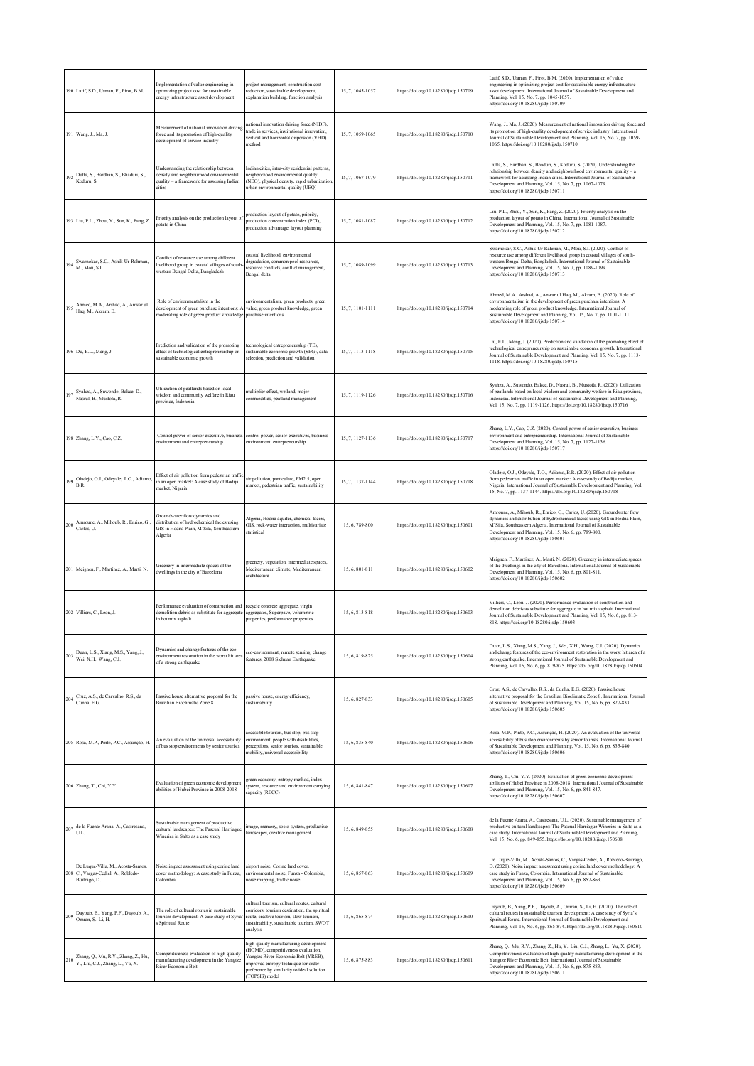| 190 | Latif, S.D., Usman, F., Pirot, B.M. | Implementation of value engineering in optimizing project cost for sustainable energy infrastructure asset development | project management, construction cost reduction, sustainable development, explanation building, function analysis | 15, 7, 1045-1057 | https://doi.org/10.18280/ijsdp.150709 | Latif, S.D., Usman, F., Pirot, B.M. (2020). Implementation of value engineering in optimizing project cost for sustainable energy infrastructure asset development. International Journal of Sustainable Development and Planning, Vol. 15, No. 7, pp. 1045-1057. https://doi.org/10.18280/ijsdp.150709 |
|---|---|---|---|---|---|---|
| 191 | Wang, J., Ma, J. | Measurement of national innovation driving force and its promotion of high-quality development of service industry | national innovation driving force (NIDF), trade in services, institutional innovation, vertical and horizontal dispersion (VHD) method | 15, 7, 1059-1065 | https://doi.org/10.18280/ijsdp.150710 | Wang, J., Ma, J. (2020). Measurement of national innovation driving force and its promotion of high-quality development of service industry. International Journal of Sustainable Development and Planning, Vol. 15, No. 7, pp. 1059-1065. https://doi.org/10.18280/ijsdp.150710 |
| 192 | Dutta, S., Bardhan, S., Bhaduri, S., Koduru, S. | Understanding the relationship between density and neighbourhood environmental quality – a framework for assessing Indian cities | Indian cities, intra-city residential patterns, neighbourhood environmental quality (NEQ), physical density, rapid urbanization, urban environmental quality (UEQ) | 15, 7, 1067-1079 | https://doi.org/10.18280/ijsdp.150711 | Dutta, S., Bardhan, S., Bhaduri, S., Koduru, S. (2020). Understanding the relationship between density and neighbourhood environmental quality – a framework for assessing Indian cities. International Journal of Sustainable Development and Planning, Vol. 15, No. 7, pp. 1067-1079. https://doi.org/10.18280/ijsdp.150711 |
| 193 | Liu, P.L., Zhou, Y., Sun, K., Fang, Z. | Priority analysis on the production layout of potato in China | production layout of potato, priority, production concentration index (PCI), production advantage, layout planning | 15, 7, 1081-1087 | https://doi.org/10.18280/ijsdp.150712 | Liu, P.L., Zhou, Y., Sun, K., Fang, Z. (2020). Priority analysis on the production layout of potato in China. International Journal of Sustainable Development and Planning, Vol. 15, No. 7, pp. 1081-1087. https://doi.org/10.18280/ijsdp.150712 |
| 194 | Swarnokar, S.C., Ashik-Ur-Rahman, M., Mou, S.I. | Conflict of resource use among different livelihood group in coastal villages of south-western Bengal Delta, Bangladesh | coastal livelihood, environmental degradation, common pool resources, resource conflicts, conflict management, Bengal delta | 15, 7, 1089-1099 | https://doi.org/10.18280/ijsdp.150713 | Swarnokar, S.C., Ashik-Ur-Rahman, M., Mou, S.I. (2020). Conflict of resource use among different livelihood group in coastal villages of south-western Bengal Delta, Bangladesh. International Journal of Sustainable Development and Planning, Vol. 15, No. 7, pp. 1089-1099. https://doi.org/10.18280/ijsdp.150713 |
| 195 | Ahmed, M.A., Arshad, A., Anwar ul Haq, M., Akram, B. | Role of environmentalism in the development of green purchase intentions: A moderating role of green product knowledge | environmentalism, green products, green value, green product knowledge, green purchase intentions | 15, 7, 1101-1111 | https://doi.org/10.18280/ijsdp.150714 | Ahmed, M.A., Arshad, A., Anwar ul Haq, M., Akram, B. (2020). Role of environmentalism in the development of green purchase intentions: A moderating role of green product knowledge. International Journal of Sustainable Development and Planning, Vol. 15, No. 7, pp. 1101-1111. https://doi.org/10.18280/ijsdp.150714 |
| 196 | Du, E.L., Meng, J. | Prediction and validation of the promoting effect of technological entrepreneurship on sustainable economic growth | technological entrepreneurship (TE), sustainable economic growth (SEG), data selection, prediction and validation | 15, 7, 1113-1118 | https://doi.org/10.18280/ijsdp.150715 | Du, E.L., Meng, J. (2020). Prediction and validation of the promoting effect of technological entrepreneurship on sustainable economic growth. International Journal of Sustainable Development and Planning, Vol. 15, No. 7, pp. 1113-1118. https://doi.org/10.18280/ijsdp.150715 |
| 197 | Syahza, A., Suwondo, Bakce, D., Nasrul, B., Mustofa, R. | Utilization of peatlands based on local wisdom and community welfare in Riau province, Indonesia | multiplier effect, wetland, major commodities, peatland management | 15, 7, 1119-1126 | https://doi.org/10.18280/ijsdp.150716 | Syahza, A., Suwondo, Bakce, D., Nasrul, B., Mustofa, R. (2020). Utilization of peatlands based on local wisdom and community welfare in Riau province, Indonesia. International Journal of Sustainable Development and Planning, Vol. 15, No. 7, pp. 1119-1126. https://doi.org/10.18280/ijsdp.150716 |
| 198 | Zhang, L.Y., Cao, C.Z. | Control power of senior executive, business environment and entrepreneurship | control power, senior executives, business environment, entrepreneurship | 15, 7, 1127-1136 | https://doi.org/10.18280/ijsdp.150717 | Zhang, L.Y., Cao, C.Z. (2020). Control power of senior executive, business environment and entrepreneurship. International Journal of Sustainable Development and Planning, Vol. 15, No. 7, pp. 1127-1136. https://doi.org/10.18280/ijsdp.150717 |
| 199 | Oladejo, O.J., Odeyale, T.O., Adiamo, B.R. | Effect of air pollution from pedestrian traffic in an open market: A case study of Bodija market, Nigeria | air pollution, particulate, PM2.5, open market, pedestrian traffic, sustainability | 15, 7, 1137-1144 | https://doi.org/10.18280/ijsdp.150718 | Oladejo, O.J., Odeyale, T.O., Adiamo, B.R. (2020). Effect of air pollution from pedestrian traffic in an open market: A case study of Bodija market, Nigeria. International Journal of Sustainable Development and Planning, Vol. 15, No. 7, pp. 1137-1144. https://doi.org/10.18280/ijsdp.150718 |
| 200 | Amroune, A., Mihoub, R., Enrico, G., Carlos, U. | Groundwater flow dynamics and distribution of hydrochemical facies using GIS in Hodna Plain, M'Sila, Southeastern Algeria | Algeria, Hodna aquifer, chemical facies, GIS, rock-water interaction, multivariate statistical | 15, 6, 789-800 | https://doi.org/10.18280/ijsdp.150601 | Amroune, A., Mihoub, R., Enrico, G., Carlos, U. (2020). Groundwater flow dynamics and distribution of hydrochemical facies using GIS in Hodna Plain, M'Sila, Southeastern Algeria. International Journal of Sustainable Development and Planning, Vol. 15, No. 6, pp. 789-800. https://doi.org/10.18280/ijsdp.150601 |
| 201 | Meignen, F., Martínez, A., Martí, N. | Greenery in intermediate spaces of the dwellings in the city of Barcelona | greenery, vegetation, intermediate spaces, Mediterranean climate, Mediterranean architecture | 15, 6, 801-811 | https://doi.org/10.18280/ijsdp.150602 | Meignen, F., Martínez, A., Martí, N. (2020). Greenery in intermediate spaces of the dwellings in the city of Barcelona. International Journal of Sustainable Development and Planning, Vol. 15, No. 6, pp. 801-811. https://doi.org/10.18280/ijsdp.150602 |
| 202 | Villiers, C., Leon, J. | Performance evaluation of construction and demolition debris as substitute for aggregate in hot mix asphalt | recycle concrete aggregate, virgin aggregates, Superpave, volumetric properties, performance properties | 15, 6, 813-818 | https://doi.org/10.18280/ijsdp.150603 | Villiers, C., Leon, J. (2020). Performance evaluation of construction and demolition debris as substitute for aggregate in hot mix asphalt. International Journal of Sustainable Development and Planning, Vol. 15, No. 6, pp. 813-818. https://doi.org/10.18280/ijsdp.150603 |
| 203 | Duan, L.S., Xiang, M.S., Yang, J., Wei, X.H., Wang, C.J. | Dynamics and change features of the eco-environment restoration in the worst hit area of a strong earthquake | eco-environment, remote sensing, change features, 2008 Sichuan Earthquake | 15, 6, 819-825 | https://doi.org/10.18280/ijsdp.150604 | Duan, L.S., Xiang, M.S., Yang, J., Wei, X.H., Wang, C.J. (2020). Dynamics and change features of the eco-environment restoration in the worst hit area of a strong earthquake. International Journal of Sustainable Development and Planning, Vol. 15, No. 6, pp. 819-825. https://doi.org/10.18280/ijsdp.150604 |
| 204 | Cruz, A.S., de Carvalho, R.S., da Cunha, E.G. | Passive house alternative proposal for the Brazilian Bioclimatic Zone 8 | passive house, energy efficiency, sustainability | 15, 6, 827-833 | https://doi.org/10.18280/ijsdp.150605 | Cruz, A.S., de Carvalho, R.S., da Cunha, E.G. (2020). Passive house alternative proposal for the Brazilian Bioclimatic Zone 8. International Journal of Sustainable Development and Planning, Vol. 15, No. 6, pp. 827-833. https://doi.org/10.18280/ijsdp.150605 |
| 205 | Rosa, M.P., Pinto, P.C., Assunção, H. | An evaluation of the universal accessibility of bus stop environments by senior tourists | accessible tourism, bus stop, bus stop environment, people with disabilities, perceptions, senior tourists, sustainable mobility, universal accessibility | 15, 6, 835-840 | https://doi.org/10.18280/ijsdp.150606 | Rosa, M.P., Pinto, P.C., Assunção, H. (2020). An evaluation of the universal accessibility of bus stop environments by senior tourists. International Journal of Sustainable Development and Planning, Vol. 15, No. 6, pp. 835-840. https://doi.org/10.18280/ijsdp.150606 |
| 206 | Zhang, T., Chi, Y.Y. | Evaluation of green economic development abilities of Hubei Province in 2008-2018 | green economy, entropy method, index system, resource and environment carrying capacity (RECC) | 15, 6, 841-847 | https://doi.org/10.18280/ijsdp.150607 | Zhang, T., Chi, Y.Y. (2020). Evaluation of green economic development abilities of Hubei Province in 2008-2018. International Journal of Sustainable Development and Planning, Vol. 15, No. 6, pp. 841-847. https://doi.org/10.18280/ijsdp.150607 |
| 207 | de la Fuente Arana, A., Castresana, U.L. | Sustainable management of productive cultural landscapes: The Pascual Harriague Wineries in Salto as a case study | image, memory, socio-system, productive landscapes, creative management | 15, 6, 849-855 | https://doi.org/10.18280/ijsdp.150608 | de la Fuente Arana, A., Castresana, U.L. (2020). Sustainable management of productive cultural landscapes: The Pascual Harriague Wineries in Salto as a case study. International Journal of Sustainable Development and Planning, Vol. 15, No. 6, pp. 849-855. https://doi.org/10.18280/ijsdp.150608 |
| 208 | De Luque-Villa, M., Acosta-Santos, C., Vargas-Cediel, A., Robledo-Buitrago, D. | Noise impact assessment using corine land cover methodology: A case study in Funza, Colombia | airport noise, Corine land cover, environmental noise, Funza - Colombia, noise mapping, traffic noise | 15, 6, 857-863 | https://doi.org/10.18280/ijsdp.150609 | De Luque-Villa, M., Acosta-Santos, C., Vargas-Cediel, A., Robledo-Buitrago, D. (2020). Noise impact assessment using corine land cover methodology: A case study in Funza, Colombia. International Journal of Sustainable Development and Planning, Vol. 15, No. 6, pp. 857-863. https://doi.org/10.18280/ijsdp.150609 |
| 209 | Dayoub, B., Yang, P.F., Dayoub, A., Omran, S., Li, H. | The role of cultural routes in sustainable tourism development: A case study of Syria's Spiritual Route | cultural tourism, cultural routes, cultural corridors, tourism destination, the spiritual route, creative tourism, slow tourism, sustainability, sustainable tourism, SWOT analysis | 15, 6, 865-874 | https://doi.org/10.18280/ijsdp.150610 | Dayoub, B., Yang, P.F., Dayoub, A., Omran, S., Li, H. (2020). The role of cultural routes in sustainable tourism development: A case study of Syria's Spiritual Route. International Journal of Sustainable Development and Planning, Vol. 15, No. 6, pp. 865-874. https://doi.org/10.18280/ijsdp.150610 |
| 210 | Zhang, Q., Mu, R.Y., Zhang, Z., Hu, Y., Liu, C.J., Zhang, L., Yu, X. | Competitiveness evaluation of high-quality manufacturing development in the Yangtze River Economic Belt | high-quality manufacturing development (HQMD), competitiveness evaluation, Yangtze River Economic Belt (YREB), improved entropy technique for order preference by similarity to ideal solution (TOPSIS) model | 15, 6, 875-883 | https://doi.org/10.18280/ijsdp.150611 | Zhang, Q., Mu, R.Y., Zhang, Z., Hu, Y., Liu, C.J., Zhang, L., Yu, X. (2020). Competitiveness evaluation of high-quality manufacturing development in the Yangtze River Economic Belt. International Journal of Sustainable Development and Planning, Vol. 15, No. 6, pp. 875-883. https://doi.org/10.18280/ijsdp.150611 |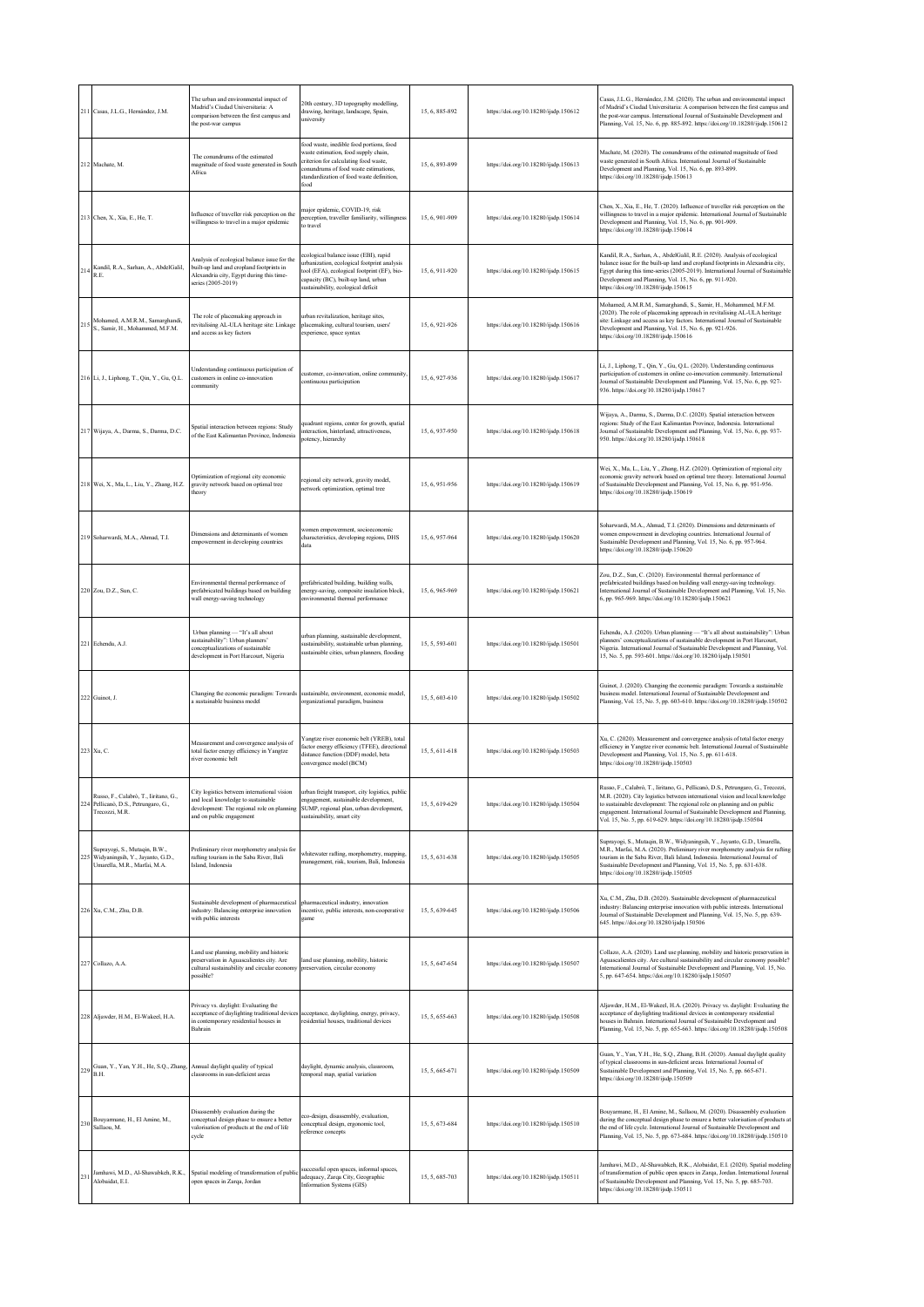| 211 | Casas, J.L.G., Hernández, J.M. | The urban and environmental impact of Madrid's Ciudad Universitaria: A comparison between the first campus and the post-war campus | 20th century, 3D topography modelling, drawing, heritage, landscape, Spain, university | 15, 6, 885-892 | https://doi.org/10.18280/ijsdp.150612 | Casas, J.L.G., Hernández, J.M. (2020). The urban and environmental impact of Madrid's Ciudad Universitaria: A comparison between the first campus and the post-war campus. International Journal of Sustainable Development and Planning, Vol. 15, No. 6, pp. 885-892. https://doi.org/10.18280/ijsdp.150612 |
|---|---|---|---|---|---|---|
| 212 | Machate, M. | The conundrums of the estimated magnitude of food waste generated in South Africa | food waste, inedible food portions, food waste estimation, food supply chain, criterion for calculating food waste, conundrums of food waste estimations, standardization of food waste definition, food | 15, 6, 893-899 | https://doi.org/10.18280/ijsdp.150613 | Machate, M. (2020). The conundrums of the estimated magnitude of food waste generated in South Africa. International Journal of Sustainable Development and Planning, Vol. 15, No. 6, pp. 893-899. https://doi.org/10.18280/ijsdp.150613 |
| 213 | Chen, X., Xia, E., He, T. | Influence of traveller risk perception on the willingness to travel in a major epidemic | major epidemic, COVID-19, risk perception, traveller familiarity, willingness to travel | 15, 6, 901-909 | https://doi.org/10.18280/ijsdp.150614 | Chen, X., Xia, E., He, T. (2020). Influence of traveller risk perception on the willingness to travel in a major epidemic. International Journal of Sustainable Development and Planning, Vol. 15, No. 6, pp. 901-909. https://doi.org/10.18280/ijsdp.150614 |
| 214 | Kandil, R.A., Sarhan, A., AbdelGalil, R.E. | Analysis of ecological balance issue for the built-up land and cropland footprints in Alexandria city, Egypt during this time-series (2005-2019) | ecological balance issue (EBI), rapid urbanization, ecological footprint analysis tool (EFA), ecological footprint (EF), bio-capacity (BC), built-up land, urban sustainability, ecological deficit | 15, 6, 911-920 | https://doi.org/10.18280/ijsdp.150615 | Kandil, R.A., Sarhan, A., AbdelGalil, R.E. (2020). Analysis of ecological balance issue for the built-up land and cropland footprints in Alexandria city, Egypt during this time-series (2005-2019). International Journal of Sustainable Development and Planning, Vol. 15, No. 6, pp. 911-920. https://doi.org/10.18280/ijsdp.150615 |
| 215 | Mohamed, A.M.R.M., Samarghandi, S., Samir, H., Mohammed, M.F.M. | The role of placemaking approach in revitalising AL-ULA heritage site: Linkage and access as key factors | urban revitalization, heritage sites, placemaking, cultural tourism, users' experience, space syntax | 15, 6, 921-926 | https://doi.org/10.18280/ijsdp.150616 | Mohamed, A.M.R.M., Samarghandi, S., Samir, H., Mohammed, M.F.M. (2020). The role of placemaking approach in revitalising AL-ULA heritage site: Linkage and access as key factors. International Journal of Sustainable Development and Planning, Vol. 15, No. 6, pp. 921-926. https://doi.org/10.18280/ijsdp.150616 |
| 216 | Li, J., Liphong, T., Qin, Y., Gu, Q.L. | Understanding continuous participation of customers in online co-innovation community | customer, co-innovation, online community, continuous participation | 15, 6, 927-936 | https://doi.org/10.18280/ijsdp.150617 | Li, J., Liphong, T., Qin, Y., Gu, Q.L. (2020). Understanding continuous participation of customers in online co-innovation community. International Journal of Sustainable Development and Planning, Vol. 15, No. 6, pp. 927-936. https://doi.org/10.18280/ijsdp.150617 |
| 217 | Wijaya, A., Darma, S., Darma, D.C. | Spatial interaction between regions: Study of the East Kalimantan Province, Indonesia | quadrant regions, center for growth, spatial interaction, hinterland, attractiveness, potency, hierarchy | 15, 6, 937-950 | https://doi.org/10.18280/ijsdp.150618 | Wijaya, A., Darma, S., Darma, D.C. (2020). Spatial interaction between regions: Study of the East Kalimantan Province, Indonesia. International Journal of Sustainable Development and Planning, Vol. 15, No. 6, pp. 937-950. https://doi.org/10.18280/ijsdp.150618 |
| 218 | Wei, X., Ma, L., Liu, Y., Zhang, H.Z. | Optimization of regional city economic gravity network based on optimal tree theory | regional city network, gravity model, network optimization, optimal tree | 15, 6, 951-956 | https://doi.org/10.18280/ijsdp.150619 | Wei, X., Ma, L., Liu, Y., Zhang, H.Z. (2020). Optimization of regional city economic gravity network based on optimal tree theory. International Journal of Sustainable Development and Planning, Vol. 15, No. 6, pp. 951-956. https://doi.org/10.18280/ijsdp.150619 |
| 219 | Soharwardi, M.A., Ahmad, T.I. | Dimensions and determinants of women empowerment in developing countries | women empowerment, socioeconomic characteristics, developing regions, DHS data | 15, 6, 957-964 | https://doi.org/10.18280/ijsdp.150620 | Soharwardi, M.A., Ahmad, T.I. (2020). Dimensions and determinants of women empowerment in developing countries. International Journal of Sustainable Development and Planning, Vol. 15, No. 6, pp. 957-964. https://doi.org/10.18280/ijsdp.150620 |
| 220 | Zou, D.Z., Sun, C. | Environmental thermal performance of prefabricated buildings based on building wall energy-saving technology | prefabricated building, building walls, energy-saving, composite insulation block, environmental thermal performance | 15, 6, 965-969 | https://doi.org/10.18280/ijsdp.150621 | Zou, D.Z., Sun, C. (2020). Environmental thermal performance of prefabricated buildings based on building wall energy-saving technology. International Journal of Sustainable Development and Planning, Vol. 15, No. 6, pp. 965-969. https://doi.org/10.18280/ijsdp.150621 |
| 221 | Echendu, A.J. | Urban planning — "It's all about sustainability": Urban planners' conceptualizations of sustainable development in Port Harcourt, Nigeria | urban planning, sustainable development, sustainability, sustainable urban planning, sustainable cities, urban planners, flooding | 15, 5, 593-601 | https://doi.org/10.18280/ijsdp.150501 | Echendu, A.J. (2020). Urban planning — "It's all about sustainability": Urban planners' conceptualizations of sustainable development in Port Harcourt, Nigeria. International Journal of Sustainable Development and Planning, Vol. 15, No. 5, pp. 593-601. https://doi.org/10.18280/ijsdp.150501 |
| 222 | Guinot, J. | Changing the economic paradigm: Towards a sustainable business model | sustainable, environment, economic model, organizational paradigm, business | 15, 5, 603-610 | https://doi.org/10.18280/ijsdp.150502 | Guinot, J. (2020). Changing the economic paradigm: Towards a sustainable business model. International Journal of Sustainable Development and Planning, Vol. 15, No. 5, pp. 603-610. https://doi.org/10.18280/ijsdp.150502 |
| 223 | Xu, C. | Measurement and convergence analysis of total factor energy efficiency in Yangtze river economic belt | Yangtze river economic belt (YREB), total factor energy efficiency (TFEE), directional distance function (DDF) model, beta convergence model (BCM) | 15, 5, 611-618 | https://doi.org/10.18280/ijsdp.150503 | Xu, C. (2020). Measurement and convergence analysis of total factor energy efficiency in Yangtze river economic belt. International Journal of Sustainable Development and Planning, Vol. 15, No. 5, pp. 611-618. https://doi.org/10.18280/ijsdp.150503 |
| 224 | Russo, F., Calabrò, T., Iiritano, G., Pellicanò, D.S., Petrungaro, G., Trecozzi, M.R. | City logistics between international vision and local knowledge to sustainable development: The regional role on planning and on public engagement | urban freight transport, city logistics, public engagement, sustainable development, SUMP, regional plan, urban development, sustainability, smart city | 15, 5, 619-629 | https://doi.org/10.18280/ijsdp.150504 | Russo, F., Calabrò, T., Iiritano, G., Pellicanò, D.S., Petrungaro, G., Trecozzi, M.R. (2020). City logistics between international vision and local knowledge to sustainable development: The regional role on planning and on public engagement. International Journal of Sustainable Development and Planning, Vol. 15, No. 5, pp. 619-629. https://doi.org/10.18280/ijsdp.150504 |
| 225 | Suprayogi, S., Mutaqin, B.W., Widyaningsih, Y., Jayanto, G.D., Umarella, M.R., Marfai, M.A. | Preliminary river morphometry analysis for rafting tourism in the Saba River, Bali Island, Indonesia | whitewater rafting, morphometry, mapping, management, risk, tourism, Bali, Indonesia | 15, 5, 631-638 | https://doi.org/10.18280/ijsdp.150505 | Suprayogi, S., Mutaqin, B.W., Widyaningsih, Y., Jayanto, G.D., Umarella, M.R., Marfai, M.A. (2020). Preliminary river morphometry analysis for rafting tourism in the Saba River, Bali Island, Indonesia. International Journal of Sustainable Development and Planning, Vol. 15, No. 5, pp. 631-638. https://doi.org/10.18280/ijsdp.150505 |
| 226 | Xu, C.M., Zhu, D.B. | Sustainable development of pharmaceutical industry: Balancing enterprise innovation with public interests | pharmaceutical industry, innovation incentive, public interests, non-cooperative game | 15, 5, 639-645 | https://doi.org/10.18280/ijsdp.150506 | Xu, C.M., Zhu, D.B. (2020). Sustainable development of pharmaceutical industry: Balancing enterprise innovation with public interests. International Journal of Sustainable Development and Planning, Vol. 15, No. 5, pp. 639-645. https://doi.org/10.18280/ijsdp.150506 |
| 227 | Collazo, A.A. | Land use planning, mobility and historic preservation in Aguascalientes city. Are cultural sustainability and circular economy possible? | land use planning, mobility, historic preservation, circular economy | 15, 5, 647-654 | https://doi.org/10.18280/ijsdp.150507 | Collazo, A.A. (2020). Land use planning, mobility and historic preservation in Aguascalientes city. Are cultural sustainability and circular economy possible? International Journal of Sustainable Development and Planning, Vol. 15, No. 5, pp. 647-654. https://doi.org/10.18280/ijsdp.150507 |
| 228 | Aljawder, H.M., El-Wakeel, H.A. | Privacy vs. daylight: Evaluating the acceptance of daylighting traditional devices in contemporary residential houses in Bahrain | acceptance, daylighting, energy, privacy, residential houses, traditional devices | 15, 5, 655-663 | https://doi.org/10.18280/ijsdp.150508 | Aljawder, H.M., El-Wakeel, H.A. (2020). Privacy vs. daylight: Evaluating the acceptance of daylighting traditional devices in contemporary residential houses in Bahrain. International Journal of Sustainable Development and Planning, Vol. 15, No. 5, pp. 655-663. https://doi.org/10.18280/ijsdp.150508 |
| 229 | Guan, Y., Yan, Y.H., He, S.Q., Zhang, B.H. | Annual daylight quality of typical classrooms in sun-deficient areas | daylight, dynamic analysis, classroom, temporal map, spatial variation | 15, 5, 665-671 | https://doi.org/10.18280/ijsdp.150509 | Guan, Y., Yan, Y.H., He, S.Q., Zhang, B.H. (2020). Annual daylight quality of typical classrooms in sun-deficient areas. International Journal of Sustainable Development and Planning, Vol. 15, No. 5, pp. 665-671. https://doi.org/10.18280/ijsdp.150509 |
| 230 | Bouyarmane, H., El Amine, M., Sallaou, M. | Disassembly evaluation during the conceptual design phase to ensure a better valorisation of products at the end of life cycle | eco-design, disassembly, evaluation, conceptual design, ergonomic tool, reference concepts | 15, 5, 673-684 | https://doi.org/10.18280/ijsdp.150510 | Bouyarmane, H., El Amine, M., Sallaou, M. (2020). Disassembly evaluation during the conceptual design phase to ensure a better valorisation of products at the end of life cycle. International Journal of Sustainable Development and Planning, Vol. 15, No. 5, pp. 673-684. https://doi.org/10.18280/ijsdp.150510 |
| 231 | Jamhawi, M.D., Al-Shawabkeh, R.K., Alobaidat, E.I. | Spatial modeling of transformation of public open spaces in Zarqa, Jordan | successful open spaces, informal spaces, adequacy, Zarqa City, Geographic Information Systems (GIS) | 15, 5, 685-703 | https://doi.org/10.18280/ijsdp.150511 | Jamhawi, M.D., Al-Shawabkeh, R.K., Alobaidat, E.I. (2020). Spatial modeling of transformation of public open spaces in Zarqa, Jordan. International Journal of Sustainable Development and Planning, Vol. 15, No. 5, pp. 685-703. https://doi.org/10.18280/ijsdp.150511 |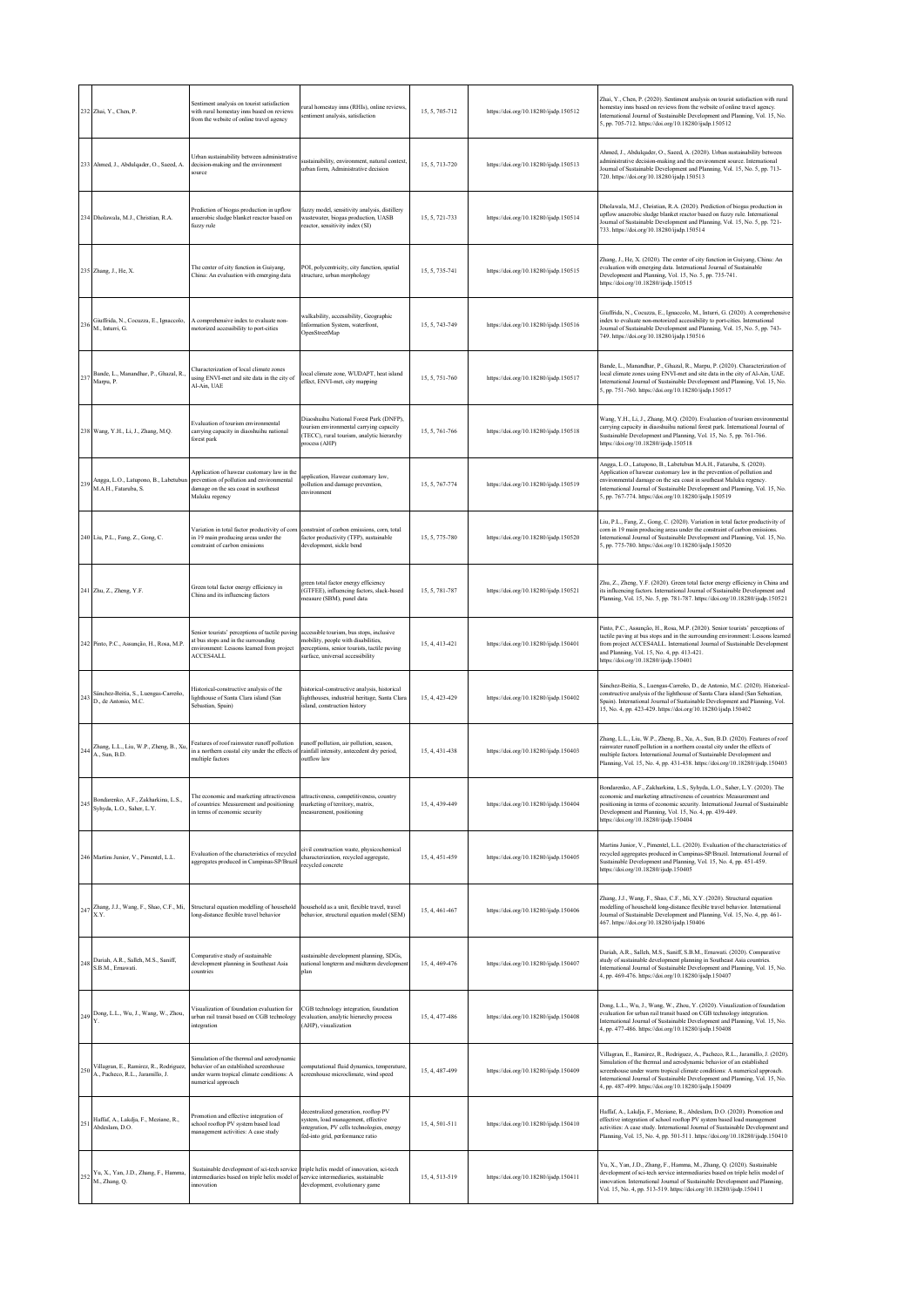| 232 | Zhai, Y., Chen, P. | Sentiment analysis on tourist satisfaction with rural homestay inns based on reviews from the website of online travel agency | rural homestay inns (RHIs), online reviews, sentiment analysis, satisfaction | 15, 5, 705-712 | https://doi.org/10.18280/ijsdp.150512 | Zhai, Y., Chen, P. (2020). Sentiment analysis on tourist satisfaction with rural homestay inns based on reviews from the website of online travel agency. International Journal of Sustainable Development and Planning, Vol. 15, No. 5, pp. 705-712. https://doi.org/10.18280/ijsdp.150512 |
|---|---|---|---|---|---|---|
| 233 | Ahmed, J., Abdulqader, O., Saeed, A. | Urban sustainability between administrative decision-making and the environment source | sustainability, environment, natural context, urban form, Administrative decision | 15, 5, 713-720 | https://doi.org/10.18280/ijsdp.150513 | Ahmed, J., Abdulqader, O., Saeed, A. (2020). Urban sustainability between administrative decision-making and the environment source. International Journal of Sustainable Development and Planning, Vol. 15, No. 5, pp. 713-720. https://doi.org/10.18280/ijsdp.150513 |
| 234 | Dholawala, M.J., Christian, R.A. | Prediction of biogas production in upflow anaerobic sludge blanket reactor based on fuzzy rule | fuzzy model, sensitivity analysis, distillery wastewater, biogas production, UASB reactor, sensitivity index (SI) | 15, 5, 721-733 | https://doi.org/10.18280/ijsdp.150514 | Dholawala, M.J., Christian, R.A. (2020). Prediction of biogas production in upflow anaerobic sludge blanket reactor based on fuzzy rule. International Journal of Sustainable Development and Planning, Vol. 15, No. 5, pp. 721-733. https://doi.org/10.18280/ijsdp.150514 |
| 235 | Zhang, J., He, X. | The center of city function in Guiyang, China: An evaluation with emerging data | POI, polycentricity, city function, spatial structure, urban morphology | 15, 5, 735-741 | https://doi.org/10.18280/ijsdp.150515 | Zhang, J., He, X. (2020). The center of city function in Guiyang, China: An evaluation with emerging data. International Journal of Sustainable Development and Planning, Vol. 15, No. 5, pp. 735-741. https://doi.org/10.18280/ijsdp.150515 |
| 236 | Giuffrida, N., Cocuzza, E., Ignaccolo, M., Inturri, G. | A comprehensive index to evaluate non-motorized accessibility to port-cities | walkability, accessibility, Geographic Information System, waterfront, OpenStreetMap | 15, 5, 743-749 | https://doi.org/10.18280/ijsdp.150516 | Giuffrida, N., Cocuzza, E., Ignaccolo, M., Inturri, G. (2020). A comprehensive index to evaluate non-motorized accessibility to port-cities. International Journal of Sustainable Development and Planning, Vol. 15, No. 5, pp. 743-749. https://doi.org/10.18280/ijsdp.150516 |
| 237 | Bande, L., Manandhar, P., Ghazal, R., Marpu, P. | Characterization of local climate zones using ENVI-met and site data in the city of Al-Ain, UAE | local climate zone, WUDAPT, heat island effect, ENVI-met, city mapping | 15, 5, 751-760 | https://doi.org/10.18280/ijsdp.150517 | Bande, L., Manandhar, P., Ghazal, R., Marpu, P. (2020). Characterization of local climate zones using ENVI-met and site data in the city of Al-Ain, UAE. International Journal of Sustainable Development and Planning, Vol. 15, No. 5, pp. 751-760. https://doi.org/10.18280/ijsdp.150517 |
| 238 | Wang, Y.H., Li, J., Zhang, M.Q. | Evaluation of tourism environmental carrying capacity in diaoshuihu national forest park | Diaoshuihu National Forest Park (DNFP), tourism environmental carrying capacity (TECC), rural tourism, analytic hierarchy process (AHP) | 15, 5, 761-766 | https://doi.org/10.18280/ijsdp.150518 | Wang, Y.H., Li, J., Zhang, M.Q. (2020). Evaluation of tourism environmental carrying capacity in diaoshuihu national forest park. International Journal of Sustainable Development and Planning, Vol. 15, No. 5, pp. 761-766. https://doi.org/10.18280/ijsdp.150518 |
| 239 | Angga, L.O., Latupono, B., Labetubun M.A.H., Fataruba, S. | Application of hawear customary law in the prevention of pollution and environmental damage on the sea coast in southeast Maluku regency | application, Hawear customary law, pollution and damage prevention, environment | 15, 5, 767-774 | https://doi.org/10.18280/ijsdp.150519 | Angga, L.O., Latupono, B., Labetubun M.A.H., Fataruba, S. (2020). Application of hawear customary law in the prevention of pollution and environmental damage on the sea coast in southeast Maluku regency. International Journal of Sustainable Development and Planning, Vol. 15, No. 5, pp. 767-774. https://doi.org/10.18280/ijsdp.150519 |
| 240 | Liu, P.L., Fang, Z., Gong, C. | Variation in total factor productivity of corn in 19 main producing areas under the constraint of carbon emissions | constraint of carbon emissions, corn, total factor productivity (TFP), sustainable development, sickle bend | 15, 5, 775-780 | https://doi.org/10.18280/ijsdp.150520 | Liu, P.L., Fang, Z., Gong, C. (2020). Variation in total factor productivity of corn in 19 main producing areas under the constraint of carbon emissions. International Journal of Sustainable Development and Planning, Vol. 15, No. 5, pp. 775-780. https://doi.org/10.18280/ijsdp.150520 |
| 241 | Zhu, Z., Zheng, Y.F. | Green total factor energy efficiency in China and its influencing factors | green total factor energy efficiency (GTFEE), influencing factors, slack-based measure (SBM), panel data | 15, 5, 781-787 | https://doi.org/10.18280/ijsdp.150521 | Zhu, Z., Zheng, Y.F. (2020). Green total factor energy efficiency in China and its influencing factors. International Journal of Sustainable Development and Planning, Vol. 15, No. 5, pp. 781-787. https://doi.org/10.18280/ijsdp.150521 |
| 242 | Pinto, P.C., Assunção, H., Rosa, M.P. | Senior tourists' perceptions of tactile paving at bus stops and in the surrounding environment: Lessons learned from project ACCES4ALL | accessible tourism, bus stops, inclusive mobility, people with disabilities, perceptions, senior tourists, tactile paving surface, universal accessibility | 15, 4, 413-421 | https://doi.org/10.18280/ijsdp.150401 | Pinto, P.C., Assunção, H., Rosa, M.P. (2020). Senior tourists' perceptions of tactile paving at bus stops and in the surrounding environment: Lessons learned from project ACCES4ALL. International Journal of Sustainable Development and Planning, Vol. 15, No. 4, pp. 413-421. https://doi.org/10.18280/ijsdp.150401 |
| 243 | Sánchez-Beitia, S., Luengas-Carreño, D., de Antonio, M.C. | Historical-constructive analysis of the lighthouse of Santa Clara island (San Sebastian, Spain) | historical-constructive analysis, historical lighthouses, industrial heritage, Santa Clara island, construction history | 15, 4, 423-429 | https://doi.org/10.18280/ijsdp.150402 | Sánchez-Beitia, S., Luengas-Carreño, D., de Antonio, M.C. (2020). Historical-constructive analysis of the lighthouse of Santa Clara island (San Sebastian, Spain). International Journal of Sustainable Development and Planning, Vol. 15, No. 4, pp. 423-429. https://doi.org/10.18280/ijsdp.150402 |
| 244 | Zhang, L.L., Liu, W.P., Zheng, B., Xu, A., Sun, B.D. | Features of roof rainwater runoff pollution in a northern coastal city under the effects of multiple factors | runoff pollution, air pollution, season, rainfall intensity, antecedent dry period, outflow law | 15, 4, 431-438 | https://doi.org/10.18280/ijsdp.150403 | Zhang, L.L., Liu, W.P., Zheng, B., Xu, A., Sun, B.D. (2020). Features of roof rainwater runoff pollution in a northern coastal city under the effects of multiple factors. International Journal of Sustainable Development and Planning, Vol. 15, No. 4, pp. 431-438. https://doi.org/10.18280/ijsdp.150403 |
| 245 | Bondarenko, A.F., Zakharkina, L.S., Syhyda, L.O., Saher, L.Y. | The economic and marketing attractiveness of countries: Measurement and positioning in terms of economic security | attractiveness, competitiveness, country marketing of territory, matrix, measurement, positioning | 15, 4, 439-449 | https://doi.org/10.18280/ijsdp.150404 | Bondarenko, A.F., Zakharkina, L.S., Syhyda, L.O., Saher, L.Y. (2020). The economic and marketing attractiveness of countries: Measurement and positioning in terms of economic security. International Journal of Sustainable Development and Planning, Vol. 15, No. 4, pp. 439-449. https://doi.org/10.18280/ijsdp.150404 |
| 246 | Martins Junior, V., Pimentel, L.L. | Evaluation of the characteristics of recycled aggregates produced in Campinas-SP/Brazil | civil construction waste, physicochemical characterization, recycled aggregate, recycled concrete | 15, 4, 451-459 | https://doi.org/10.18280/ijsdp.150405 | Martins Junior, V., Pimentel, L.L. (2020). Evaluation of the characteristics of recycled aggregates produced in Campinas-SP/Brazil. International Journal of Sustainable Development and Planning, Vol. 15, No. 4, pp. 451-459. https://doi.org/10.18280/ijsdp.150405 |
| 247 | Zhang, J.J., Wang, F., Shao, C.F., Mi, X.Y. | Structural equation modelling of household long-distance flexible travel behavior | household as a unit, flexible travel, travel behavior, structural equation model (SEM) | 15, 4, 461-467 | https://doi.org/10.18280/ijsdp.150406 | Zhang, J.J., Wang, F., Shao, C.F., Mi, X.Y. (2020). Structural equation modelling of household long-distance flexible travel behavior. International Journal of Sustainable Development and Planning, Vol. 15, No. 4, pp. 461-467. https://doi.org/10.18280/ijsdp.150406 |
| 248 | Dariah, A.R., Salleh, M.S., Saniff, S.B.M., Ernawati. | Comparative study of sustainable development planning in Southeast Asia countries | sustainable development planning, SDGs, national longterm and midterm development plan | 15, 4, 469-476 | https://doi.org/10.18280/ijsdp.150407 | Dariah, A.R., Salleh, M.S., Saniff, S.B.M., Ernawati. (2020). Comparative study of sustainable development planning in Southeast Asia countries. International Journal of Sustainable Development and Planning, Vol. 15, No. 4, pp. 469-476. https://doi.org/10.18280/ijsdp.150407 |
| 249 | Dong, L.L., Wu, J., Wang, W., Zhou, Y. | Visualization of foundation evaluation for urban rail transit based on CGB technology integration | CGB technology integration, foundation evaluation, analytic hierarchy process (AHP), visualization | 15, 4, 477-486 | https://doi.org/10.18280/ijsdp.150408 | Dong, L.L., Wu, J., Wang, W., Zhou, Y. (2020). Visualization of foundation evaluation for urban rail transit based on CGB technology integration. International Journal of Sustainable Development and Planning, Vol. 15, No. 4, pp. 477-486. https://doi.org/10.18280/ijsdp.150408 |
| 250 | Villagran, E., Ramirez, R., Rodriguez, A., Pacheco, R.L., Jaramillo, J. | Simulation of the thermal and aerodynamic behavior of an established screenhouse under warm tropical climate conditions: A numerical approach | computational fluid dynamics, temperature, screenhouse microclimate, wind speed | 15, 4, 487-499 | https://doi.org/10.18280/ijsdp.150409 | Villagran, E., Ramirez, R., Rodriguez, A., Pacheco, R.L., Jaramillo, J. (2020). Simulation of the thermal and aerodynamic behavior of an established screenhouse under warm tropical climate conditions: A numerical approach. International Journal of Sustainable Development and Planning, Vol. 15, No. 4, pp. 487-499. https://doi.org/10.18280/ijsdp.150409 |
| 251 | Haffaf, A., Lakdja, F., Meziane, R., Abdeslam, D.O. | Promotion and effective integration of school rooftop PV system based load management activities: A case study | decentralized generation, rooftop PV system, load management, effective integration, PV cells technologies, energy fed-into grid, performance ratio | 15, 4, 501-511 | https://doi.org/10.18280/ijsdp.150410 | Haffaf, A., Lakdja, F., Meziane, R., Abdeslam, D.O. (2020). Promotion and effective integration of school rooftop PV system based load management activities: A case study. International Journal of Sustainable Development and Planning, Vol. 15, No. 4, pp. 501-511. https://doi.org/10.18280/ijsdp.150410 |
| 252 | Yu, X., Yan, J.D., Zhang, F., Hamma, M., Zhang, Q. | Sustainable development of sci-tech service intermediaries based on triple helix model of innovation | triple helix model of innovation, sci-tech service intermediaries, sustainable development, evolutionary game | 15, 4, 513-519 | https://doi.org/10.18280/ijsdp.150411 | Yu, X., Yan, J.D., Zhang, F., Hamma, M., Zhang, Q. (2020). Sustainable development of sci-tech service intermediaries based on triple helix model of innovation. International Journal of Sustainable Development and Planning, Vol. 15, No. 4, pp. 513-519. https://doi.org/10.18280/ijsdp.150411 |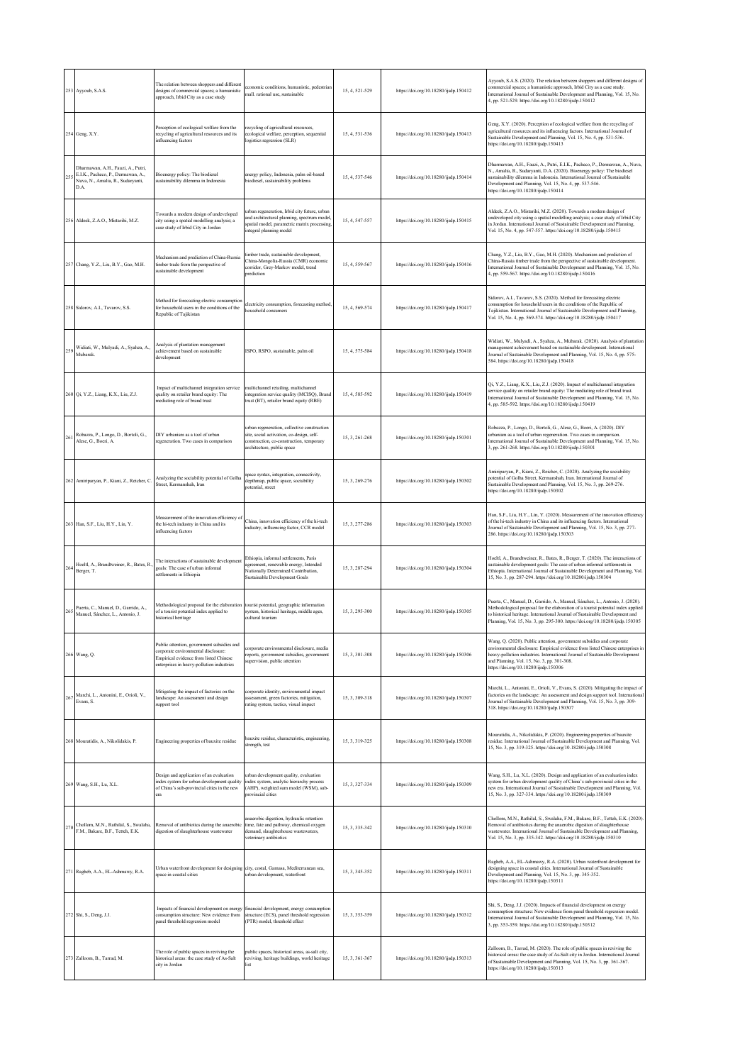| | | | | | | |
|---|---|---|---|---|---|---|
| 253 | Ayyoub, S.A.S. | The relation between shoppers and different designs of commercial spaces; a humanistic approach, Irbid City as a case study | economic conditions, humanistic, pedestrian mall. rational use, sustainable | 15, 4, 521-529 | https://doi.org/10.18280/ijsdp.150412 | Ayyoub, S.A.S. (2020). The relation between shoppers and different designs of commercial spaces; a humanistic approach, Irbid City as a case study. International Journal of Sustainable Development and Planning, Vol. 15, No. 4, pp. 521-529. https://doi.org/10.18280/ijsdp.150412 |
| 254 | Geng, X.Y. | Perception of ecological welfare from the recycling of agricultural resources and its influencing factors | recycling of agricultural resources, ecological welfare, perception, sequential logistics regression (SLR) | 15, 4, 531-536 | https://doi.org/10.18280/ijsdp.150413 | Geng, X.Y. (2020). Perception of ecological welfare from the recycling of agricultural resources and its influencing factors. International Journal of Sustainable Development and Planning, Vol. 15, No. 4, pp. 531-536. https://doi.org/10.18280/ijsdp.150413 |
| 255 | Dharmawan, A.H., Fauzi, A., Putri, E.I.K., Pacheco, P., Dermawan, A., Nuva, N., Amalia, R., Sudaryanti, D.A. | Bioenergy policy: The biodiesel sustainability dilemma in Indonesia | energy policy, Indonesia, palm oil-based biodiesel, sustainability problems | 15, 4, 537-546 | https://doi.org/10.18280/ijsdp.150414 | Dharmawan, A.H., Fauzi, A., Putri, E.I.K., Pacheco, P., Dermawan, A., Nuva, N., Amalia, R., Sudaryanti, D.A. (2020). Bioenergy policy: The biodiesel sustainability dilemma in Indonesia. International Journal of Sustainable Development and Planning, Vol. 15, No. 4, pp. 537-546. https://doi.org/10.18280/ijsdp.150414 |
| 256 | Aldeek, Z.A.O., Mistarihi, M.Z. | Towards a modern design of undeveloped city using a spatial modelling analysis; a case study of Irbid City in Jordan | urban regeneration, Irbid city future, urban and architectural planning, spectrum model, spatial model, parametric matrix processing, integral planning model | 15, 4, 547-557 | https://doi.org/10.18280/ijsdp.150415 | Aldeek, Z.A.O., Mistarihi, M.Z. (2020). Towards a modern design of undeveloped city using a spatial modelling analysis; a case study of Irbid City in Jordan. International Journal of Sustainable Development and Planning, Vol. 15, No. 4, pp. 547-557. https://doi.org/10.18280/ijsdp.150415 |
| 257 | Chang, Y.Z., Liu, B.Y., Gao, M.H. | Mechanism and prediction of China-Russia timber trade from the perspective of sustainable development | timber trade, sustainable development, China-Mongolia-Russia (CMR) economic corridor, Grey-Markov model, trend prediction | 15, 4, 559-567 | https://doi.org/10.18280/ijsdp.150416 | Chang, Y.Z., Liu, B.Y., Gao, M.H. (2020). Mechanism and prediction of China-Russia timber trade from the perspective of sustainable development. International Journal of Sustainable Development and Planning, Vol. 15, No. 4, pp. 559-567. https://doi.org/10.18280/ijsdp.150416 |
| 258 | Sidorov, A.I., Tavarov, S.S. | Method for forecasting electric consumption for household users in the conditions of the Republic of Tajikistan | electricity consumption, forecasting method, household consumers | 15, 4, 569-574 | https://doi.org/10.18280/ijsdp.150417 | Sidorov, A.I., Tavarov, S.S. (2020). Method for forecasting electric consumption for household users in the conditions of the Republic of Tajikistan. International Journal of Sustainable Development and Planning, Vol. 15, No. 4, pp. 569-574. https://doi.org/10.18280/ijsdp.150417 |
| 259 | Widiati, W., Mulyadi, A., Syahza, A., Mubarak. | Analysis of plantation management achievement based on sustainable development | ISPO, RSPO, sustainable, palm oil | 15, 4, 575-584 | https://doi.org/10.18280/ijsdp.150418 | Widiati, W., Mulyadi, A., Syahza, A., Mubarak. (2020). Analysis of plantation management achievement based on sustainable development. International Journal of Sustainable Development and Planning, Vol. 15, No. 4, pp. 575-584. https://doi.org/10.18280/ijsdp.150418 |
| 260 | Qi, Y.Z., Liang, K.X., Liu, Z.J. | Impact of multichannel integration service quality on retailer brand equity: The mediating role of brand trust | multichannel retailing, multichannel integration service quality (MCISQ), Brand trust (BT), retailer brand equity (RBE) | 15, 4, 585-592 | https://doi.org/10.18280/ijsdp.150419 | Qi, Y.Z., Liang, K.X., Liu, Z.J. (2020). Impact of multichannel integration service quality on retailer brand equity: The mediating role of brand trust. International Journal of Sustainable Development and Planning, Vol. 15, No. 4, pp. 585-592. https://doi.org/10.18280/ijsdp.150419 |
| 261 | Robazza, P., Longo, D., Bortoli, G., Alese, G., Boeri, A. | DIY urbanism as a tool of urban regeneration. Two cases in comparison | urban regeneration, collective construction site, social activation, co-design, self-construction, co-construction, temporary architecture, public space | 15, 3, 261-268 | https://doi.org/10.18280/ijsdp.150301 | Robazza, P., Longo, D., Bortoli, G., Alese, G., Boeri, A. (2020). DIY urbanism as a tool of urban regeneration. Two cases in comparison. International Journal of Sustainable Development and Planning, Vol. 15, No. 3, pp. 261-268. https://doi.org/10.18280/ijsdp.150301 |
| 262 | Amiriparyan, P., Kiani, Z., Reicher, C. | Analyzing the sociability potential of Golha Street, Kermanshah, Iran | space syntax, integration, connectivity, depthmap, public space, sociability potential, street | 15, 3, 269-276 | https://doi.org/10.18280/ijsdp.150302 | Amiriparyan, P., Kiani, Z., Reicher, C. (2020). Analyzing the sociability potential of Golha Street, Kermanshah, Iran. International Journal of Sustainable Development and Planning, Vol. 15, No. 3, pp. 269-276. https://doi.org/10.18280/ijsdp.150302 |
| 263 | Han, S.F., Liu, H.Y., Lin, Y. | Measurement of the innovation efficiency of the hi-tech industry in China and its influencing factors | China, innovation efficiency of the hi-tech industry, influencing factor, CCR model | 15, 3, 277-286 | https://doi.org/10.18280/ijsdp.150303 | Han, S.F., Liu, H.Y., Lin, Y. (2020). Measurement of the innovation efficiency of the hi-tech industry in China and its influencing factors. International Journal of Sustainable Development and Planning, Vol. 15, No. 3, pp. 277-286. https://doi.org/10.18280/ijsdp.150303 |
| 264 | Hoeltl, A., Brandtweiner, R., Bates, R., Berger, T. | The interactions of sustainable development goals: The case of urban informal settlements in Ethiopia | Ethiopia, informal settlements, Paris agreement, renewable energy, Intended Nationally Determined Contribution, Sustainable Development Goals | 15, 3, 287-294 | https://doi.org/10.18280/ijsdp.150304 | Hoeltl, A., Brandtweiner, R., Bates, R., Berger, T. (2020). The interactions of sustainable development goals: The case of urban informal settlements in Ethiopia. International Journal of Sustainable Development and Planning, Vol. 15, No. 3, pp. 287-294. https://doi.org/10.18280/ijsdp.150304 |
| 265 | Puerta, C., Manuel, D., Garrido, A., Manuel, Sánchez, L., Antonio, J. | Methodological proposal for the elaboration of a tourist potential index applied to historical heritage | tourist potential, geographic information system, historical heritage, middle ages, cultural tourism | 15, 3, 295-300 | https://doi.org/10.18280/ijsdp.150305 | Puerta, C., Manuel, D., Garrido, A., Manuel, Sánchez, L., Antonio, J. (2020). Methodological proposal for the elaboration of a tourist potential index applied to historical heritage. International Journal of Sustainable Development and Planning, Vol. 15, No. 3, pp. 295-300. https://doi.org/10.18280/ijsdp.150305 |
| 266 | Wang, Q. | Public attention, government subsidies and corporate environmental disclosure: Empirical evidence from listed Chinese enterprises in heavy-pollution industries | corporate environmental disclosure, media reports, government subsidies, government supervision, public attention | 15, 3, 301-308 | https://doi.org/10.18280/ijsdp.150306 | Wang, Q. (2020). Public attention, government subsidies and corporate environmental disclosure: Empirical evidence from listed Chinese enterprises in heavy-pollution industries. International Journal of Sustainable Development and Planning, Vol. 15, No. 3, pp. 301-308. https://doi.org/10.18280/ijsdp.150306 |
| 267 | Marchi, L., Antonini, E., Orioli, V., Evans, S. | Mitigating the impact of factories on the landscape: An assessment and design support tool | corporate identity, environmental impact assessment, green factories, mitigation, rating system, tactics, visual impact | 15, 3, 309-318 | https://doi.org/10.18280/ijsdp.150307 | Marchi, L., Antonini, E., Orioli, V., Evans, S. (2020). Mitigating the impact of factories on the landscape: An assessment and design support tool. International Journal of Sustainable Development and Planning, Vol. 15, No. 3, pp. 309-318. https://doi.org/10.18280/ijsdp.150307 |
| 268 | Mouratidis, A., Nikolidakis, P. | Engineering properties of bauxite residue | bauxite residue, characteristic, engineering, strength, test | 15, 3, 319-325 | https://doi.org/10.18280/ijsdp.150308 | Mouratidis, A., Nikolidakis, P. (2020). Engineering properties of bauxite residue. International Journal of Sustainable Development and Planning, Vol. 15, No. 3, pp. 319-325. https://doi.org/10.18280/ijsdp.150308 |
| 269 | Wang, S.H., Lu, X.L. | Design and application of an evaluation index system for urban development quality of China's sub-provincial cities in the new era | urban development quality, evaluation index system, analytic hierarchy process (AHP), weighted sum model (WSM), sub-provincial cities | 15, 3, 327-334 | https://doi.org/10.18280/ijsdp.150309 | Wang, S.H., Lu, X.L. (2020). Design and application of an evaluation index system for urban development quality of China's sub-provincial cities in the new era. International Journal of Sustainable Development and Planning, Vol. 15, No. 3, pp. 327-334. https://doi.org/10.18280/ijsdp.150309 |
| 270 | Chollom, M.N., Rathilal, S., Swalaha, F.M., Bakare, B.F., Tetteh, E.K. | Removal of antibiotics during the anaerobic digestion of slaughterhouse wastewater | anaerobic digestion, hydraulic retention time, fate and pathway, chemical oxygen demand, slaughterhouse wastewaters, veterinary antibiotics | 15, 3, 335-342 | https://doi.org/10.18280/ijsdp.150310 | Chollom, M.N., Rathilal, S., Swalaha, F.M., Bakare, B.F., Tetteh, E.K. (2020). Removal of antibiotics during the anaerobic digestion of slaughterhouse wastewater. International Journal of Sustainable Development and Planning, Vol. 15, No. 3, pp. 335-342. https://doi.org/10.18280/ijsdp.150310 |
| 271 | Ragheb, A.A., EL-Ashmawy, R.A. | Urban waterfront development for designing space in coastal cities | city, costal, Gamasa, Mediterranean sea, urban development, waterfront | 15, 3, 345-352 | https://doi.org/10.18280/ijsdp.150311 | Ragheb, A.A., EL-Ashmawy, R.A. (2020). Urban waterfront development for designing space in coastal cities. International Journal of Sustainable Development and Planning, Vol. 15, No. 3, pp. 345-352. https://doi.org/10.18280/ijsdp.150311 |
| 272 | Shi, S., Deng, J.J. | Impacts of financial development on energy consumption structure: New evidence from panel threshold regression model | financial development, energy consumption structure (ECS), panel threshold regression (PTR) model, threshold effect | 15, 3, 353-359 | https://doi.org/10.18280/ijsdp.150312 | Shi, S., Deng, J.J. (2020). Impacts of financial development on energy consumption structure: New evidence from panel threshold regression model. International Journal of Sustainable Development and Planning, Vol. 15, No. 3, pp. 353-359. https://doi.org/10.18280/ijsdp.150312 |
| 273 | Zalloom, B., Tarrad, M. | The role of public spaces in reviving the historical areas: the case study of As-Salt city in Jordan | public spaces, historical areas, as-salt city, reviving, heritage buildings, world heritage list | 15, 3, 361-367 | https://doi.org/10.18280/ijsdp.150313 | Zalloom, B., Tarrad, M. (2020). The role of public spaces in reviving the historical areas: the case study of As-Salt city in Jordan. International Journal of Sustainable Development and Planning, Vol. 15, No. 3, pp. 361-367. https://doi.org/10.18280/ijsdp.150313 |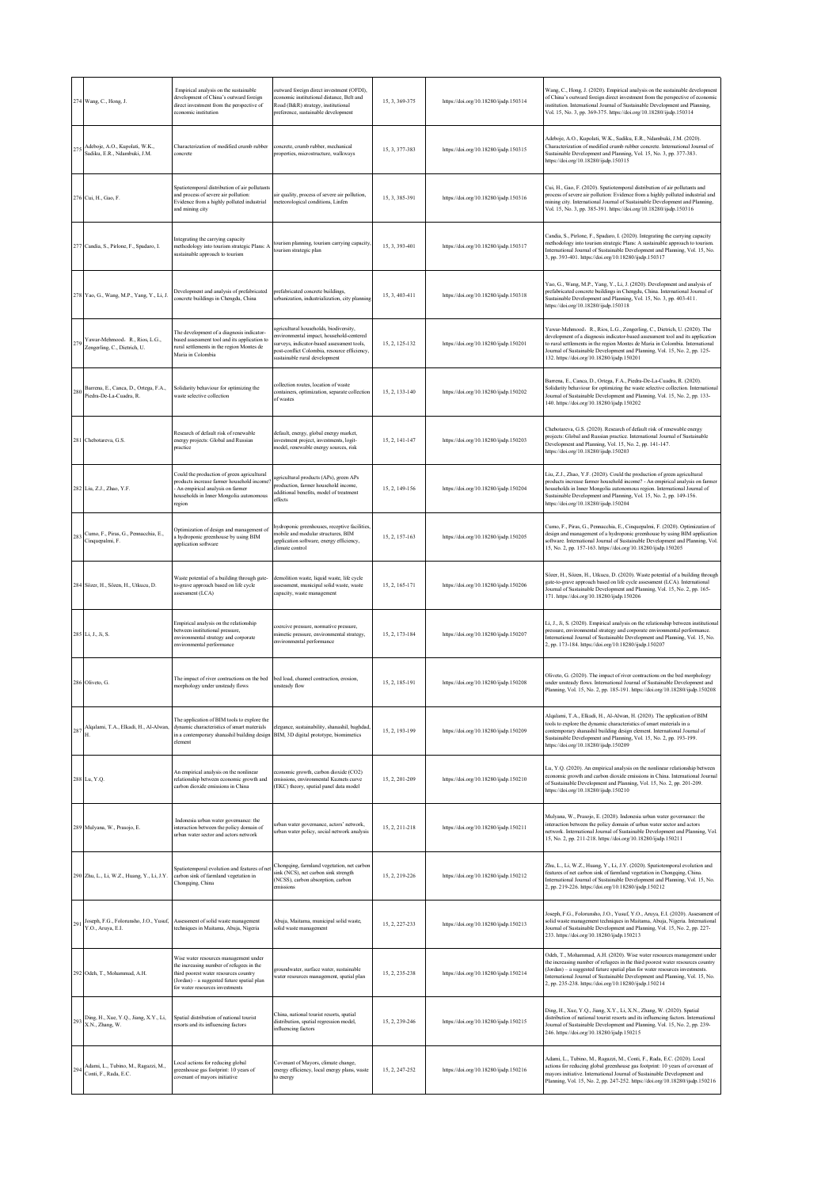| 274 | Wang, C., Hong, J. | Empirical analysis on the sustainable development of China's outward foreign direct investment from the perspective of economic institution | outward foreign direct investment (OFDI), economic institutional distance, Belt and Road (B&R) strategy, institutional preference, sustainable development | 15, 3, 369-375 | https://doi.org/10.18280/ijsdp.150314 | Wang, C., Hong, J. (2020). Empirical analysis on the sustainable development of China's outward foreign direct investment from the perspective of economic institution. International Journal of Sustainable Development and Planning, Vol. 15, No. 3, pp. 369-375. https://doi.org/10.18280/ijsdp.150314 |
|---|---|---|---|---|---|---|
| 275 | Adeboje, A.O., Kupolati, W.K., Sadiku, E.R., Ndambuki, J.M. | Characterization of modified crumb rubber concrete | concrete, crumb rubber, mechanical properties, microstructure, walkways | 15, 3, 377-383 | https://doi.org/10.18280/ijsdp.150315 | Adeboje, A.O., Kupolati, W.K., Sadiku, E.R., Ndambuki, J.M. (2020). Characterization of modified crumb rubber concrete. International Journal of Sustainable Development and Planning, Vol. 15, No. 3, pp. 377-383. https://doi.org/10.18280/ijsdp.150315 |
| 276 | Cui, H., Gao, F. | Spatiotemporal distribution of air pollutants and process of severe air pollution: Evidence from a highly polluted industrial and mining city | air quality, process of severe air pollution, meteorological conditions, Linfen | 15, 3, 385-391 | https://doi.org/10.18280/ijsdp.150316 | Cui, H., Gao, F. (2020). Spatiotemporal distribution of air pollutants and process of severe air pollution: Evidence from a highly polluted industrial and mining city. International Journal of Sustainable Development and Planning, Vol. 15, No. 3, pp. 385-391. https://doi.org/10.18280/ijsdp.150316 |
| 277 | Candia, S., Pirlone, F., Spadaro, I. | Integrating the carrying capacity methodology into tourism strategic Plans: A sustainable approach to tourism | tourism planning, tourism carrying capacity, tourism strategic plan | 15, 3, 393-401 | https://doi.org/10.18280/ijsdp.150317 | Candia, S., Pirlone, F., Spadaro, I. (2020). Integrating the carrying capacity methodology into tourism strategic Plans: A sustainable approach to tourism. International Journal of Sustainable Development and Planning, Vol. 15, No. 3, pp. 393-401. https://doi.org/10.18280/ijsdp.150317 |
| 278 | Yao, G., Wang, M.P., Yang, Y., Li, J. | Development and analysis of prefabricated concrete buildings in Chengdu, China | prefabricated concrete buildings, urbanization, industrialization, city planning | 15, 3, 403-411 | https://doi.org/10.18280/ijsdp.150318 | Yao, G., Wang, M.P., Yang, Y., Li, J. (2020). Development and analysis of prefabricated concrete buildings in Chengdu, China. International Journal of Sustainable Development and Planning, Vol. 15, No. 3, pp. 403-411. https://doi.org/10.18280/ijsdp.150318 |
| 279 | Yawar-Mehmood，R., Rios, L.G., Zengerling, C., Dietrich, U. | The development of a diagnosis indicator-based assessment tool and its application to rural settlements in the region Montes de María in Colombia | agricultural households, biodiversity, environmental impact, household-centered surveys, indicator-based assessment tools, post-conflict Colombia, resource efficiency, sustainable rural development | 15, 2, 125-132 | https://doi.org/10.18280/ijsdp.150201 | Yawar-Mehmood，R., Rios, L.G., Zengerling, C., Dietrich, U. (2020). The development of a diagnosis indicator-based assessment tool and its application to rural settlements in the region Montes de María in Colombia. International Journal of Sustainable Development and Planning, Vol. 15, No. 2, pp. 125-132. https://doi.org/10.18280/ijsdp.150201 |
| 280 | Barrena, E., Canca, D., Ortega, F.A., Piedra-De-La-Cuadra, R. | Solidarity behaviour for optimizing the waste selective collection | collection routes, location of waste containers, optimization, separate collection of wastes | 15, 2, 133-140 | https://doi.org/10.18280/ijsdp.150202 | Barrena, E., Canca, D., Ortega, F.A., Piedra-De-La-Cuadra, R. (2020). Solidarity behaviour for optimizing the waste selective collection. International Journal of Sustainable Development and Planning, Vol. 15, No. 2, pp. 133-140. https://doi.org/10.18280/ijsdp.150202 |
| 281 | Chebotareva, G.S. | Research of default risk of renewable energy projects: Global and Russian practice | default, energy, global energy market, investment project, investments, logit-model, renewable energy sources, risk | 15, 2, 141-147 | https://doi.org/10.18280/ijsdp.150203 | Chebotareva, G.S. (2020). Research of default risk of renewable energy projects: Global and Russian practice. International Journal of Sustainable Development and Planning, Vol. 15, No. 2, pp. 141-147. https://doi.org/10.18280/ijsdp.150203 |
| 282 | Liu, Z.J., Zhao, Y.F. | Could the production of green agricultural products increase farmer household income? - An empirical analysis on farmer households in Inner Mongolia autonomous region | agricultural products (APs), green APs production, farmer household income, additional benefits, model of treatment effects | 15, 2, 149-156 | https://doi.org/10.18280/ijsdp.150204 | Liu, Z.J., Zhao, Y.F. (2020). Could the production of green agricultural products increase farmer household income? - An empirical analysis on farmer households in Inner Mongolia autonomous region. International Journal of Sustainable Development and Planning, Vol. 15, No. 2, pp. 149-156. https://doi.org/10.18280/ijsdp.150204 |
| 283 | Cumo, F., Piras, G., Pennacchia, E., Cinquepalmi, F. | Optimization of design and management of a hydroponic greenhouse by using BIM application software | hydroponic greenhouses, receptive facilities, mobile and modular structures, BIM application software, energy efficiency, climate control | 15, 2, 157-163 | https://doi.org/10.18280/ijsdp.150205 | Cumo, F., Piras, G., Pennacchia, E., Cinquepalmi, F. (2020). Optimization of design and management of a hydroponic greenhouse by using BIM application software. International Journal of Sustainable Development and Planning, Vol. 15, No. 2, pp. 157-163. https://doi.org/10.18280/ijsdp.150205 |
| 284 | Sözer, H., Sözen, H., Ulkucu, D. | Waste potential of a building through gate-to-grave approach based on life cycle assessment (LCA) | demolition waste, liquid waste, life cycle assessment, municipal solid waste, waste capacity, waste management | 15, 2, 165-171 | https://doi.org/10.18280/ijsdp.150206 | Sözer, H., Sözen, H., Ulkucu, D. (2020). Waste potential of a building through gate-to-grave approach based on life cycle assessment (LCA). International Journal of Sustainable Development and Planning, Vol. 15, No. 2, pp. 165-171. https://doi.org/10.18280/ijsdp.150206 |
| 285 | Li, J., Ji, S. | Empirical analysis on the relationship between institutional pressure, environmental strategy and corporate environmental performance | coercive pressure, normative pressure, mimetic pressure, environmental strategy, environmental performance | 15, 2, 173-184 | https://doi.org/10.18280/ijsdp.150207 | Li, J., Ji, S. (2020). Empirical analysis on the relationship between institutional pressure, environmental strategy and corporate environmental performance. International Journal of Sustainable Development and Planning, Vol. 15, No. 2, pp. 173-184. https://doi.org/10.18280/ijsdp.150207 |
| 286 | Oliveto, G. | The impact of river contractions on the bed morphology under unsteady flows | bed load, channel contraction, erosion, unsteady flow | 15, 2, 185-191 | https://doi.org/10.18280/ijsdp.150208 | Oliveto, G. (2020). The impact of river contractions on the bed morphology under unsteady flows. International Journal of Sustainable Development and Planning, Vol. 15, No. 2, pp. 185-191. https://doi.org/10.18280/ijsdp.150208 |
| 287 | Alqalami, T.A., Elkadi, H., Al-Alwan, H. | The application of BIM tools to explore the dynamic characteristics of smart materials in a contemporary shanashil building design element | elegance, sustainability, shanashil, baghdad, BIM, 3D digital prototype, biomimetics | 15, 2, 193-199 | https://doi.org/10.18280/ijsdp.150209 | Alqalami, T.A., Elkadi, H., Al-Alwan, H. (2020). The application of BIM tools to explore the dynamic characteristics of smart materials in a contemporary shanashil building design element. International Journal of Sustainable Development and Planning, Vol. 15, No. 2, pp. 193-199. https://doi.org/10.18280/ijsdp.150209 |
| 288 | Lu, Y.Q. | An empirical analysis on the nonlinear relationship between economic growth and carbon dioxide emissions in China | economic growth, carbon dioxide (CO2) emissions, environmental Kuznets curve (EKC) theory, spatial panel data model | 15, 2, 201-209 | https://doi.org/10.18280/ijsdp.150210 | Lu, Y.Q. (2020). An empirical analysis on the nonlinear relationship between economic growth and carbon dioxide emissions in China. International Journal of Sustainable Development and Planning, Vol. 15, No. 2, pp. 201-209. https://doi.org/10.18280/ijsdp.150210 |
| 289 | Mulyana, W., Prasojo, E. | Indonesia urban water governance: the interaction between the policy domain of urban water sector and actors network | urban water governance, actors' network, urban water policy, social network analysis | 15, 2, 211-218 | https://doi.org/10.18280/ijsdp.150211 | Mulyana, W., Prasojo, E. (2020). Indonesia urban water governance: the interaction between the policy domain of urban water sector and actors network. International Journal of Sustainable Development and Planning, Vol. 15, No. 2, pp. 211-218. https://doi.org/10.18280/ijsdp.150211 |
| 290 | Zhu, L., Li, W.Z., Huang, Y., Li, J.Y. | Spatiotemporal evolution and features of net carbon sink of farmland vegetation in Chongqing, China | Chongqing, farmland vegetation, net carbon sink (NCS), net carbon sink strength (NCSS), carbon absorption, carbon emissions | 15, 2, 219-226 | https://doi.org/10.18280/ijsdp.150212 | Zhu, L., Li, W.Z., Huang, Y., Li, J.Y. (2020). Spatiotemporal evolution and features of net carbon sink of farmland vegetation in Chongqing, China. International Journal of Sustainable Development and Planning, Vol. 15, No. 2, pp. 219-226. https://doi.org/10.18280/ijsdp.150212 |
| 291 | Joseph, F.G., Folorunsho, J.O., Yusuf, Y.O., Aruya, E.I. | Assessment of solid waste management techniques in Maitama, Abuja, Nigeria | Abuja, Maitama, municipal solid waste, solid waste management | 15, 2, 227-233 | https://doi.org/10.18280/ijsdp.150213 | Joseph, F.G., Folorunsho, J.O., Yusuf, Y.O., Aruya, E.I. (2020). Assessment of solid waste management techniques in Maitama, Abuja, Nigeria. International Journal of Sustainable Development and Planning, Vol. 15, No. 2, pp. 227-233. https://doi.org/10.18280/ijsdp.150213 |
| 292 | Odeh, T., Mohammad, A.H. | Wise water resources management under the increasing number of refugees in the third poorest water resources country (Jordan) – a suggested future spatial plan for water resources investments | groundwater, surface water, sustainable water resources management, spatial plan | 15, 2, 235-238 | https://doi.org/10.18280/ijsdp.150214 | Odeh, T., Mohammad, A.H. (2020). Wise water resources management under the increasing number of refugees in the third poorest water resources country (Jordan) – a suggested future spatial plan for water resources investments. International Journal of Sustainable Development and Planning, Vol. 15, No. 2, pp. 235-238. https://doi.org/10.18280/ijsdp.150214 |
| 293 | Ding, H., Xue, Y.Q., Jiang, X.Y., Li, X.N., Zhang, W. | Spatial distribution of national tourist resorts and its influencing factors | China, national tourist resorts, spatial distribution, spatial regression model, influencing factors | 15, 2, 239-246 | https://doi.org/10.18280/ijsdp.150215 | Ding, H., Xue, Y.Q., Jiang, X.Y., Li, X.N., Zhang, W. (2020). Spatial distribution of national tourist resorts and its influencing factors. International Journal of Sustainable Development and Planning, Vol. 15, No. 2, pp. 239-246. https://doi.org/10.18280/ijsdp.150215 |
| 294 | Adami, L., Tubino, M., Ragazzi, M., Conti, F., Rada, E.C. | Local actions for reducing global greenhouse gas footprint: 10 years of covenant of mayors initiative | Covenant of Mayors, climate change, energy efficiency, local energy plans, waste to energy | 15, 2, 247-252 | https://doi.org/10.18280/ijsdp.150216 | Adami, L., Tubino, M., Ragazzi, M., Conti, F., Rada, E.C. (2020). Local actions for reducing global greenhouse gas footprint: 10 years of covenant of mayors initiative. International Journal of Sustainable Development and Planning, Vol. 15, No. 2, pp. 247-252. https://doi.org/10.18280/ijsdp.150216 |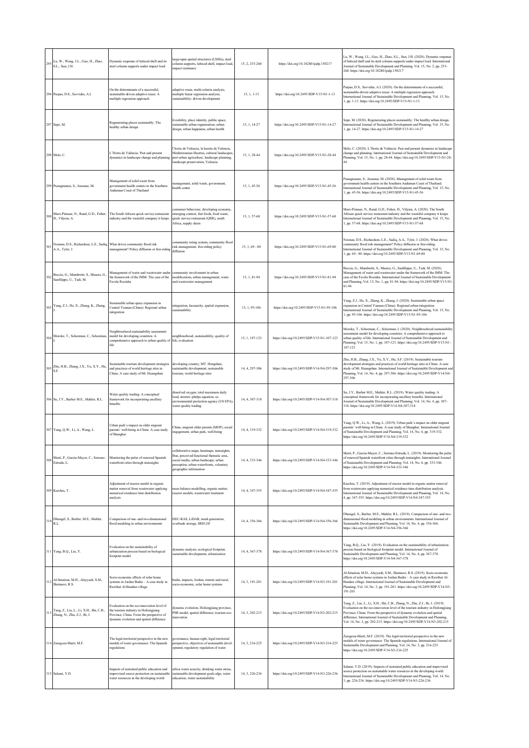| 295 | Lu, W., Wang, J.L., Guo, H., Zhao, S.L., Sun, J.H. | Dynamic response of latticed shell and its steel column supports under impact load | large-span spatial structures (LSSSs), steel column supports, latticed shell, impact load, impact resistance | 15, 2, 253-260 | https://doi.org/10.18280/ijsdp.150217 | Lu, W., Wang, J.L., Guo, H., Zhao, S.L., Sun, J.H. (2020). Dynamic response of latticed shell and its steel column supports under impact load. International Journal of Sustainable Development and Planning, Vol. 15, No. 2, pp. 253-260. https://doi.org/10.18280/ijsdp.150217 |
|---|---|---|---|---|---|---|
| 296 | Parpas, D.S., Savvides, A.I. | On the determinants of a successful, sustainable-driven adaptive reuse: A multiple regression approach | adaptive reuse, multi-criteria analysis, multiple linear regression analysis, sustainability- driven development | 15, 1, 1-13 | https://doi.org/10.2495/SDP-V15-N1-1-13 | Parpas, D.S., Savvides, A.I. (2020). On the determinants of a successful, sustainable-driven adaptive reuse: A multiple regression approach. International Journal of Sustainable Development and Planning, Vol. 15, No. 1, pp. 1-13. https://doi.org/10.2495/SDP-V15-N1-1-13 |
| 297 | Sepe, M. | Regenerating places sustainably: The healthy urban design | liveability, place identity, public space, sustainable urban regeneration, urban design, urban happiness, urban health | 15, 1, 14-27 | https://doi.org/10.2495/SDP-V15-N1-14-27 | Sepe, M. (2020). Regenerating places sustainably: The healthy urban design. International Journal of Sustainable Development and Planning, Vol. 15, No. 1, pp. 14-27. https://doi.org/10.2495/SDP-V15-N1-14-27 |
| 298 | Melo, C. | L'Horta de València: Past and present dynamics in landscape change and planning | l'horta de Valencia, la huerta de Valencia, Mediterranean Huertas, cultural landscapes, peri-urban agriculture, landscape planning, landscape preservation, Valencia | 15, 1, 28-44 | https://doi.org/10.2495/SDP-V15-N1-28-44 | Melo, C. (2020). L'Horta de València: Past and present dynamics in landscape change and planning. International Journal of Sustainable Development and Planning, Vol. 15, No. 1, pp. 28-44. https://doi.org/10.2495/SDP-V15-N1-28-44 |
| 299 | Puangmanee, S., Jearanai, M. | Management of solid waste from government health centers in the Southern Andaman Coast of Thailand | management, solid waste, government, health center | 15, 1, 45-56 | https://doi.org/10.2495/SDP-V15-N1-45-56 | Puangmanee, S., Jearanai, M. (2020). Management of solid waste from government health centers in the Southern Andaman Coast of Thailand. International Journal of Sustainable Development and Planning, Vol. 15, No. 1, pp. 45-56. https://doi.org/10.2495/SDP-V15-N1-45-56 |
| 300 | Marx-Pienaar, N., Rand, G.D., Fisher, H., Viljoen, A. | The South African quick service restaurant industry and the wasteful company it keeps | consumer behaviour, developing economy, emerging context, fast foods, food waste, quick service restaurant (QSR), south Africa, supply chain | 15, 1, 57-68 | https://doi.org/10.2495/SDP-V15-N1-57-68 | Marx-Pienaar, N., Rand, G.D., Fisher, H., Viljoen, A. (2020). The South African quick service restaurant industry and the wasteful company it keeps. International Journal of Sustainable Development and Planning, Vol. 15, No. 1, pp. 57-68. https://doi.org/10.2495/SDP-V15-N1-57-68 |
| 301 | Noonan, D.S., Richardson, L.E., Sadiq, A.A., Tyler, J. | What drives community flood risk management? Policy diffusion or free-riding | community rating system, community flood risk management, free-riding policy diffusion | 15, 1, 69 - 80 | https://doi.org/10.2495/SDP-V15-N1-69-80 | Noonan, D.S., Richardson, L.E., Sadiq, A.A., Tyler, J. (2020). What drives community flood risk management? Policy diffusion or free-riding. International Journal of Sustainable Development and Planning, Vol. 15, No. 1, pp. 69 - 80. https://doi.org/10.2495/SDP-V15-N1-69-80 |
| 302 | Becciu, G., Mambretti, S., Masera, G., Sanfilippo, U., Tadi, M. | Management of water and wastewater under the framework of the IMM: The case of the Favela Rocinha | community involvement in urban modifications, urban management, water and wastewater management | 15, 1, 81-94 | https://doi.org/10.2495/SDP-V15-N1-81-94 | Becciu, G., Mambretti, S., Masera, G., Sanfilippo, U., Tadi, M. (2020). Management of water and wastewater under the framework of the IMM: The case of the Favela Rocinha. International Journal of Sustainable Development and Planning, Vol. 15, No. 1, pp. 81-94. https://doi.org/10.2495/SDP-V15-N1-81-94 |
| 303 | Yang, Z.J., He, X., Zhang, K., Zhang, J. | Sustainable urban space expansion in Central Yunnan (China): Regional urban integration | integration, lacunarity, spatial expansion, sustainability | 15, 1, 95-106 | https://doi.org/10.2495/SDP-V15-N1-95-106 | Yang, Z.J., He, X., Zhang, K., Zhang, J. (2020). Sustainable urban space expansion in Central Yunnan (China): Regional urban integration. International Journal of Sustainable Development and Planning, Vol. 15, No. 1, pp. 95-106. https://doi.org/10.2495/SDP-V15-N1-95-106 |
| 304 | Moroke, T., Schoeman, C., Schoeman, I. | Neighbourhood sustainability assessment model for developing countries: A comprehensive approach to urban quality of life | neighbourhood, sustainability, quality of life, evaluation | 15, 1, 107-123 | https://doi.org/10.2495/SDP-V15-N1-107-123 | Moroke, T., Schoeman, C., Schoeman, I. (2020). Neighbourhood sustainability assessment model for developing countries: A comprehensive approach to urban quality of life. International Journal of Sustainable Development and Planning, Vol. 15, No. 1, pp. 107-123. https://doi.org/10.2495/SDP-V15-N1-107-123 |
| 305 | Zhu, H.B., Zhang, J.X., Yu, X.Y., Hu, S.F. | Sustainable tourism development strategies and practices of world heritage sites in China: A case study of Mt. Huangshan | developing country, MT. Hengshan, sustainable development, sustainable tourism, world heritage sites | 14, 4, 297-306 | https://doi.org/10.2495/SDP-V14-N4-297-306 | Zhu, H.B., Zhang, J.X., Yu, X.Y., Hu, S.F. (2019). Sustainable tourism development strategies and practices of world heritage sites in China: A case study of Mt. Huangshan. International Journal of Sustainable Development and Planning, Vol. 14, No. 4, pp. 297-306. https://doi.org/10.2495/SDP-V14-N4-297-306 |
| 306 | Su, J.Y., Barber M.E., Mahler, R.L. | Water quality trading: A conceptual framework for incorporating ancillary benefits | dissolved oxygen, total maximum daily load, streeter–phelps equation, us environmental protection agency (US EPA), water quality trading | 14, 4, 307-318 | https://doi.org/10.2495/SDP-V14-N4-307-318 | Su, J.Y., Barber M.E., Mahler, R.L. (2019). Water quality trading: A conceptual framework for incorporating ancillary benefits. International Journal of Sustainable Development and Planning, Vol. 14, No. 4, pp. 307-318. https://doi.org/10.2495/SDP-V14-N4-307-318 |
| 307 | Yang, Q.W., Li, A., Wang, L. | Urban park's impact on older migrant parents' well-being in China: A case study of Shanghai | China, migrant older parents (MOP), social engagement, urban park, well-being | 14, 4, 319-332 | https://doi.org/10.2495/SDP-V14-N4-319-332 | Yang, Q.W., Li, A., Wang, L. (2019). Urban park's impact on older migrant parents' well-being in China: A case study of Shanghai. International Journal of Sustainable Development and Planning, Vol. 14, No. 4, pp. 319-332. https://doi.org/10.2495/SDP-V14-N4-319-332 |
| 308 | Martí, P., García-Mayor, C., Serrano-Estrada, L. | Monitoring the pulse of renewed Spanish waterfront cities through instasights | collaborative maps, heatmaps, instasights, lbsn, perceived functional thematic area, social media, urban landscape, urban perception, urban waterfronts, voluntary geographic information | 14, 4, 333-346 | https://doi.org/10.2495/SDP-V14-N4-333-346 | Martí, P., García-Mayor, C., Serrano-Estrada, L. (2019). Monitoring the pulse of renewed Spanish waterfront cities through instasights. International Journal of Sustainable Development and Planning, Vol. 14, No. 4, pp. 333-346. https://doi.org/10.2495/SDP-V14-N4-333-346 |
| 309 | Karches, T. | Adjustment of reactor model in organic matter removal from wastewater applying numerical residence time distribution analysis | mass balance modelling, organic matter, reactor models, wastewater treatment | 14, 4, 347-355 | https://doi.org/10.2495/SDP-V14-N4-347-355 | Karches, T. (2019). Adjustment of reactor model in organic matter removal from wastewater applying numerical residence time distribution analysis. International Journal of Sustainable Development and Planning, Vol. 14, No. 4, pp. 347-355. https://doi.org/10.2495/SDP-V14-N4-347-355 |
| 310 | Dhungel, S., Barber, M.E., Mahler, R.L. | Comparison of one- and two-dimensional flood modeling in urban environments | HEC-RAS, LiDAR, mesh generation, overbank storage, SRH-2D | 14, 4, 356-366 | https://doi.org/10.2495/SDP-V14-N4-356-366 | Dhungel, S., Barber, M.E., Mahler, R.L. (2019). Comparison of one- and two-dimensional flood modeling in urban environments. International Journal of Sustainable Development and Planning, Vol. 14, No. 4, pp. 356-366. https://doi.org/10.2495/SDP-V14-N4-356-366 |
| 311 | Yang, B.Q., Liu, Y. | Evaluation on the sustainability of urbanization process based on biological footprint model | dynamic analysis, ecological footprint, sustainable development, urbanization | 14, 4, 367-378 | https://doi.org/10.2495/SDP-V14-N4-367-378 | Yang, B.Q., Liu, Y. (2019). Evaluation on the sustainability of urbanization process based on biological footprint model. International Journal of Sustainable Development and Planning, Vol. 14, No. 4, pp. 367-378. https://doi.org/10.2495/SDP-V14-N4-367-378 |
| 312 | Al-Smairan, M.H., Alayyash, S.M., Shatnawi, R.S. | Socio-economic effects of solar home systems in Jordan Badia – A case study in Rawthat Al-Bandan village | badia, impacts, Jordan, remote and rural, socio-economic, solar home systems | 14, 3, 191-201 | https://doi.org/10.2495/SDP-V14-N3-191-201 | Al-Smairan, M.H., Alayyash, S.M., Shatnawi, R.S. (2019). Socio-economic effects of solar home systems in Jordan Badia – A case study in Rawthat Al-Bandan village. International Journal of Sustainable Development and Planning, Vol. 14, No. 3, pp. 191-201. https://doi.org/10.2495/SDP-V14-N3-191-201 |
| 313 | Tang, Z., Liu, L., Li, X.H., Shi, C.B., Zhang, N., Zhu, Z.J., Bi, J. | Evaluation on the eco-innovation level of the tourism industry in Heilongjiang Province, China: From the perspective of dynamic evolution and spatial difference | dynamic evolution, Heilongjiang province, PSR model, spatial difference, tourism eco-innovation | 14, 3, 202-215 | https://doi.org/10.2495/SDP-V14-N3-202-215 | Tang, Z., Liu, L., Li, X.H., Shi, C.B., Zhang, N., Zhu, Z.J., Bi, J. (2019). Evaluation on the eco-innovation level of the tourism industry in Heilongjiang Province, China: From the perspective of dynamic evolution and spatial difference. International Journal of Sustainable Development and Planning, Vol. 14, No. 3, pp. 202-215. https://doi.org/10.2495/SDP-V14-N3-202-215 |
| 314 | Zaragoza-Martí, M.F. | The legal-territorial perspective in the new models of water governance: The Spanish regulations | governance, human right, legal-territorial perspective, objectives of sustainable devel-opment, regulatory regulation of water | 14, 3, 216-225 | https://doi.org/10.2495/SDP-V14-N3-216-225 | Zaragoza-Martí, M.F. (2019). The legal-territorial perspective in the new models of water governance: The Spanish regulations. International Journal of Sustainable Development and Planning, Vol. 14, No. 3, pp. 216-225. https://doi.org/10.2495/SDP-V14-N3-216-225 |
| 315 | Salami, Y.D. | Impacts of sustained public education and improvised source protection on sustainable water resources in the developing world | africa water scarcity, drinking water stress, sustainable development goals sdgs, water education, water sustainability | 14, 3, 226-236 | https://doi.org/10.2495/SDP-V14-N3-226-236 | Salami, Y.D. (2019). Impacts of sustained public education and improvised source protection on sustainable water resources in the developing world. International Journal of Sustainable Development and Planning, Vol. 14, No. 3, pp. 226-236. https://doi.org/10.2495/SDP-V14-N3-226-236 |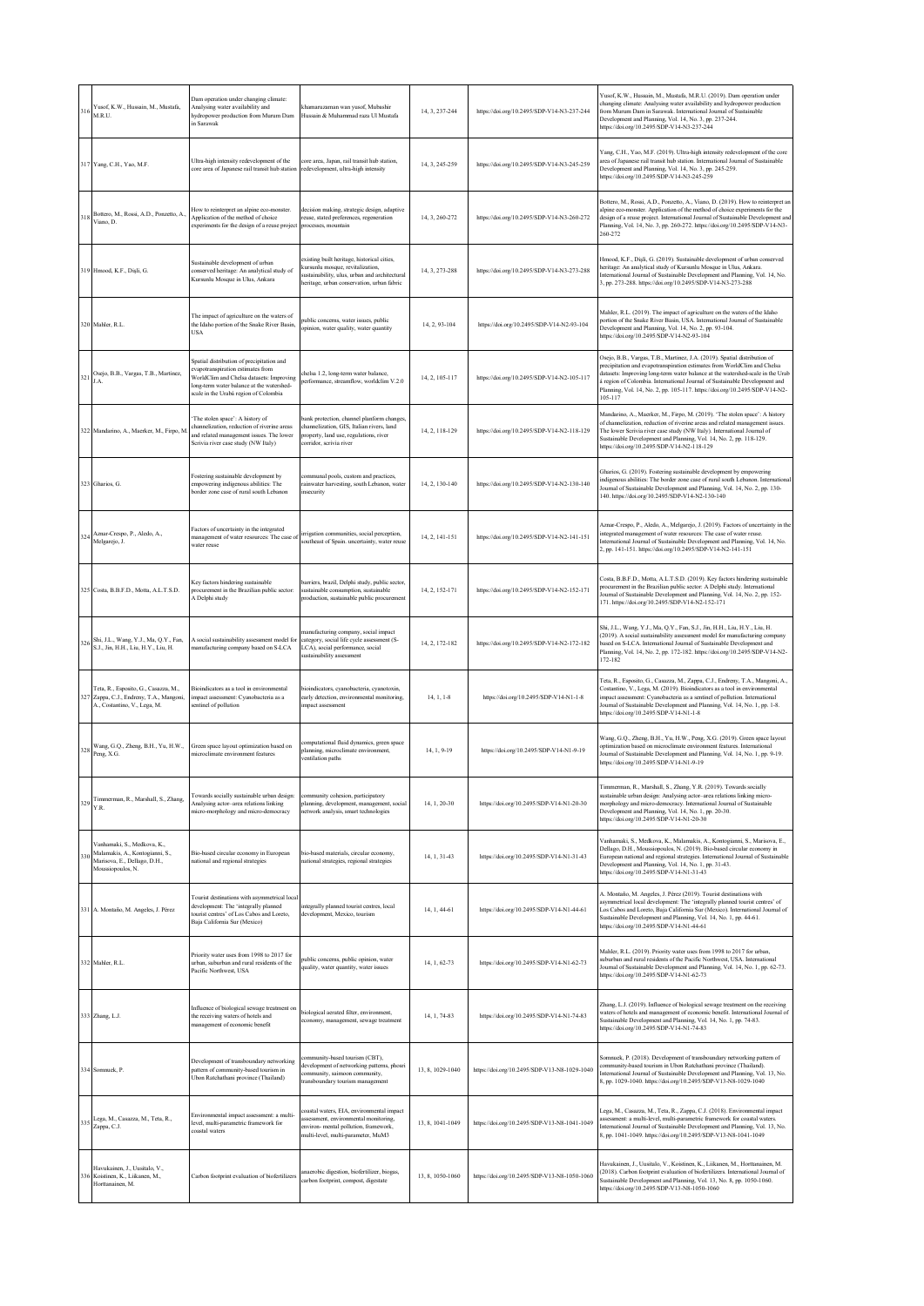| 316 | Yusof, K.W., Hussain, M., Mustafa, M.R.U. | Dam operation under changing climate: Analysing water availability and hydropower production from Murum Dam in Sarawak | khamaruzaman wan yusof, Mubashir Hussain & Muhammad raza Ul Mustafa | 14, 3, 237-244 | https://doi.org/10.2495/SDP-V14-N3-237-244 | Yusof, K.W., Hussain, M., Mustafa, M.R.U. (2019). Dam operation under changing climate: Analysing water availability and hydropower production from Murum Dam in Sarawak. International Journal of Sustainable Development and Planning, Vol. 14, No. 3, pp. 237-244. https://doi.org/10.2495/SDP-V14-N3-237-244 |
|---|---|---|---|---|---|---|
| 317 | Yang, C.H., Yao, M.F. | Ultra-high intensity redevelopment of the core area of Japanese rail transit hub station | core area, Japan, rail transit hub station, redevelopment, ultra-high intensity | 14, 3, 245-259 | https://doi.org/10.2495/SDP-V14-N3-245-259 | Yang, C.H., Yao, M.F. (2019). Ultra-high intensity redevelopment of the core area of Japanese rail transit hub station. International Journal of Sustainable Development and Planning, Vol. 14, No. 3, pp. 245-259. https://doi.org/10.2495/SDP-V14-N3-245-259 |
| 318 | Bottero, M., Rossi, A.D., Ponzetto, A., Viano, D. | How to reinterpret an alpine eco-monster. Application of the method of choice experiments for the design of a reuse project | decision making, strategic design, adaptive reuse, stated preferences, regeneration processes, mountain | 14, 3, 260-272 | https://doi.org/10.2495/SDP-V14-N3-260-272 | Bottero, M., Rossi, A.D., Ponzetto, A., Viano, D. (2019). How to reinterpret an alpine eco-monster. Application of the method of choice experiments for the design of a reuse project. International Journal of Sustainable Development and Planning, Vol. 14, No. 3, pp. 260-272. https://doi.org/10.2495/SDP-V14-N3-260-272 |
| 319 | Hmood, K.F., Dişli, G. | Sustainable development of urban conserved heritage: An analytical study of Kursunlu Mosque in Ulus, Ankara | existing built heritage, historical cities, kursunlu mosque, revitalization, sustainability, ulus, urban and architectural heritage, urban conservation, urban fabric | 14, 3, 273-288 | https://doi.org/10.2495/SDP-V14-N3-273-288 | Hmood, K.F., Dişli, G. (2019). Sustainable development of urban conserved heritage: An analytical study of Kursunlu Mosque in Ulus, Ankara. International Journal of Sustainable Development and Planning, Vol. 14, No. 3, pp. 273-288. https://doi.org/10.2495/SDP-V14-N3-273-288 |
| 320 | Mahler, R.L. | The impact of agriculture on the waters of the Idaho portion of the Snake River Basin, USA | public concerns, water issues, public opinion, water quality, water quantity | 14, 2, 93-104 | https://doi.org/10.2495/SDP-V14-N2-93-104 | Mahler, R.L. (2019). The impact of agriculture on the waters of the Idaho portion of the Snake River Basin, USA. International Journal of Sustainable Development and Planning, Vol. 14, No. 2, pp. 93-104. https://doi.org/10.2495/SDP-V14-N2-93-104 |
| 321 | Osejo, B.B., Vargas, T.B., Martinez, J.A. | Spatial distribution of precipitation and evapotranspiration estimates from WorldClim and Chelsa datasets: Improving long-term water balance at the watershed-scale in the Urabá region of Colombia | chelsa 1.2, long-term water balance, performance, streamflow, worldclim V.2.0 | 14, 2, 105-117 | https://doi.org/10.2495/SDP-V14-N2-105-117 | Osejo, B.B., Vargas, T.B., Martinez, J.A. (2019). Spatial distribution of precipitation and evapotranspiration estimates from WorldClim and Chelsa datasets: Improving long-term water balance at the watershed-scale in the Urab á region of Colombia. International Journal of Sustainable Development and Planning, Vol. 14, No. 2, pp. 105-117. https://doi.org/10.2495/SDP-V14-N2-105-117 |
| 322 | Mandarino, A., Maerker, M., Firpo, M. | 'The stolen space': A history of channelization, reduction of riverine areas and related management issues. The lower Scrivia river case study (NW Italy) | bank protection, channel planform changes, channelization, GIS, Italian rivers, land property, land use, regulations, river corridor, scrivia river | 14, 2, 118-129 | https://doi.org/10.2495/SDP-V14-N2-118-129 | Mandarino, A., Maerker, M., Firpo, M. (2019). 'The stolen space': A history of channelization, reduction of riverine areas and related management issues. The lower Scrivia river case study (NW Italy). International Journal of Sustainable Development and Planning, Vol. 14, No. 2, pp. 118-129. https://doi.org/10.2495/SDP-V14-N2-118-129 |
| 323 | Gharios, G. | Fostering sustainable development by empowering indigenous abilities: The border zone case of rural south Lebanon | communal pools, custom and practices, rainwater harvesting, south Lebanon, water insecurity | 14, 2, 130-140 | https://doi.org/10.2495/SDP-V14-N2-130-140 | Gharios, G. (2019). Fostering sustainable development by empowering indigenous abilities: The border zone case of rural south Lebanon. International Journal of Sustainable Development and Planning, Vol. 14, No. 2, pp. 130-140. https://doi.org/10.2495/SDP-V14-N2-130-140 |
| 324 | Aznar-Crespo, P., Aledo, A., Melgarejo, J. | Factors of uncertainty in the integrated management of water resources: The case of water reuse | irrigation communities, social perception, southeast of Spain. uncertainty, water reuse | 14, 2, 141-151 | https://doi.org/10.2495/SDP-V14-N2-141-151 | Aznar-Crespo, P., Aledo, A., Melgarejo, J. (2019). Factors of uncertainty in the integrated management of water resources: The case of water reuse. International Journal of Sustainable Development and Planning, Vol. 14, No. 2, pp. 141-151. https://doi.org/10.2495/SDP-V14-N2-141-151 |
| 325 | Costa, B.B.F.D., Motta, A.L.T.S.D. | Key factors hindering sustainable procurement in the Brazilian public sector: A Delphi study | barriers, brazil, Delphi study, public sector, sustainable consumption, sustainable production, sustainable public procurement | 14, 2, 152-171 | https://doi.org/10.2495/SDP-V14-N2-152-171 | Costa, B.B.F.D., Motta, A.L.T.S.D. (2019). Key factors hindering sustainable procurement in the Brazilian public sector: A Delphi study. International Journal of Sustainable Development and Planning, Vol. 14, No. 2, pp. 152-171. https://doi.org/10.2495/SDP-V14-N2-152-171 |
| 326 | Shi, J.L., Wang, Y.J., Ma, Q.Y., Fan, S.J., Jin, H.H., Liu, H.Y., Liu, H. | A social sustainability assessment model for manufacturing company based on S-LCA | manufacturing company, social impact category, social life cycle assessment (S-LCA), social performance, social sustainability assessment | 14, 2, 172-182 | https://doi.org/10.2495/SDP-V14-N2-172-182 | Shi, J.L., Wang, Y.J., Ma, Q.Y., Fan, S.J., Jin, H.H., Liu, H.Y., Liu, H. (2019). A social sustainability assessment model for manufacturing company based on S-LCA. International Journal of Sustainable Development and Planning, Vol. 14, No. 2, pp. 172-182. https://doi.org/10.2495/SDP-V14-N2-172-182 |
| 327 | Teta, R., Esposito, G., Casazza, M., Zappa, C.J., Endreny, T.A., Mangoni, A., Costantino, V., Lega, M. | Bioindicators as a tool in environmental impact assessment: Cyanobacteria as a sentinel of pollution | bioindicators, cyanobacteria, cyanotoxin, early detection, environmental monitoring, impact assessment | 14, 1, 1-8 | https://doi.org/10.2495/SDP-V14-N1-1-8 | Teta, R., Esposito, G., Casazza, M., Zappa, C.J., Endreny, T.A., Mangoni, A., Costantino, V., Lega, M. (2019). Bioindicators as a tool in environmental impact assessment: Cyanobacteria as a sentinel of pollution. International Journal of Sustainable Development and Planning, Vol. 14, No. 1, pp. 1-8. https://doi.org/10.2495/SDP-V14-N1-1-8 |
| 328 | Wang, G.Q., Zheng, B.H., Yu, H.W., Peng, X.G. | Green space layout optimization based on microclimate environment features | computational fluid dynamics, green space planning, microclimate environment, ventilation paths | 14, 1, 9-19 | https://doi.org/10.2495/SDP-V14-N1-9-19 | Wang, G.Q., Zheng, B.H., Yu, H.W., Peng, X.G. (2019). Green space layout optimization based on microclimate environment features. International Journal of Sustainable Development and Planning, Vol. 14, No. 1, pp. 9-19. https://doi.org/10.2495/SDP-V14-N1-9-19 |
| 329 | Timmerman, R., Marshall, S., Zhang, Y.R. | Towards socially sustainable urban design: Analysing actor–area relations linking micro-morphology and micro-democracy | community cohesion, participatory planning, development, management, social network analysis, smart technologies | 14, 1, 20-30 | https://doi.org/10.2495/SDP-V14-N1-20-30 | Timmerman, R., Marshall, S., Zhang, Y.R. (2019). Towards socially sustainable urban design: Analysing actor–area relations linking micro-morphology and micro-democracy. International Journal of Sustainable Development and Planning, Vol. 14, No. 1, pp. 20-30. https://doi.org/10.2495/SDP-V14-N1-20-30 |
| 330 | Vanhamaki, S., Medkova, K., Malamakis, A., Kontogianni, S., Marisova, E., Dellago, D.H., Moussiopoulos, N. | Bio-based circular economy in European national and regional strategies | bio-based materials, circular economy, national strategies, regional strategies | 14, 1, 31-43 | https://doi.org/10.2495/SDP-V14-N1-31-43 | Vanhamaki, S., Medkova, K., Malamakis, A., Kontogianni, S., Marisova, E., Dellago, D.H., Moussiopoulos, N. (2019). Bio-based circular economy in European national and regional strategies. International Journal of Sustainable Development and Planning, Vol. 14, No. 1, pp. 31-43. https://doi.org/10.2495/SDP-V14-N1-31-43 |
| 331 | A. Montaño, M. Angeles, J. Pérez | Tourist destinations with asymmetrical local development: The 'integrally planned tourist centres' of Los Cabos and Loreto, Baja California Sur (Mexico) | integrally planned tourist centres, local development, Mexico, tourism | 14, 1, 44-61 | https://doi.org/10.2495/SDP-V14-N1-44-61 | A. Montaño, M. Angeles, J. Pérez (2019). Tourist destinations with asymmetrical local development: The 'integrally planned tourist centres' of Los Cabos and Loreto, Baja California Sur (Mexico). International Journal of Sustainable Development and Planning, Vol. 14, No. 1, pp. 44-61. https://doi.org/10.2495/SDP-V14-N1-44-61 |
| 332 | Mahler, R.L. | Priority water uses from 1998 to 2017 for urban, suburban and rural residents of the Pacific Northwest, USA | public concerns, public opinion, water quality, water quantity, water issues | 14, 1, 62-73 | https://doi.org/10.2495/SDP-V14-N1-62-73 | Mahler, R.L. (2019). Priority water uses from 1998 to 2017 for urban, suburban and rural residents of the Pacific Northwest, USA. International Journal of Sustainable Development and Planning, Vol. 14, No. 1, pp. 62-73. https://doi.org/10.2495/SDP-V14-N1-62-73 |
| 333 | Zhang, L.J. | Influence of biological sewage treatment on the receiving waters of hotels and management of economic benefit | biological aerated filter, environment, economy, management, sewage treatment | 14, 1, 74-83 | https://doi.org/10.2495/SDP-V14-N1-74-83 | Zhang, L.J. (2019). Influence of biological sewage treatment on the receiving waters of hotels and management of economic benefit. International Journal of Sustainable Development and Planning, Vol. 14, No. 1, pp. 74-83. https://doi.org/10.2495/SDP-V14-N1-74-83 |
| 334 | Somnuek, P. | Development of transboundary networking pattern of community-based tourism in Ubon Ratchathani province (Thailand) | community-based tourism (CBT), development of networking patterns, phosri community, saimoon community, transboundary tourism management | 13, 8, 1029-1040 | https://doi.org/10.2495/SDP-V13-N8-1029-1040 | Somnuek, P. (2018). Development of transboundary networking pattern of community-based tourism in Ubon Ratchathani province (Thailand). International Journal of Sustainable Development and Planning, Vol. 13, No. 8, pp. 1029-1040. https://doi.org/10.2495/SDP-V13-N8-1029-1040 |
| 335 | Lega, M., Casazza, M., Teta, R., Zappa, C.J. | Environmental impact assessment: a multi-level, multi-parametric framework for coastal waters | coastal waters, EIA, environmental impact assessment, environmental monitoring, environ- mental pollution, framework, multi-level, multi-parameter, MuM3 | 13, 8, 1041-1049 | https://doi.org/10.2495/SDP-V13-N8-1041-1049 | Lega, M., Casazza, M., Teta, R., Zappa, C.J. (2018). Environmental impact assessment: a multi-level, multi-parametric framework for coastal waters. International Journal of Sustainable Development and Planning, Vol. 13, No. 8, pp. 1041-1049. https://doi.org/10.2495/SDP-V13-N8-1041-1049 |
| 336 | Havukainen, J., Uusitalo, V., Koistinen, K., Liikanen, M., Horttanainen, M. | Carbon footprint evaluation of biofertilizers | anaerobic digestion, biofertilizer, biogas, carbon footprint, compost, digestate | 13, 8, 1050-1060 | https://doi.org/10.2495/SDP-V13-N8-1050-1060 | Havukainen, J., Uusitalo, V., Koistinen, K., Liikanen, M., Horttanainen, M. (2018). Carbon footprint evaluation of biofertilizers. International Journal of Sustainable Development and Planning, Vol. 13, No. 8, pp. 1050-1060. https://doi.org/10.2495/SDP-V13-N8-1050-1060 |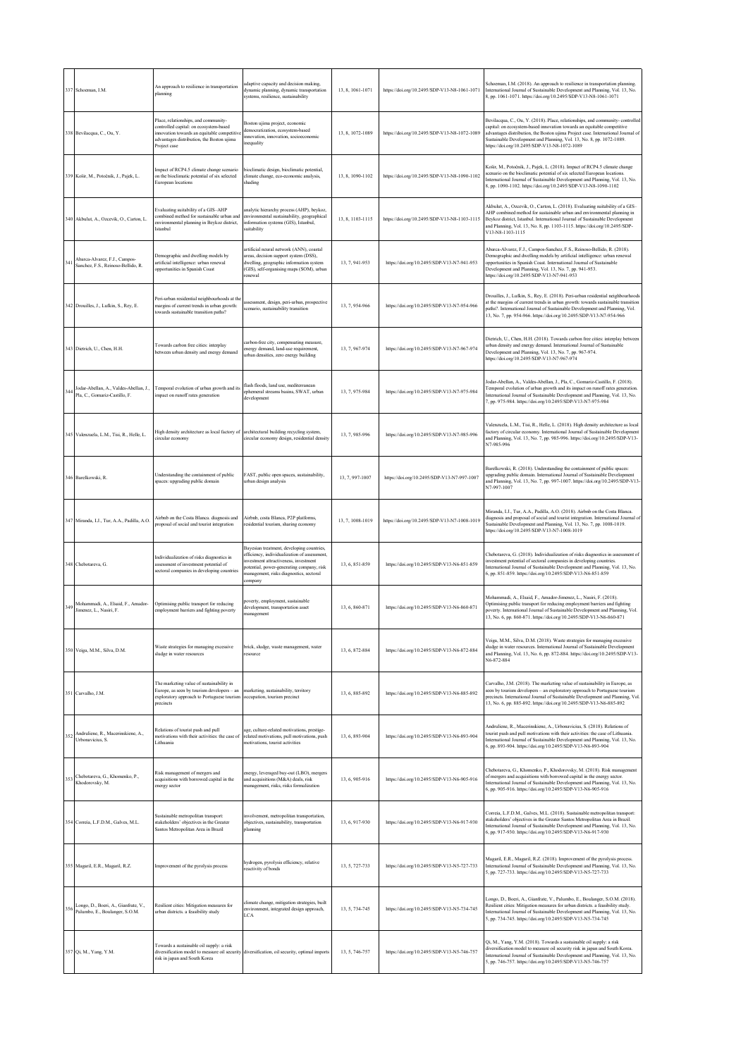| 337 | Schoeman, I.M. | An approach to resilience in transportation planning | adaptive capacity and decision making, dynamic planning, dynamic transportation systems, resilience, sustainability | 13, 8, 1061-1071 | https://doi.org/10.2495/SDP-V13-N8-1061-1071 | Schoeman, I.M. (2018). An approach to resilience in transportation planning. International Journal of Sustainable Development and Planning, Vol. 13, No. 8, pp. 1061-1071. https://doi.org/10.2495/SDP-V13-N8-1061-1071 |
|---|---|---|---|---|---|---|
| 338 | Bevilacqua, C., Ou, Y. | Place, relationships, and community-controlled capital: on ecosystem-based innovation towards an equitable competitive advantages distribution, the Boston ujima Project case | Boston ujima project, economic democratization, ecosystem-based innovation, innovation, socioeconomic inequality | 13, 8, 1072-1089 | https://doi.org/10.2495/SDP-V13-N8-1072-1089 | Bevilacqua, C., Ou, Y. (2018). Place, relationships, and community- controlled capital: on ecosystem-based innovation towards an equitable competitive advantages distribution, the Boston ujima Project case. International Journal of Sustainable Development and Planning, Vol. 13, No. 8, pp. 1072-1089. https://doi.org/10.2495/SDP-V13-N8-1072-1089 |
| 339 | Košir, M., Potočnik, J., Pajek, L. | Impact of RCP4.5 climate change scenario on the bioclimatic potential of six selected European locations | bioclimatic design, bioclimatic potential, climate change, eco-economic analysis, shading | 13, 8, 1090-1102 | https://doi.org/10.2495/SDP-V13-N8-1090-1102 | Košir, M., Potočnik, J., Pajek, L. (2018). Impact of RCP4.5 climate change scenario on the bioclimatic potential of six selected European locations. International Journal of Sustainable Development and Planning, Vol. 13, No. 8, pp. 1090-1102. https://doi.org/10.2495/SDP-V13-N8-1090-1102 |
| 340 | Akbulut, A., Ozcevik, O., Carton, L. | Evaluating suitability of a GIS–AHP combined method for sustainable urban and environmental planning in Beykoz district, Istanbul | analytic hierarchy process (AHP), beykoz, environmental sustainability, geographical information systems (GIS), Istanbul, suitability | 13, 8, 1103-1115 | https://doi.org/10.2495/SDP-V13-N8-1103-1115 | Akbulut, A., Ozcevik, O., Carton, L. (2018). Evaluating suitability of a GIS–AHP combined method for sustainable urban and environmental planning in Beykoz district, Istanbul. International Journal of Sustainable Development and Planning, Vol. 13, No. 8, pp. 1103-1115. https://doi.org/10.2495/SDP-V13-N8-1103-1115 |
| 341 | Abarca-Alvarez, F.J., Campos-Sanchez, F.S., Reinoso-Bellido, R. | Demographic and dwelling models by artificial intelligence: urban renewal opportunities in Spanish Coast | artificial neural network (ANN), coastal areas, decision support system (DSS), dwelling, geographic information system (GIS), self-organising maps (SOM), urban renewal | 13, 7, 941-953 | https://doi.org/10.2495/SDP-V13-N7-941-953 | Abarca-Alvarez, F.J., Campos-Sanchez, F.S., Reinoso-Bellido, R. (2018). Demographic and dwelling models by artificial intelligence: urban renewal opportunities in Spanish Coast. International Journal of Sustainable Development and Planning, Vol. 13, No. 7, pp. 941-953. https://doi.org/10.2495/SDP-V13-N7-941-953 |
| 342 | Drouilles, J., Lufkin, S., Rey, E. | Peri-urban residential neighbourhoods at the margins of current trends in urban growth: towards sustainable transition paths? | assessment, design, peri-urban, prospective scenario, sustainability transition | 13, 7, 954-966 | https://doi.org/10.2495/SDP-V13-N7-954-966 | Drouilles, J., Lufkin, S., Rey, E. (2018). Peri-urban residential neighbourhoods at the margins of current trends in urban growth: towards sustainable transition paths?. International Journal of Sustainable Development and Planning, Vol. 13, No. 7, pp. 954-966. https://doi.org/10.2495/SDP-V13-N7-954-966 |
| 343 | Dietrich, U., Chen, H.H. | Towards carbon free cities: interplay between urban density and energy demand | carbon-free city, compensating measure, energy demand, land-use requirement, urban densities, zero energy building | 13, 7, 967-974 | https://doi.org/10.2495/SDP-V13-N7-967-974 | Dietrich, U., Chen, H.H. (2018). Towards carbon free cities: interplay between urban density and energy demand. International Journal of Sustainable Development and Planning, Vol. 13, No. 7, pp. 967-974. https://doi.org/10.2495/SDP-V13-N7-967-974 |
| 344 | Jodar-Abellan, A., Valdes-Abellan, J., Pla, C., Gomariz-Castillo, F. | Temporal evolution of urban growth and its impact on runoff rates generation | flash floods, land use, mediterranean ephemeral streams basins, SWAT, urban development | 13, 7, 975-984 | https://doi.org/10.2495/SDP-V13-N7-975-984 | Jodar-Abellan, A., Valdes-Abellan, J., Pla, C., Gomariz-Castillo, F. (2018). Temporal evolution of urban growth and its impact on runoff rates generation. International Journal of Sustainable Development and Planning, Vol. 13, No. 7, pp. 975-984. https://doi.org/10.2495/SDP-V13-N7-975-984 |
| 345 | Valenzuela, L.M., Tisi, R., Helle, L. | High density architecture as local factory of circular economy | architectural building recycling system, circular economy design, residential density | 13, 7, 985-996 | https://doi.org/10.2495/SDP-V13-N7-985-996 | Valenzuela, L.M., Tisi, R., Helle, L. (2018). High density architecture as local factory of circular economy. International Journal of Sustainable Development and Planning, Vol. 13, No. 7, pp. 985-996. https://doi.org/10.2495/SDP-V13-N7-985-996 |
| 346 | Barelkowski, R. | Understanding the containment of public spaces: upgrading public domain | FAST, public open spaces, sustainability, urban design analysis | 13, 7, 997-1007 | https://doi.org/10.2495/SDP-V13-N7-997-1007 | Barelkowski, R. (2018). Understanding the containment of public spaces: upgrading public domain. International Journal of Sustainable Development and Planning, Vol. 13, No. 7, pp. 997-1007. https://doi.org/10.2495/SDP-V13-N7-997-1007 |
| 347 | Miranda, I.J., Tur, A.A., Padilla, A.O. | Airbnb on the Costa Blanca. diagnosis and proposal of social and tourist integration | Airbnb, costa Blanca, P2P platforms, residential tourism, sharing economy | 13, 7, 1008-1019 | https://doi.org/10.2495/SDP-V13-N7-1008-1019 | Miranda, I.J., Tur, A.A., Padilla, A.O. (2018). Airbnb on the Costa Blanca. diagnosis and proposal of social and tourist integration. International Journal of Sustainable Development and Planning, Vol. 13, No. 7, pp. 1008-1019. https://doi.org/10.2495/SDP-V13-N7-1008-1019 |
| 348 | Chebotareva, G. | Individualization of risks diagnostics in assessment of investment potential of sectoral companies in developing countries | Bayesian treatment, developing countries, efficiency, individualization of assessment, investment attractiveness, investment potential, power-generating company, risk management, risks diagnostics, sectoral company | 13, 6, 851-859 | https://doi.org/10.2495/SDP-V13-N6-851-859 | Chebotareva, G. (2018). Individualization of risks diagnostics in assessment of investment potential of sectoral companies in developing countries. International Journal of Sustainable Development and Planning, Vol. 13, No. 6, pp. 851-859. https://doi.org/10.2495/SDP-V13-N6-851-859 |
| 349 | Mohammadi, A., Elsaid, F., Amador-Jimenez, L., Nasiri, F. | Optimising public transport for reducing employment barriers and fighting poverty | poverty, employment, sustainable development, transportation asset management | 13, 6, 860-871 | https://doi.org/10.2495/SDP-V13-N6-860-871 | Mohammadi, A., Elsaid, F., Amador-Jimenez, L., Nasiri, F. (2018). Optimising public transport for reducing employment barriers and fighting poverty. International Journal of Sustainable Development and Planning, Vol. 13, No. 6, pp. 860-871. https://doi.org/10.2495/SDP-V13-N6-860-871 |
| 350 | Veiga, M.M., Silva, D.M. | Waste strategies for managing excessive sludge in water resources | brick, sludge, waste management, water resource | 13, 6, 872-884 | https://doi.org/10.2495/SDP-V13-N6-872-884 | Veiga, M.M., Silva, D.M. (2018). Waste strategies for managing excessive sludge in water resources. International Journal of Sustainable Development and Planning, Vol. 13, No. 6, pp. 872-884. https://doi.org/10.2495/SDP-V13-N6-872-884 |
| 351 | Carvalho, J.M. | The marketing value of sustainability in Europe, as seen by tourism developers – an exploratory approach to Portuguese tourism precincts | marketing, sustainability, territory occupation, tourism precinct | 13, 6, 885-892 | https://doi.org/10.2495/SDP-V13-N6-885-892 | Carvalho, J.M. (2018). The marketing value of sustainability in Europe, as seen by tourism developers – an exploratory approach to Portuguese tourism precincts. International Journal of Sustainable Development and Planning, Vol. 13, No. 6, pp. 885-892. https://doi.org/10.2495/SDP-V13-N6-885-892 |
| 352 | Andruliene, R., Macerinskiene, A., Urbonavicius, S. | Relations of tourist push and pull motivations with their activities: the case of Lithuania | age, culture-related motivations, prestige-related motivations, pull motivations, push motivations, tourist activities | 13, 6, 893-904 | https://doi.org/10.2495/SDP-V13-N6-893-904 | Andruliene, R., Macerinskiene, A., Urbonavicius, S. (2018). Relations of tourist push and pull motivations with their activities: the case of Lithuania. International Journal of Sustainable Development and Planning, Vol. 13, No. 6, pp. 893-904. https://doi.org/10.2495/SDP-V13-N6-893-904 |
| 353 | Chebotareva, G., Khomenko, P., Khodorovsky, M. | Risk management of mergers and acquisitions with borrowed capital in the energy sector | energy, leveraged buy-out (LBO), mergers and acquisitions (M&A) deals, risk management, risks, risks formalization | 13, 6, 905-916 | https://doi.org/10.2495/SDP-V13-N6-905-916 | Chebotareva, G., Khomenko, P., Khodorovsky, M. (2018). Risk management of mergers and acquisitions with borrowed capital in the energy sector. International Journal of Sustainable Development and Planning, Vol. 13, No. 6, pp. 905-916. https://doi.org/10.2495/SDP-V13-N6-905-916 |
| 354 | Correia, L.F.D.M., Galves, M.L. | Sustainable metropolitan transport: stakeholders' objectives in the Greater Santos Metropolitan Area in Brazil | involvement, metropolitan transportation, objectives, sustainability, transportation planning | 13, 6, 917-930 | https://doi.org/10.2495/SDP-V13-N6-917-930 | Correia, L.F.D.M., Galves, M.L. (2018). Sustainable metropolitan transport: stakeholders' objectives in the Greater Santos Metropolitan Area in Brazil. International Journal of Sustainable Development and Planning, Vol. 13, No. 6, pp. 917-930. https://doi.org/10.2495/SDP-V13-N6-917-930 |
| 355 | Magaril, E.R., Magaril, R.Z. | Improvement of the pyrolysis process | hydrogen, pyrolysis efficiency, relative reactivity of bonds | 13, 5, 727-733 | https://doi.org/10.2495/SDP-V13-N5-727-733 | Magaril, E.R., Magaril, R.Z. (2018). Improvement of the pyrolysis process. International Journal of Sustainable Development and Planning, Vol. 13, No. 5, pp. 727-733. https://doi.org/10.2495/SDP-V13-N5-727-733 |
| 356 | Longo, D., Boeri, A., Gianfrate, V., Palumbo, E., Boulanger, S.O.M. | Resilient cities: Mitigation measures for urban districts. a feasibility study | climate change, mitigation strategies, built environment, integrated design approach, LCA | 13, 5, 734-745 | https://doi.org/10.2495/SDP-V13-N5-734-745 | Longo, D., Boeri, A., Gianfrate, V., Palumbo, E., Boulanger, S.O.M. (2018). Resilient cities: Mitigation measures for urban districts. a feasibility study. International Journal of Sustainable Development and Planning, Vol. 13, No. 5, pp. 734-745. https://doi.org/10.2495/SDP-V13-N5-734-745 |
| 357 | Qi, M., Yang, Y.M. | Towards a sustainable oil supply: a risk diversification model to measure oil security risk in japan and South Korea | diversification, oil security, optimal imports | 13, 5, 746-757 | https://doi.org/10.2495/SDP-V13-N5-746-757 | Qi, M., Yang, Y.M. (2018). Towards a sustainable oil supply: a risk diversification model to measure oil security risk in japan and South Korea. International Journal of Sustainable Development and Planning, Vol. 13, No. 5, pp. 746-757. https://doi.org/10.2495/SDP-V13-N5-746-757 |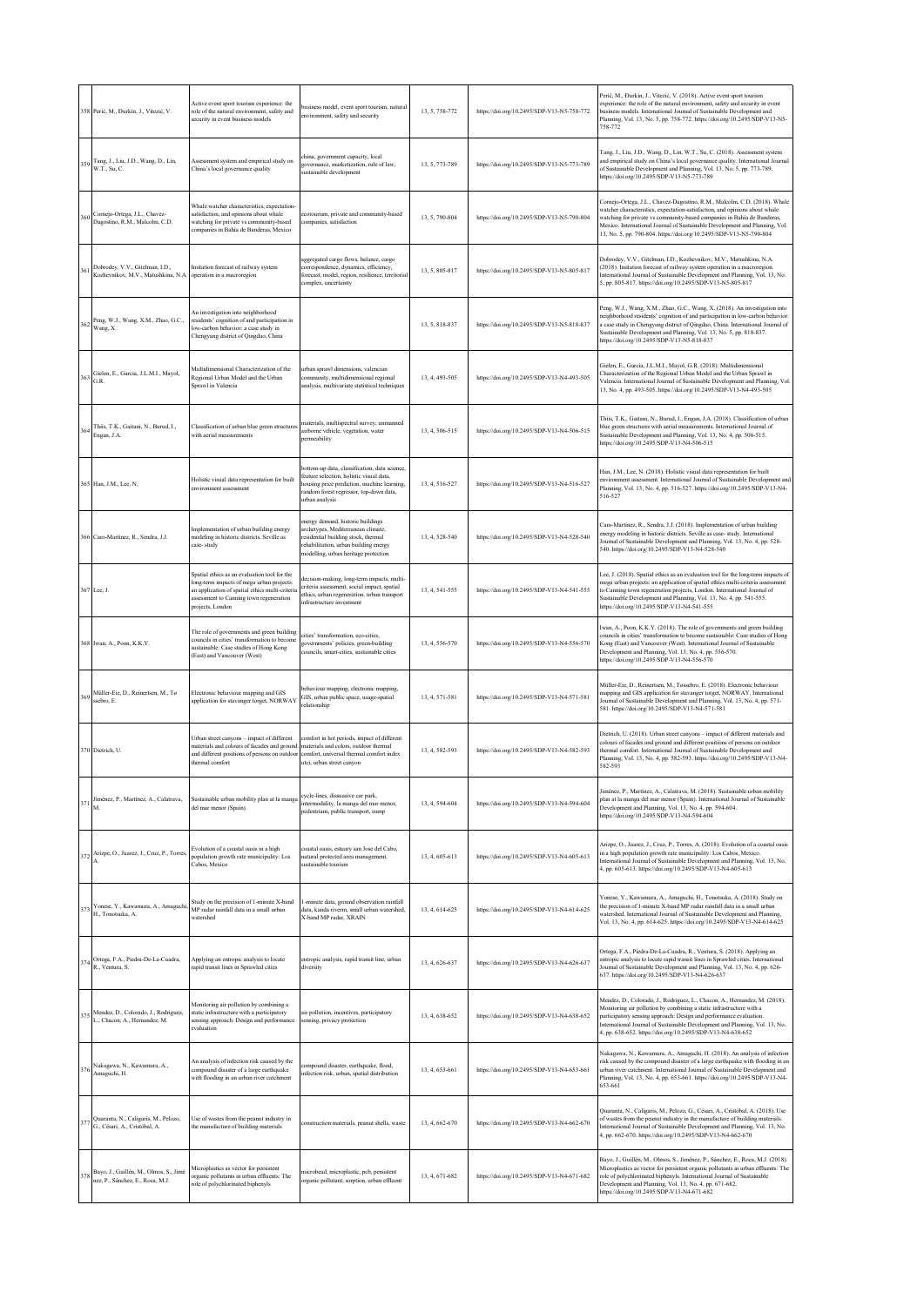| 358 | Perić, M., Đurkin, J., Vitezić, V. | Active event sport tourism experience: the role of the natural environment, safety and security in event business models | business model, event sport tourism, natural environment, safety and security | 13, 5, 758-772 | https://doi.org/10.2495/SDP-V13-N5-758-772 | Perić, M., Đurkin, J., Vitezić, V. (2018). Active event sport tourism experience: the role of the natural environment, safety and security in event business models. International Journal of Sustainable Development and Planning, Vol. 13, No. 5, pp. 758-772. https://doi.org/10.2495/SDP-V13-N5-758-772 |
|---|---|---|---|---|---|---|
| 359 | Tang, J., Liu, J.D., Wang, D., Lin, W.T., Su, C. | Assessment system and empirical study on China's local governance quality | china, government capacity, local governance, marketization, rule of law, sustainable development | 13, 5, 773-789 | https://doi.org/10.2495/SDP-V13-N5-773-789 | Tang, J., Liu, J.D., Wang, D., Lin, W.T., Su, C. (2018). Assessment system and empirical study on China's local governance quality. International Journal of Sustainable Development and Planning, Vol. 13, No. 5, pp. 773-789. https://doi.org/10.2495/SDP-V13-N5-773-789 |
| 360 | Cornejo-Ortega, J.L., Chavez-Dagostino, R.M., Malcolm, C.D. | Whale watcher characteristics, expectation-satisfaction, and opinions about whale watching for private vs community-based companies in Bahía de Banderas, Mexico | ecotourism, private and community-based companies, satisfaction | 13, 5, 790-804 | https://doi.org/10.2495/SDP-V13-N5-790-804 | Cornejo-Ortega, J.L., Chavez-Dagostino, R.M., Malcolm, C.D. (2018). Whale watcher characteristics, expectation-satisfaction, and opinions about whale watching for private vs community-based companies in Bahía de Banderas, Mexico. International Journal of Sustainable Development and Planning, Vol. 13, No. 5, pp. 790-804. https://doi.org/10.2495/SDP-V13-N5-790-804 |
| 361 | Dobrodey, V.V., Gitelman, I.D., Kozhevnikov, M.V., Matushkina, N.A. | Imitation forecast of railway system operation in a macroregion | aggregated cargo flows, balance, cargo correspondence, dynamics, efficiency, forecast, model, region, resilience, territorial complex, uncertainty | 13, 5, 805-817 | https://doi.org/10.2495/SDP-V13-N5-805-817 | Dobrodey, V.V., Gitelman, I.D., Kozhevnikov, M.V., Matushkina, N.A. (2018). Imitation forecast of railway system operation in a macroregion. International Journal of Sustainable Development and Planning, Vol. 13, No. 5, pp. 805-817. https://doi.org/10.2495/SDP-V13-N5-805-817 |
| 362 | Peng, W.J., Wang, X.M., Zhao, G.C., Wang, X. | An investigation into neighborhood residents' cognition of and participation in low-carbon behavior: a case study in Chengyang district of Qingdao, China | | 13, 5, 818-837 | https://doi.org/10.2495/SDP-V13-N5-818-837 | Peng, W.J., Wang, X.M., Zhao, G.C., Wang, X. (2018). An investigation into neighborhood residents' cognition of and participation in low-carbon behavior: a case study in Chengyang district of Qingdao, China. International Journal of Sustainable Development and Planning, Vol. 13, No. 5, pp. 818-837. https://doi.org/10.2495/SDP-V13-N5-818-837 |
| 363 | Gielen, E., Garcia, J.L.M.I., Mayol, G.R. | Multidimensional Characterization of the Regional Urban Model and the Urban Sprawl in Valencia | urban sprawl dimensions, valencian community, multidimensional regional analysis, multivariate statistical techniques | 13, 4, 493-505 | https://doi.org/10.2495/SDP-V13-N4-493-505 | Gielen, E., Garcia, J.L.M.I., Mayol, G.R. (2018). Multidimensional Characterization of the Regional Urban Model and the Urban Sprawl in Valencia. International Journal of Sustainable Development and Planning, Vol. 13, No. 4, pp. 493-505. https://doi.org/10.2495/SDP-V13-N4-493-505 |
| 364 | Thiis, T.K., Gaitani, N., Burud, I., Engan, J.A. | Classification of urban blue green structures with aerial measurements | materials, multispectral survey, unmanned airborne vehicle, vegetation, water permeability | 13, 4, 506-515 | https://doi.org/10.2495/SDP-V13-N4-506-515 | Thiis, T.K., Gaitani, N., Burud, I., Engan, J.A. (2018). Classification of urban blue green structures with aerial measurements. International Journal of Sustainable Development and Planning, Vol. 13, No. 4, pp. 506-515. https://doi.org/10.2495/SDP-V13-N4-506-515 |
| 365 | Han, J.M., Lee, N. | Holistic visual data representation for built environment assessment | bottom-up data, classification, data science, feature selection, holistic visual data, housing price prediction, machine learning, random forest regressor, top-down data, urban analysis | 13, 4, 516-527 | https://doi.org/10.2495/SDP-V13-N4-516-527 | Han, J.M., Lee, N. (2018). Holistic visual data representation for built environment assessment. International Journal of Sustainable Development and Planning, Vol. 13, No. 4, pp. 516-527. https://doi.org/10.2495/SDP-V13-N4-516-527 |
| 366 | Caro-Martínez, R., Sendra, J.J. | Implementation of urban building energy modeling in historic districts. Seville as case- study | energy demand, historic buildings archetypes, Mediterranean climate, residential building stock, thermal rehabilitation, urban building energy modelling, urban heritage protection | 13, 4, 528-540 | https://doi.org/10.2495/SDP-V13-N4-528-540 | Caro-Martínez, R., Sendra, J.J. (2018). Implementation of urban building energy modeling in historic districts. Seville as case- study. International Journal of Sustainable Development and Planning, Vol. 13, No. 4, pp. 528-540. https://doi.org/10.2495/SDP-V13-N4-528-540 |
| 367 | Lee, J. | Spatial ethics as an evaluation tool for the long-term impacts of mega urban projects: an application of spatial ethics multi-criteria assessment to Canning town regeneration projects, London | decision-making, long-term impacts, multi-criteria assessment, social impact, spatial ethics, urban regeneration, urban transport infrastructure investment | 13, 4, 541-555 | https://doi.org/10.2495/SDP-V13-N4-541-555 | Lee, J. (2018). Spatial ethics as an evaluation tool for the long-term impacts of mega urban projects: an application of spatial ethics multi-criteria assessment to Canning town regeneration projects, London. International Journal of Sustainable Development and Planning, Vol. 13, No. 4, pp. 541-555. https://doi.org/10.2495/SDP-V13-N4-541-555 |
| 368 | Iwan, A., Poon, K.K.Y. | The role of governments and green building councils in cities' transformation to become sustainable: Case studies of Hong Kong (East) and Vancouver (West) | cities' transformation, eco-cities, governments' policies, green-building councils, smart-cities, sustainable cities | 13, 4, 556-570 | https://doi.org/10.2495/SDP-V13-N4-556-570 | Iwan, A., Poon, K.K.Y. (2018). The role of governments and green building councils in cities' transformation to become sustainable: Case studies of Hong Kong (East) and Vancouver (West). International Journal of Sustainable Development and Planning, Vol. 13, No. 4, pp. 556-570. https://doi.org/10.2495/SDP-V13-N4-556-570 |
| 369 | Müller-Eie, D., Reinertsen, M., Tø ssebro, E. | Electronic behaviour mapping and GIS application for stavanger torget, NORWAY | behaviour mapping, electronic mapping, GIS, urban public space, usage-spatial relationship | 13, 4, 571-581 | https://doi.org/10.2495/SDP-V13-N4-571-581 | Müller-Eie, D., Reinertsen, M., Tøssebro, E. (2018). Electronic behaviour mapping and GIS application for stavanger torget, NORWAY. International Journal of Sustainable Development and Planning, Vol. 13, No. 4, pp. 571-581. https://doi.org/10.2495/SDP-V13-N4-571-581 |
| 370 | Dietrich, U. | Urban street canyons – impact of different materials and colours of facades and ground and different positions of persons on outdoor thermal comfort | comfort in hot periods, impact of different materials and colors, outdoor thermal comfort, universal thermal comfort index utci, urban street canyon | 13, 4, 582-593 | https://doi.org/10.2495/SDP-V13-N4-582-593 | Dietrich, U. (2018). Urban street canyons – impact of different materials and colours of facades and ground and different positions of persons on outdoor thermal comfort. International Journal of Sustainable Development and Planning, Vol. 13, No. 4, pp. 582-593. https://doi.org/10.2495/SDP-V13-N4-582-593 |
| 371 | Jiménez, P., Martínez, A., Calatrava, M. | Sustainable urban mobility plan at la manga del mar menor (Spain) | cycle-lines, dissuasive car park, intermodality, la manga del mar menor, pedestrians, public transport, sump | 13, 4, 594-604 | https://doi.org/10.2495/SDP-V13-N4-594-604 | Jiménez, P., Martínez, A., Calatrava, M. (2018). Sustainable urban mobility plan at la manga del mar menor (Spain). International Journal of Sustainable Development and Planning, Vol. 13, No. 4, pp. 594-604. https://doi.org/10.2495/SDP-V13-N4-594-604 |
| 372 | Arizpe, O., Juarez, J., Cruz, P., Torres, A. | Evolution of a coastal oasis in a high population growth rate municipality: Los Cabos, Mexico | coastal oasis, estuary san Jose del Cabo, natural protected area management, sustainable tourism | 13, 4, 605-613 | https://doi.org/10.2495/SDP-V13-N4-605-613 | Arizpe, O., Juarez, J., Cruz, P., Torres, A. (2018). Evolution of a coastal oasis in a high population growth rate municipality: Los Cabos, Mexico. International Journal of Sustainable Development and Planning, Vol. 13, No. 4, pp. 605-613. https://doi.org/10.2495/SDP-V13-N4-605-613 |
| 373 | Yonese, Y., Kawamura, A., Amaguchi, H., Tonotsuka, A. | Study on the precision of 1-minute X-band MP radar rainfall data in a small urban watershed | 1-minute data, ground observation rainfall data, kanda riverm, small urban watershed, X-band MP radar, XRAIN | 13, 4, 614-625 | https://doi.org/10.2495/SDP-V13-N4-614-625 | Yonese, Y., Kawamura, A., Amaguchi, H., Tonotsuka, A. (2018). Study on the precision of 1-minute X-band MP radar rainfall data in a small urban watershed. International Journal of Sustainable Development and Planning, Vol. 13, No. 4, pp. 614-625. https://doi.org/10.2495/SDP-V13-N4-614-625 |
| 374 | Ortega, F.A., Piedra-De-La-Cuadra, R., Ventura, S. | Applying an entropic analysis to locate rapid transit lines in Sprawled cities | entropic analysis, rapid transit line, urban diversity | 13, 4, 626-637 | https://doi.org/10.2495/SDP-V13-N4-626-637 | Ortega, F.A., Piedra-De-La-Cuadra, R., Ventura, S. (2018). Applying an entropic analysis to locate rapid transit lines in Sprawled cities. International Journal of Sustainable Development and Planning, Vol. 13, No. 4, pp. 626-637. https://doi.org/10.2495/SDP-V13-N4-626-637 |
| 375 | Mendez, D., Colorado, J., Rodriguez, L., Chacon, A., Hernandez, M. | Monitoring air pollution by combining a static infrastructure with a participatory sensing approach: Design and performance evaluation | air pollution, incentives, participatory sensing, privacy protection | 13, 4, 638-652 | https://doi.org/10.2495/SDP-V13-N4-638-652 | Mendez, D., Colorado, J., Rodriguez, L., Chacon, A., Hernandez, M. (2018). Monitoring air pollution by combining a static infrastructure with a participatory sensing approach: Design and performance evaluation. International Journal of Sustainable Development and Planning, Vol. 13, No. 4, pp. 638-652. https://doi.org/10.2495/SDP-V13-N4-638-652 |
| 376 | Nakagawa, N., Kawamura, A., Amaguchi, H. | An analysis of infection risk caused by the compound disaster of a large earthquake with flooding in an urban river catchment | compound disaster, earthquake, flood, infection risk, urban, spatial distribution | 13, 4, 653-661 | https://doi.org/10.2495/SDP-V13-N4-653-661 | Nakagawa, N., Kawamura, A., Amaguchi, H. (2018). An analysis of infection risk caused by the compound disaster of a large earthquake with flooding in an urban river catchment. International Journal of Sustainable Development and Planning, Vol. 13, No. 4, pp. 653-661. https://doi.org/10.2495/SDP-V13-N4-653-661 |
| 377 | Quaranta, N., Caligaris, M., Pelozo, G., Cèsari, A., Cristóbal, A. | Use of wastes from the peanut industry in the manufacture of building materials | construction materials, peanut shells, waste | 13, 4, 662-670 | https://doi.org/10.2495/SDP-V13-N4-662-670 | Quaranta, N., Caligaris, M., Pelozo, G., Cèsari, A., Cristóbal, A. (2018). Use of wastes from the peanut industry in the manufacture of building materials. International Journal of Sustainable Development and Planning, Vol. 13, No. 4, pp. 662-670. https://doi.org/10.2495/SDP-V13-N4-662-670 |
| 378 | Bayo, J., Guillén, M., Olmos, S., Jiménez, P., Sánchez, E., Roca, M.J. | Microplastics as vector for persistent organic pollutants in urban effluents: The role of polychlorinated biphenyls | microbead, microplastic, pcb, persistent organic pollutant, sorption, urban effluent | 13, 4, 671-682 | https://doi.org/10.2495/SDP-V13-N4-671-682 | Bayo, J., Guillén, M., Olmos, S., Jiménez, P., Sánchez, E., Roca, M.J. (2018). Microplastics as vector for persistent organic pollutants in urban effluents: The role of polychlorinated biphenyls. International Journal of Sustainable Development and Planning, Vol. 13, No. 4, pp. 671-682. https://doi.org/10.2495/SDP-V13-N4-671-682 |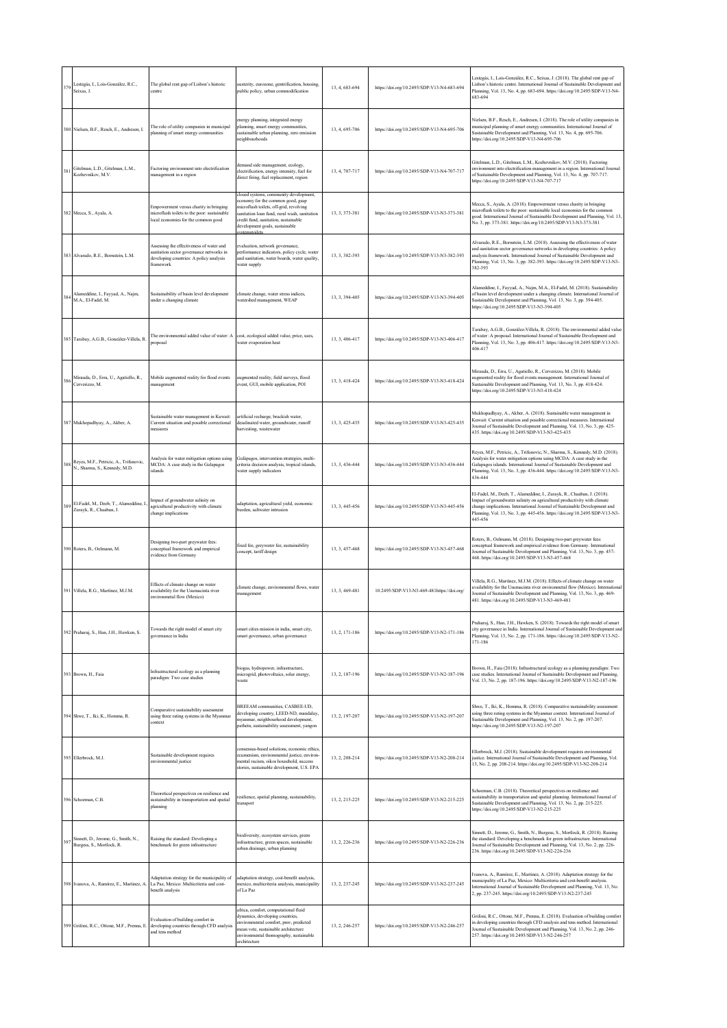| 379 | Lestegás, I., Lois-González, R.C., Seixas, J. | The global rent gap of Lisbon's historic centre | austerity, eurozone, gentrification, housing, public policy, urban commodification | 13, 4, 683-694 | https://doi.org/10.2495/SDP-V13-N4-683-694 | Lestegás, I., Lois-González, R.C., Seixas, J. (2018). The global rent gap of Lisbon's historic centre. International Journal of Sustainable Development and Planning, Vol. 13, No. 4, pp. 683-694. https://doi.org/10.2495/SDP-V13-N4-683-694 |
|---|---|---|---|---|---|---|
| 380 | Nielsen, B.F., Resch, E., Andresen, I. | The role of utility companies in municipal planning of smart energy communities | energy planning, integrated energy planning, smart energy communities, sustainable urban planning, zero emission neighbourhoods | 13, 4, 695-706 | https://doi.org/10.2495/SDP-V13-N4-695-706 | Nielsen, B.F., Resch, E., Andresen, I. (2018). The role of utility companies in municipal planning of smart energy communities. International Journal of Sustainable Development and Planning, Vol. 13, No. 4, pp. 695-706. https://doi.org/10.2495/SDP-V13-N4-695-706 |
| 381 | Gitelman, L.D., Gitelman, L.M., Kozhevnikov, M.V. | Factoring environment into electrification management in a region | demand side management, ecology, electrification, energy intensity, fuel for direct firing, fuel replacement, region | 13, 4, 707-717 | https://doi.org/10.2495/SDP-V13-N4-707-717 | Gitelman, L.D., Gitelman, L.M., Kozhevnikov, M.V. (2018). Factoring environment into electrification management in a region. International Journal of Sustainable Development and Planning, Vol. 13, No. 4, pp. 707-717. https://doi.org/10.2495/SDP-V13-N4-707-717 |
| 382 | Mecca, S., Ayala, A. | Empowerment versus charity in bringing microflush toilets to the poor: sustainable local economies for the common good | closed systems, community development, economy for the common good, gsap microflush toilets, off-grid, revolving sanitation loan fund, rural wash, sanitation credit fund, sanitation, sustainable development goals, sustainable systemstoilets | 13, 3, 373-381 | https://doi.org/10.2495/SDP-V13-N3-373-381 | Mecca, S., Ayala, A. (2018). Empowerment versus charity in bringing microflush toilets to the poor: sustainable local economies for the common good. International Journal of Sustainable Development and Planning, Vol. 13, No. 3, pp. 373-381. https://doi.org/10.2495/SDP-V13-N3-373-381 |
| 383 | Alvarado, R.E., Bornstein, L.M. | Assessing the effectiveness of water and sanitation sector governance networks in developing countries: A policy analysis framework | evaluation, network governance, performance indicators, policy cycle, water and sanitation, water boards, water quality, water supply | 13, 3, 382-393 | https://doi.org/10.2495/SDP-V13-N3-382-393 | Alvarado, R.E., Bornstein, L.M. (2018). Assessing the effectiveness of water and sanitation sector governance networks in developing countries: A policy analysis framework. International Journal of Sustainable Development and Planning, Vol. 13, No. 3, pp. 382-393. https://doi.org/10.2495/SDP-V13-N3-382-393 |
| 384 | Alameddine, I., Fayyad, A., Najm, M.A., El-Fadel, M. | Sustainability of basin level development under a changing climate | climate change, water stress indices, watershed management, WEAP | 13, 3, 394-405 | https://doi.org/10.2495/SDP-V13-N3-394-405 | Alameddine, I., Fayyad, A., Najm, M.A., El-Fadel, M. (2018). Sustainability of basin level development under a changing climate. International Journal of Sustainable Development and Planning, Vol. 13, No. 3, pp. 394-405. https://doi.org/10.2495/SDP-V13-N3-394-405 |
| 385 | Tarabay, A.G.B., González-Villela, R. | The environmental added value of water: A proposal | cost, ecological added value, price, uses, water evaporation heat | 13, 3, 406-417 | https://doi.org/10.2495/SDP-V13-N3-406-417 | Tarabay, A.G.B., González-Villela, R. (2018). The environmental added value of water: A proposal. International Journal of Sustainable Development and Planning, Vol. 13, No. 3, pp. 406-417. https://doi.org/10.2495/SDP-V13-N3-406-417 |
| 386 | Miraudа, D., Erra, U., Agatiello, R., Cerverizzo, M. | Mobile augmented reality for flood events management | augmented reality, field surveys, flood event, GUI, mobile application, POI | 13, 3, 418-424 | https://doi.org/10.2495/SDP-V13-N3-418-424 | Miraudа, D., Erra, U., Agatiello, R., Cerverizzo, M. (2018). Mobile augmented reality for flood events management. International Journal of Sustainable Development and Planning, Vol. 13, No. 3, pp. 418-424. https://doi.org/10.2495/SDP-V13-N3-418-424 |
| 387 | Mukhopadhyay, A., Akber, A. | Sustainable water management in Kuwait: Current situation and possible correctional measures | artificial recharge, brackish water, desalinated water, groundwater, runoff harvesting, wastewater | 13, 3, 425-435 | https://doi.org/10.2495/SDP-V13-N3-425-435 | Mukhopadhyay, A., Akber, A. (2018). Sustainable water management in Kuwait: Current situation and possible correctional measures. International Journal of Sustainable Development and Planning, Vol. 13, No. 3, pp. 425-435. https://doi.org/10.2495/SDP-V13-N3-425-435 |
| 388 | Reyes, M.F., Petricic, A., Trifunovic, N., Sharma, S., Kennedy, M.D. | Analysis for water mitigation options using MCDA: A case study in the Galapagos islands | Galapagos, intervention strategies, multi-criteria decision analysis, tropical islands, water supply indicators | 13, 3, 436-444 | https://doi.org/10.2495/SDP-V13-N3-436-444 | Reyes, M.F., Petricic, A., Trifunovic, N., Sharma, S., Kennedy, M.D. (2018). Analysis for water mitigation options using MCDA: A case study in the Galapagos islands. International Journal of Sustainable Development and Planning, Vol. 13, No. 3, pp. 436-444. https://doi.org/10.2495/SDP-V13-N3-436-444 |
| 389 | El-Fadel, M., Deeb, T., Alameddine, I., Zurayk, R., Chaaban, J. | Impact of groundwater salinity on agricultural productivity with climate change implications | adaptation, agricultural yield, economic burden, saltwater intrusion | 13, 3, 445-456 | https://doi.org/10.2495/SDP-V13-N3-445-456 | El-Fadel, M., Deeb, T., Alameddine, I., Zurayk, R., Chaaban, J. (2018). Impact of groundwater salinity on agricultural productivity with climate change implications. International Journal of Sustainable Development and Planning, Vol. 13, No. 3, pp. 445-456. https://doi.org/10.2495/SDP-V13-N3-445-456 |
| 390 | Roters, B., Oelmann, M. | Designing two-part greywater fees: conceptual framework and empirical evidence from Germany | fixed fee, greywater fee, sustainability concept, tariff design | 13, 3, 457-468 | https://doi.org/10.2495/SDP-V13-N3-457-468 | Roters, B., Oelmann, M. (2018). Designing two-part greywater fees: conceptual framework and empirical evidence from Germany. International Journal of Sustainable Development and Planning, Vol. 13, No. 3, pp. 457-468. https://doi.org/10.2495/SDP-V13-N3-457-468 |
| 391 | Villela, R.G., Martínez, M.J.M. | Effects of climate change on water availability for the Usumacinta river environmetal flow (Mexico) | climate change, environmental flows, water management | 13, 3, 469-481 | 10.2495/SDP-V13-N3-469-481https://doi.org/ | Villela, R.G., Martínez, M.J.M. (2018). Effects of climate change on water availability for the Usumacinta river environmetal flow (Mexico). International Journal of Sustainable Development and Planning, Vol. 13, No. 3, pp. 469-481. https://doi.org/10.2495/SDP-V13-N3-469-481 |
| 392 | Praharaj, S., Han, J.H., Hawken, S. | Towards the right model of smart city governance in India | smart cities mission in india, smart city, smart governance, urban governance | 13, 2, 171-186 | https://doi.org/10.2495/SDP-V13-N2-171-186 | Praharaj, S., Han, J.H., Hawken, S. (2018). Towards the right model of smart city governance in India. International Journal of Sustainable Development and Planning, Vol. 13, No. 2, pp. 171-186. https://doi.org/10.2495/SDP-V13-N2-171-186 |
| 393 | Brown, H., Faia | Infrastructural ecology as a planning paradigm: Two case studies | biogas, hydropower, infrastructure, microgrid, photovoltaics, solar energy, waste | 13, 2, 187-196 | https://doi.org/10.2495/SDP-V13-N2-187-196 | Brown, H., Faia (2018). Infrastructural ecology as a planning paradigm: Two case studies. International Journal of Sustainable Development and Planning, Vol. 13, No. 2, pp. 187-196. https://doi.org/10.2495/SDP-V13-N2-187-196 |
| 394 | Shwe, T., Iki, K., Homma, R. | Comparative sustainability assessment using three rating systems in the Myanmar context | BREEAM communities, CASBEE-UD, developing country, LEED-ND, mandalay, myanmar, neighbourhood development, pathein, sustainability assessment, yangon | 13, 2, 197-207 | https://doi.org/10.2495/SDP-V13-N2-197-207 | Shwe, T., Iki, K., Homma, R. (2018). Comparative sustainability assessment using three rating systems in the Myanmar context. International Journal of Sustainable Development and Planning, Vol. 13, No. 2, pp. 197-207. https://doi.org/10.2495/SDP-V13-N2-197-207 |
| 395 | Ellerbrock, M.J. | Sustainable development requires environmental justice | consensus-based solutions, economic ethics, ecumenism, environmental justice, environ-mental racism, oikos household, success stories, sustainable development, U.S. EPA | 13, 2, 208-214 | https://doi.org/10.2495/SDP-V13-N2-208-214 | Ellerbrock, M.J. (2018). Sustainable development requires environmental justice. International Journal of Sustainable Development and Planning, Vol. 13, No. 2, pp. 208-214. https://doi.org/10.2495/SDP-V13-N2-208-214 |
| 396 | Schoeman, C.B. | Theoretical perspectives on resilience and sustainability in transportation and spatial planning | resilience, spatial planning, sustainability, transport | 13, 2, 215-225 | https://doi.org/10.2495/SDP-V13-N2-215-225 | Schoeman, C.B. (2018). Theoretical perspectives on resilience and sustainability in transportation and spatial planning. International Journal of Sustainable Development and Planning, Vol. 13, No. 2, pp. 215-225. https://doi.org/10.2495/SDP-V13-N2-215-225 |
| 397 | Sinnett, D., Jerome, G., Smith, N., Burgess, S., Mortlock, R. | Raising the standard: Developing a benchmark for green infrastructure | biodiversity, ecosystem services, green infrastructure, green spaces, sustainable urban drainage, urban planning | 13, 2, 226-236 | https://doi.org/10.2495/SDP-V13-N2-226-236 | Sinnett, D., Jerome, G., Smith, N., Burgess, S., Mortlock, R. (2018). Raising the standard: Developing a benchmark for green infrastructure. International Journal of Sustainable Development and Planning, Vol. 13, No. 2, pp. 226-236. https://doi.org/10.2495/SDP-V13-N2-226-236 |
| 398 | Ivanova, A., Ramírez, E., Martínez, A. | Adaptation strategy for the municipality of La Paz, Mexico: Multicriteria and cost-benefit analysis | adaptation strategy, cost-benefit analysis, mexico, multicriteria analysis, municipality of La Paz | 13, 2, 237-245 | https://doi.org/10.2495/SDP-V13-N2-237-245 | Ivanova, A., Ramírez, E., Martínez, A. (2018). Adaptation strategy for the municipality of La Paz, Mexico: Multicriteria and cost-benefit analysis. International Journal of Sustainable Development and Planning, Vol. 13, No. 2, pp. 237-245. https://doi.org/10.2495/SDP-V13-N2-237-245 |
| 399 | Grifoni, R.C., Ottone, M.F., Prenna, E. | Evaluation of building comfort in developing countries through CFD analysis and tens method | africa, comfort, computational fluid dynamics, developing countries, environmental comfort, pmv, predicted mean vote, sustainable architecture environmental thermography, sustainable architecture | 13, 2, 246-257 | https://doi.org/10.2495/SDP-V13-N2-246-257 | Grifoni, R.C., Ottone, M.F., Prenna, E. (2018). Evaluation of building comfort in developing countries through CFD analysis and tens method. International Journal of Sustainable Development and Planning, Vol. 13, No. 2, pp. 246-257. https://doi.org/10.2495/SDP-V13-N2-246-257 |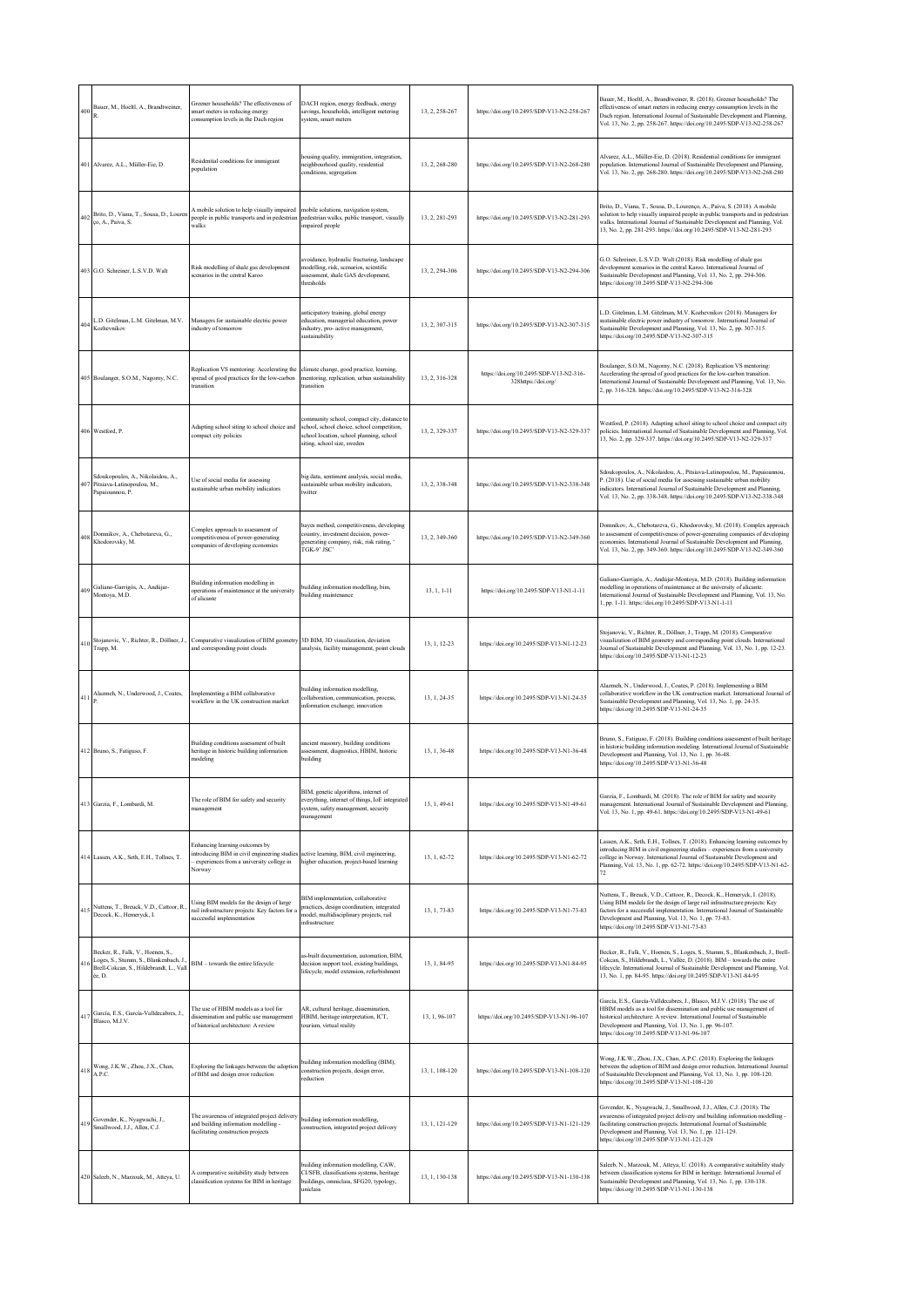| 400 | Bauer, M., Hoeltl, A., Brandtweiner, R. | Greener households? The effectiveness of smart meters in reducing energy consumption levels in the Dach region | DACH region, energy feedback, energy savings, households, intelligent metering system, smart meters | 13, 2, 258-267 | https://doi.org/10.2495/SDP-V13-N2-258-267 | Bauer, M., Hoeltl, A., Brandtweiner, R. (2018). Greener households? The effectiveness of smart meters in reducing energy consumption levels in the Dach region. International Journal of Sustainable Development and Planning, Vol. 13, No. 2, pp. 258-267. https://doi.org/10.2495/SDP-V13-N2-258-267 |
|---|---|---|---|---|---|---|
| 401 | Alvarez, A.L., Müller-Eie, D. | Residential conditions for immigrant population | housing quality, immigration, integration, neighbourhood quality, residential conditions, segregation | 13, 2, 268-280 | https://doi.org/10.2495/SDP-V13-N2-268-280 | Alvarez, A.L., Müller-Eie, D. (2018). Residential conditions for immigrant population. International Journal of Sustainable Development and Planning, Vol. 13, No. 2, pp. 268-280. https://doi.org/10.2495/SDP-V13-N2-268-280 |
| 402 | Brito, D., Viana, T., Sousa, D., Lourenço, A., Paiva, S. | A mobile solution to help visually impaired people in public transports and in pedestrian walks | mobile solutions, navigation system, pedestrian walks, public transport, visually impaired people | 13, 2, 281-293 | https://doi.org/10.2495/SDP-V13-N2-281-293 | Brito, D., Viana, T., Sousa, D., Lourenço, A., Paiva, S. (2018). A mobile solution to help visually impaired people in public transports and in pedestrian walks. International Journal of Sustainable Development and Planning, Vol. 13, No. 2, pp. 281-293. https://doi.org/10.2495/SDP-V13-N2-281-293 |
| 403 | G.O. Schreiner, L.S.V.D. Walt | Risk modelling of shale gas development scenarios in the central Karoo | avoidance, hydraulic fracturing, landscape modelling, risk, scenarios, scientific assessment, shale GAS development, thresholds | 13, 2, 294-306 | https://doi.org/10.2495/SDP-V13-N2-294-306 | G.O. Schreiner, L.S.V.D. Walt (2018). Risk modelling of shale gas development scenarios in the central Karoo. International Journal of Sustainable Development and Planning, Vol. 13, No. 2, pp. 294-306. https://doi.org/10.2495/SDP-V13-N2-294-306 |
| 404 | L.D. Gitelman, L.M. Gitelman, M.V. Kozhevnikov | Managers for sustainable electric power industry of tomorrow | anticipatory training, global energy education, managerial education, power industry, pro- active management, sustainability | 13, 2, 307-315 | https://doi.org/10.2495/SDP-V13-N2-307-315 | L.D. Gitelman, L.M. Gitelman, M.V. Kozhevnikov (2018). Managers for sustainable electric power industry of tomorrow. International Journal of Sustainable Development and Planning, Vol. 13, No. 2, pp. 307-315. https://doi.org/10.2495/SDP-V13-N2-307-315 |
| 405 | Boulanger, S.O.M., Nagorny, N.C. | Replication VS mentoring: Accelerating the spread of good practices for the low-carbon transition | climate change, good practice, learning, mentoring, replication, urban sustainability transition | 13, 2, 316-328 | https://doi.org/10.2495/SDP-V13-N2-316-328https://doi.org/ | Boulanger, S.O.M., Nagorny, N.C. (2018). Replication VS mentoring: Accelerating the spread of good practices for the low-carbon transition. International Journal of Sustainable Development and Planning, Vol. 13, No. 2, pp. 316-328. https://doi.org/10.2495/SDP-V13-N2-316-328 |
| 406 | Westford, P. | Adapting school siting to school choice and compact city policies | community school, compact city, distance to school, school choice, school competition, school location, school planning, school siting, school size, sweden | 13, 2, 329-337 | https://doi.org/10.2495/SDP-V13-N2-329-337 | Westford, P. (2018). Adapting school siting to school choice and compact city policies. International Journal of Sustainable Development and Planning, Vol. 13, No. 2, pp. 329-337. https://doi.org/10.2495/SDP-V13-N2-329-337 |
| 407 | Sdoukopoulos, A., Nikolaidou, A., Pitsiava-Latinopoulou, M., Papaioannou, P. | Use of social media for assessing sustainable urban mobility indicators | big data, sentiment analysis, social media, sustainable urban mobility indicators, twitter | 13, 2, 338-348 | https://doi.org/10.2495/SDP-V13-N2-338-348 | Sdoukopoulos, A., Nikolaidou, A., Pitsiava-Latinopoulou, M., Papaioannou, P. (2018). Use of social media for assessing sustainable urban mobility indicators. International Journal of Sustainable Development and Planning, Vol. 13, No. 2, pp. 338-348. https://doi.org/10.2495/SDP-V13-N2-338-348 |
| 408 | Domnikov, A., Chebotareva, G., Khodorovsky, M. | Complex approach to assessment of competitiveness of power-generating companies of developing economies | bayes method, competitiveness, developing country, investment decision, power-generating company, risk, risk rating, 'TGK-9' JSC | 13, 2, 349-360 | https://doi.org/10.2495/SDP-V13-N2-349-360 | Domnikov, A., Chebotareva, G., Khodorovsky, M. (2018). Complex approach to assessment of competitiveness of power-generating companies of developing economies. International Journal of Sustainable Development and Planning, Vol. 13, No. 2, pp. 349-360. https://doi.org/10.2495/SDP-V13-N2-349-360 |
| 409 | Galiano-Garrigós, A., Andújar-Montoya, M.D. | Building information modelling in operations of maintenance at the university of alicante | building information modelling, bim, building maintenance | 13, 1, 1-11 | https://doi.org/10.2495/SDP-V13-N1-1-11 | Galiano-Garrigós, A., Andújar-Montoya, M.D. (2018). Building information modelling in operations of maintenance at the university of alicante. International Journal of Sustainable Development and Planning, Vol. 13, No. 1, pp. 1-11. https://doi.org/10.2495/SDP-V13-N1-1-11 |
| 410 | Stojanovic, V., Richter, R., Döllner, J., Trapp, M. | Comparative visualization of BIM geometry and corresponding point clouds | 3D BIM, 3D visualization, deviation analysis, facility management, point clouds | 13, 1, 12-23 | https://doi.org/10.2495/SDP-V13-N1-12-23 | Stojanovic, V., Richter, R., Döllner, J., Trapp, M. (2018). Comparative visualization of BIM geometry and corresponding point clouds. International Journal of Sustainable Development and Planning, Vol. 13, No. 1, pp. 12-23. https://doi.org/10.2495/SDP-V13-N1-12-23 |
| 411 | Alazmeh, N., Underwood, J., Coates, P. | Implementing a BIM collaborative workflow in the UK construction market | building information modelling, collaboration, communication, process, information exchange, innovation | 13, 1, 24-35 | https://doi.org/10.2495/SDP-V13-N1-24-35 | Alazmeh, N., Underwood, J., Coates, P. (2018). Implementing a BIM collaborative workflow in the UK construction market. International Journal of Sustainable Development and Planning, Vol. 13, No. 1, pp. 24-35. https://doi.org/10.2495/SDP-V13-N1-24-35 |
| 412 | Bruno, S., Fatiguso, F. | Building conditions assessment of built heritage in historic building information modeling | ancient masonry, building conditions assessment, diagnostics, HBIM, historic building | 13, 1, 36-48 | https://doi.org/10.2495/SDP-V13-N1-36-48 | Bruno, S., Fatiguso, F. (2018). Building conditions assessment of built heritage in historic building information modeling. International Journal of Sustainable Development and Planning, Vol. 13, No. 1, pp. 36-48. https://doi.org/10.2495/SDP-V13-N1-36-48 |
| 413 | Garzia, F., Lombardi, M. | The role of BIM for safety and security management | BIM, genetic algorithms, internet of everything, internet of things, IoE integrated system, safety management, security management | 13, 1, 49-61 | https://doi.org/10.2495/SDP-V13-N1-49-61 | Garzia, F., Lombardi, M. (2018). The role of BIM for safety and security management. International Journal of Sustainable Development and Planning, Vol. 13, No. 1, pp. 49-61. https://doi.org/10.2495/SDP-V13-N1-49-61 |
| 414 | Lassen, A.K., Seth, E.H., Tollnes, T. | Enhancing learning outcomes by introducing BIM in civil engineering studies – experiences from a university college in Norway | active learning, BIM, civil engineering, higher education, project-based learning | 13, 1, 62-72 | https://doi.org/10.2495/SDP-V13-N1-62-72 | Lassen, A.K., Seth, E.H., Tollnes, T. (2018). Enhancing learning outcomes by introducing BIM in civil engineering studies – experiences from a university college in Norway. International Journal of Sustainable Development and Planning, Vol. 13, No. 1, pp. 62-72. https://doi.org/10.2495/SDP-V13-N1-62-72 |
| 415 | Nuttens, T., Breuck, V.D., Cattoor, R., Decock, K., Hemeryck, I. | Using BIM models for the design of large rail infrastructure projects: Key factors for a successful implementation | BIM implementation, collaborative practices, design coordination, integrated model, multidisciplinary projects, rail infrastructure | 13, 1, 73-83 | https://doi.org/10.2495/SDP-V13-N1-73-83 | Nuttens, T., Breuck, V.D., Cattoor, R., Decock, K., Hemeryck, I. (2018). Using BIM models for the design of large rail infrastructure projects: Key factors for a successful implementation. International Journal of Sustainable Development and Planning, Vol. 13, No. 1, pp. 73-83. https://doi.org/10.2495/SDP-V13-N1-73-83 |
| 416 | Becker, R., Falk, V., Hoenen, S., Loges, S., Stumm, S., Blankenbach, J., Brell-Cokcan, S., Hildebrandt, L., Vallée, D. | BIM – towards the entire lifecycle | as-built documentation, automation, BIM, decision support tool, existing buildings, lifecycle, model extension, refurbishment | 13, 1, 84-95 | https://doi.org/10.2495/SDP-V13-N1-84-95 | Becker, R., Falk, V., Hoenen, S., Loges, S., Stumm, S., Blankenbach, J., Brell-Cokcan, S., Hildebrandt, L., Vallée, D. (2018). BIM – towards the entire lifecycle. International Journal of Sustainable Development and Planning, Vol. 13, No. 1, pp. 84-95. https://doi.org/10.2495/SDP-V13-N1-84-95 |
| 417 | García, E.S., García-Valldecabres, J., Blasco, M.J.V. | The use of HBIM models as a tool for dissemination and public use management of historical architecture: A review | AR, cultural heritage, dissemination, HBIM, heritage interpretation, ICT, tourism, virtual reality | 13, 1, 96-107 | https://doi.org/10.2495/SDP-V13-N1-96-107 | García, E.S., García-Valldecabres, J., Blasco, M.J.V. (2018). The use of HBIM models as a tool for dissemination and public use management of historical architecture: A review. International Journal of Sustainable Development and Planning, Vol. 13, No. 1, pp. 96-107. https://doi.org/10.2495/SDP-V13-N1-96-107 |
| 418 | Wong, J.K.W., Zhou, J.X., Chan, A.P.C. | Exploring the linkages between the adoption of BIM and design error reduction | building information modelling (BIM), construction projects, design error, reduction | 13, 1, 108-120 | https://doi.org/10.2495/SDP-V13-N1-108-120 | Wong, J.K.W., Zhou, J.X., Chan, A.P.C. (2018). Exploring the linkages between the adoption of BIM and design error reduction. International Journal of Sustainable Development and Planning, Vol. 13, No. 1, pp. 108-120. https://doi.org/10.2495/SDP-V13-N1-108-120 |
| 419 | Govender, K., Nyagwachi, J., Smallwood, J.J., Allen, C.J. | The awareness of integrated project delivery and building information modelling - facilitating construction projects | building information modelling, construction, integrated project delivery | 13, 1, 121-129 | https://doi.org/10.2495/SDP-V13-N1-121-129 | Govender, K., Nyagwachi, J., Smallwood, J.J., Allen, C.J. (2018). The awareness of integrated project delivery and building information modelling - facilitating construction projects. International Journal of Sustainable Development and Planning, Vol. 13, No. 1, pp. 121-129. https://doi.org/10.2495/SDP-V13-N1-121-129 |
| 420 | Saleeb, N., Marzouk, M., Atteya, U. | A comparative suitability study between classification systems for BIM in heritage | building information modelling, CAW, CI/SFB, classifications systems, heritage buildings, omniclass, SFG20, typology, uniclass | 13, 1, 130-138 | https://doi.org/10.2495/SDP-V13-N1-130-138 | Saleeb, N., Marzouk, M., Atteya, U. (2018). A comparative suitability study between classification systems for BIM in heritage. International Journal of Sustainable Development and Planning, Vol. 13, No. 1, pp. 130-138. https://doi.org/10.2495/SDP-V13-N1-130-138 |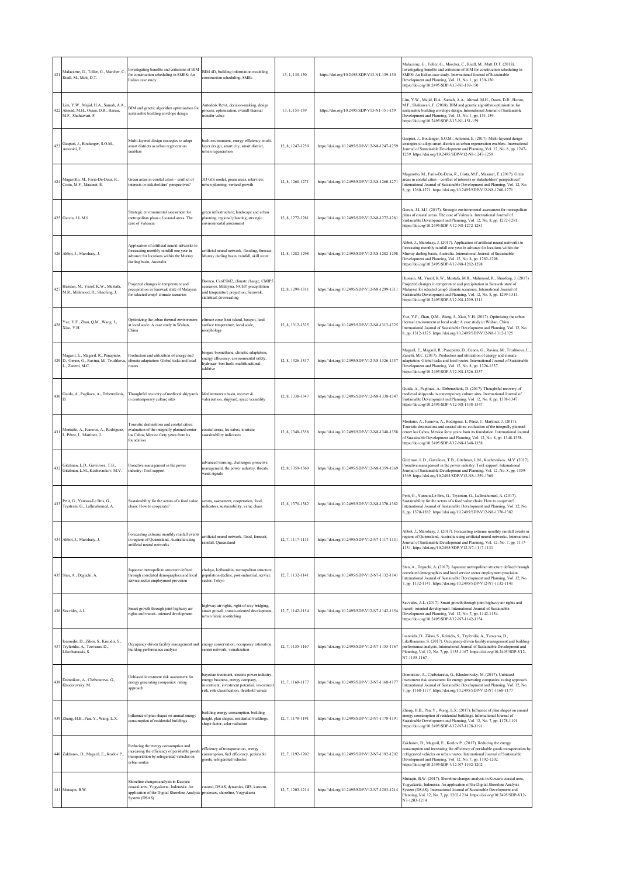| 421 | Malacarne, G., Toller, G., Marcher, C., Riedl, M., Matt, D.T. | Investigating benefits and criticisms of BIM for construction scheduling in SMES: An Italian case study | BIM 4D, building information modeling, construction scheduling, SMEs | 13, 1, 139-150 | https://doi.org/10.2495/SDP-V13-N1-139-150 | Malacarne, G., Toller, G., Marcher, C., Riedl, M., Matt, D.T. (2018). Investigating benefits and criticisms of BIM for construction scheduling in SMES: An Italian case study. International Journal of Sustainable Development and Planning, Vol. 13, No. 1, pp. 139-150. https://doi.org/10.2495/SDP-V13-N1-139-150 |
|---|---|---|---|---|---|---|
| 422 | Lim, Y.W., Majid, H.A., Samah, A.A., Ahmad, M.H., Ossen, D.R., Harun, M.F., Shahsavari, F. | BIM and genetic algorithm optimisation for sustainable building envelope design | Autodesk Revit, decision-making, design process, optimisation, overall thermal transfer value | 13, 1, 151-159 | https://doi.org/10.2495/SDP-V13-N1-151-159 | Lim, Y.W., Majid, H.A., Samah, A.A., Ahmad, M.H., Ossen, D.R., Harun, M.F., Shahsavari, F. (2018). BIM and genetic algorithm optimisation for sustainable building envelope design. International Journal of Sustainable Development and Planning, Vol. 13, No. 1, pp. 151-159. https://doi.org/10.2495/SDP-V13-N1-151-159 |
| 423 | Gaspari, J., Boulanger, S.O.M., Antonini, E. | Multi-layered design strategies to adopt smart districts as urban regeneration enablers | built environment, energy efficiency, multi-layer design, smart city, smart district, urban regeneration | 12, 8, 1247-1259 | https://doi.org/10.2495/SDP-V12-N8-1247-1259 | Gaspari, J., Boulanger, S.O.M., Antonini, E. (2017). Multi-layered design strategies to adopt smart districts as urban regeneration enablers. International Journal of Sustainable Development and Planning, Vol. 12, No. 8, pp. 1247-1259. https://doi.org/10.2495/SDP-V12-N8-1247-1259 |
| 424 | Magarotto, M., Faria-De-Deus, R., Costa, M.F., Masanet, É. | Green areas in coastal cities – conflict of interests or stakeholders' perspectives? | 3D GIS model, green areas, interview, urban planning, vertical growth | 12, 8, 1260-1271 | https://doi.org/10.2495/SDP-V12-N8-1260-1271 | Magarotto, M., Faria-De-Deus, R., Costa, M.F., Masanet, É. (2017). Green areas in coastal cities – conflict of interests or stakeholders' perspectives?. International Journal of Sustainable Development and Planning, Vol. 12, No. 8, pp. 1260-1271. https://doi.org/10.2495/SDP-V12-N8-1260-1271 |
| 425 | Garcia, J.L.M.I. | Strategic environmental assessment for metropolitan plans of coastal areas. The case of Valencia | green infrastructure, landscape and urban planning, regional planning, strategic environmental assessment | 12, 8, 1272-1281 | https://doi.org/10.2495/SDP-V12-N8-1272-1281 | Garcia, J.L.M.I. (2017). Strategic environmental assessment for metropolitan plans of coastal areas. The case of Valencia. International Journal of Sustainable Development and Planning, Vol. 12, No. 8, pp. 1272-1281. https://doi.org/10.2495/SDP-V12-N8-1272-1281 |
| 426 | Abbot, J., Marohasy, J. | Application of artificial neural networks to forecasting monthly rainfall one year in advance for locations within the Murray darling basin, Australia | artificial neural network, flooding, forecast, Murray darling basin, rainfall, skill score | 12, 8, 1282-1298 | https://doi.org/10.2495/SDP-V12-N8-1282-1298 | Abbot, J., Marohasy, J. (2017). Application of artificial neural networks to forecasting monthly rainfall one year in advance for locations within the Murray darling basin, Australia. International Journal of Sustainable Development and Planning, Vol. 12, No. 8, pp. 1282-1298. https://doi.org/10.2495/SDP-V12-N8-1282-1298 |
| 427 | Hussain, M., Yusof, K.W., Mustafa, M.R., Mahmood, R., Shaofeng, J. | Projected changes in temperature and precipitation in Sarawak state of Malaysia for selected cmip5 climate scenarios | Borneo, CanESM2, climate change, CMIP5 scenarios, Malaysia, NCEP, precipitation and temperature projection, Sarawak, statistical downscaling | 12, 8, 1299-1311 | https://doi.org/10.2495/SDP-V12-N8-1299-1311 | Hussain, M., Yusof, K.W., Mustafa, M.R., Mahmood, R., Shaofeng, J. (2017). Projected changes in temperature and precipitation in Sarawak state of Malaysia for selected cmip5 climate scenarios. International Journal of Sustainable Development and Planning, Vol. 12, No. 8, pp. 1299-1311. https://doi.org/10.2495/SDP-V12-N8-1299-1311 |
| 428 | Yue, Y.F., Zhan, Q.M., Wang, J., Xiao, Y.H. | Optimizing the urban thermal environment at local scale: A case study in Wuhan, China | climate zone, heat island, hotspot, land surface temperature, local scale, morphology | 12, 8, 1312-1325 | https://doi.org/10.2495/SDP-V12-N8-1312-1325 | Yue, Y.F., Zhan, Q.M., Wang, J., Xiao, Y.H. (2017). Optimizing the urban thermal environment at local scale: A case study in Wuhan, China. International Journal of Sustainable Development and Planning, Vol. 12, No. 8, pp. 1312-1325. https://doi.org/10.2495/SDP-V12-N8-1312-1325 |
| 429 | Magaril, E., Magaril, R., Panepinto, D., Genon, G., Ravina, M., Trushkova, L., Zanetti, M.C. | Production and utilization of energy and climate adaptation: Global tasks and local routes | biogas, biomethane, climatic adaptation, energy efficiency, environmental safety, hydrocar- bon fuels, multifunctional additive | 12, 8, 1326-1337 | https://doi.org/10.2495/SDP-V12-N8-1326-1337 | Magaril, E., Magaril, R., Panepinto, D., Genon, G., Ravina, M., Trushkova, L., Zanetti, M.C. (2017). Production and utilization of energy and climate adaptation: Global tasks and local routes. International Journal of Sustainable Development and Planning, Vol. 12, No. 8, pp. 1326-1337. https://doi.org/10.2495/SDP-V12-N8-1326-1337 |
| 430 | Guida, A., Pagliuca, A., Debenedictis, D. | Thoughtful recovery of medieval shipyards in contemporary culture sites | Mediterranean basin, recover & valorization, shipyard, space versatility | 12, 8, 1338-1347 | https://doi.org/10.2495/SDP-V12-N8-1338-1347 | Guida, A., Pagliuca, A., Debenedictis, D. (2017). Thoughtful recovery of medieval shipyards in contemporary culture sites. International Journal of Sustainable Development and Planning, Vol. 12, No. 8, pp. 1338-1347. https://doi.org/10.2495/SDP-V12-N8-1338-1347 |
| 431 | Montaño, A., Ivanova, A., Rodriguez, I., Pérez, J., Martinez, J. | Touristic destinations and coastal cities: evaluation of the integrally planned center los Cabos, Mexico forty years from its foundation | coastal areas, los cabos, touristic sustainability indicators | 12, 8, 1348-1358 | https://doi.org/10.2495/SDP-V12-N8-1348-1358 | Montaño, A., Ivanova, A., Rodriguez, I., Pérez, J., Martinez, J. (2017). Touristic destinations and coastal cities: evaluation of the integrally planned center los Cabos, Mexico forty years from its foundation. International Journal of Sustainable Development and Planning, Vol. 12, No. 8, pp. 1348-1358. https://doi.org/10.2495/SDP-V12-N8-1348-1358 |
| 432 | Gitelman, L.D., Gavrilova, T.B., Gitelman, L.M., Kozhevnikov, M.V. | Proactive management in the power industry: Tool support | advanced warning, challenges, proactive management, the power industry, threats, weak signals | 12, 8, 1359-1369 | https://doi.org/10.2495/SDP-V12-N8-1359-1369 | Gitelman, L.D., Gavrilova, T.B., Gitelman, L.M., Kozhevnikov, M.V. (2017). Proactive management in the power industry: Tool support. International Journal of Sustainable Development and Planning, Vol. 12, No. 8, pp. 1359-1369. https://doi.org/10.2495/SDP-V12-N8-1359-1369 |
| 433 | Petit, G., Yannou-Le Bris, G., Trystram, G., Lallmahomed, A. | Sustainability for the actors of a food value chain: How to cooperate? | actors, assessment, cooperation, food, indicators, sustainability, value chain | 12, 8, 1370-1382 | https://doi.org/10.2495/SDP-V12-N8-1370-1382 | Petit, G., Yannou-Le Bris, G., Trystram, G., Lallmahomed, A. (2017). Sustainability for the actors of a food value chain: How to cooperate?. International Journal of Sustainable Development and Planning, Vol. 12, No. 8, pp. 1370-1382. https://doi.org/10.2495/SDP-V12-N8-1370-1382 |
| 434 | Abbot, J., Marohasy, J. | Forecasting extreme monthly rainfall events in regions of Queensland, Australia using artificial neural networks | artificial neural network, flood, forecast, rainfall, Queensland | 12, 7, 1117-1131 | https://doi.org/10.2495/SDP-V12-N7-1117-1131 | Abbot, J., Marohasy, J. (2017). Forecasting extreme monthly rainfall events in regions of Queensland, Australia using artificial neural networks. International Journal of Sustainable Development and Planning, Vol. 12, No. 7, pp. 1117-1131. https://doi.org/10.2495/SDP-V12-N7-1117-1131 |
| 435 | Stan, A., Deguchi, A. | Japanese metropolitan structure defined through correlated demographics and local service sector employment provision | chukyo, keihanshin, metropolitan structure, population decline, post-industrial, service sector, Tokyo | 12, 7, 1132-1141 | https://doi.org/10.2495/SDP-V12-N7-1132-1141 | Stan, A., Deguchi, A. (2017). Japanese metropolitan structure defined through correlated demographics and local service sector employment provision. International Journal of Sustainable Development and Planning, Vol. 12, No. 7, pp. 1132-1141. https://doi.org/10.2495/SDP-V12-N7-1132-1141 |
| 436 | Savvides, A.L. | Smart growth through joint highway air rights and transit- oriented development | highway air rights, right-of-way bridging, smart growth, transit-oriented development, urban fabric re-stitching | 12, 7, 1142-1154 | https://doi.org/10.2495/SDP-V12-N7-1142-1154 | Savvides, A.L. (2017). Smart growth through joint highway air rights and transit- oriented development. International Journal of Sustainable Development and Planning, Vol. 12, No. 7, pp. 1142-1154. https://doi.org/10.2495/SDP-V12-N7-1142-1154 |
| 437 | Ioannidis, D., Zikos, S., Krinidis, S., Tryferidis, A., Tzovaras, D., Likothanassis, S. | Occupancy-driven facility management and building performance analysis | energy conservation, occupancy estimation, sensor network, visualization | 12, 7, 1155-1167 | https://doi.org/10.2495/SDP-V12-N7-1155-1167 | Ioannidis, D., Zikos, S., Krinidis, S., Tryferidis, A., Tzovaras, D., Likothanassis, S. (2017). Occupancy-driven facility management and building performance analysis. International Journal of Sustainable Development and Planning, Vol. 12, No. 7, pp. 1155-1167. https://doi.org/10.2495/SDP-V12-N7-1155-1167 |
| 438 | Domnikov, A., Chebotareva, G., Khodorovsky, M. | Unbiased investment risk assessment for energy generating companies: rating approach | bayesian treatment, electric power industry, energy business, energy company, investment, investment potential, investment risk, risk classification, threshold values | 12, 7, 1168-1177 | https://doi.org/10.2495/SDP-V12-N7-1168-1177 | Domnikov, A., Chebotareva, G., Khodorovsky, M. (2017). Unbiased investment risk assessment for energy generating companies: rating approach. International Journal of Sustainable Development and Planning, Vol. 12, No. 7, pp. 1168-1177. https://doi.org/10.2495/SDP-V12-N7-1168-1177 |
| 439 | Zhang, H.B., Pan, Y., Wang, L.X. | Influence of plan shapes on annual energy consumption of residential buildings | building energy consumption, building height, plan shapes, residential buildings, shape factor, solar radiation | 12, 7, 1178-1191 | https://doi.org/10.2495/SDP-V12-N7-1178-1191 | Zhang, H.B., Pan, Y., Wang, L.X. (2017). Influence of plan shapes on annual energy consumption of residential buildings. International Journal of Sustainable Development and Planning, Vol. 12, No. 7, pp. 1178-1191. https://doi.org/10.2495/SDP-V12-N7-1178-1191 |
| 440 | Zakharov, D., Magaril, E., Kozlov P. | Reducing the energy consumption and increasing the efficiency of perishable goods transportation by refrigerated vehicles on urban routes | efficiency of transportation, energy consumption, fuel efficiency, perishable goods, refrigerated vehicles | 12, 7, 1192-1202 | https://doi.org/10.2495/SDP-V12-N7-1192-1202 | Zakharov, D., Magaril, E., Kozlov P., (2017). Reducing the energy consumption and increasing the efficiency of perishable goods transportation by refrigerated vehicles on urban routes. International Journal of Sustainable Development and Planning, Vol. 12, No. 7, pp. 1192-1202. https://doi.org/10.2495/SDP-V12-N7-1192-1202 |
| 441 | Mutaqin, B.W. | Shoreline changes analysis in Kuwaru coastal area, Yogyakarta, Indonesia: An application of the Digital Shoreline Analysis System (DSAS) | coastal, DSAS, dynamics, GIS, kuwaru, processes, shoreline, Yogyakarta | 12, 7, 1203-1214 | https://doi.org/10.2495/SDP-V12-N7-1203-1214 | Mutaqin, B.W. (2017). Shoreline changes analysis in Kuwaru coastal area, Yogyakarta, Indonesia: An application of the Digital Shoreline Analysis System (DSAS). International Journal of Sustainable Development and Planning, Vol. 12, No. 7, pp. 1203-1214. https://doi.org/10.2495/SDP-V12-N7-1203-1214 |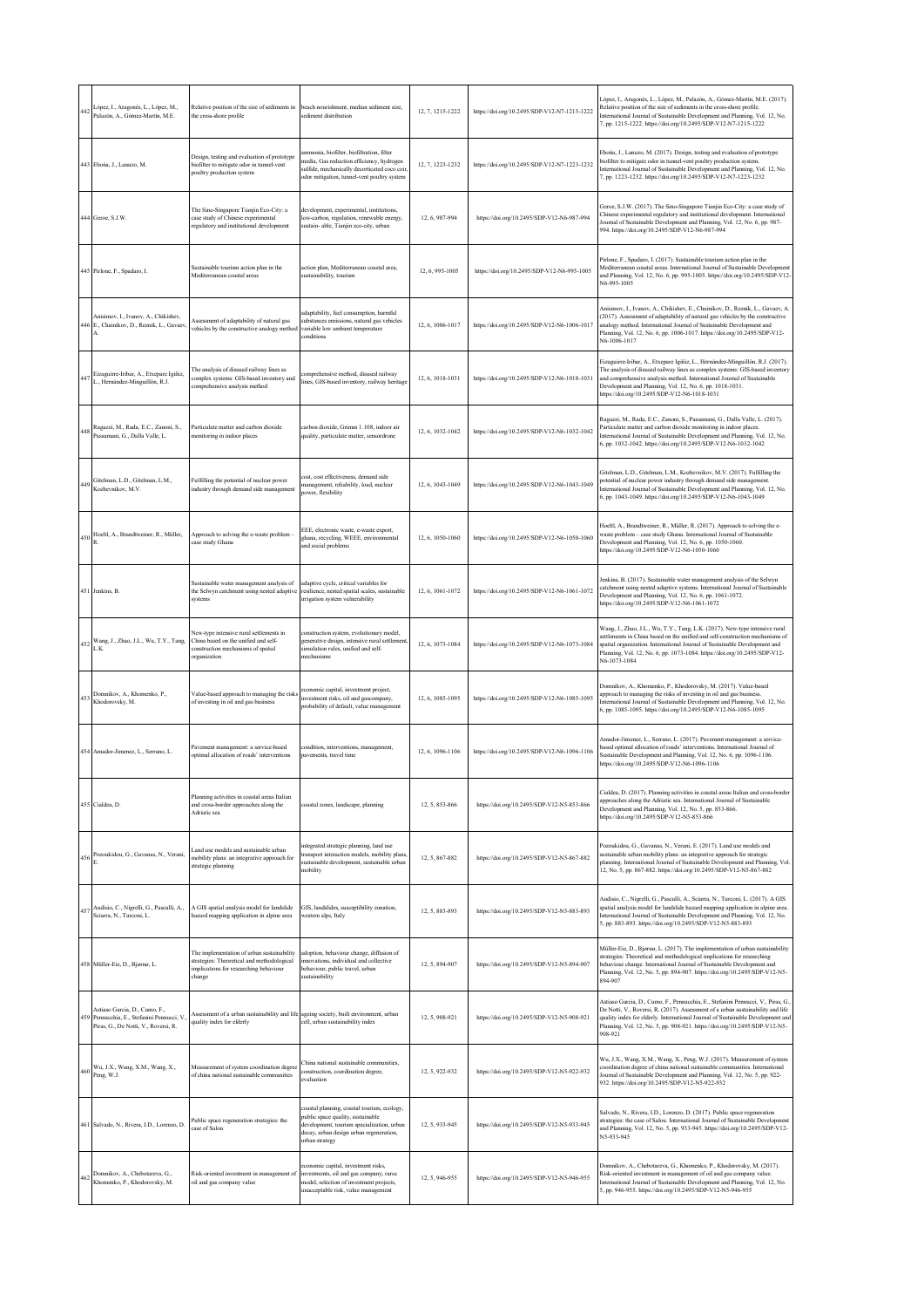| | | | | | | |
|---|---|---|---|---|---|---|
| 442 | López, I., Aragonés, L., López, M., Palazón, A., Gómez-Martín, M.E. | Relative position of the size of sediments in the cross-shore profile | beach nourishment, median sediment size, sediment distribution | 12, 7, 1215-1222 | https://doi.org/10.2495/SDP-V12-N7-1215-1222 | López, I., Aragonés, L., López, M., Palazón, A., Gómez-Martín, M.E. (2017). Relative position of the size of sediments in the cross-shore profile. International Journal of Sustainable Development and Planning, Vol. 12, No. 7, pp. 1215-1222. https://doi.org/10.2495/SDP-V12-N7-1215-1222 |
| 443 | Eboña, J., Lanuzo, M. | Design, testing and evaluation of prototype biofilter to mitigate odor in tunnel-vent poultry production system | ammonia, biofilter, biofiltration, filter media, Gas reduction efficiency, hydrogen sulfide, mechanically decorticated coco coir, odor mitigation, tunnel-vent poultry system | 12, 7, 1223-1232 | https://doi.org/10.2495/SDP-V12-N7-1223-1232 | Eboña, J., Lanuzo, M. (2017). Design, testing and evaluation of prototype biofilter to mitigate odor in tunnel-vent poultry production system. International Journal of Sustainable Development and Planning, Vol. 12, No. 7, pp. 1223-1232. https://doi.org/10.2495/SDP-V12-N7-1223-1232 |
| 444 | Geroe, S.J.W. | The Sino-Singapore Tianjin Eco-City: a case study of Chinese experimental regulatory and institutional development | development, experimental, institutions, low-carbon, regulation, renewable energy, sustain- able, Tianjin eco-city, urban | 12, 6, 987-994 | https://doi.org/10.2495/SDP-V12-N6-987-994 | Geroe, S.J.W. (2017). The Sino-Singapore Tianjin Eco-City: a case study of Chinese experimental regulatory and institutional development. International Journal of Sustainable Development and Planning, Vol. 12, No. 6, pp. 987-994. https://doi.org/10.2495/SDP-V12-N6-987-994 |
| 445 | Pirlone, F., Spadaro, I. | Sustainable tourism action plan in the Mediterranean coastal areas | action plan, Mediterranean coastal area, sustainability, tourism | 12, 6, 995-1005 | https://doi.org/10.2495/SDP-V12-N6-995-1005 | Pirlone, F., Spadaro, I. (2017). Sustainable tourism action plan in the Mediterranean coastal areas. International Journal of Sustainable Development and Planning, Vol. 12, No. 6, pp. 995-1005. https://doi.org/10.2495/SDP-V12-N6-995-1005 |
| 446 | Anisimov, I., Ivanov, A., Chikishev, E., Chainikov, D., Reznik, L., Gavaev, A. | Assessment of adaptability of natural gas vehicles by the constructive analogy method | adaptability, fuel consumption, harmful substances emissions, natural gas vehicles variable low ambient temperature conditions | 12, 6, 1006-1017 | https://doi.org/10.2495/SDP-V12-N6-1006-1017 | Anisimov, I., Ivanov, A., Chikishev, E., Chainikov, D., Reznik, L., Gavaev, A. (2017). Assessment of adaptability of natural gas vehicles by the constructive analogy method. International Journal of Sustainable Development and Planning, Vol. 12, No. 6, pp. 1006-1017. https://doi.org/10.2495/SDP-V12-N6-1006-1017 |
| 447 | Eizaguirre-Iribar, A., Etxepare Igiñiz, L., Hernández-Minguillón, R.J. | The analysis of disused railway lines as complex systems: GIS-based inventory and comprehensive analysis method | comprehensive method, disused railway lines, GIS-based inventory, railway heritage | 12, 6, 1018-1031 | https://doi.org/10.2495/SDP-V12-N6-1018-1031 | Eizaguirre-Iribar, A., Etxepare Igiñiz, L., Hernández-Minguillón, R.J. (2017). The analysis of disused railway lines as complex systems: GIS-based inventory and comprehensive analysis method. International Journal of Sustainable Development and Planning, Vol. 12, No. 6, pp. 1018-1031. https://doi.org/10.2495/SDP-V12-N6-1018-1031 |
| 448 | Ragazzi, M., Rada, E.C., Zanoni, S., Passamani, G., Dalla Valle, L. | Particulate matter and carbon dioxide monitoring in indoor places | carbon dioxide, Grimm 1.108, indoor air quality, particulate matter, sensordrone | 12, 6, 1032-1042 | https://doi.org/10.2495/SDP-V12-N6-1032-1042 | Ragazzi, M., Rada, E.C., Zanoni, S., Passamani, G., Dalla Valle, L. (2017). Particulate matter and carbon dioxide monitoring in indoor places. International Journal of Sustainable Development and Planning, Vol. 12, No. 6, pp. 1032-1042. https://doi.org/10.2495/SDP-V12-N6-1032-1042 |
| 449 | Gitelman, L.D., Gitelman, L.M., Kozhevnikov, M.V. | Fulfilling the potential of nuclear power industry through demand side management | cost, cost effectiveness, demand side management, reliability, load, nuclear power, flexibility | 12, 6, 1043-1049 | https://doi.org/10.2495/SDP-V12-N6-1043-1049 | Gitelman, L.D., Gitelman, L.M., Kozhevnikov, M.V. (2017). Fulfilling the potential of nuclear power industry through demand side management. International Journal of Sustainable Development and Planning, Vol. 12, No. 6, pp. 1043-1049. https://doi.org/10.2495/SDP-V12-N6-1043-1049 |
| 450 | Hoeltl, A., Brandtweiner, R., Müller, R. | Approach to solving the e-waste problem – case study Ghana | EEE, electronic waste, e-waste export, ghana, recycling, WEEE, environmental and social problems | 12, 6, 1050-1060 | https://doi.org/10.2495/SDP-V12-N6-1050-1060 | Hoeltl, A., Brandtweiner, R., Müller, R. (2017). Approach to solving the e-waste problem – case study Ghana. International Journal of Sustainable Development and Planning, Vol. 12, No. 6, pp. 1050-1060. https://doi.org/10.2495/SDP-V12-N6-1050-1060 |
| 451 | Jenkins, B. | Sustainable water management analysis of the Selwyn catchment using nested adaptive systems | adaptive cycle, critical variables for resilience, nested spatial scales, sustainable irrigation system vulnerability | 12, 6, 1061-1072 | https://doi.org/10.2495/SDP-V12-N6-1061-1072 | Jenkins, B. (2017). Sustainable water management analysis of the Selwyn catchment using nested adaptive systems. International Journal of Sustainable Development and Planning, Vol. 12, No. 6, pp. 1061-1072. https://doi.org/10.2495/SDP-V12-N6-1061-1072 |
| 452 | Wang, J., Zhao, J.L., Wu, T.Y., Tang, L.K. | New-type intensive rural settlements in China based on the unified and self-construction mechanisms of spatial organization | construction system, evolutionary model, generative design, intensive rural settlement, simulation rules, unified and self-mechanisms | 12, 6, 1073-1084 | https://doi.org/10.2495/SDP-V12-N6-1073-1084 | Wang, J., Zhao, J.L., Wu, T.Y., Tang, L.K. (2017). New-type intensive rural settlements in China based on the unified and self-construction mechanisms of spatial organization. International Journal of Sustainable Development and Planning, Vol. 12, No. 6, pp. 1073-1084. https://doi.org/10.2495/SDP-V12-N6-1073-1084 |
| 453 | Domnikov, A., Khomenko, P., Khodorovsky, M. | Value-based approach to managing the risks of investing in oil and gas business | economic capital, investment project, investment risks, oil and gascompany, probability of default, value management | 12, 6, 1085-1095 | https://doi.org/10.2495/SDP-V12-N6-1085-1095 | Domnikov, A., Khomenko, P., Khodorovsky, M. (2017). Value-based approach to managing the risks of investing in oil and gas business. International Journal of Sustainable Development and Planning, Vol. 12, No. 6, pp. 1085-1095. https://doi.org/10.2495/SDP-V12-N6-1085-1095 |
| 454 | Amador-Jimenez, L., Serrano, L. | Pavement management: a service-based optimal allocation of roads' interventions | condition, interventions, management, pavements, travel time | 12, 6, 1096-1106 | https://doi.org/10.2495/SDP-V12-N6-1096-1106 | Amador-Jimenez, L., Serrano, L. (2017). Pavement management: a service-based optimal allocation of roads' interventions. International Journal of Sustainable Development and Planning, Vol. 12, No. 6, pp. 1096-1106. https://doi.org/10.2495/SDP-V12-N6-1096-1106 |
| 455 | Cialdea, D. | Planning activities in coastal areas Italian and cross-border approaches along the Adriatic sea | coastal zones, landscape, planning | 12, 5, 853-866 | https://doi.org/10.2495/SDP-V12-N5-853-866 | Cialdea, D. (2017). Planning activities in coastal areas Italian and cross-border approaches along the Adriatic sea. International Journal of Sustainable Development and Planning, Vol. 12, No. 5, pp. 853-866. https://doi.org/10.2495/SDP-V12-N5-853-866 |
| 456 | Pozoukidou, G., Gavanas, N., Verani, E. | Land use models and sustainable urban mobility plans: an integrative approach for strategic planning | integrated strategic planning, land use transport interaction models, mobility plans, sustainable development, sustainable urban mobility | 12, 5, 867-882 | https://doi.org/10.2495/SDP-V12-N5-867-882 | Pozoukidou, G., Gavanas, N., Verani, E. (2017). Land use models and sustainable urban mobility plans: an integrative approach for strategic planning. International Journal of Sustainable Development and Planning, Vol. 12, No. 5, pp. 867-882. https://doi.org/10.2495/SDP-V12-N5-867-882 |
| 457 | Audisio, C., Nigrelli, G., Pasculli, A., Sciarra, N., Turconi, L. | A GIS spatial analysis model for landslide hazard mapping application in alpine area | GIS, landslides, susceptibility zonation, western alps, Italy | 12, 5, 883-893 | https://doi.org/10.2495/SDP-V12-N5-883-893 | Audisio, C., Nigrelli, G., Pasculli, A., Sciarra, N., Turconi, L. (2017). A GIS spatial analysis model for landslide hazard mapping application in alpine area. International Journal of Sustainable Development and Planning, Vol. 12, No. 5, pp. 883-893. https://doi.org/10.2495/SDP-V12-N5-883-893 |
| 458 | Müller-Eie, D., Bjørnø, L. | The implementation of urban sustainability strategies: Theoretical and methodological implications for researching behaviour change | adoption, behaviour change, diffusion of innovations, individual and collective behaviour, public travel, urban sustainability | 12, 5, 894-907 | https://doi.org/10.2495/SDP-V12-N5-894-907 | Müller-Eie, D., Bjørnø, L. (2017). The implementation of urban sustainability strategies: Theoretical and methodological implications for researching behaviour change. International Journal of Sustainable Development and Planning, Vol. 12, No. 5, pp. 894-907. https://doi.org/10.2495/SDP-V12-N5-894-907 |
| 459 | Astiaso Garcia, D., Cumo, F., Pennacchia, E., Stefanini Pennucci, V., Piras, G., De Notti, V., Roversi, R. | Assessment of a urban sustainability and life quality index for elderly | ageing society, built environment, urban cell, urban sustainability index | 12, 5, 908-921 | https://doi.org/10.2495/SDP-V12-N5-908-921 | Astiaso Garcia, D., Cumo, F., Pennacchia, E., Stefanini Pennucci, V., Piras, G., De Notti, V., Roversi, R. (2017). Assessment of a urban sustainability and life quality index for elderly. International Journal of Sustainable Development and Planning, Vol. 12, No. 5, pp. 908-921. https://doi.org/10.2495/SDP-V12-N5-908-921 |
| 460 | Wu, J.X., Wang, X.M., Wang, X., Peng, W.J. | Measurement of system coordination degree of china national sustainable communities | China national sustainable communities, construction, coordination degree, evaluation | 12, 5, 922-932 | https://doi.org/10.2495/SDP-V12-N5-922-932 | Wu, J.X., Wang, X.M., Wang, X., Peng, W.J. (2017). Measurement of system coordination degree of china national sustainable communities. International Journal of Sustainable Development and Planning, Vol. 12, No. 5, pp. 922-932. https://doi.org/10.2495/SDP-V12-N5-922-932 |
| 461 | Salvado, N., Rivera, I.D., Lorenzo, D. | Public space regeneration strategies: the case of Salou | coastal planning, coastal tourism, ecology, public space quality, sustainable development, tourism specialization, urban decay, urban design urban regeneration, urban strategy | 12, 5, 933-945 | https://doi.org/10.2495/SDP-V12-N5-933-945 | Salvado, N., Rivera, I.D., Lorenzo, D. (2017). Public space regeneration strategies: the case of Salou. International Journal of Sustainable Development and Planning, Vol. 12, No. 5, pp. 933-945. https://doi.org/10.2495/SDP-V12-N5-933-945 |
| 462 | Domnikov, A., Chebotareva, G., Khomenko, P., Khodorovsky, M. | Risk-oriented investment in management of oil and gas company value | economic capital, investment risks, investments, oil and gas company, raroc model, selection of investment projects, unaccepted risk, value management | 12, 5, 946-955 | https://doi.org/10.2495/SDP-V12-N5-946-955 | Domnikov, A., Chebotareva, G., Khomenko, P., Khodorovsky, M. (2017). Risk-oriented investment in management of oil and gas company value. International Journal of Sustainable Development and Planning, Vol. 12, No. 5, pp. 946-955. https://doi.org/10.2495/SDP-V12-N5-946-955 |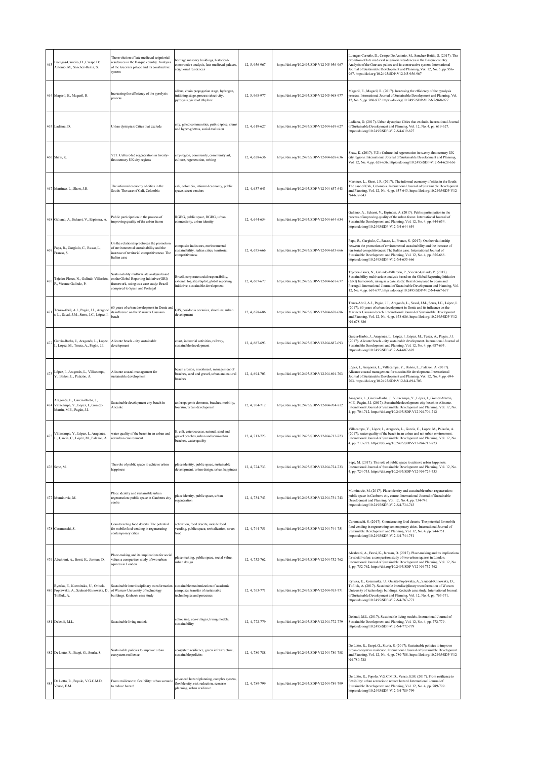| 463 | Luengas-Carreño, D., Crespo De Antonio, M., Sanchez-Beitia, S. | The evolution of late medieval seigniorial residences in the Basque country. Analysis of the Guevara palace and its constructive system | heritage masonry buildings, historical-constructive analysis, late-medieval palaces, seigniorial residences | 12, 5, 956-967 | https://doi.org/10.2495/SDP-V12-N5-956-967 | Luengas-Carreño, D., Crespo De Antonio, M., Sanchez-Beitia, S. (2017). The evolution of late medieval seigniorial residences in the Basque country. Analysis of the Guevara palace and its constructive system. International Journal of Sustainable Development and Planning, Vol. 12, No. 5, pp. 956-967. https://doi.org/10.2495/SDP-V12-N5-956-967 |
|---|---|---|---|---|---|---|
| 464 | Magaril, E., Magaril, R. | Increasing the efficiency of the pyrolysis process | allene, chain propagation stage, hydrogen, initiating stage, process selectivity, pyrolysis, yield of ethylene | 12, 5, 968-977 | https://doi.org/10.2495/SDP-V12-N5-968-977 | Magaril, E., Magaril, R. (2017). Increasing the efficiency of the pyrolysis process. International Journal of Sustainable Development and Planning, Vol. 12, No. 5, pp. 968-977. https://doi.org/10.2495/SDP-V12-N5-968-977 |
| 465 | Ladiana, D. | Urban dystopias: Cities that exclude | city, gated communities, public space, slums and hyper-ghettos, social exclusion | 12, 4, 619-627 | https://doi.org/10.2495/SDP-V12-N4-619-627 | Ladiana, D. (2017). Urban dystopias: Cities that exclude. International Journal of Sustainable Development and Planning, Vol. 12, No. 4, pp. 619-627. https://doi.org/10.2495/SDP-V12-N4-619-627 |
| 466 | Shaw, K. | Y21: Culture-led regeneration in twenty-first century UK city regions | city-region, community, community art, culture, regeneration, writing | 12, 4, 628-636 | https://doi.org/10.2495/SDP-V12-N4-628-636 | Shaw, K. (2017). Y21: Culture-led regeneration in twenty-first century UK city regions. International Journal of Sustainable Development and Planning, Vol. 12, No. 4, pp. 628-636. https://doi.org/10.2495/SDP-V12-N4-628-636 |
| 467 | Martinez. L., Short, J.R. | The informal economy of cities in the South: The case of Cali, Colombia | cali, colombia, informal economy, public space, street vendors | 12, 4, 637-643 | https://doi.org/10.2495/SDP-V12-N4-637-643 | Martinez. L., Short, J.R. (2017). The informal economy of cities in the South: The case of Cali, Colombia. International Journal of Sustainable Development and Planning, Vol. 12, No. 4, pp. 637-643. https://doi.org/10.2495/SDP-V12-N4-637-643 |
| 468 | Galiano, A., Echarri, V., Espinosa, A. | Public participation in the process of improving quality of the urban frame | RGBG, public space, RGBG, urban connectivity, urban identity | 12, 4, 644-654 | https://doi.org/10.2495/SDP-V12-N4-644-654 | Galiano, A., Echarri, V., Espinosa, A. (2017). Public participation in the process of improving quality of the urban frame. International Journal of Sustainable Development and Planning, Vol. 12, No. 4, pp. 644-654. https://doi.org/10.2495/SDP-V12-N4-644-654 |
| 469 | Papa, R., Gargiulo, C., Russo, L., Franco, S. | On the relationship between the promotion of environmental sustainability and the increase of territorial competitiveness: The Italian case | composite indicators, environmental sustainability, italian cities, territorial competitiveness | 12, 4, 655-666 | https://doi.org/10.2495/SDP-V12-N4-655-666 | Papa, R., Gargiulo, C., Russo, L., Franco, S. (2017). On the relationship between the promotion of environmental sustainability and the increase of territorial competitiveness: The Italian case. International Journal of Sustainable Development and Planning, Vol. 12, No. 4, pp. 655-666. https://doi.org/10.2495/SDP-V12-N4-655-666 |
| 470 | Tejedor-Flores, N., Galindo-Villardón, P., Vicente-Galindo, P. | Sustainability multivariate analysis based on the Global Reporting Initiative (GRI) framework, using as a case study: Brazil compared to Spain and Portugal | Brazil, corporate social responsibility, external logistics biplot, global reporting initiative, sustainable development | 12, 4, 667-677 | https://doi.org/10.2495/SDP-V12-N4-667-677 | Tejedor-Flores, N., Galindo-Villardón, P., Vicente-Galindo, P. (2017). Sustainability multivariate analysis based on the Global Reporting Initiative (GRI) framework, using as a case study: Brazil compared to Spain and Portugal. International Journal of Sustainable Development and Planning, Vol. 12, No. 4, pp. 667-677. https://doi.org/10.2495/SDP-V12-N4-667-677 |
| 471 | Tenza-Abril, A.J., Pagán, J.I., Aragonés, L., Saval, J.M., Serra, J.C., López, I. | 60 years of urban development in Denia and its influence on the Marineta Cassiana beach | GIS, posidonia oceanica, shoreline, urban development | 12, 4, 678-686 | https://doi.org/10.2495/SDP-V12-N4-678-686 | Tenza-Abril, A.J., Pagán, J.I., Aragonés, L., Saval, J.M., Serra, J.C., López, I. (2017). 60 years of urban development in Denia and its influence on the Marineta Cassiana beach. International Journal of Sustainable Development and Planning, Vol. 12, No. 4, pp. 678-686. https://doi.org/10.2495/SDP-V12-N4-678-686 |
| 472 | García-Barba, J., Aragonés, L., López, I., López, M., Tenza, A., Pagán, J.I. | Alicante beach - city sustainable development | coast, industrial activities, railway, sustainable development | 12, 4, 687-693 | https://doi.org/10.2495/SDP-V12-N4-687-693 | García-Barba, J., Aragonés, L., López, I., López, M., Tenza, A., Pagán, J.I. (2017). Alicante beach - city sustainable development. International Journal of Sustainable Development and Planning, Vol. 12, No. 4, pp. 687-693. https://doi.org/10.2495/SDP-V12-N4-687-693 |
| 473 | López, I., Aragonés, L., Villacampa, Y., Bañón, L., Palazón, A. | Alicante coastal management for sustainable development | beach erosion, investment, management of beaches, sand and gravel, urban and natural beaches | 12, 4, 694-703 | https://doi.org/10.2495/SDP-V12-N4-694-703 | López, I., Aragonés, L., Villacampa, Y., Bañón, L., Palazón, A. (2017). Alicante coastal management for sustainable development. International Journal of Sustainable Development and Planning, Vol. 12, No. 4, pp. 694-703. https://doi.org/10.2495/SDP-V12-N4-694-703 |
| 474 | Aragonés, L., García-Barba, J., Villacampa, Y., López, I., Gómez-Martín, M.E., Pagán, J.I. | Sustainable development city-beach in Alicante | anthropogenic elements, beaches, mobility, tourism, urban development | 12, 4, 704-712 | https://doi.org/10.2495/SDP-V12-N4-704-712 | Aragonés, L., García-Barba, J., Villacampa, Y., López, I., Gómez-Martín, M.E., Pagán, J.I. (2017). Sustainable development city-beach in Alicante. International Journal of Sustainable Development and Planning, Vol. 12, No. 4, pp. 704-712. https://doi.org/10.2495/SDP-V12-N4-704-712 |
| 475 | Villacampa, Y., López, I., Aragonés, L., García, C., López, M., Palazón, A. | water quality of the beach in an urban and not urban environment | E. coli, enterococcus, natural, sand and gravel beaches, urban and semi-urban beaches, water quality | 12, 4, 713-723 | https://doi.org/10.2495/SDP-V12-N4-713-723 | Villacampa, Y., López, I., Aragonés, L., García, C., López, M., Palazón, A. (2017). water quality of the beach in an urban and not urban environment. International Journal of Sustainable Development and Planning, Vol. 12, No. 4, pp. 713-723. https://doi.org/10.2495/SDP-V12-N4-713-723 |
| 476 | Sepe, M. | The role of public space to achieve urban happiness | place identity, public space, sustainable development, urban design, urban happiness | 12, 4, 724-733 | https://doi.org/10.2495/SDP-V12-N4-724-733 | Sepe, M. (2017). The role of public space to achieve urban happiness. International Journal of Sustainable Development and Planning, Vol. 12, No. 4, pp. 724-733. https://doi.org/10.2495/SDP-V12-N4-724-733 |
| 477 | Muminovic, M. | Place identity and sustainable urban regeneration: public space in Canberra city centre | place identity, public space, urban regeneration | 12, 4, 734-743 | https://doi.org/10.2495/SDP-V12-N4-734-743 | Muminovic, M. (2017). Place identity and sustainable urban regeneration: public space in Canberra city centre. International Journal of Sustainable Development and Planning, Vol. 12, No. 4, pp. 734-743. https://doi.org/10.2495/SDP-V12-N4-734-743 |
| 478 | Caramaschi, S. | Counteracting food deserts. The potential for mobile food vending in regenerating contemporary cities | activation, food deserts, mobile food vending, public space, revitalization, street food | 12, 4, 744-751 | https://doi.org/10.2495/SDP-V12-N4-744-751 | Caramaschi, S. (2017). Counteracting food deserts. The potential for mobile food vending in regenerating contemporary cities. International Journal of Sustainable Development and Planning, Vol. 12, No. 4, pp. 744-751. https://doi.org/10.2495/SDP-V12-N4-744-751 |
| 479 | Alzahrani, A., Borsi, K., Jarman, D. | Place-making and its implications for social value: a comparison study of two urban squares in London | place-making, public space, social value, urban design | 12, 4, 752-762 | https://doi.org/10.2495/SDP-V12-N4-752-762 | Alzahrani, A., Borsi, K., Jarman, D. (2017). Place-making and its implications for social value: a comparison study of two urban squares in London. International Journal of Sustainable Development and Planning, Vol. 12, No. 4, pp. 752-762. https://doi.org/10.2495/SDP-V12-N4-752-762 |
| 480 | Rynska, E., Kozminska, U., Oniszk-Poplawska, A., Szubert-Klinowska, D., Tofiluk, A. | Sustainable interdisciplinary transformation of Warsaw University of technology buildings. Kodnzeb case study | sustainable modernization of academic campuses, transfer of sustainable technologies and processes | 12, 4, 763-771 | https://doi.org/10.2495/SDP-V12-N4-763-771 | Rynska, E., Kozminska, U., Oniszk-Poplawska, A., Szubert-Klinowska, D., Tofiluk, A. (2017). Sustainable interdisciplinary transformation of Warsaw University of technology buildings. Kodnzeb case study. International Journal of Sustainable Development and Planning, Vol. 12, No. 4, pp. 763-771. https://doi.org/10.2495/SDP-V12-N4-763-771 |
| 481 | Delendi, M.L. | Sustainable living models | cohousing, eco-villages, living models, sustainability | 12, 4, 772-779 | https://doi.org/10.2495/SDP-V12-N4-772-779 | Delendi, M.L. (2017). Sustainable living models. International Journal of Sustainable Development and Planning, Vol. 12, No. 4, pp. 772-779. https://doi.org/10.2495/SDP-V12-N4-772-779 |
| 482 | De Lotto, R., Esopi, G., Sturla, S. | Sustainable policies to improve urban ecosystem resilience | ecosystem resilience, green infrastructure, sustainable policies | 12, 4, 780-788 | https://doi.org/10.2495/SDP-V12-N4-780-788 | De Lotto, R., Esopi, G., Sturla, S. (2017). Sustainable policies to improve urban ecosystem resilience. International Journal of Sustainable Development and Planning, Vol. 12, No. 4, pp. 780-788. https://doi.org/10.2495/SDP-V12-N4-780-788 |
| 483 | De Lotto, R., Popolo, V.G.C.M.D., Venco, E.M. | From resilience to flexibility: urban scenario to reduce hazard | advanced hazard planning, complex system, flexible city, risk reduction, scenario planning, urban resilience | 12, 4, 789-799 | https://doi.org/10.2495/SDP-V12-N4-789-799 | De Lotto, R., Popolo, V.G.C.M.D., Venco, E.M. (2017). From resilience to flexibility: urban scenario to reduce hazard. International Journal of Sustainable Development and Planning, Vol. 12, No. 4, pp. 789-799. https://doi.org/10.2495/SDP-V12-N4-789-799 |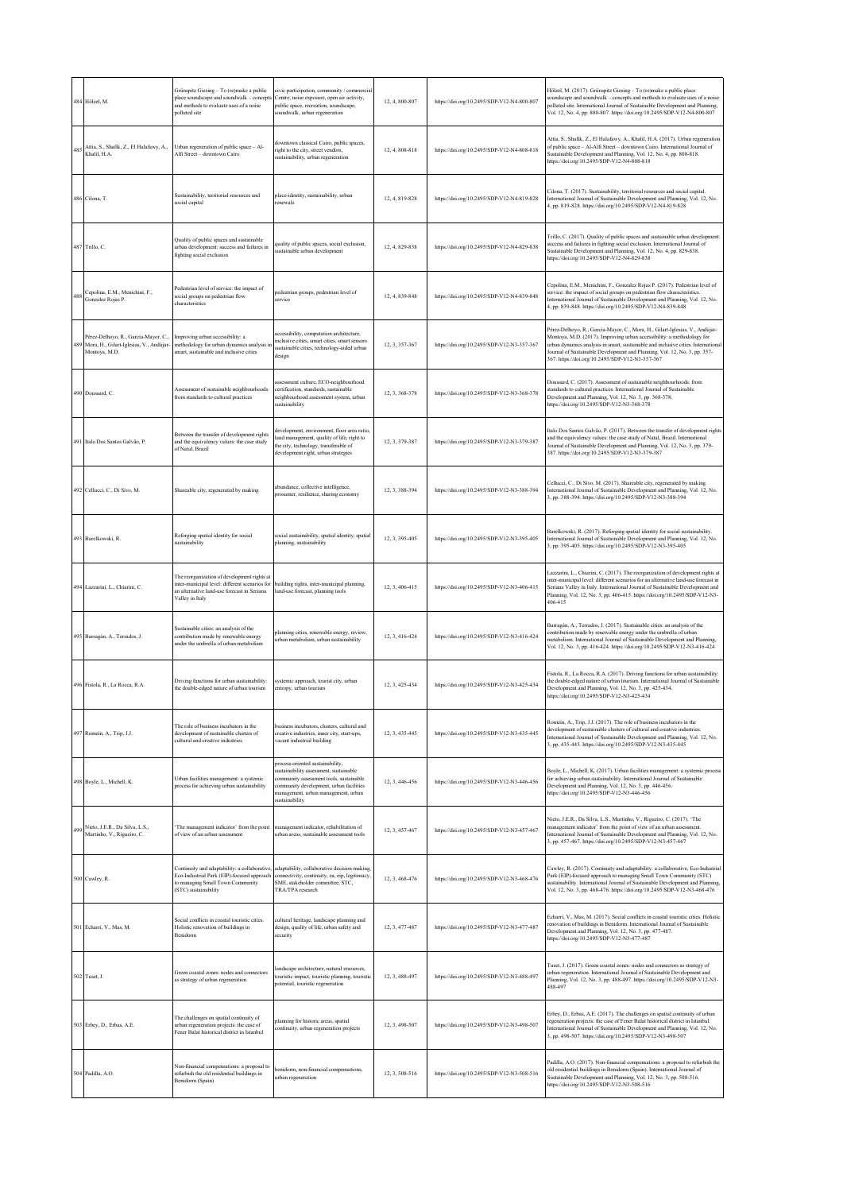| 484 | Hölzel, M. | Grünspitz Giesing – To (re)make a public place soundscape and soundwalk – concepts and methods to evaluate uses of a noise polluted site | civic participation, community / commercial Centre, noise exposure, open air activity, public space, recreation, soundscape, soundwalk, urban regeneration | 12, 4, 800-807 | https://doi.org/10.2495/SDP-V12-N4-800-807 | Hölzel, M. (2017). Grünspitz Giesing – To (re)make a public place soundscape and soundwalk – concepts and methods to evaluate uses of a noise polluted site. International Journal of Sustainable Development and Planning, Vol. 12, No. 4, pp. 800-807. https://doi.org/10.2495/SDP-V12-N4-800-807 |
|---|---|---|---|---|---|---|
| 485 | Attia, S., Shafik, Z., El Halafawy, A., Khalil, H.A. | Urban regeneration of public space – Al-Alfi Street – downtown Cairo | downtown classical Cairo, public spaces, right to the city, street vendors, sustainability, urban regeneration | 12, 4, 808-818 | https://doi.org/10.2495/SDP-V12-N4-808-818 | Attia, S., Shafik, Z., El Halafawy, A., Khalil, H.A. (2017). Urban regeneration of public space – Al-Alfi Street – downtown Cairo. International Journal of Sustainable Development and Planning, Vol. 12, No. 4, pp. 808-818. https://doi.org/10.2495/SDP-V12-N4-808-818 |
| 486 | Cilona, T. | Sustainability, territorial resources and social capital | place-identity, sustainability, urban renewals | 12, 4, 819-828 | https://doi.org/10.2495/SDP-V12-N4-819-828 | Cilona, T. (2017). Sustainability, territorial resources and social capital. International Journal of Sustainable Development and Planning, Vol. 12, No. 4, pp. 819-828. https://doi.org/10.2495/SDP-V12-N4-819-828 |
| 487 | Trillo, C. | Quality of public spaces and sustainable urban development: success and failures in fighting social exclusion | quality of public spaces, social exclusion, sustainable urban development | 12, 4, 829-838 | https://doi.org/10.2495/SDP-V12-N4-829-838 | Trillo, C. (2017). Quality of public spaces and sustainable urban development: success and failures in fighting social exclusion. International Journal of Sustainable Development and Planning, Vol. 12, No. 4, pp. 829-838. https://doi.org/10.2495/SDP-V12-N4-829-838 |
| 488 | Cepolina, E.M., Menichini, F., Gonzalez Rojas P. | Pedestrian level of service: the impact of social groups on pedestrian flow characteristics | pedestrian groups, pedestrian level of service | 12, 4, 839-848 | https://doi.org/10.2495/SDP-V12-N4-839-848 | Cepolina, E.M., Menichini, F., Gonzalez Rojas P. (2017). Pedestrian level of service: the impact of social groups on pedestrian flow characteristics. International Journal of Sustainable Development and Planning, Vol. 12, No. 4, pp. 839-848. https://doi.org/10.2495/SDP-V12-N4-839-848 |
| 489 | Pérez-Delhoyo, R., García-Mayor, C., Mora, H., Gilart-Iglesias, V., Andújar-Montoya, M.D. | Improving urban accessibility: a methodology for urban dynamics analysis in smart, sustainable and inclusive cities | accessibility, computation architecture, inclusive cities, smart cities, smart sensors sustainable cities, technology-aided urban design | 12, 3, 357-367 | https://doi.org/10.2495/SDP-V12-N3-357-367 | Pérez-Delhoyo, R., García-Mayor, C., Mora, H., Gilart-Iglesias, V., Andújar-Montoya, M.D. (2017). Improving urban accessibility: a methodology for urban dynamics analysis in smart, sustainable and inclusive cities. International Journal of Sustainable Development and Planning, Vol. 12, No. 3, pp. 357-367. https://doi.org/10.2495/SDP-V12-N3-357-367 |
| 490 | Doussard, C. | Assessment of sustainable neighbourhoods: from standards to cultural practices | assessment culture, ECO-neighbourhood certification, standards, sustainable neighbourhood assessment system, urban sustainability | 12, 3, 368-378 | https://doi.org/10.2495/SDP-V12-N3-368-378 | Doussard, C. (2017). Assessment of sustainable neighbourhoods: from standards to cultural practices. International Journal of Sustainable Development and Planning, Vol. 12, No. 3, pp. 368-378. https://doi.org/10.2495/SDP-V12-N3-368-378 |
| 491 | Italo Dos Santos Galvão, P. | Between the transfer of development rights and the equivalency values: the case study of Natal, Brazil | development, environment, floor area ratio, land management, quality of life, right to the city, technology, transferable of development right, urban strategies | 12, 3, 379-387 | https://doi.org/10.2495/SDP-V12-N3-379-387 | Italo Dos Santos Galvão, P. (2017). Between the transfer of development rights and the equivalency values: the case study of Natal, Brazil. International Journal of Sustainable Development and Planning, Vol. 12, No. 3, pp. 379-387. https://doi.org/10.2495/SDP-V12-N3-379-387 |
| 492 | Cellucci, C., Di Sivo, M. | Shareable city, regenerated by making | abundance, collective intelligence, prosumer, resilience, sharing economy | 12, 3, 388-394 | https://doi.org/10.2495/SDP-V12-N3-388-394 | Cellucci, C., Di Sivo, M. (2017). Shareable city, regenerated by making. International Journal of Sustainable Development and Planning, Vol. 12, No. 3, pp. 388-394. https://doi.org/10.2495/SDP-V12-N3-388-394 |
| 493 | Barelkowski, R. | Reforging spatial identity for social sustainability | social sustainability, spatial identity, spatial planning, sustainability | 12, 3, 395-405 | https://doi.org/10.2495/SDP-V12-N3-395-405 | Barelkowski, R. (2017). Reforging spatial identity for social sustainability. International Journal of Sustainable Development and Planning, Vol. 12, No. 3, pp. 395-405. https://doi.org/10.2495/SDP-V12-N3-395-405 |
| 494 | Lazzarini, L., Chiarini, C. | The reorganization of development rights at inter-municipal level: different scenarios for an alternative land-use forecast in Seriana Valley in Italy | building rights, inter-municipal planning, land-use forecast, planning tools | 12, 3, 406-415 | https://doi.org/10.2495/SDP-V12-N3-406-415 | Lazzarini, L., Chiarini, C. (2017). The reorganization of development rights at inter-municipal level: different scenarios for an alternative land-use forecast in Seriana Valley in Italy. International Journal of Sustainable Development and Planning, Vol. 12, No. 3, pp. 406-415. https://doi.org/10.2495/SDP-V12-N3-406-415 |
| 495 | Barragán, A., Terrados, J. | Sustainable cities: an analysis of the contribution made by renewable energy under the umbrella of urban metabolism | planning cities, renewable energy, review, urban metabolism, urban sustainability | 12, 3, 416-424 | https://doi.org/10.2495/SDP-V12-N3-416-424 | Barragán, A., Terrados, J. (2017). Sustainable cities: an analysis of the contribution made by renewable energy under the umbrella of urban metabolism. International Journal of Sustainable Development and Planning, Vol. 12, No. 3, pp. 416-424. https://doi.org/10.2495/SDP-V12-N3-416-424 |
| 496 | Fistola, R., La Rocca, R.A. | Driving functions for urban sustainability: the double-edged nature of urban tourism | systemic approach, tourist city, urban entropy, urban tourism | 12, 3, 425-434 | https://doi.org/10.2495/SDP-V12-N3-425-434 | Fistola, R., La Rocca, R.A. (2017). Driving functions for urban sustainability: the double-edged nature of urban tourism. International Journal of Sustainable Development and Planning, Vol. 12, No. 3, pp. 425-434. https://doi.org/10.2495/SDP-V12-N3-425-434 |
| 497 | Romein, A., Trip, J.J. | The role of business incubators in the development of sustainable clusters of cultural and creative industries | business incubators, clusters, cultural and creative industries, inner city, start-ups, vacant industrial building | 12, 3, 435-445 | https://doi.org/10.2495/SDP-V12-N3-435-445 | Romein, A., Trip, J.J. (2017). The role of business incubators in the development of sustainable clusters of cultural and creative industries. International Journal of Sustainable Development and Planning, Vol. 12, No. 3, pp. 435-445. https://doi.org/10.2495/SDP-V12-N3-435-445 |
| 498 | Boyle, L., Michell, K. | Urban facilities management: a systemic process for achieving urban sustainability | process-oriented sustainability, sustainability assessment, sustainable community assessment tools, sustainable community development, urban facilities management, urban management, urban sustainability | 12, 3, 446-456 | https://doi.org/10.2495/SDP-V12-N3-446-456 | Boyle, L., Michell, K. (2017). Urban facilities management: a systemic process for achieving urban sustainability. International Journal of Sustainable Development and Planning, Vol. 12, No. 3, pp. 446-456. https://doi.org/10.2495/SDP-V12-N3-446-456 |
| 499 | Nieto, J.E.R., Da Silva, L.S., Murtinho, V., Rigueiro, C. | 'The management indicator' from the point of view of an urban assessment | management indicator, rehabilitation of urban areas, sustainable assessment tools | 12, 3, 457-467 | https://doi.org/10.2495/SDP-V12-N3-457-467 | Nieto, J.E.R., Da Silva, L.S., Murtinho, V., Rigueiro, C. (2017). 'The management indicator' from the point of view of an urban assessment. International Journal of Sustainable Development and Planning, Vol. 12, No. 3, pp. 457-467. https://doi.org/10.2495/SDP-V12-N3-457-467 |
| 500 | Cawley, R. | Continuity and adaptability: a collaborative, Eco-Industrial Park (EIP)-focused approach to managing Small Town Community (STC) sustainability | adaptability, collaborative decision making, connectivity, continuity, ea, eip, legitimacy, SME, stakeholder committee, STC, TRA/TPA research | 12, 3, 468-476 | https://doi.org/10.2495/SDP-V12-N3-468-476 | Cawley, R. (2017). Continuity and adaptability: a collaborative, Eco-Industrial Park (EIP)-focused approach to managing Small Town Community (STC) sustainability. International Journal of Sustainable Development and Planning, Vol. 12, No. 3, pp. 468-476. https://doi.org/10.2495/SDP-V12-N3-468-476 |
| 501 | Echarri, V., Mas, M. | Social conflicts in coastal touristic cities. Holistic renovation of buildings in Benidorm | cultural heritage, landscape planning and design, quality of life, urban safety and security | 12, 3, 477-487 | https://doi.org/10.2495/SDP-V12-N3-477-487 | Echarri, V., Mas, M. (2017). Social conflicts in coastal touristic cities. Holistic renovation of buildings in Benidorm. International Journal of Sustainable Development and Planning, Vol. 12, No. 3, pp. 477-487. https://doi.org/10.2495/SDP-V12-N3-477-487 |
| 502 | Tuset, J. | Green coastal zones: nodes and connectors as strategy of urban regeneration | landscape architecture, natural resources, touristic impact, touristic planning, touristic potential, touristic regeneration | 12, 3, 488-497 | https://doi.org/10.2495/SDP-V12-N3-488-497 | Tuset, J. (2017). Green coastal zones: nodes and connectors as strategy of urban regeneration. International Journal of Sustainable Development and Planning, Vol. 12, No. 3, pp. 488-497. https://doi.org/10.2495/SDP-V12-N3-488-497 |
| 503 | Erbey, D., Erbas, A.E. | The challenges on spatial continuity of urban regeneration projects: the case of Fener Balat historical district in Istanbul | planning for historic areas, spatial continuity, urban regeneration projects | 12, 3, 498-507 | https://doi.org/10.2495/SDP-V12-N3-498-507 | Erbey, D., Erbas, A.E. (2017). The challenges on spatial continuity of urban regeneration projects: the case of Fener Balat historical district in Istanbul. International Journal of Sustainable Development and Planning, Vol. 12, No. 3, pp. 498-507. https://doi.org/10.2495/SDP-V12-N3-498-507 |
| 504 | Padilla, A.O. | Non-financial compensations: a proposal to refurbish the old residential buildings in Benidorm (Spain) | benidorm, non-financial compensations, urban regeneration | 12, 3, 508-516 | https://doi.org/10.2495/SDP-V12-N3-508-516 | Padilla, A.O. (2017). Non-financial compensations: a proposal to refurbish the old residential buildings in Benidorm (Spain). International Journal of Sustainable Development and Planning, Vol. 12, No. 3, pp. 508-516. https://doi.org/10.2495/SDP-V12-N3-508-516 |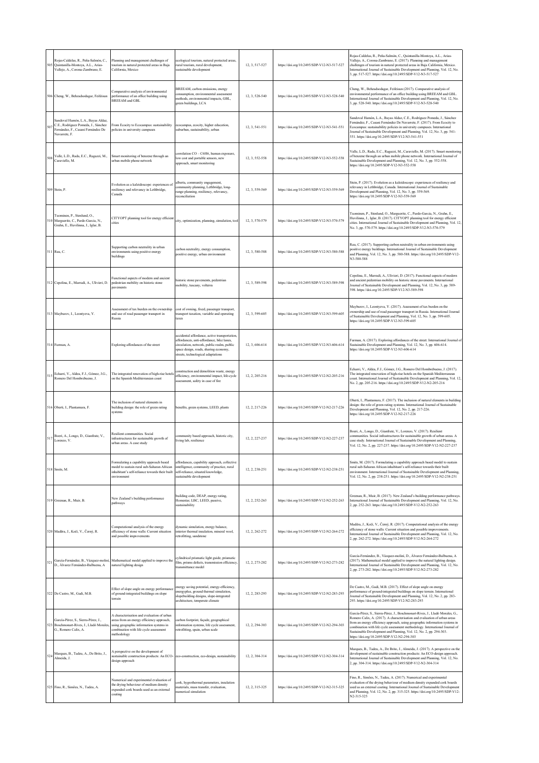| 505 | Rojas-Caldelas, R., Peña-Salmón, C., Quintanilla-Montoya, A.L., Arias-Vallejo, A., Corona-Zambrano, E. | Planning and management challenges of tourism in natural protected areas in Baja California, Mexico | ecological tourism, natural protected areas, rural tourism, rural development, sustainable development | 12, 3, 517-527 | https://doi.org/10.2495/SDP-V12-N3-517-527 | Rojas-Caldelas, R., Peña-Salmón, C., Quintanilla-Montoya, A.L., Arias-Vallejo, A., Corona-Zambrano, E. (2017). Planning and management challenges of tourism in natural protected areas in Baja California, Mexico. International Journal of Sustainable Development and Planning, Vol. 12, No. 3, pp. 517-527. https://doi.org/10.2495/SDP-V12-N3-517-527 |
|---|---|---|---|---|---|---|
| 506 | Cheng, W., Behzadsodagar, Feifeisun | Comparative analysis of environmental performance of an office building using BREEAM and GBL | BREEAM, carbon emissions, energy consumption, environmental assessment methods, environmental impacts, GBL, green buildings, LCA | 12, 3, 528-540 | https://doi.org/10.2495/SDP-V12-N3-528-540 | Cheng, W., Behzadsodagar, Feifeisun (2017). Comparative analysis of environmental performance of an office building using BREEAM and GBL. International Journal of Sustainable Development and Planning, Vol. 12, No. 3, pp. 528-540. https://doi.org/10.2495/SDP-V12-N3-528-540 |
| 507 | Sandoval Hamón, L.A., Bayas Aldaz, C.E., Rodríguez Pomeda, J., Sánchez Fernández, F., Casani Fernández De Navarrete, F. | From Ecocity to Ecocampus: sustainability policies in university campuses | ecocampus, ecocity, higher education, suburban, sustainability, urban | 12, 3, 541-551 | https://doi.org/10.2495/SDP-V12-N3-541-551 | Sandoval Hamón, L.A., Bayas Aldaz, C.E., Rodríguez Pomeda, J., Sánchez Fernández, F., Casani Fernández De Navarrete, F. (2017). From Ecocity to Ecocampus: sustainability policies in university campuses. International Journal of Sustainable Development and Planning, Vol. 12, No. 3, pp. 541-551. https://doi.org/10.2495/SDP-V12-N3-541-551 |
| 508 | Valle, L.D., Rada, E.C., Ragazzi, M., Caraviello, M. | Smart monitoring of benzene through an urban mobile phone network | correlation CO – C6H6, human exposure, low cost and portable sensors, new approach, smart monitoring | 12, 3, 552-558 | https://doi.org/10.2495/SDP-V12-N3-552-558 | Valle, L.D., Rada, E.C., Ragazzi, M., Caraviello, M. (2017). Smart monitoring of benzene through an urban mobile phone network. International Journal of Sustainable Development and Planning, Vol. 12, No. 3, pp. 552-558. https://doi.org/10.2495/SDP-V12-N3-552-558 |
| 509 | Stein, P. | Evolution as a kaleidoscope: experiences of resiliency and relevancy in Lethbridge, Canada | alberta, community engagement, community planning, Lethbridge, long-range planning, resiliency, relevancy, reconciliation | 12, 3, 559-569 | https://doi.org/10.2495/SDP-V12-N3-559-569 | Stein, P. (2017). Evolution as a kaleidoscope: experiences of resiliency and relevancy in Lethbridge, Canada. International Journal of Sustainable Development and Planning, Vol. 12, No. 3, pp. 559-569. https://doi.org/10.2495/SDP-V12-N3-559-569 |
| 510 | Tuominen, P., Stenlund, O., Marguerite, C., Pardo-García, N., Grahn, E., Huvilinna, J., Iglar, B. | CITYOPT planning tool for energy efficient cities | city, optimization, planning, simulation, tool | 12, 3, 570-579 | https://doi.org/10.2495/SDP-V12-N3-570-579 | Tuominen, P., Stenlund, O., Marguerite, C., Pardo-García, N., Grahn, E., Huvilinna, J., Iglar, B. (2017). CITYOPT planning tool for energy efficient cities. International Journal of Sustainable Development and Planning, Vol. 12, No. 3, pp. 570-579. https://doi.org/10.2495/SDP-V12-N3-570-579 |
| 511 | Rau, C. | Supporting carbon neutrality in urban environments using positive energy buildings | carbon neutrality, energy consumption, positive energy, urban environment | 12, 3, 580-588 | https://doi.org/10.2495/SDP-V12-N3-580-588 | Rau, C. (2017). Supporting carbon neutrality in urban environments using positive energy buildings. International Journal of Sustainable Development and Planning, Vol. 12, No. 3, pp. 580-588. https://doi.org/10.2495/SDP-V12-N3-580-588 |
| 512 | Cepolina, E., Marradi, A., Ulivieri, D. | Functional aspects of modern and ancient pedestrian mobility on historic stone pavements | historic stone pavements, pedestrian mobility, tuscany, volterra | 12, 3, 589-598 | https://doi.org/10.2495/SDP-V12-N3-589-598 | Cepolina, E., Marradi, A., Ulivieri, D. (2017). Functional aspects of modern and ancient pedestrian mobility on historic stone pavements. International Journal of Sustainable Development and Planning, Vol. 12, No. 3, pp. 589-598. https://doi.org/10.2495/SDP-V12-N3-589-598 |
| 513 | Mayburov, I., Leontyeva, Y. | Assessment of tax burden on the ownership and use of road passenger transport in Russia | cost of owning, fixed, passenger transport, transport taxation, variable and operating taxes | 12, 3, 599-605 | https://doi.org/10.2495/SDP-V12-N3-599-605 | Mayburov, I., Leontyeva, Y. (2017). Assessment of tax burden on the ownership and use of road passenger transport in Russia. International Journal of Sustainable Development and Planning, Vol. 12, No. 3, pp. 599-605. https://doi.org/10.2495/SDP-V12-N3-599-605 |
| 514 | Furman, A. | Exploring affordances of the street | accidental affordance, active transportation, affordances, anti-affordance, bike lanes, circulation, network, public realm, public space design, roads, sharing economy, streets, technological adaptations | 12, 3, 606-614 | https://doi.org/10.2495/SDP-V12-N3-606-614 | Furman, A. (2017). Exploring affordances of the street. International Journal of Sustainable Development and Planning, Vol. 12, No. 3, pp. 606-614. https://doi.org/10.2495/SDP-V12-N3-606-614 |
| 515 | Echarri, V., Aldea, F.J., Gómez, J.G., Romero Del Hombrebueno, J. | The integrated renovation of high-rise hotels on the Spanish Mediterranean coast | construction and demolition waste, energy efficiency, environmental impact, life-cycle assessment, safety in case of fire | 12, 2, 205-216 | https://doi.org/10.2495/SDP-V12-N2-205-216 | Echarri, V., Aldea, F.J., Gómez, J.G., Romero Del Hombrebueno, J. (2017). The integrated renovation of high-rise hotels on the Spanish Mediterranean coast. International Journal of Sustainable Development and Planning, Vol. 12, No. 2, pp. 205-216. https://doi.org/10.2495/SDP-V12-N2-205-216 |
| 516 | Oberti, I., Plantamura, F. | The inclusion of natural elements in building design: the role of green rating systems | benefits, green systems, LEED, plants | 12, 2, 217-226 | https://doi.org/10.2495/SDP-V12-N2-217-226 | Oberti, I., Plantamura, F. (2017). The inclusion of natural elements in building design: the role of green rating systems. International Journal of Sustainable Development and Planning, Vol. 12, No. 2, pp. 217-226. https://doi.org/10.2495/SDP-V12-N2-217-226 |
| 517 | Boeri, A., Longo, D., Gianfrate, V., Lorenzo, V. | Resilient communities. Social infrastructures for sustainable growth of urban areas. A case study | community based approach, historic city, living lab, resilience | 12, 2, 227-237 | https://doi.org/10.2495/SDP-V12-N2-227-237 | Boeri, A., Longo, D., Gianfrate, V., Lorenzo, V. (2017). Resilient communities. Social infrastructures for sustainable growth of urban areas. A case study. International Journal of Sustainable Development and Planning, Vol. 12, No. 2, pp. 227-237. https://doi.org/10.2495/SDP-V12-N2-227-237 |
| 518 | Smits, M. | Formulating a capability approach based model to sustain rural sub-Saharan African inhabitant's self-reliance towards their built environment | affordances, capability approach, collective intelligence, community of practice, rural self-reliance, situated knowledge, sustainable development | 12, 2, 238-251 | https://doi.org/10.2495/SDP-V12-N2-238-251 | Smits, M. (2017). Formulating a capability approach based model to sustain rural sub-Saharan African inhabitant's self-reliance towards their built environment. International Journal of Sustainable Development and Planning, Vol. 12, No. 2, pp. 238-251. https://doi.org/10.2495/SDP-V12-N2-238-251 |
| 519 | Greenan, R., Muir, B. | New Zealand's building performance pathways | building code, DEAP, energy rating, Homestar, LBC, LEED, passive, sustainability | 12, 2, 252-263 | https://doi.org/10.2495/SDP-V12-N2-252-263 | Greenan, R., Muir, B. (2017). New Zealand's building performance pathways. International Journal of Sustainable Development and Planning, Vol. 12, No. 2, pp. 252-263. https://doi.org/10.2495/SDP-V12-N2-252-263 |
| 520 | Madëra, J., Kočí, V., Černý, R. | Computational analysis of the energy efficiency of stone walls: Current situation and possible improvements | dynamic simulation, energy balance, interior thermal insulation, mineral wool, retrofitting, sandstone | 12, 2, 262-272 | https://doi.org/10.2495/SDP-V12-N2-264-272 | Madëra, J., Kočí, V., Černý, R. (2017). Computational analysis of the energy efficiency of stone walls: Current situation and possible improvements. International Journal of Sustainable Development and Planning, Vol. 12, No. 2, pp. 262-272. https://doi.org/10.2495/SDP-V12-N2-264-272 |
| 521 | García-Fernández, B., Vázquez-molini, D., Álvarez Fernández-Balbuena, A | Mathematical model applied to improve the natural lighting design | cylindrical prismatic light guide, prismatic film, prisms defects, transmission efficiency, transmittance model | 12, 2, 273-282 | https://doi.org/10.2495/SDP-V12-N2-273-282 | García-Fernández, B., Vázquez-molini, D., Álvarez Fernández-Balbuena, A (2017). Mathematical model applied to improve the natural lighting design. International Journal of Sustainable Development and Planning, Vol. 12, No. 2, pp. 273-282. https://doi.org/10.2495/SDP-V12-N2-273-282 |
| 522 | De Castro, M., Gadi, M.B. | Effect of slope angle on energy performance of ground-integrated buildings on slope terrain | energy saving potential, energy-efficiency, energyplus, ground thermal simulation, slopebuilding designs, slope-integrated architecture, temperate climate | 12, 2, 283-293 | https://doi.org/10.2495/SDP-V12-N2-283-293 | De Castro, M., Gadi, M.B. (2017). Effect of slope angle on energy performance of ground-integrated buildings on slope terrain. International Journal of Sustainable Development and Planning, Vol. 12, No. 2, pp. 283-293. https://doi.org/10.2495/SDP-V12-N2-283-293 |
| 523 | García-Pérez, S., Sierra-Pérez, J., Boschmonart-Rives, J., Lladó Morales, G., Romero Calix, A. | A characterisation and evaluation of urban areas from an energy efficiency approach, using geographic information systems in combination with life cycle assessment methodology | carbon footprint, façade, geographical information systems, life cycle assessment, retrofitting, spain, urban scale | 12, 2, 294-303 | https://doi.org/10.2495/SDP-V12-N2-294-303 | García-Pérez, S., Sierra-Pérez, J., Boschmonart-Rives, J., Lladó Morales, G., Romero Calix, A. (2017). A characterisation and evaluation of urban areas from an energy efficiency approach, using geographic information systems in combination with life cycle assessment methodology. International Journal of Sustainable Development and Planning, Vol. 12, No. 2, pp. 294-303. https://doi.org/10.2495/SDP-V12-N2-294-303 |
| 524 | Marques, B., Tadeu, A., De Brito, J., Almeida, J. | A perspective on the development of sustainable construction products: An ECO-design approach | eco-construction, eco-design, sustainability | 12, 2, 304-314 | https://doi.org/10.2495/SDP-V12-N2-304-314 | Marques, B., Tadeu, A., De Brito, J., Almeida, J. (2017). A perspective on the development of sustainable construction products: An ECO-design approach. International Journal of Sustainable Development and Planning, Vol. 12, No. 2, pp. 304-314. https://doi.org/10.2495/SDP-V12-N2-304-314 |
| 525 | Fino, R., Simões, N., Tadeu, A. | Numerical and experimental evaluation of the drying behaviour of medium density expanded cork boards used as an external coating | cork, hygrothermal parameters, insulation materials, mass transfer, evaluation, numerical simulation | 12, 2, 315-325 | https://doi.org/10.2495/SDP-V12-N2-315-325 | Fino, R., Simões, N., Tadeu, A. (2017). Numerical and experimental evaluation of the drying behaviour of medium density expanded cork boards used as an external coating. International Journal of Sustainable Development and Planning, Vol. 12, No. 2, pp. 315-325. https://doi.org/10.2495/SDP-V12-N2-315-325 |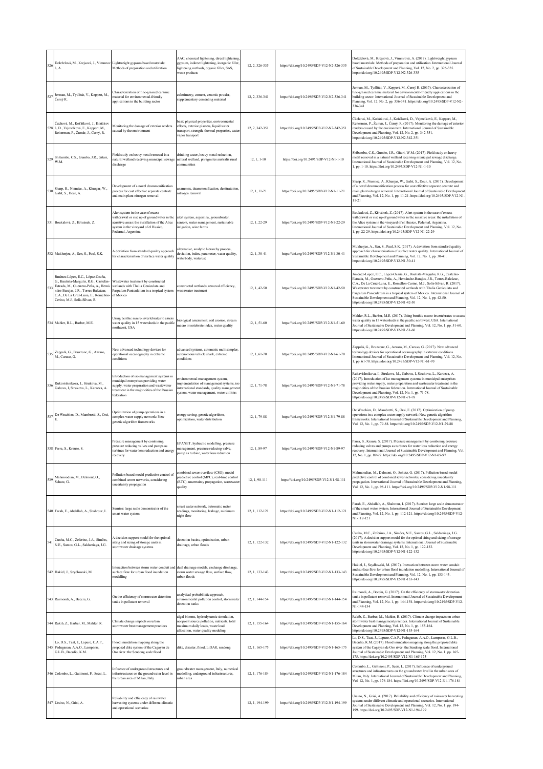| | | | | | | |
|---|---|---|---|---|---|---|
| 526 | Doleželová, M., Krejsová, J., Vimmrová, A. | Lightweight gypsum based materials: Methods of preparation and utilization | AAC, chemical lightening, direct lightening, gypsum, indirect lightening, inorganic filler, lightening methods, organic filler, SAS, waste products | 12, 2, 326-335 | https://doi.org/10.2495/SDP-V12-N2-326-335 | Doleželová, M., Krejsová, J., Vimmrová, A. (2017). Lightweight gypsum based materials: Methods of preparation and utilization. International Journal of Sustainable Development and Planning, Vol. 12, No. 2, pp. 326-335. https://doi.org/10.2495/SDP-V12-N2-326-335 |
| 527 | Jerman, M., Tydlitát, V., Keppert, M., Černý R. | Characterization of fine-grained ceramic material for environmental-friendly applications in the building sector | calorimetry, cement, ceramic powder, supplementary cementing material | 12, 2, 336-341 | https://doi.org/10.2495/SDP-V12-N2-336-341 | Jerman, M., Tydlitát, V., Keppert, M., Černý R. (2017). Characterization of fine-grained ceramic material for environmental-friendly applications in the building sector. International Journal of Sustainable Development and Planning, Vol. 12, No. 2, pp. 336-341. https://doi.org/10.2495/SDP-V12-N2-336-341 |
| 528 | Čáchová, M., Koťátková, J., Koňáková, D., Vejmelková, E., Keppert, M., Reiterman, P., Žumár, J., Černý, R. | Monitoring the damage of exterior renders caused by the environment | basic physical properties, environmental effects, exterior plasters, liquid water transport, strength, thermal properties, water vapor transport | 12, 2, 342-351 | https://doi.org/10.2495/SDP-V12-N2-342-351 | Čáchová, M., Koťátková, J., Koňáková, D., Vejmelková, E., Keppert, M., Reiterman, P., Žumár, J., Černý, R. (2017). Monitoring the damage of exterior renders caused by the environment. International Journal of Sustainable Development and Planning, Vol. 12, No. 2, pp. 342-351. https://doi.org/10.2495/SDP-V12-N2-342-351 |
| 529 | Shibambu, C.S., Gumbo, J.R., Gitari, W.M. | Field study on heavy metal removal in a natural wetland receiving municipal sewage discharge | drinking water, heavy metal reduction, natural wetland, phragmites australis rural communities | 12, 1, 1-10 | https://doi.org/10.2495/SDP-V12-N1-1-10 | Shibambu, C.S., Gumbo, J.R., Gitari, W.M. (2017). Field study on heavy metal removal in a natural wetland receiving municipal sewage discharge. International Journal of Sustainable Development and Planning, Vol. 12, No. 1, pp. 1-10. https://doi.org/10.2495/SDP-V12-N1-1-10 |
| 530 | Sharp, R., Niemiec, A., Khunjar, W., Gabl, S., Deur, A. | Development of a novel deammonification process for cost effective separate centrate and main plant nitrogen removal | anammox, deammonification, denitratation, nitrogen removal | 12, 1, 11-21 | https://doi.org/10.2495/SDP-V12-N1-11-21 | Sharp, R., Niemiec, A., Khunjar, W., Gabl, S., Deur, A. (2017). Development of a novel deammonification process for cost effective separate centrate and main plant nitrogen removal. International Journal of Sustainable Development and Planning, Vol. 12, No. 1, pp. 11-21. https://doi.org/10.2495/SDP-V12-N1-11-21 |
| 531 | Boukalová, Z., Křivánek, Z. | Alert system in the case of excess withdrawal or rise up of groundwater in the sensitive areas: the installation of the Alice system in the vineyard of el Huaico, Pedernal, Argentina | alert system, argentina, groundwater, sensors, water management, sustainable irrigation, wine farms | 12, 1, 22-29 | https://doi.org/10.2495/SDP-V12-N1-22-29 | Boukalová, Z., Křivánek, Z. (2017). Alert system in the case of excess withdrawal or rise up of groundwater in the sensitive areas: the installation of the Alice system in the vineyard of el Huaico, Pedernal, Argentina. International Journal of Sustainable Development and Planning, Vol. 12, No. 1, pp. 22-29. https://doi.org/10.2495/SDP-V12-N1-22-29 |
| 532 | Mukherjee, A., Sen, S., Paul, S.K. | A deviation from standard quality approach for characterisation of surface water quality | alternative, analytic hierarchy process, deviation, index, parameter, water quality, waterbody, wateruse | 12, 1, 30-41 | https://doi.org/10.2495/SDP-V12-N1-30-41 | Mukherjee, A., Sen, S., Paul, S.K. (2017). A deviation from standard quality approach for characterisation of surface water quality. International Journal of Sustainable Development and Planning, Vol. 12, No. 1, pp. 30-41. https://doi.org/10.2495/SDP-V12-N1-30-41 |
| 533 | Jiménez-López, E.C., López-Ocaña, G., Bautista-Margulis, R.G., Castelán-Estrada, M., Guerrero-Peña, A., Hernández-Barajas, J.R., Torres-Balcázar, C.A., De La Cruz-Luna, E., Romellón-Cerino, M.J., Solís-Silvan, R. | Wastewater treatment by constructed wetlands with Thalia Geniculata and Paspalum Paniculatum in a tropical system of Mexico | constructed wetlands, removal efficiency, wastewater treatment | 12, 1, 42-50 | https://doi.org/10.2495/SDP-V12-N1-42-50 | Jiménez-López, E.C., López-Ocaña, G., Bautista-Margulis, R.G., Castelán-Estrada, M., Guerrero-Peña, A., Hernández-Barajas, J.R., Torres-Balcázar, C.A., De La Cruz-Luna, E., Romellón-Cerino, M.J., Solís-Silvan, R. (2017). Wastewater treatment by constructed wetlands with Thalia Geniculata and Paspalum Paniculatum in a tropical system of Mexico. International Journal of Sustainable Development and Planning, Vol. 12, No. 1, pp. 42-50. https://doi.org/10.2495/SDP-V12-N1-42-50 |
| 534 | Mahler, R.L., Barber, M.E. | Using benthic macro invertebrates to assess water quality in 15 watersheds in the pacific northwest, USA | biological assessment, soil erosion, stream macro invertebrate index, water quality | 12, 1, 51-60 | https://doi.org/10.2495/SDP-V12-N1-51-60 | Mahler, R.L., Barber, M.E. (2017). Using benthic macro invertebrates to assess water quality in 15 watersheds in the pacific northwest, USA. International Journal of Sustainable Development and Planning, Vol. 12, No. 1, pp. 51-60. https://doi.org/10.2495/SDP-V12-N1-51-60 |
| 535 | Zappalà, G., Bruzzone, G., Azzaro, M., Caruso, G. | New advanced technology devices for operational oceanography in extreme conditions | advanced systems, automatic multisampler, autonomous vehicle shark, extreme conditions | 12, 1, 61-70 | https://doi.org/10.2495/SDP-V12-N1-61-70 | Zappalà, G., Bruzzone, G., Azzaro, M., Caruso, G. (2017). New advanced technology devices for operational oceanography in extreme conditions. International Journal of Sustainable Development and Planning, Vol. 12, No. 1, pp. 61-70. https://doi.org/10.2495/SDP-V12-N1-61-70 |
| 536 | Rukavishnikova, I., Strukova, M., Gabova, I, Strukova, L., Karaeva, A. | Introduction of iso management systems in municipal enterprises providing water supply, water preparation and wastewater treatment in the major cities of the Russian federation | environmental management system, implementation of management systems, iso international standards, quality management system, water management, water utilities | 12, 1, 71-78 | https://doi.org/10.2495/SDP-V12-N1-71-78 | Rukavishnikova, I., Strukova, M., Gabova, I, Strukova, L., Karaeva, A. (2017). Introduction of iso management systems in municipal enterprises providing water supply, water preparation and wastewater treatment in the major cities of the Russian federation. International Journal of Sustainable Development and Planning, Vol. 12, No. 1, pp. 71-78. https://doi.org/10.2495/SDP-V12-N1-71-78 |
| 537 | De Wrachien, D., Mambretti, S., Orsi, E. | Optimization of pump operations in a complex water supply network: New genetic algorithm frameworks | energy saving, genetic algorithms, optimization, water distribution | 12, 1, 79-88 | https://doi.org/10.2495/SDP-V12-N1-79-88 | De Wrachien, D., Mambretti, S., Orsi, E. (2017). Optimization of pump operations in a complex water supply network: New genetic algorithm frameworks. International Journal of Sustainable Development and Planning, Vol. 12, No. 1, pp. 79-88. https://doi.org/10.2495/SDP-V12-N1-79-88 |
| 538 | Parra, S., Krause, S. | Pressure management by combining pressure reducing valves and pumps as turbines for water loss reduction and energy recovery | EPANET, hydraulic modelling, pressure management, pressure reducing valve, pump as turbine, water loss reduction | 12, 1, 89-97 | https://doi.org/10.2495/SDP-V12-N1-89-97 | Parra, S., Krause, S. (2017). Pressure management by combining pressure reducing valves and pumps as turbines for water loss reduction and energy recovery. International Journal of Sustainable Development and Planning, Vol. 12, No. 1, pp. 89-97. https://doi.org/10.2495/SDP-V12-N1-89-97 |
| 539 | Mahmoodian, M., Delmont, O., Schutz, G. | Pollution-based model predictive control of combined sewer networks, considering uncertainty propagation | combined sewer overflow (CSO), model predictive control (MPC), real-time control (RTC), uncertainty propagation, wastewater quality | 12, 1, 98-111 | https://doi.org/10.2495/SDP-V12-N1-98-111 | Mahmoodian, M., Delmont, O., Schutz, G. (2017). Pollution-based model predictive control of combined sewer networks, considering uncertainty propagation. International Journal of Sustainable Development and Planning, Vol. 12, No. 1, pp. 98-111. https://doi.org/10.2495/SDP-V12-N1-98-111 |
| 540 | Farah, E., Abdallah, A., Shahrour, I. | Sunrise: large scale demonstrator of the smart water system | smart water network, automatic meter readings, monitoring, leakage, minimum night flow | 12, 1, 112-121 | https://doi.org/10.2495/SDP-V12-N1-112-121 | Farah, E., Abdallah, A., Shahrour, I. (2017). Sunrise: large scale demonstrator of the smart water system. International Journal of Sustainable Development and Planning, Vol. 12, No. 1, pp. 112-121. https://doi.org/10.2495/SDP-V12-N1-112-121 |
| 541 | Cunha, M.C., Zeferino, J.A., Simões, N.E., Santos, G.L., Saldarriaga, J.G. | A decision support model for the optimal siting and sizing of storage units in stormwater drainage systems | detention basins, optimization, urban drainage, urban floods | 12, 1, 122-132 | https://doi.org/10.2495/SDP-V12-N1-122-132 | Cunha, M.C., Zeferino, J.A., Simões, N.E., Santos, G.L., Saldarriaga, J.G. (2017). A decision support model for the optimal siting and sizing of storage units in stormwater drainage systems. International Journal of Sustainable Development and Planning, Vol. 12, No. 1, pp. 122-132. https://doi.org/10.2495/SDP-V12-N1-122-132 |
| 542 | Hakiel, J., Szydłowski, M. | Interaction between storm water conduit and surface flow for urban flood inundation modelling | dual drainage models, exchange discharge, storm water sewage flow, surface flow, urban floods | 12, 1, 133-143 | https://doi.org/10.2495/SDP-V12-N1-133-143 | Hakiel, J., Szydłowski, M. (2017). Interaction between storm water conduit and surface flow for urban flood inundation modelling. International Journal of Sustainable Development and Planning, Vol. 12, No. 1, pp. 133-143. https://doi.org/10.2495/SDP-V12-N1-133-143 |
| 543 | Raimondi, A., Becciu, G. | On the efficiency of stormwater detention tanks in pollutant removal | analytical probabilistic approach, environmental pollution control, stormwater detention tanks | 12, 1, 144-154 | https://doi.org/10.2495/SDP-V12-N1-144-154 | Raimondi, A., Becciu, G. (2017). On the efficiency of stormwater detention tanks in pollutant removal. International Journal of Sustainable Development and Planning, Vol. 12, No. 1, pp. 144-154. https://doi.org/10.2495/SDP-V12-N1-144-154 |
| 544 | Rakib, Z., Barber, M., Mahler, R. | Climate change impacts on urban stormwater best management practices | algal blooms, hydrodynamic simulation, nonpoint source pollution, nutrients, total maximum daily loads, waste load allocation, water quality modeling | 12, 1, 155-164 | https://doi.org/10.2495/SDP-V12-N1-155-164 | Rakib, Z., Barber, M., Mahler, R. (2017). Climate change impacts on urban stormwater best management practices. International Journal of Sustainable Development and Planning, Vol. 12, No. 1, pp. 155-164. https://doi.org/10.2495/SDP-V12-N1-155-164 |
| 545 | Lo, D.S., Taat, J., Lapure, C.A.P., Paduganan, A.A.O., Lampanas, G.L.B., Baculio, K.M. | Flood inundation mapping along the proposed dike system of the Cagayan de Oro river: the Sendong scale flood | dike, disaster, flood, LiDAR, sendong | 12, 1, 165-175 | https://doi.org/10.2495/SDP-V12-N1-165-175 | Lo, D.S., Taat, J., Lapure, C.A.P., Paduganan, A.A.O., Lampanas, G.L.B., Baculio, K.M. (2017). Flood inundation mapping along the proposed dike system of the Cagayan de Oro river: the Sendong scale flood. International Journal of Sustainable Development and Planning, Vol. 12, No. 1, pp. 165-175. https://doi.org/10.2495/SDP-V12-N1-165-175 |
| 546 | Colombo, L., Gattinoni, P., Scesi, L. | Influence of underground structures and infrastructures on the groundwater level in the urban area of Milan, Italy | groundwater management, Italy, numerical modelling, underground infrastructures, urban area | 12, 1, 176-184 | https://doi.org/10.2495/SDP-V12-N1-176-184 | Colombo, L., Gattinoni, P., Scesi, L. (2017). Influence of underground structures and infrastructures on the groundwater level in the urban area of Milan, Italy. International Journal of Sustainable Development and Planning, Vol. 12, No. 1, pp. 176-184. https://doi.org/10.2495/SDP-V12-N1-176-184 |
| 547 | Ursino, N., Grisi, A. | Reliability and efficiency of rainwater harvesting systems under different climatic and operational scenarios | | 12, 1, 194-199 | https://doi.org/10.2495/SDP-V12-N1-194-199 | Ursino, N., Grisi, A. (2017). Reliability and efficiency of rainwater harvesting systems under different climatic and operational scenarios. International Journal of Sustainable Development and Planning, Vol. 12, No. 1, pp. 194-199. https://doi.org/10.2495/SDP-V12-N1-194-199 |